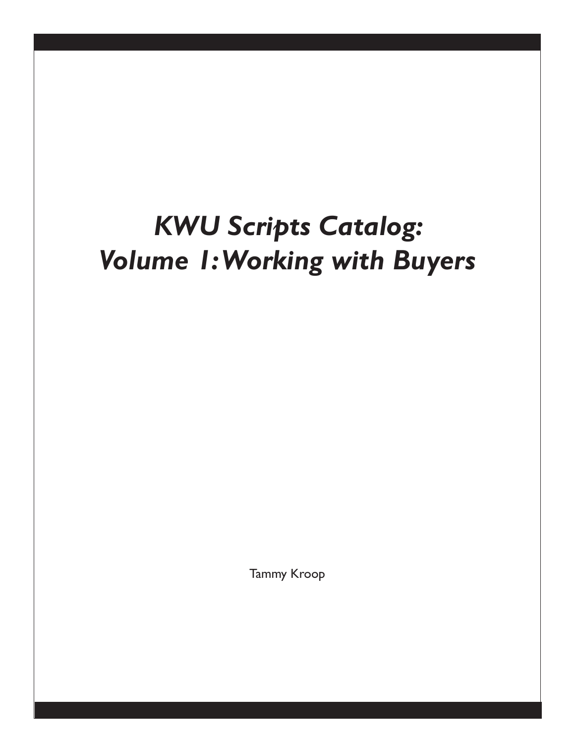# *KWU Scripts Catalog: Volume 1: Working with Buyers*

Tammy Kroop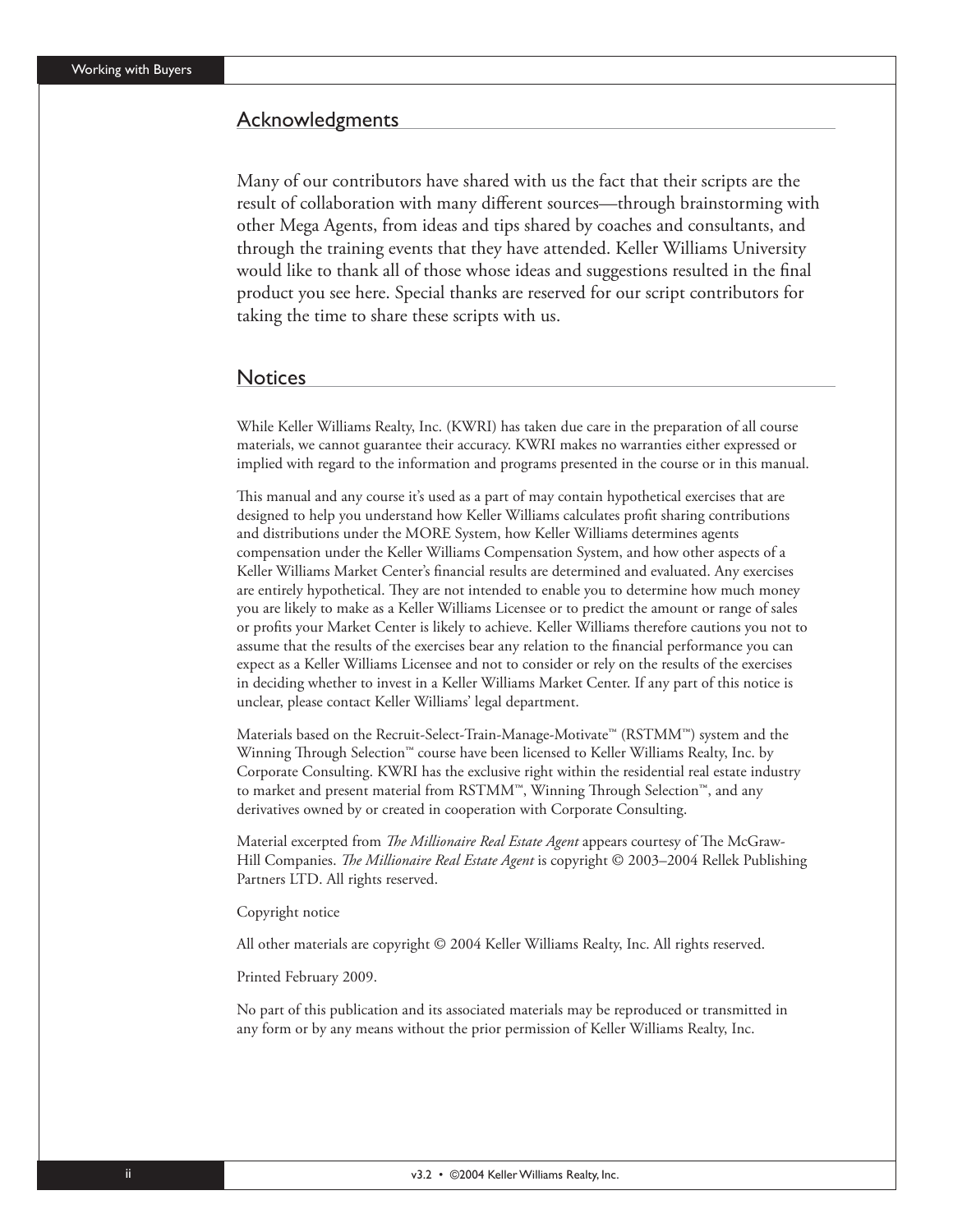## Acknowledgments

Many of our contributors have shared with us the fact that their scripts are the result of collaboration with many different sources—through brainstorming with other Mega Agents, from ideas and tips shared by coaches and consultants, and through the training events that they have attended. Keller Williams University would like to thank all of those whose ideas and suggestions resulted in the final product you see here. Special thanks are reserved for our script contributors for taking the time to share these scripts with us.

## Notices

While Keller Williams Realty, Inc. (KWRI) has taken due care in the preparation of all course materials, we cannot guarantee their accuracy. KWRI makes no warranties either expressed or implied with regard to the information and programs presented in the course or in this manual.

This manual and any course it's used as a part of may contain hypothetical exercises that are designed to help you understand how Keller Williams calculates profit sharing contributions and distributions under the MORE System, how Keller Williams determines agents compensation under the Keller Williams Compensation System, and how other aspects of a Keller Williams Market Center's financial results are determined and evaluated. Any exercises are entirely hypothetical. They are not intended to enable you to determine how much money you are likely to make as a Keller Williams Licensee or to predict the amount or range of sales or profits your Market Center is likely to achieve. Keller Williams therefore cautions you not to assume that the results of the exercises bear any relation to the financial performance you can expect as a Keller Williams Licensee and not to consider or rely on the results of the exercises in deciding whether to invest in a Keller Williams Market Center. If any part of this notice is unclear, please contact Keller Williams' legal department.

Materials based on the Recruit-Select-Train-Manage-Motivate™ (RSTMM™) system and the Winning Through Selection™ course have been licensed to Keller Williams Realty, Inc. by Corporate Consulting. KWRI has the exclusive right within the residential real estate industry to market and present material from RSTMM™, Winning Through Selection™, and any derivatives owned by or created in cooperation with Corporate Consulting.

Material excerpted from *The Millionaire Real Estate Agent* appears courtesy of The McGraw-Hill Companies. *The Millionaire Real Estate Agent* is copyright © 2003–2004 Rellek Publishing Partners LTD. All rights reserved.

Copyright notice

All other materials are copyright © 2004 Keller Williams Realty, Inc. All rights reserved.

Printed February 2009.

No part of this publication and its associated materials may be reproduced or transmitted in any form or by any means without the prior permission of Keller Williams Realty, Inc.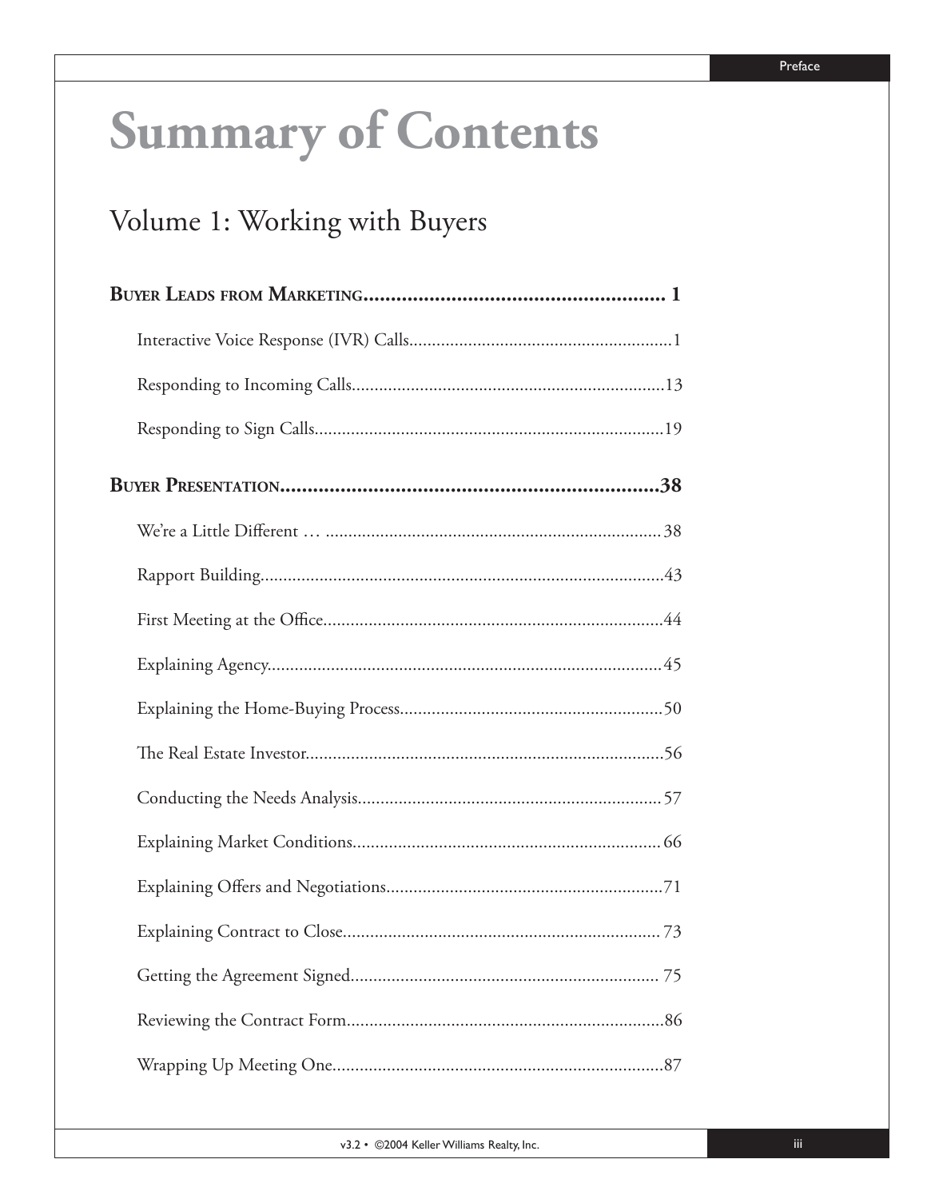# Summary of Contents

## Volume 1: Working with Buyers

**Buyer Leads from Marketing........................................................ 1**

Interactive Voice Response (IVR) Calls..........................................................1

Responding to Incoming Calls.....................................................................13

Responding to Sign Calls.............................................................................19

**Buyer Presentation......................................................................38**

We're a Little Different … ..........................................................................38

Rapport Building.........................................................................................43

First Meeting at the Office...........................................................................44

Explaining Agency.......................................................................................45

Explaining the Home-Buying Process..........................................................50

The Real Estate Investor...............................................................................56

Conducting the Needs Analysis...................................................................57

Explaining Market Conditions....................................................................66

Explaining Offers and Negotiations.............................................................71

Explaining Contract to Close......................................................................73

Getting the Agreement Signed.................................................................... 75

Reviewing the Contract Form......................................................................86

Wrapping Up Meeting One.........................................................................87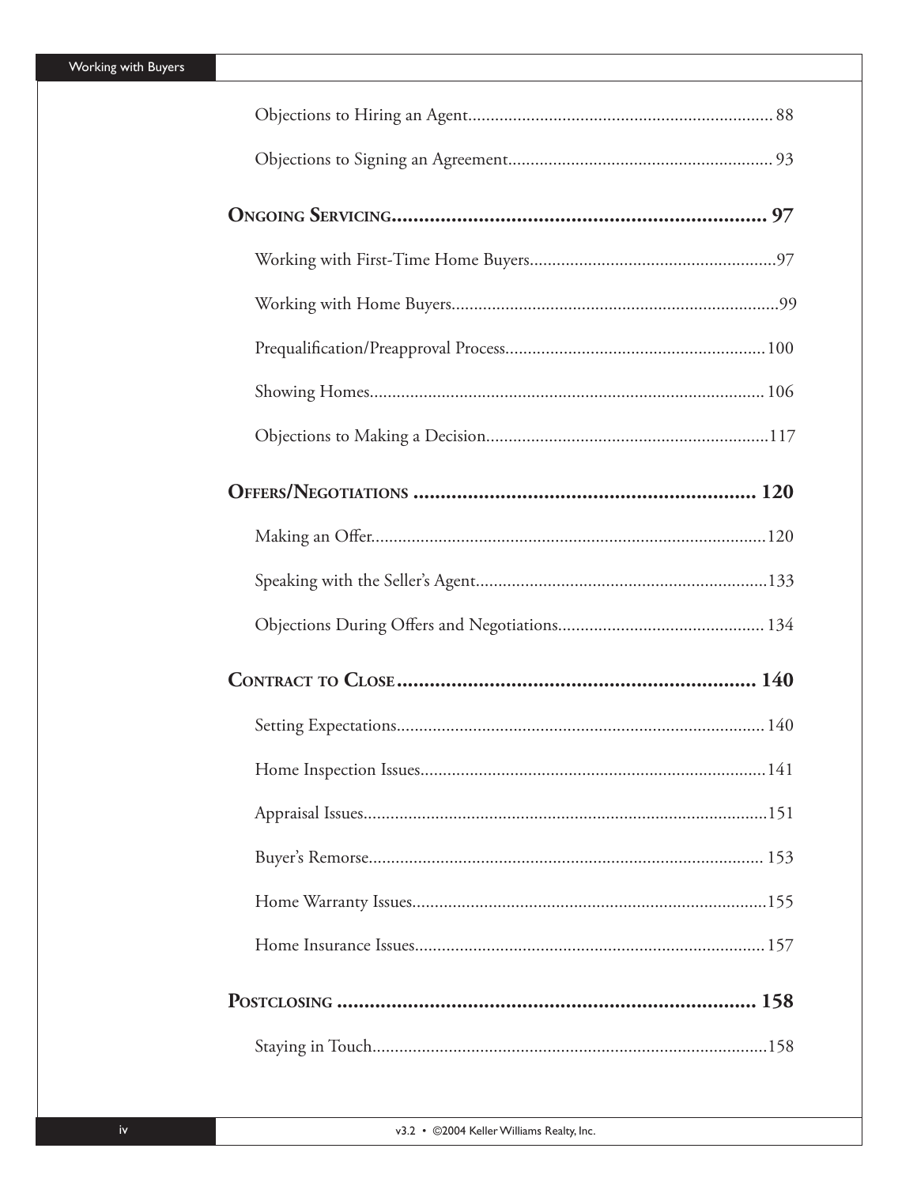Objections to Hiring an Agent.................................................................... 88

Objections to Signing an Agreement........................................................... 93

**ONGOING SERVICING....................................................................... 97**

Working with First-Time Home Buyers.......................................................97

Working with Home Buyers.........................................................................99

Prequalification/Preapproval Process..........................................................100

Showing Homes......................................................................................... 106

Objections to Making a Decision...............................................................117

**OFFERS/NEGOTIATIONS ............................................................... 120**

Making an Offer.........................................................................................120

Speaking with the Seller's Agent.................................................................133

Objections During Offers and Negotiations.............................................. 134

**CONTRACT TO CLOSE.................................................................. 140**

Setting Expectations.................................................................................. 140

Home Inspection Issues.............................................................................141

Appraisal Issues..........................................................................................151

Buyer's Remorse........................................................................................ 153

Home Warranty Issues...............................................................................155

Home Insurance Issues.............................................................................. 157

**POSTCLOSING .............................................................................. 158**

Staying in Touch........................................................................................158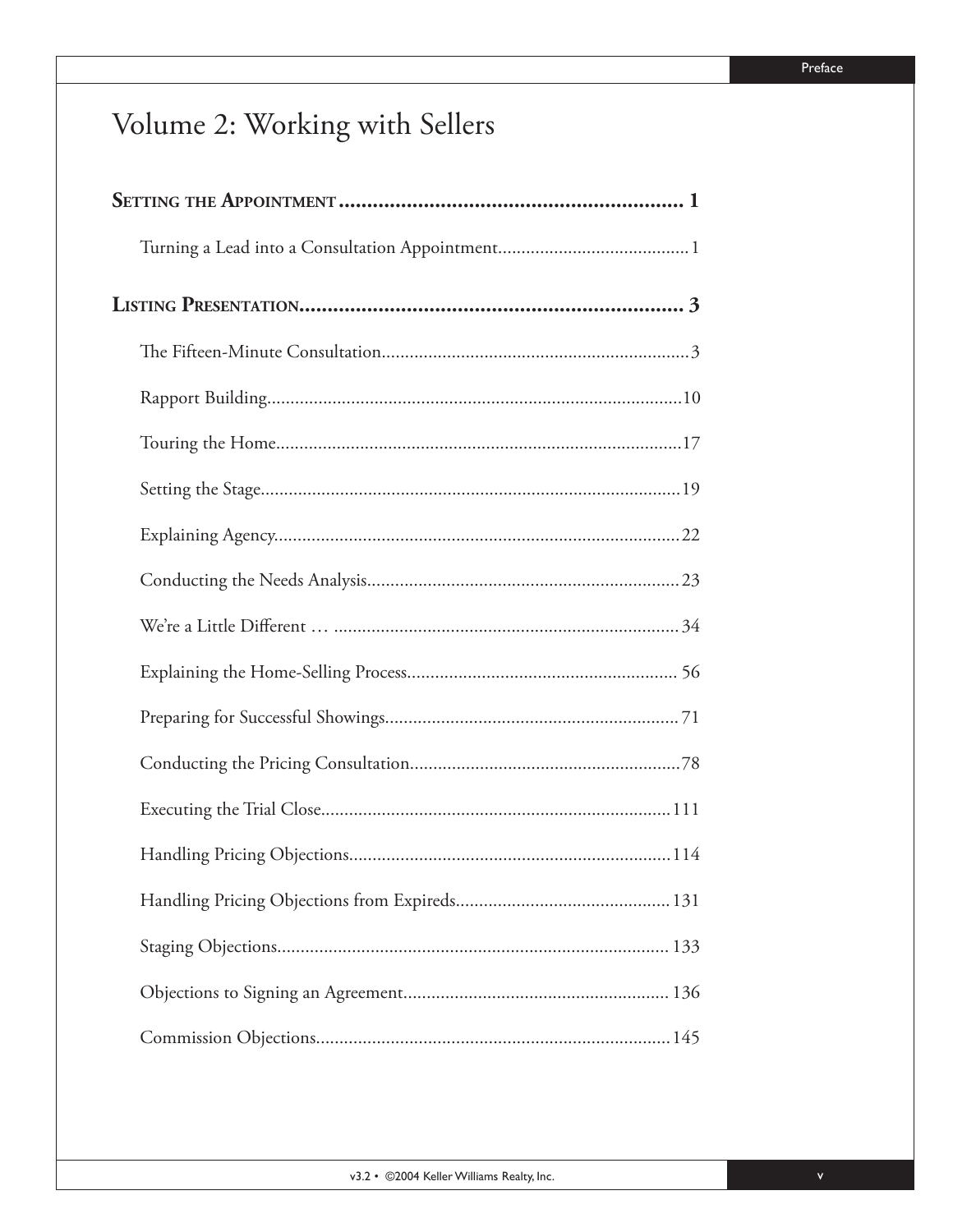# Volume 2: Working with Sellers

**SETTING THE APPOINTMENT** .............................................................. **1**

Turning a Lead into a Consultation Appointment......................................... 1

**LISTING PRESENTATION**.................................................................... **3**

The Fifteen-Minute Consultation.................................................................. 3

Rapport Building......................................................................................... 10

Touring the Home....................................................................................... 17

Setting the Stage.......................................................................................... 19

Explaining Agency....................................................................................... 22

Conducting the Needs Analysis................................................................... 23

We're a Little Different … ........................................................................... 34

Explaining the Home-Selling Process.......................................................... 56

Preparing for Successful Showings............................................................... 71

Conducting the Pricing Consultation.......................................................... 78

Executing the Trial Close............................................................................ 111

Handling Pricing Objections...................................................................... 114

Handling Pricing Objections from Expireds............................................... 131

Staging Objections..................................................................................... 133

Objections to Signing an Agreement.......................................................... 136

Commission Objections............................................................................. 145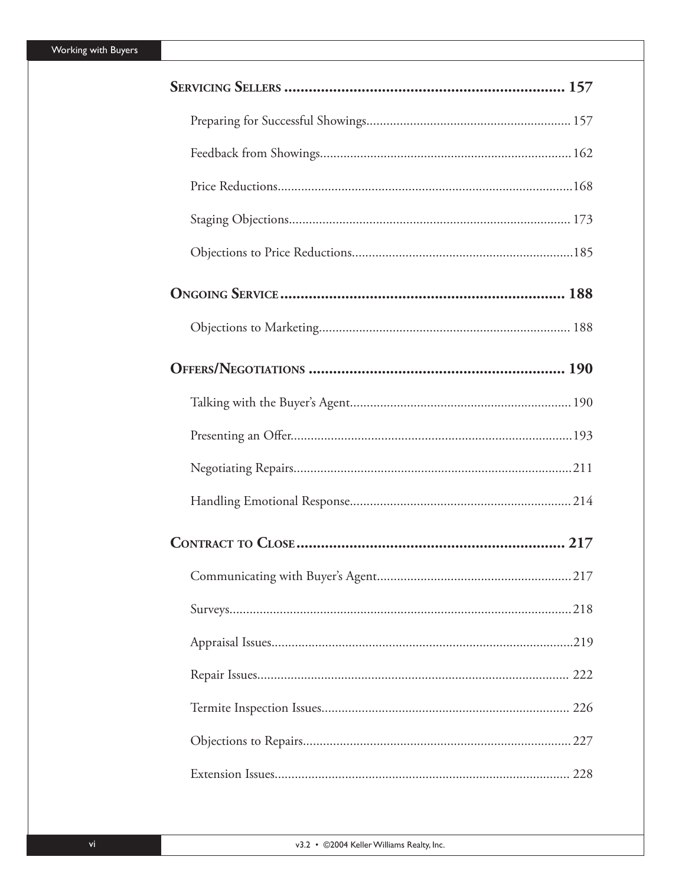**Servicing Sellers** .................................................................... 157

Preparing for Successful Showings............................................................ 157

Feedback from Showings.......................................................................... 162

Price Reductions....................................................................................... 168

Staging Objections.................................................................................... 173

Objections to Price Reductions................................................................. 185

**Ongoing Service** ....................................................................... 188

Objections to Marketing............................................................................ 188

**Offers/Negotiations** ................................................................ 190

Talking with the Buyer's Agent................................................................. 190

Presenting an Offer................................................................................... 193

Negotiating Repairs................................................................................... 211

Handling Emotional Response.................................................................. 214

**Contract to Close** .................................................................. 217

Communicating with Buyer's Agent.......................................................... 217

Surveys..................................................................................................... 218

Appraisal Issues......................................................................................... 219

Repair Issues............................................................................................. 222

Termite Inspection Issues.......................................................................... 226

Objections to Repairs................................................................................ 227

Extension Issues........................................................................................ 228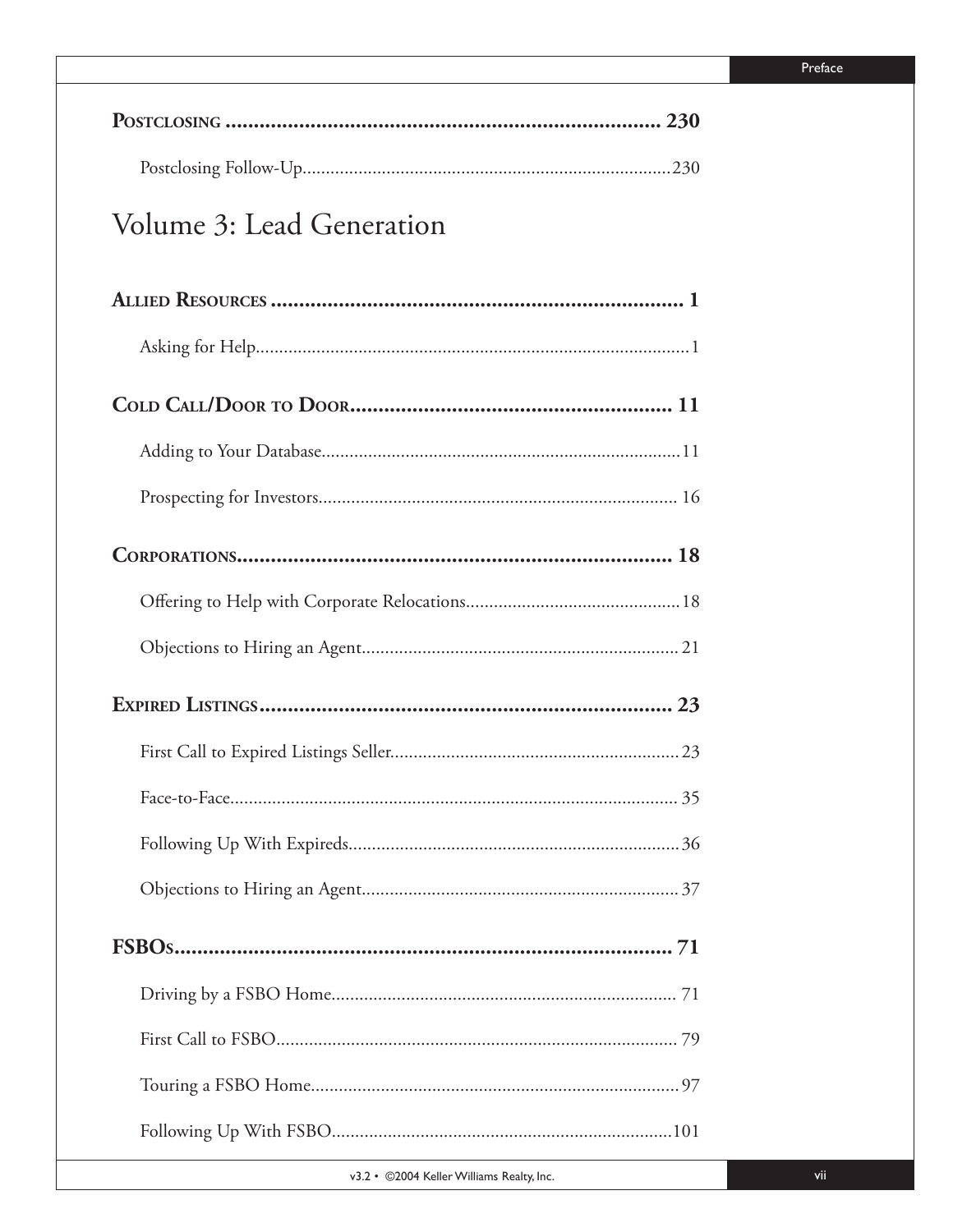**POSTCLOSING** .......................................................................... **230**

Postclosing Follow-Up..........................................................................230

# Volume 3: Lead Generation

**ALLIED RESOURCES** .......................................................................... **1**

Asking for Help..........................................................................1

**COLD CALL/DOOR TO DOOR**.......................................................... **11**

Adding to Your Database..........................................................................11

Prospecting for Investors.......................................................................... 16

**CORPORATIONS**.......................................................................... **18**

Offering to Help with Corporate Relocations..........................................18

Objections to Hiring an Agent.......................................................... 21

**EXPIRED LISTINGS**.......................................................................... **23**

First Call to Expired Listings Seller..........................................................23

Face-to-Face.......................................................................... 35

Following Up With Expireds..........................................................................36

Objections to Hiring an Agent..........................................................................37

**FSBOS**.......................................................................... **71**

Driving by a FSBO Home.......................................................................... 71

First Call to FSBO.......................................................................... 79

Touring a FSBO Home..........................................................................97

Following Up With FSBO..........................................................................101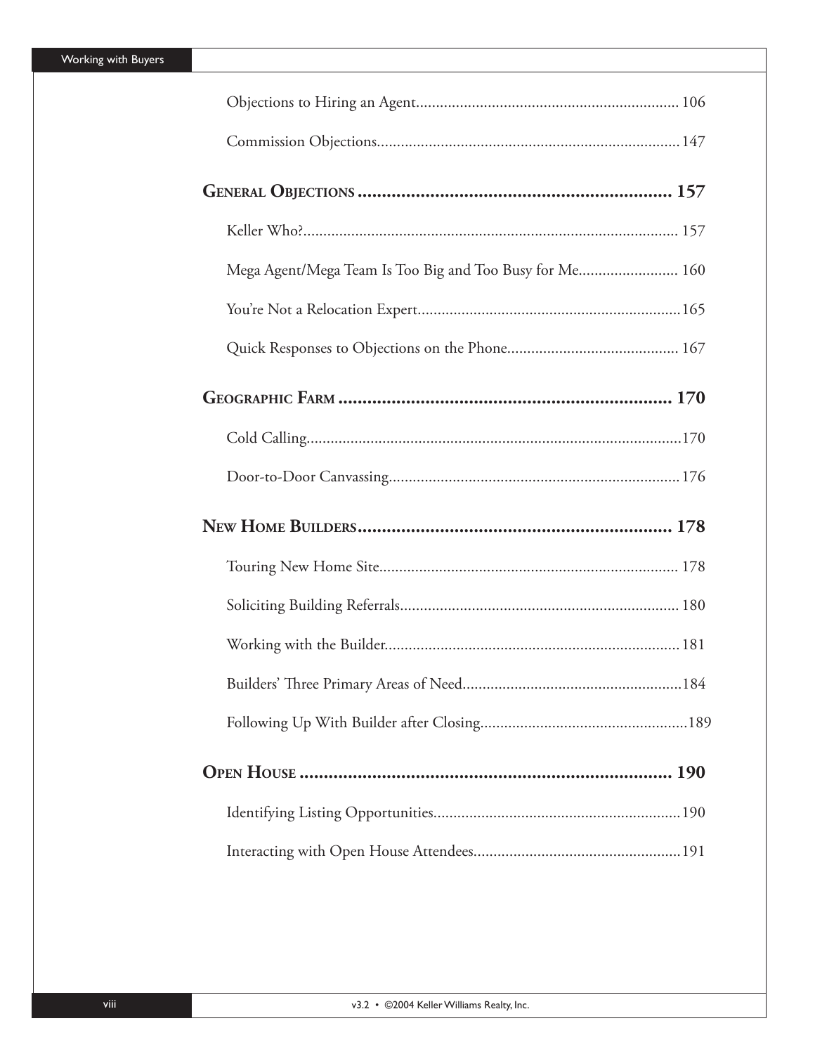Objections to Hiring an Agent.................................................................. 106

Commission Objections........................................................................... 147

**General Objections .................................................................. 157**

Keller Who?............................................................................................ 157

Mega Agent/Mega Team Is Too Big and Too Busy for Me......................... 160

You're Not a Relocation Expert.................................................................. 165

Quick Responses to Objections on the Phone........................................... 167

**Geographic Farm ...................................................................... 170**

Cold Calling............................................................................................. 170

Door-to-Door Canvassing......................................................................... 176

**New Home Builders.................................................................. 178**

Touring New Home Site........................................................................... 178

Soliciting Building Referrals...................................................................... 180

Working with the Builder.......................................................................... 181

Builders' Three Primary Areas of Need...................................................... 184

Following Up With Builder after Closing.................................................... 189

**Open House ............................................................................. 190**

Identifying Listing Opportunities.............................................................. 190

Interacting with Open House Attendees.................................................... 191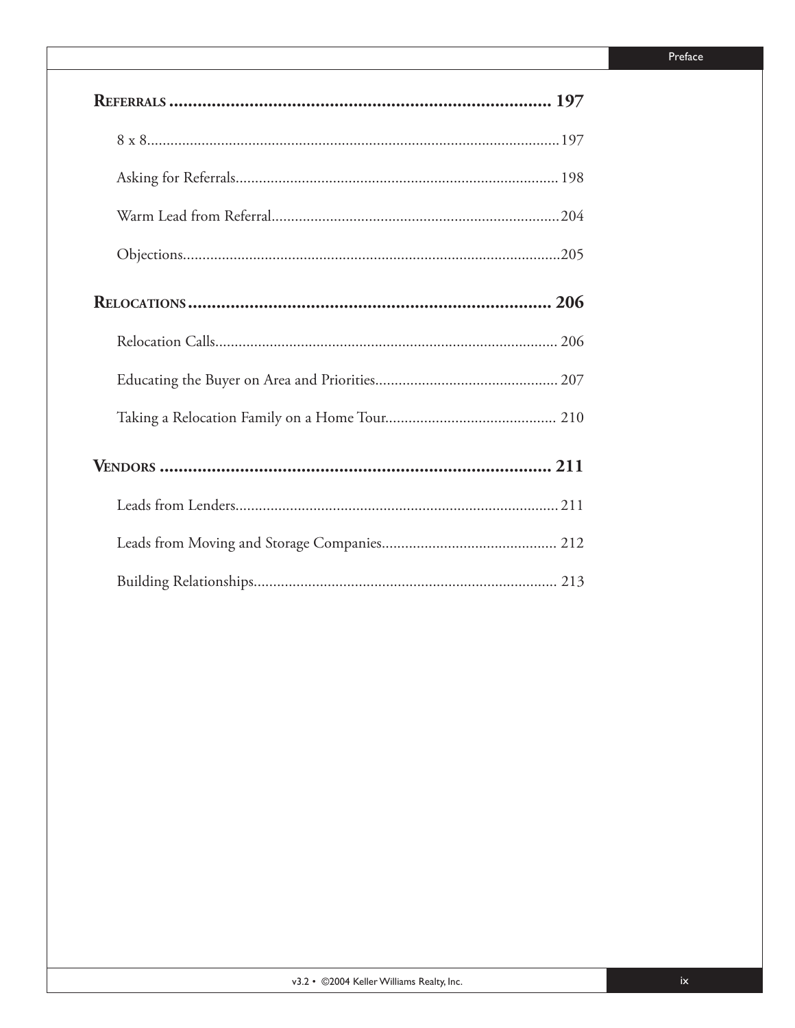**Referrals .................................................................................... 197**

8 x 8............................................................................................197

Asking for Referrals.................................................................................. 198

Warm Lead from Referral........................................................................204

Objections................................................................................................205

**Relocations ................................................................................ 206**

Relocation Calls....................................................................................... 206

Educating the Buyer on Area and Priorities............................................... 207

Taking a Relocation Family on a Home Tour............................................ 210

**Vendors ...................................................................................... 211**

Leads from Lenders.................................................................................. 211

Leads from Moving and Storage Companies............................................. 212

Building Relationships............................................................................. 213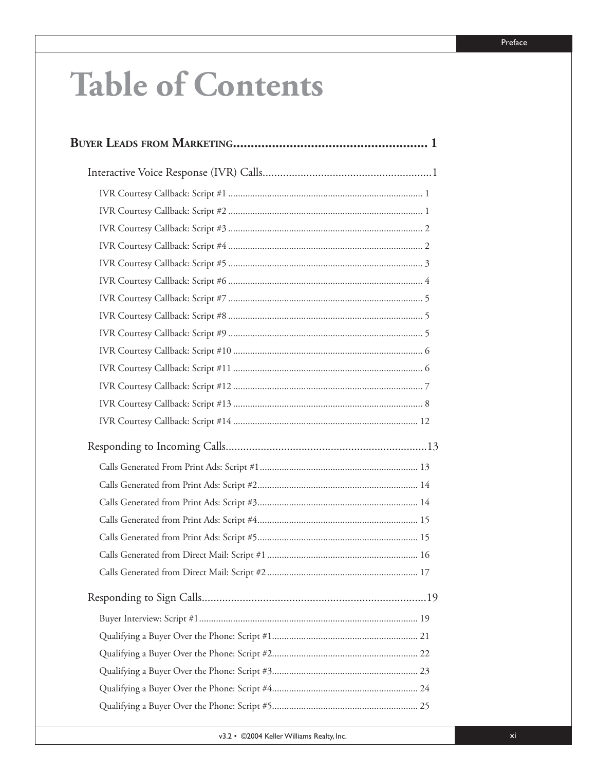# Table of Contents

## Buyer Leads from Marketing ........................................................ 1

### Interactive Voice Response (IVR) Calls..........................................................1

IVR Courtesy Callback: Script #1 ............................................................................... 1

IVR Courtesy Callback: Script #2 ............................................................................... 1

IVR Courtesy Callback: Script #3 ............................................................................... 2

IVR Courtesy Callback: Script #4 ............................................................................... 2

IVR Courtesy Callback: Script #5 ............................................................................... 3

IVR Courtesy Callback: Script #6 ............................................................................... 4

IVR Courtesy Callback: Script #7 ............................................................................... 5

IVR Courtesy Callback: Script #8 ............................................................................... 5

IVR Courtesy Callback: Script #9 ............................................................................... 5

IVR Courtesy Callback: Script #10 ............................................................................. 6

IVR Courtesy Callback: Script #11 ............................................................................. 6

IVR Courtesy Callback: Script #12 ............................................................................. 7

IVR Courtesy Callback: Script #13 ............................................................................. 8

IVR Courtesy Callback: Script #14 ........................................................................... 12

### Responding to Incoming Calls......................................................................13

Calls Generated From Print Ads: Script #1 ................................................................ 13

Calls Generated from Print Ads: Script #2.................................................................. 14

Calls Generated from Print Ads: Script #3.................................................................. 14

Calls Generated from Print Ads: Script #4.................................................................. 15

Calls Generated from Print Ads: Script #5.................................................................. 15

Calls Generated from Direct Mail: Script #1 ............................................................. 16

Calls Generated from Direct Mail: Script #2 .............................................................. 17

### Responding to Sign Calls..............................................................................19

Buyer Interview: Script #1......................................................................................... 19

Qualifying a Buyer Over the Phone: Script #1............................................................ 21

Qualifying a Buyer Over the Phone: Script #2............................................................ 22

Qualifying a Buyer Over the Phone: Script #3............................................................ 23

Qualifying a Buyer Over the Phone: Script #4............................................................ 24

Qualifying a Buyer Over the Phone: Script #5............................................................ 25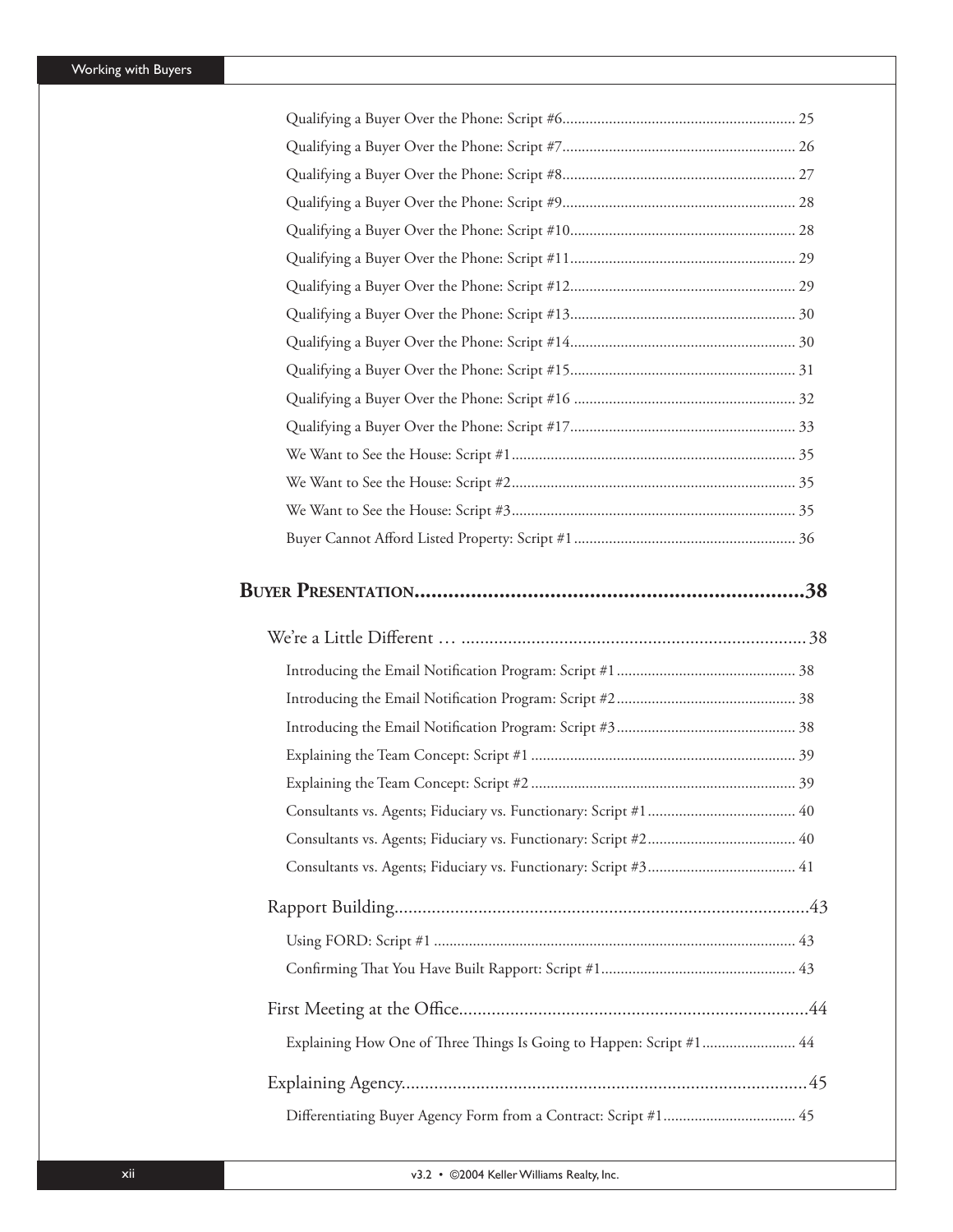Qualifying a Buyer Over the Phone: Script #6 ........ 25
Qualifying a Buyer Over the Phone: Script #7 ........ 26
Qualifying a Buyer Over the Phone: Script #8 ........ 27
Qualifying a Buyer Over the Phone: Script #9 ........ 28
Qualifying a Buyer Over the Phone: Script #10 ........ 28
Qualifying a Buyer Over the Phone: Script #11 ........ 29
Qualifying a Buyer Over the Phone: Script #12 ........ 29
Qualifying a Buyer Over the Phone: Script #13 ........ 30
Qualifying a Buyer Over the Phone: Script #14 ........ 30
Qualifying a Buyer Over the Phone: Script #15 ........ 31
Qualifying a Buyer Over the Phone: Script #16 ........ 32
Qualifying a Buyer Over the Phone: Script #17 ........ 33
We Want to See the House: Script #1 ........ 35
We Want to See the House: Script #2 ........ 35
We Want to See the House: Script #3 ........ 35
Buyer Cannot Afford Listed Property: Script #1 ........ 36

**BUYER PRESENTATION ........ 38**

We're a Little Different … ........ 38

Introducing the Email Notification Program: Script #1 ........ 38
Introducing the Email Notification Program: Script #2 ........ 38
Introducing the Email Notification Program: Script #3 ........ 38
Explaining the Team Concept: Script #1 ........ 39
Explaining the Team Concept: Script #2 ........ 39
Consultants vs. Agents; Fiduciary vs. Functionary: Script #1 ........ 40
Consultants vs. Agents; Fiduciary vs. Functionary: Script #2 ........ 40
Consultants vs. Agents; Fiduciary vs. Functionary: Script #3 ........ 41

Rapport Building ........ 43

Using FORD: Script #1 ........ 43
Confirming That You Have Built Rapport: Script #1 ........ 43

First Meeting at the Office ........ 44

Explaining How One of Three Things Is Going to Happen: Script #1 ........ 44

Explaining Agency ........ 45

Differentiating Buyer Agency Form from a Contract: Script #1 ........ 45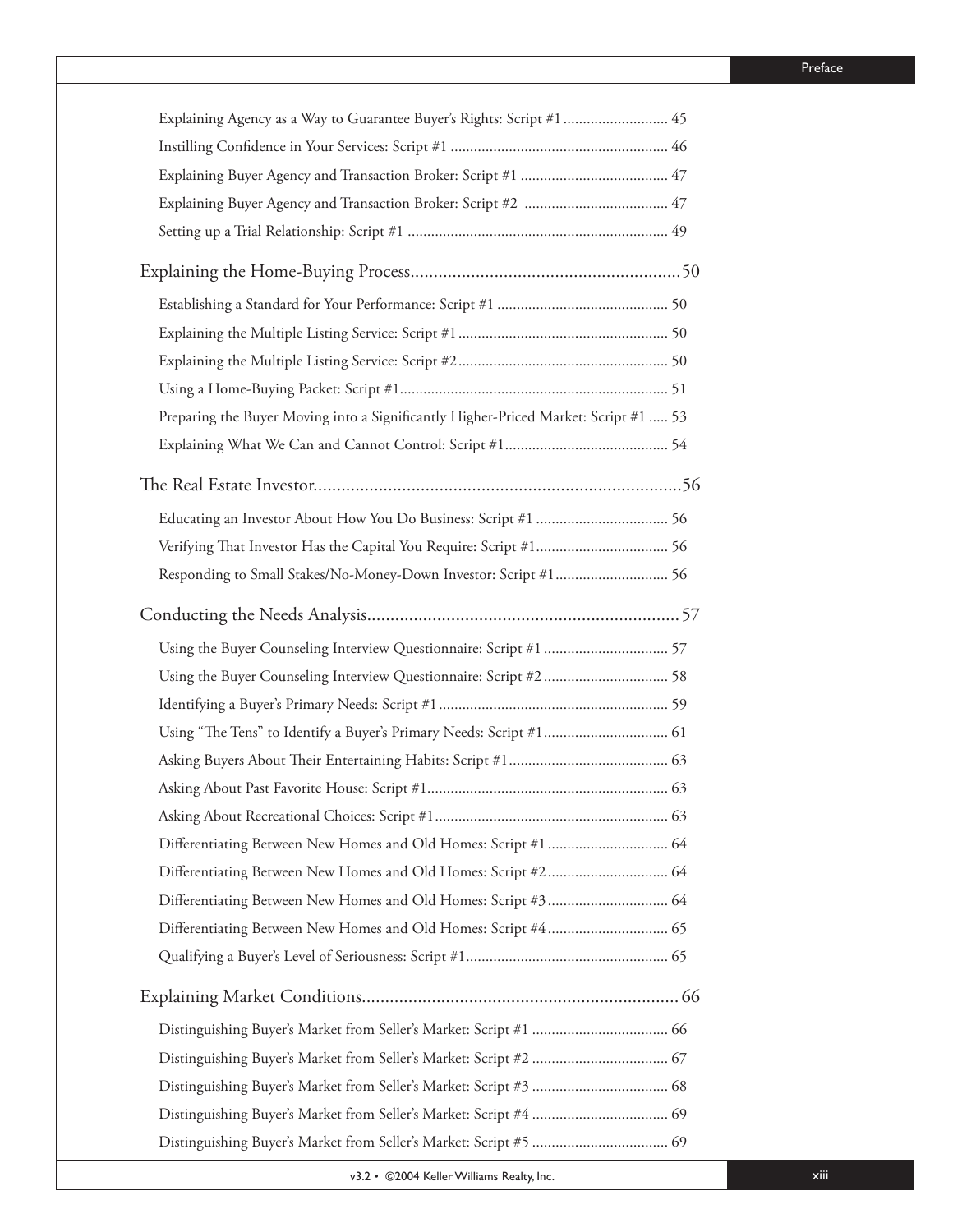Explaining Agency as a Way to Guarantee Buyer's Rights: Script #1 ........................... 45

Instilling Confidence in Your Services: Script #1 ........................................................ 46

Explaining Buyer Agency and Transaction Broker: Script #1 ...................................... 47

Explaining Buyer Agency and Transaction Broker: Script #2 ..................................... 47

Setting up a Trial Relationship: Script #1 .................................................................. 49

## Explaining the Home-Buying Process..........................................................50

Establishing a Standard for Your Performance: Script #1 ............................................ 50

Explaining the Multiple Listing Service: Script #1 ...................................................... 50

Explaining the Multiple Listing Service: Script #2 ...................................................... 50

Using a Home-Buying Packet: Script #1..................................................................... 51

Preparing the Buyer Moving into a Significantly Higher-Priced Market: Script #1 ..... 53

Explaining What We Can and Cannot Control: Script #1........................................... 54

## The Real Estate Investor...............................................................................56

Educating an Investor About How You Do Business: Script #1 .................................. 56

Verifying That Investor Has the Capital You Require: Script #1.................................. 56

Responding to Small Stakes/No-Money-Down Investor: Script #1............................. 56

## Conducting the Needs Analysis...................................................................57

Using the Buyer Counseling Interview Questionnaire: Script #1 ................................ 57

Using the Buyer Counseling Interview Questionnaire: Script #2 ................................ 58

Identifying a Buyer's Primary Needs: Script #1 ........................................................... 59

Using "The Tens" to Identify a Buyer's Primary Needs: Script #1................................ 61

Asking Buyers About Their Entertaining Habits: Script #1.......................................... 63

Asking About Past Favorite House: Script #1.............................................................. 63

Asking About Recreational Choices: Script #1............................................................ 63

Differentiating Between New Homes and Old Homes: Script #1 ............................... 64

Differentiating Between New Homes and Old Homes: Script #2 ............................... 64

Differentiating Between New Homes and Old Homes: Script #3 ............................... 64

Differentiating Between New Homes and Old Homes: Script #4 ............................... 65

Qualifying a Buyer's Level of Seriousness: Script #1.................................................... 65

## Explaining Market Conditions....................................................................66

Distinguishing Buyer's Market from Seller's Market: Script #1 ................................... 66

Distinguishing Buyer's Market from Seller's Market: Script #2 ................................... 67

Distinguishing Buyer's Market from Seller's Market: Script #3 ................................... 68

Distinguishing Buyer's Market from Seller's Market: Script #4 ................................... 69

Distinguishing Buyer's Market from Seller's Market: Script #5 ................................... 69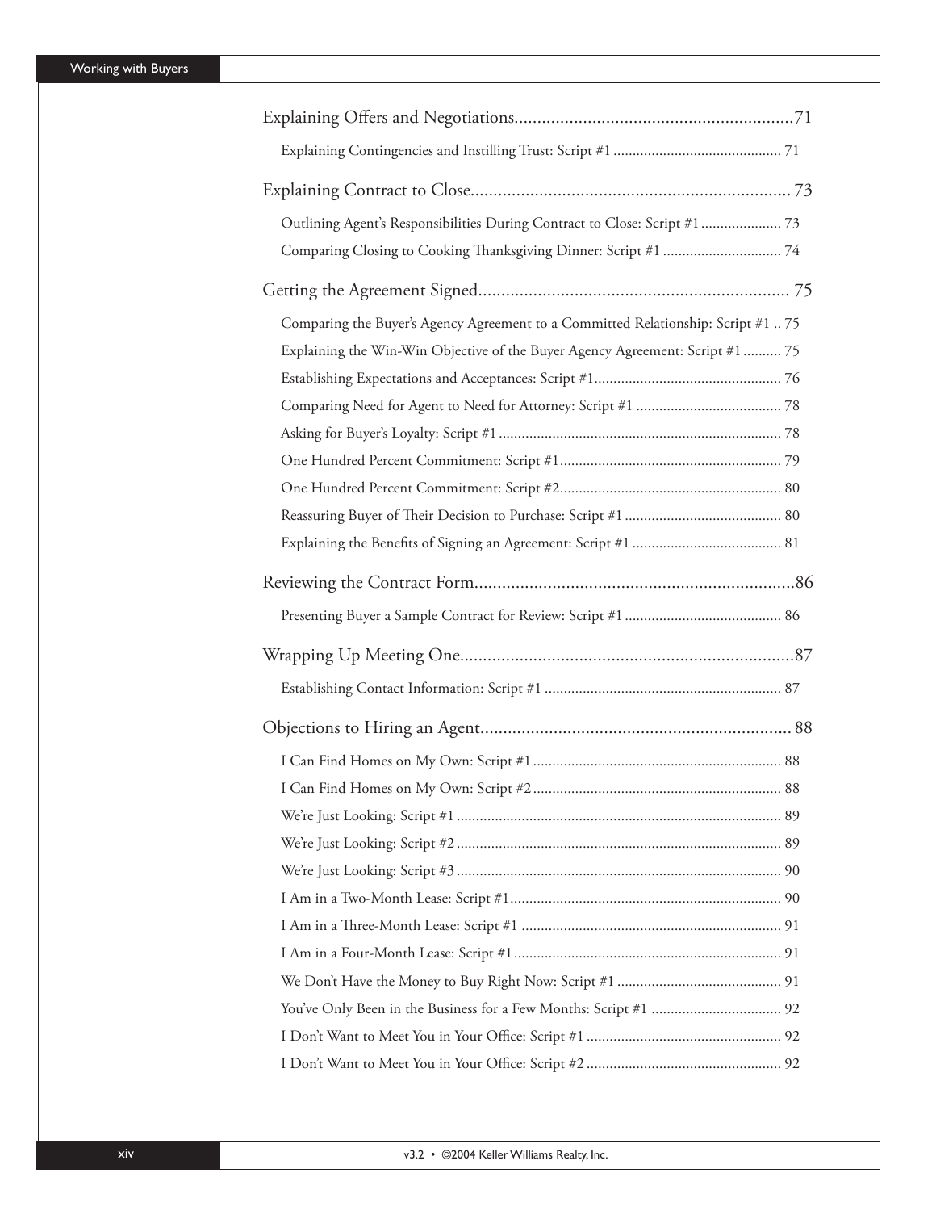Explaining Offers and Negotiations............................................................71

- Explaining Contingencies and Instilling Trust: Script #1 ............................................ 71

Explaining Contract to Close...................................................................... 73

- Outlining Agent's Responsibilities During Contract to Close: Script #1..................... 73
- Comparing Closing to Cooking Thanksgiving Dinner: Script #1 ............................... 74

Getting the Agreement Signed.................................................................... 75

- Comparing the Buyer's Agency Agreement to a Committed Relationship: Script #1 .. 75
- Explaining the Win-Win Objective of the Buyer Agency Agreement: Script #1.......... 75
- Establishing Expectations and Acceptances: Script #1................................................. 76
- Comparing Need for Agent to Need for Attorney: Script #1 ...................................... 78
- Asking for Buyer's Loyalty: Script #1 .......................................................................... 78
- One Hundred Percent Commitment: Script #1........................................................... 79
- One Hundred Percent Commitment: Script #2........................................................... 80
- Reassuring Buyer of Their Decision to Purchase: Script #1 ......................................... 80
- Explaining the Benefits of Signing an Agreement: Script #1 ....................................... 81

Reviewing the Contract Form......................................................................86

- Presenting Buyer a Sample Contract for Review: Script #1 ......................................... 86

Wrapping Up Meeting One.........................................................................87

- Establishing Contact Information: Script #1 ............................................................. 87

Objections to Hiring an Agent.................................................................... 88

- I Can Find Homes on My Own: Script #1 ................................................................. 88
- I Can Find Homes on My Own: Script #2................................................................. 88
- We're Just Looking: Script #1 .................................................................................... 89
- We're Just Looking: Script #2 .................................................................................... 89
- We're Just Looking: Script #3 .................................................................................... 90
- I Am in a Two-Month Lease: Script #1....................................................................... 90
- I Am in a Three-Month Lease: Script #1 .................................................................... 91
- I Am in a Four-Month Lease: Script #1...................................................................... 91
- We Don't Have the Money to Buy Right Now: Script #1 ........................................... 91
- You've Only Been in the Business for a Few Months: Script #1 .................................. 92
- I Don't Want to Meet You in Your Office: Script #1 ................................................... 92
- I Don't Want to Meet You in Your Office: Script #2 ................................................... 92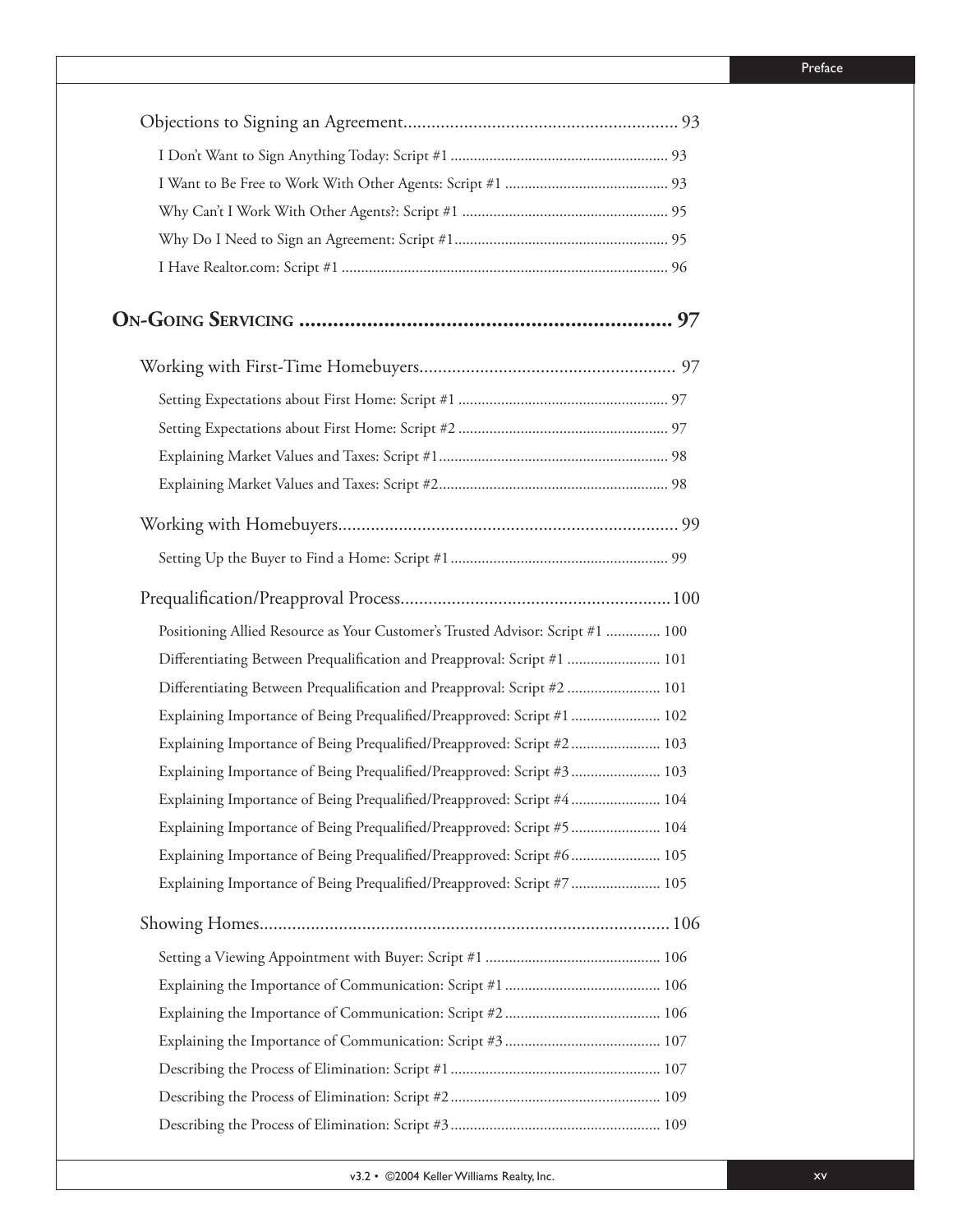Objections to Signing an Agreement ........................................................... 93

- I Don't Want to Sign Anything Today: Script #1 ........................................................ 93
- I Want to Be Free to Work With Other Agents: Script #1 .......................................... 93
- Why Can't I Work With Other Agents?: Script #1 ..................................................... 95
- Why Do I Need to Sign an Agreement: Script #1....................................................... 95
- I Have Realtor.com: Script #1 .................................................................................... 96

## On-Going Servicing .................................................................. 97

Working with First-Time Homebuyers....................................................... 97

- Setting Expectations about First Home: Script #1 ...................................................... 97
- Setting Expectations about First Home: Script #2 ...................................................... 97
- Explaining Market Values and Taxes: Script #1........................................................... 98
- Explaining Market Values and Taxes: Script #2........................................................... 98

Working with Homebuyers.......................................................................... 99

- Setting Up the Buyer to Find a Home: Script #1........................................................ 99

Prequalification/Preapproval Process..........................................................100

- Positioning Allied Resource as Your Customer's Trusted Advisor: Script #1 .............. 100
- Differentiating Between Prequalification and Preapproval: Script #1 ........................ 101
- Differentiating Between Prequalification and Preapproval: Script #2 ........................ 101
- Explaining Importance of Being Prequalified/Preapproved: Script #1 ....................... 102
- Explaining Importance of Being Prequalified/Preapproved: Script #2 ....................... 103
- Explaining Importance of Being Prequalified/Preapproved: Script #3 ....................... 103
- Explaining Importance of Being Prequalified/Preapproved: Script #4 ....................... 104
- Explaining Importance of Being Prequalified/Preapproved: Script #5 ....................... 104
- Explaining Importance of Being Prequalified/Preapproved: Script #6 ....................... 105
- Explaining Importance of Being Prequalified/Preapproved: Script #7 ....................... 105

Showing Homes.........................................................................................106

- Setting a Viewing Appointment with Buyer: Script #1 ............................................. 106
- Explaining the Importance of Communication: Script #1 ........................................ 106
- Explaining the Importance of Communication: Script #2 ........................................ 106
- Explaining the Importance of Communication: Script #3 ........................................ 107
- Describing the Process of Elimination: Script #1 ...................................................... 107
- Describing the Process of Elimination: Script #2 ...................................................... 109
- Describing the Process of Elimination: Script #3 ...................................................... 109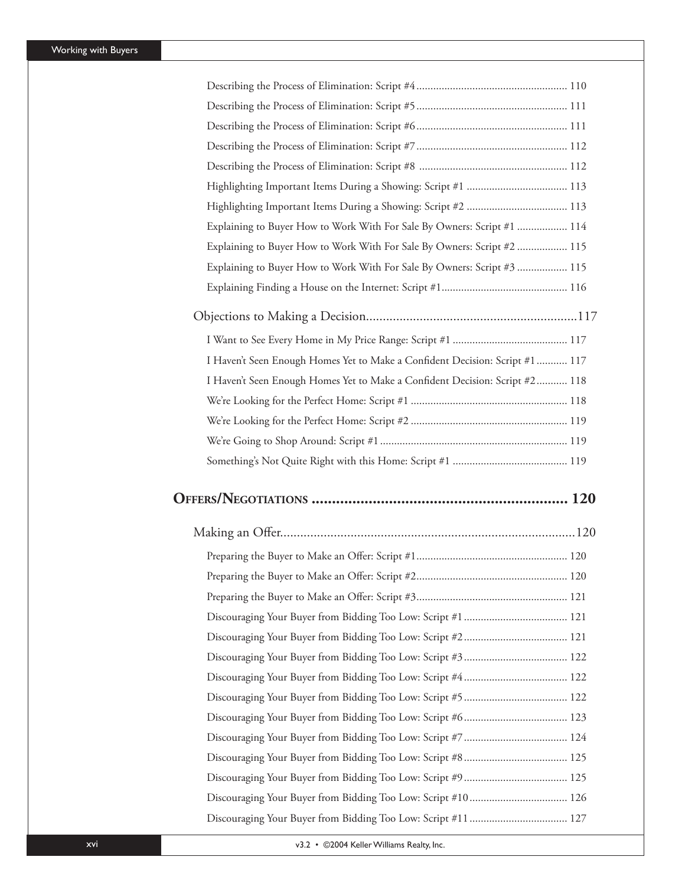Describing the Process of Elimination: Script #4 ...................................................... 110

Describing the Process of Elimination: Script #5 ...................................................... 111

Describing the Process of Elimination: Script #6 ...................................................... 111

Describing the Process of Elimination: Script #7 ...................................................... 112

Describing the Process of Elimination: Script #8 ...................................................... 112

Highlighting Important Items During a Showing: Script #1 .................................... 113

Highlighting Important Items During a Showing: Script #2 .................................... 113

Explaining to Buyer How to Work With For Sale By Owners: Script #1 .................. 114

Explaining to Buyer How to Work With For Sale By Owners: Script #2 .................. 115

Explaining to Buyer How to Work With For Sale By Owners: Script #3 .................. 115

Explaining Finding a House on the Internet: Script #1............................................ 116

## Objections to Making a Decision................................................................117

I Want to See Every Home in My Price Range: Script #1 ......................................... 117

I Haven't Seen Enough Homes Yet to Make a Confident Decision: Script #1........... 117

I Haven't Seen Enough Homes Yet to Make a Confident Decision: Script #2........... 118

We're Looking for the Perfect Home: Script #1 ........................................................ 118

We're Looking for the Perfect Home: Script #2 ........................................................ 119

We're Going to Shop Around: Script #1................................................................... 119

Something's Not Quite Right with this Home: Script #1 ......................................... 119

# OFFERS/NEGOTIATIONS ............................................................... 120

## Making an Offer.........................................................................................120

Preparing the Buyer to Make an Offer: Script #1...................................................... 120

Preparing the Buyer to Make an Offer: Script #2...................................................... 120

Preparing the Buyer to Make an Offer: Script #3...................................................... 121

Discouraging Your Buyer from Bidding Too Low: Script #1..................................... 121

Discouraging Your Buyer from Bidding Too Low: Script #2..................................... 121

Discouraging Your Buyer from Bidding Too Low: Script #3..................................... 122

Discouraging Your Buyer from Bidding Too Low: Script #4..................................... 122

Discouraging Your Buyer from Bidding Too Low: Script #5..................................... 122

Discouraging Your Buyer from Bidding Too Low: Script #6..................................... 123

Discouraging Your Buyer from Bidding Too Low: Script #7..................................... 124

Discouraging Your Buyer from Bidding Too Low: Script #8..................................... 125

Discouraging Your Buyer from Bidding Too Low: Script #9..................................... 125

Discouraging Your Buyer from Bidding Too Low: Script #10................................... 126

Discouraging Your Buyer from Bidding Too Low: Script #11................................... 127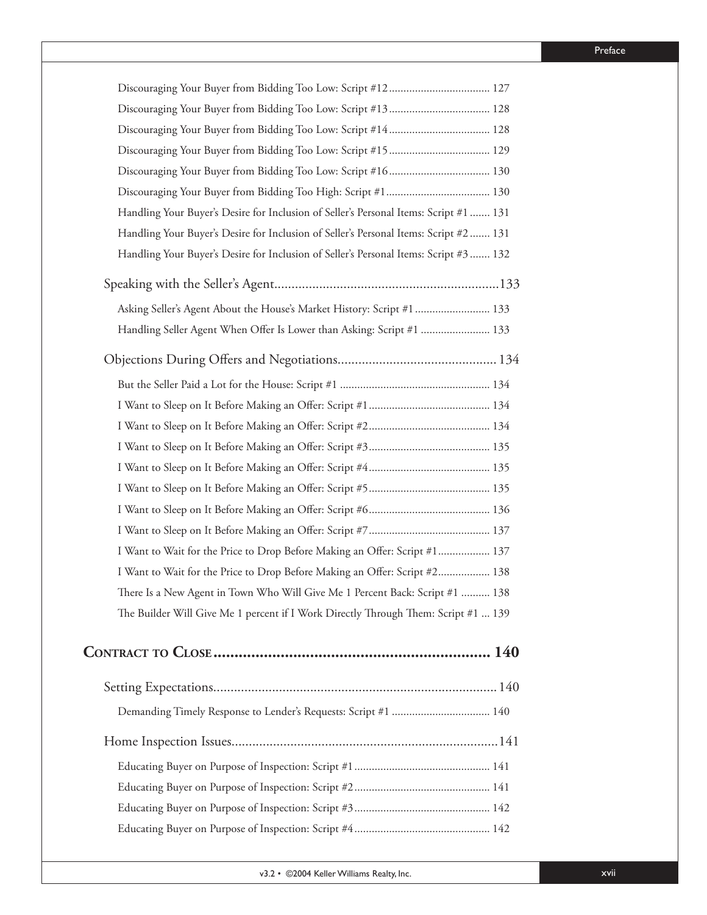Discouraging Your Buyer from Bidding Too Low: Script #12 .................................. 127

Discouraging Your Buyer from Bidding Too Low: Script #13 .................................. 128

Discouraging Your Buyer from Bidding Too Low: Script #14 .................................. 128

Discouraging Your Buyer from Bidding Too Low: Script #15 .................................. 129

Discouraging Your Buyer from Bidding Too Low: Script #16 .................................. 130

Discouraging Your Buyer from Bidding Too High: Script #1 .................................. 130

Handling Your Buyer's Desire for Inclusion of Seller's Personal Items: Script #1 ....... 131

Handling Your Buyer's Desire for Inclusion of Seller's Personal Items: Script #2 ....... 131

Handling Your Buyer's Desire for Inclusion of Seller's Personal Items: Script #3 ....... 132

Speaking with the Seller's Agent................................................................133

Asking Seller's Agent About the House's Market History: Script #1 ......................... 133

Handling Seller Agent When Offer Is Lower than Asking: Script #1 ........................ 133

Objections During Offers and Negotiations............................................. 134

But the Seller Paid a Lot for the House: Script #1 .................................................. 134

I Want to Sleep on It Before Making an Offer: Script #1......................................... 134

I Want to Sleep on It Before Making an Offer: Script #2......................................... 134

I Want to Sleep on It Before Making an Offer: Script #3......................................... 135

I Want to Sleep on It Before Making an Offer: Script #4......................................... 135

I Want to Sleep on It Before Making an Offer: Script #5......................................... 135

I Want to Sleep on It Before Making an Offer: Script #6......................................... 136

I Want to Sleep on It Before Making an Offer: Script #7......................................... 137

I Want to Wait for the Price to Drop Before Making an Offer: Script #1.................. 137

I Want to Wait for the Price to Drop Before Making an Offer: Script #2.................. 138

There Is a New Agent in Town Who Will Give Me 1 Percent Back: Script #1 .......... 138

The Builder Will Give Me 1 percent if I Work Directly Through Them: Script #1 ... 139

## Contract to Close ................................................................ 140

Setting Expectations................................................................................ 140

Demanding Timely Response to Lender's Requests: Script #1 .................................. 140

Home Inspection Issues...........................................................................141

Educating Buyer on Purpose of Inspection: Script #1 .............................................. 141

Educating Buyer on Purpose of Inspection: Script #2 .............................................. 141

Educating Buyer on Purpose of Inspection: Script #3 .............................................. 142

Educating Buyer on Purpose of Inspection: Script #4 .............................................. 142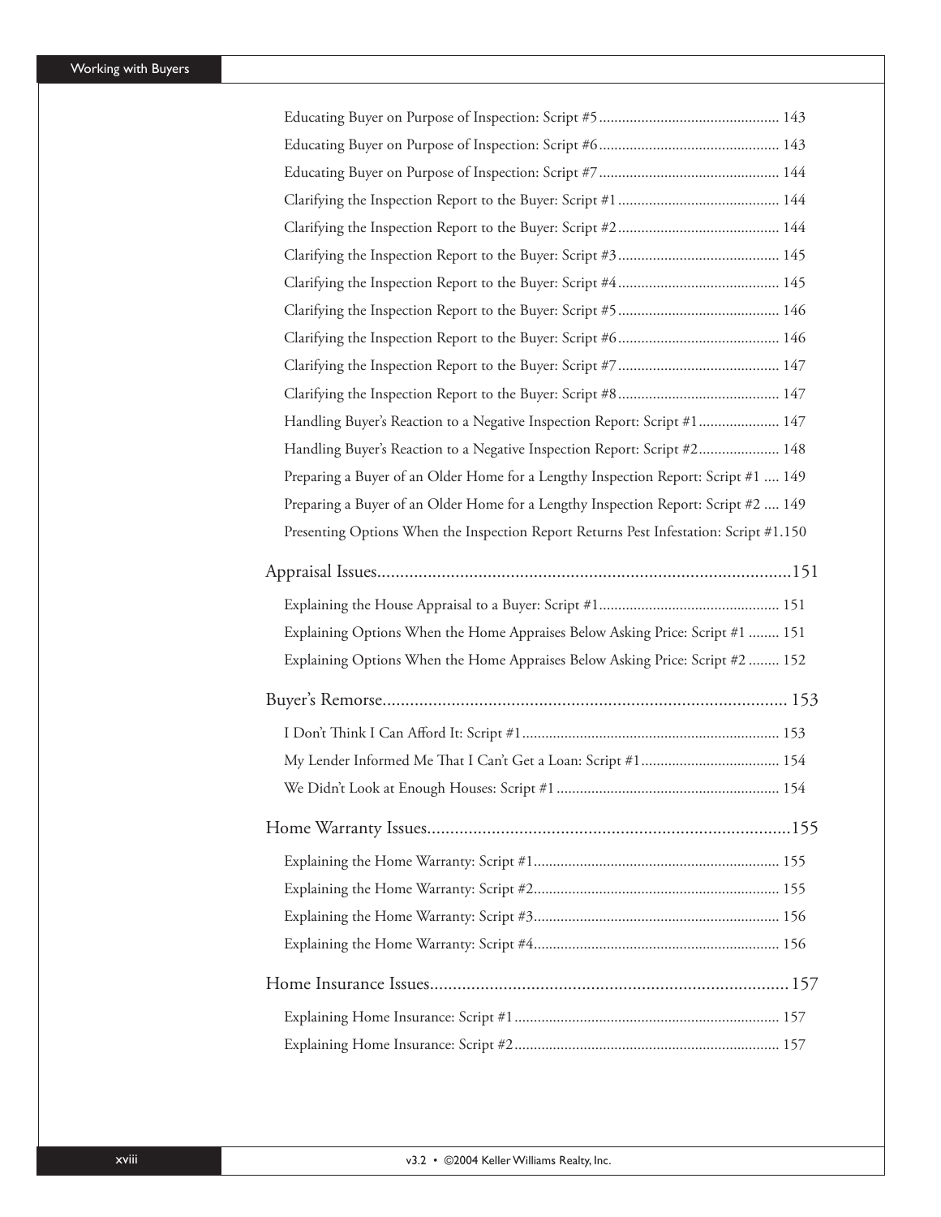Educating Buyer on Purpose of Inspection: Script #5 .............................................. 143

Educating Buyer on Purpose of Inspection: Script #6 .............................................. 143

Educating Buyer on Purpose of Inspection: Script #7 .............................................. 144

Clarifying the Inspection Report to the Buyer: Script #1 .......................................... 144

Clarifying the Inspection Report to the Buyer: Script #2 .......................................... 144

Clarifying the Inspection Report to the Buyer: Script #3 .......................................... 145

Clarifying the Inspection Report to the Buyer: Script #4 .......................................... 145

Clarifying the Inspection Report to the Buyer: Script #5 .......................................... 146

Clarifying the Inspection Report to the Buyer: Script #6 .......................................... 146

Clarifying the Inspection Report to the Buyer: Script #7 .......................................... 147

Clarifying the Inspection Report to the Buyer: Script #8 .......................................... 147

Handling Buyer's Reaction to a Negative Inspection Report: Script #1 ..................... 147

Handling Buyer's Reaction to a Negative Inspection Report: Script #2 ..................... 148

Preparing a Buyer of an Older Home for a Lengthy Inspection Report: Script #1 .... 149

Preparing a Buyer of an Older Home for a Lengthy Inspection Report: Script #2 .... 149

Presenting Options When the Inspection Report Returns Pest Infestation: Script #1.150

## Appraisal Issues.......................................................................................151

Explaining the House Appraisal to a Buyer: Script #1 .............................................. 151

Explaining Options When the Home Appraises Below Asking Price: Script #1 ........ 151

Explaining Options When the Home Appraises Below Asking Price: Script #2 ........ 152

## Buyer's Remorse....................................................................................... 153

I Don't Think I Can Afford It: Script #1 .................................................................. 153

My Lender Informed Me That I Can't Get a Loan: Script #1 .................................... 154

We Didn't Look at Enough Houses: Script #1 .......................................................... 154

## Home Warranty Issues...............................................................................155

Explaining the Home Warranty: Script #1 ................................................................ 155

Explaining the Home Warranty: Script #2 ................................................................ 155

Explaining the Home Warranty: Script #3 ................................................................ 156

Explaining the Home Warranty: Script #4 ................................................................ 156

## Home Insurance Issues............................................................................... 157

Explaining Home Insurance: Script #1 ..................................................................... 157

Explaining Home Insurance: Script #2 ..................................................................... 157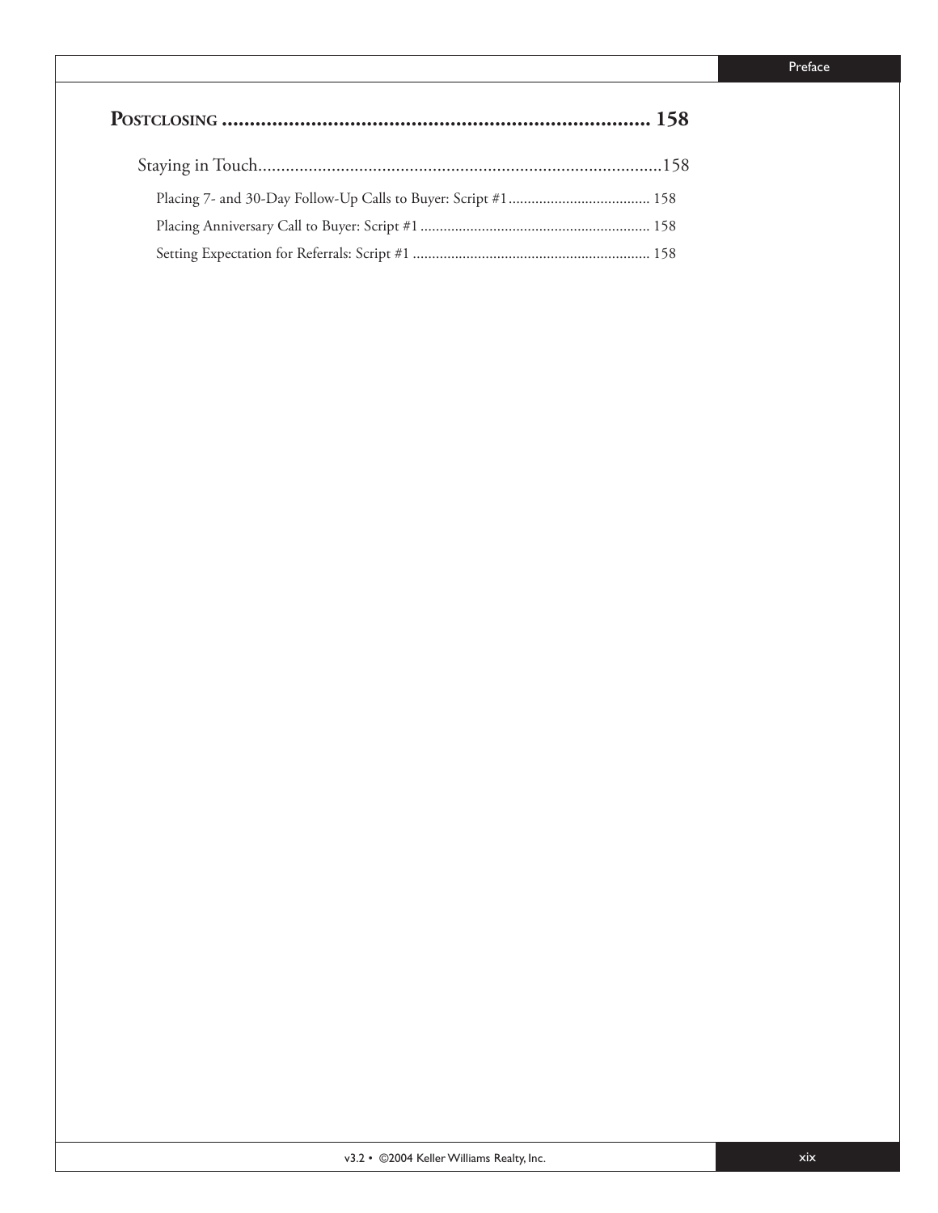**POSTCLOSING ............................................................................ 158**

Staying in Touch.........................................................................................158

Placing 7- and 30-Day Follow-Up Calls to Buyer: Script #1..................................... 158

Placing Anniversary Call to Buyer: Script #1 ........................................................... 158

Setting Expectation for Referrals: Script #1 ............................................................. 158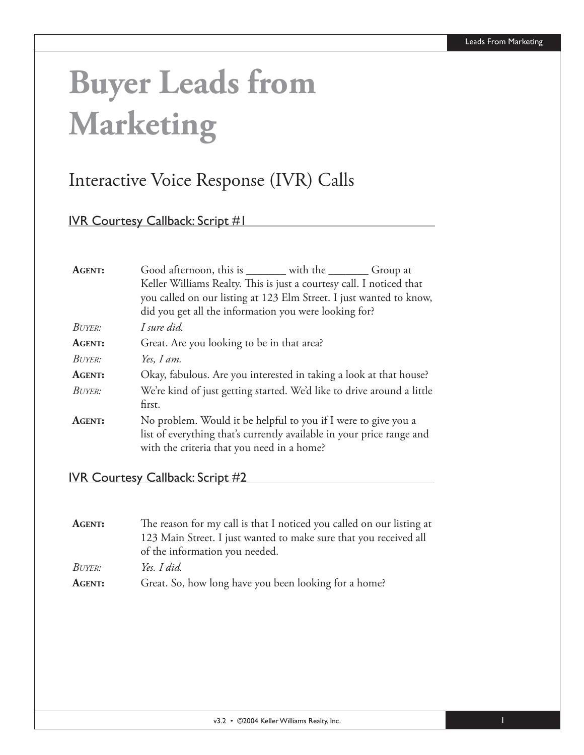# Buyer Leads from Marketing

## Interactive Voice Response (IVR) Calls

### IVR Courtesy Callback: Script #1

**Agent:** Good afternoon, this is _______ with the _______ Group at Keller Williams Realty. This is just a courtesy call. I noticed that you called on our listing at 123 Elm Street. I just wanted to know, did you get all the information you were looking for?

*Buyer:* *I sure did.*

**Agent:** Great. Are you looking to be in that area?

*Buyer:* *Yes, I am.*

**Agent:** Okay, fabulous. Are you interested in taking a look at that house?

*Buyer:* We're kind of just getting started. We'd like to drive around a little first.

**Agent:** No problem. Would it be helpful to you if I were to give you a list of everything that's currently available in your price range and with the criteria that you need in a home?

### IVR Courtesy Callback: Script #2

**Agent:** The reason for my call is that I noticed you called on our listing at 123 Main Street. I just wanted to make sure that you received all of the information you needed.

*Buyer:* *Yes. I did.*

**Agent:** Great. So, how long have you been looking for a home?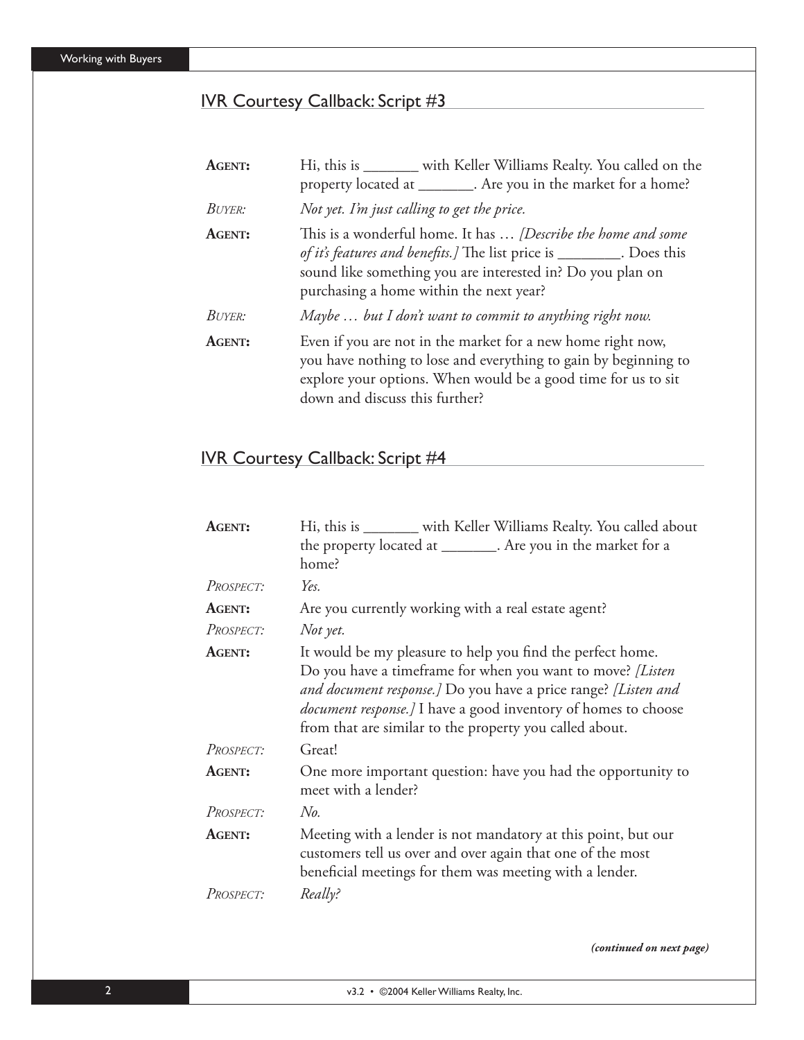## IVR Courtesy Callback: Script #3

| | |
|---|---|
| **AGENT:** | Hi, this is _______ with Keller Williams Realty. You called on the property located at _______. Are you in the market for a home? |
| *BUYER:* | *Not yet. I'm just calling to get the price.* |
| **AGENT:** | This is a wonderful home. It has … *[Describe the home and some of it's features and benefits.]* The list price is ________. Does this sound like something you are interested in? Do you plan on purchasing a home within the next year? |
| *BUYER:* | *Maybe … but I don't want to commit to anything right now.* |
| **AGENT:** | Even if you are not in the market for a new home right now, you have nothing to lose and everything to gain by beginning to explore your options. When would be a good time for us to sit down and discuss this further? |

## IVR Courtesy Callback: Script #4

| | |
|---|---|
| **AGENT:** | Hi, this is _______ with Keller Williams Realty. You called about the property located at _______. Are you in the market for a home? |
| *PROSPECT:* | *Yes.* |
| **AGENT:** | Are you currently working with a real estate agent? |
| *PROSPECT:* | *Not yet.* |
| **AGENT:** | It would be my pleasure to help you find the perfect home. Do you have a timeframe for when you want to move? *[Listen and document response.]* Do you have a price range? *[Listen and document response.]* I have a good inventory of homes to choose from that are similar to the property you called about. |
| *PROSPECT:* | Great! |
| **AGENT:** | One more important question: have you had the opportunity to meet with a lender? |
| *PROSPECT:* | *No.* |
| **AGENT:** | Meeting with a lender is not mandatory at this point, but our customers tell us over and over again that one of the most beneficial meetings for them was meeting with a lender. |
| *PROSPECT:* | *Really?* |

***(continued on next page)***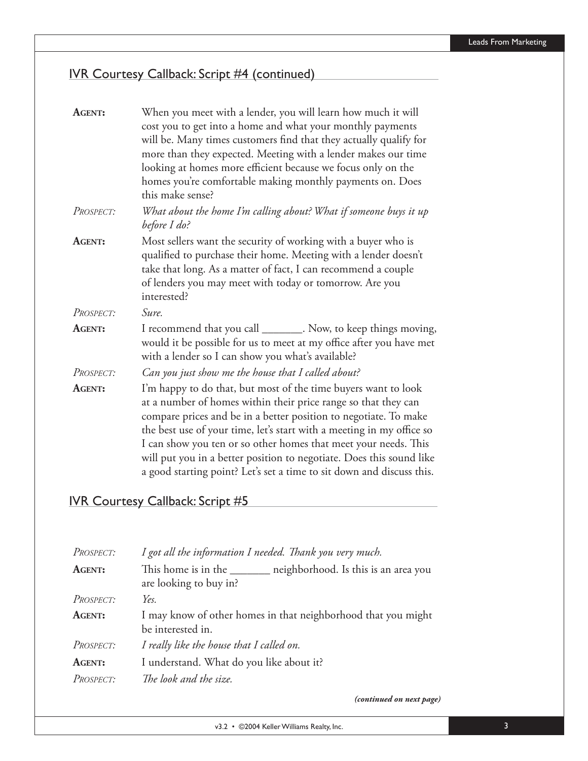## IVR Courtesy Callback: Script #4 (continued)

**AGENT:** When you meet with a lender, you will learn how much it will cost you to get into a home and what your monthly payments will be. Many times customers find that they actually qualify for more than they expected. Meeting with a lender makes our time looking at homes more efficient because we focus only on the homes you're comfortable making monthly payments on. Does this make sense?

*PROSPECT:* *What about the home I'm calling about? What if someone buys it up before I do?*

**AGENT:** Most sellers want the security of working with a buyer who is qualified to purchase their home. Meeting with a lender doesn't take that long. As a matter of fact, I can recommend a couple of lenders you may meet with today or tomorrow. Are you interested?

*PROSPECT:* *Sure.*

**AGENT:** I recommend that you call _______. Now, to keep things moving, would it be possible for us to meet at my office after you have met with a lender so I can show you what's available?

*PROSPECT:* *Can you just show me the house that I called about?*

**AGENT:** I'm happy to do that, but most of the time buyers want to look at a number of homes within their price range so that they can compare prices and be in a better position to negotiate. To make the best use of your time, let's start with a meeting in my office so I can show you ten or so other homes that meet your needs. This will put you in a better position to negotiate. Does this sound like a good starting point? Let's set a time to sit down and discuss this.

## IVR Courtesy Callback: Script #5

*PROSPECT:* *I got all the information I needed. Thank you very much.*

**AGENT:** This home is in the _______ neighborhood. Is this is an area you are looking to buy in?

*PROSPECT:* *Yes.*

**AGENT:** I may know of other homes in that neighborhood that you might be interested in.

*PROSPECT:* *I really like the house that I called on.*

**AGENT:** I understand. What do you like about it?

*PROSPECT:* *The look and the size.*

***(continued on next page)***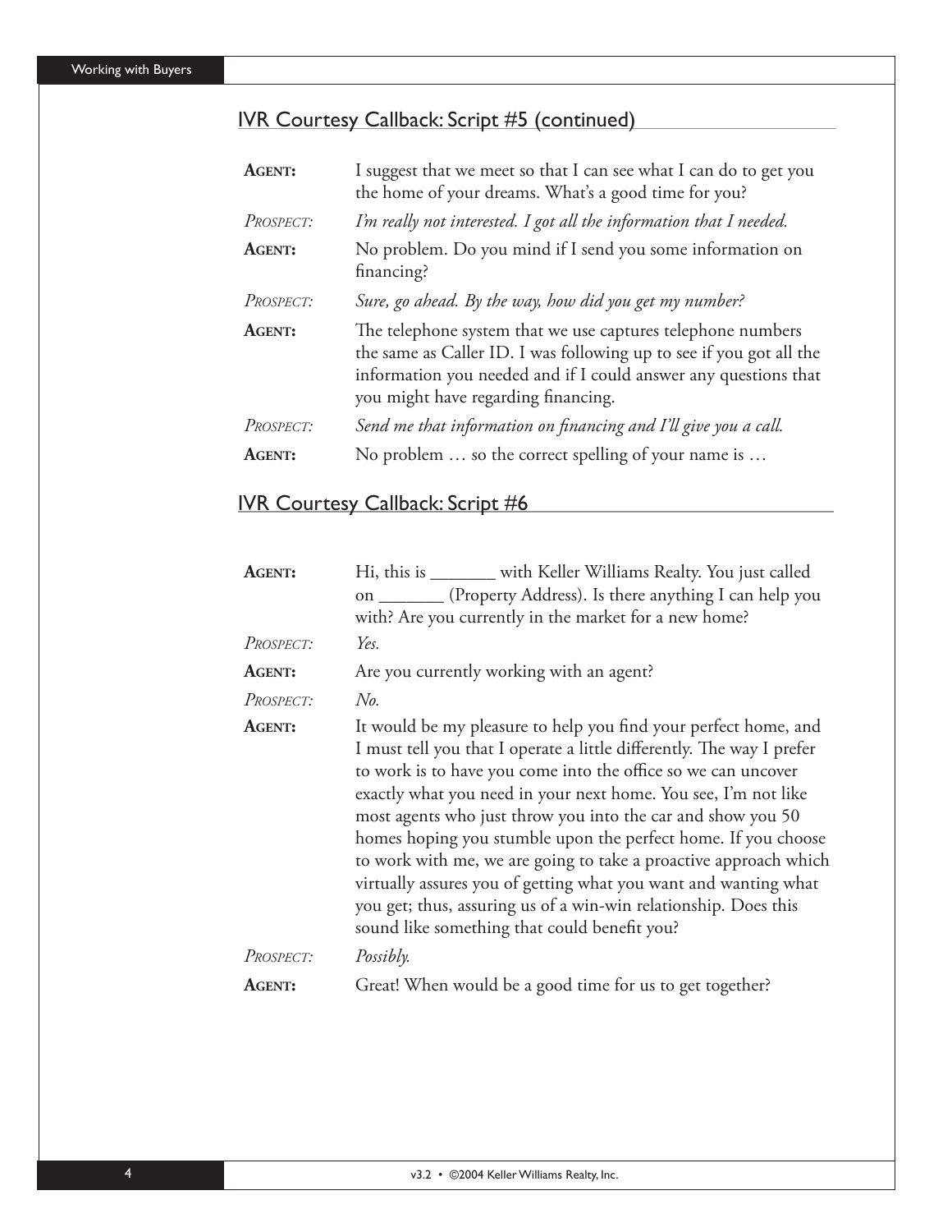## IVR Courtesy Callback: Script #5 (continued)

**Agent:** I suggest that we meet so that I can see what I can do to get you the home of your dreams. What's a good time for you?

*Prospect:* *I'm really not interested. I got all the information that I needed.*

**Agent:** No problem. Do you mind if I send you some information on financing?

*Prospect:* *Sure, go ahead. By the way, how did you get my number?*

**Agent:** The telephone system that we use captures telephone numbers the same as Caller ID. I was following up to see if you got all the information you needed and if I could answer any questions that you might have regarding financing.

*Prospect:* *Send me that information on financing and I'll give you a call.*

**Agent:** No problem … so the correct spelling of your name is …

## IVR Courtesy Callback: Script #6

**Agent:** Hi, this is _______ with Keller Williams Realty. You just called on _______ (Property Address). Is there anything I can help you with? Are you currently in the market for a new home?

*Prospect:* *Yes.*

**Agent:** Are you currently working with an agent?

*Prospect:* *No.*

**Agent:** It would be my pleasure to help you find your perfect home, and I must tell you that I operate a little differently. The way I prefer to work is to have you come into the office so we can uncover exactly what you need in your next home. You see, I'm not like most agents who just throw you into the car and show you 50 homes hoping you stumble upon the perfect home. If you choose to work with me, we are going to take a proactive approach which virtually assures you of getting what you want and wanting what you get; thus, assuring us of a win-win relationship. Does this sound like something that could benefit you?

*Prospect:* *Possibly.*

**Agent:** Great! When would be a good time for us to get together?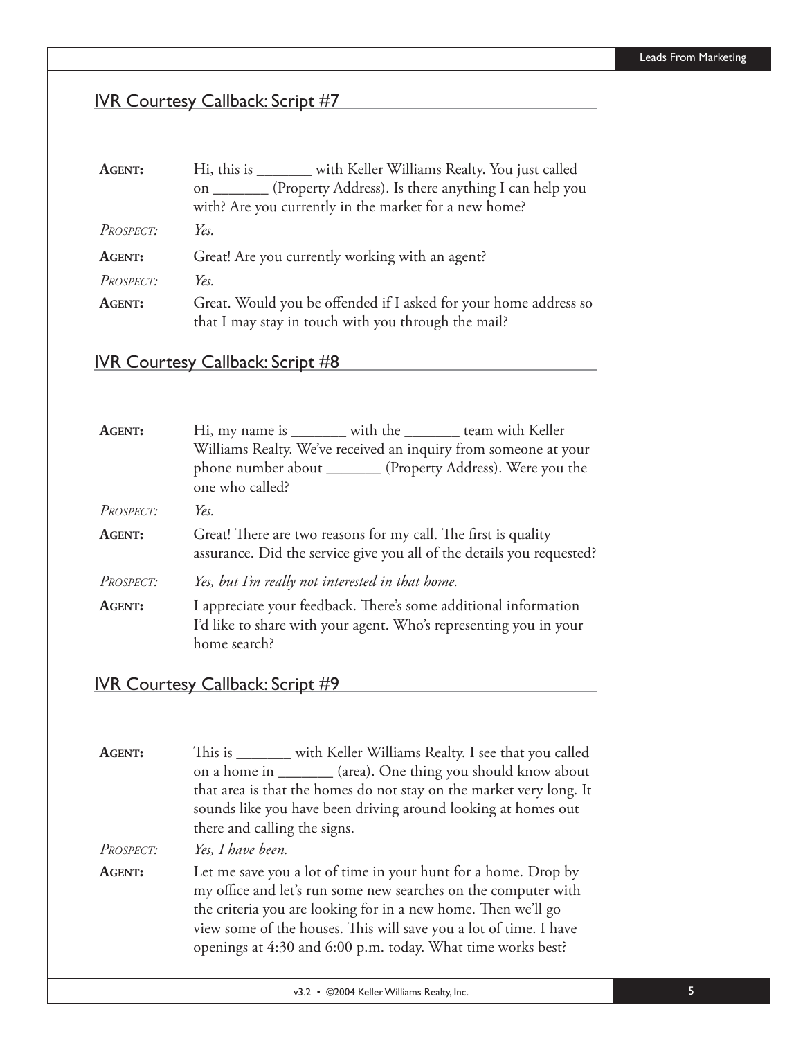## IVR Courtesy Callback: Script #7

**AGENT:** Hi, this is _______ with Keller Williams Realty. You just called on _______ (Property Address). Is there anything I can help you with? Are you currently in the market for a new home?

*PROSPECT:* *Yes.*

**AGENT:** Great! Are you currently working with an agent?

*PROSPECT:* *Yes.*

**AGENT:** Great. Would you be offended if I asked for your home address so that I may stay in touch with you through the mail?

## IVR Courtesy Callback: Script #8

**AGENT:** Hi, my name is _______ with the _______ team with Keller Williams Realty. We've received an inquiry from someone at your phone number about _______ (Property Address). Were you the one who called?

*PROSPECT:* *Yes.*

**AGENT:** Great! There are two reasons for my call. The first is quality assurance. Did the service give you all of the details you requested?

*PROSPECT:* *Yes, but I'm really not interested in that home.*

**AGENT:** I appreciate your feedback. There's some additional information I'd like to share with your agent. Who's representing you in your home search?

## IVR Courtesy Callback: Script #9

**AGENT:** This is _______ with Keller Williams Realty. I see that you called on a home in _______ (area). One thing you should know about that area is that the homes do not stay on the market very long. It sounds like you have been driving around looking at homes out there and calling the signs.

*PROSPECT:* *Yes, I have been.*

**AGENT:** Let me save you a lot of time in your hunt for a home. Drop by my office and let's run some new searches on the computer with the criteria you are looking for in a new home. Then we'll go view some of the houses. This will save you a lot of time. I have openings at 4:30 and 6:00 p.m. today. What time works best?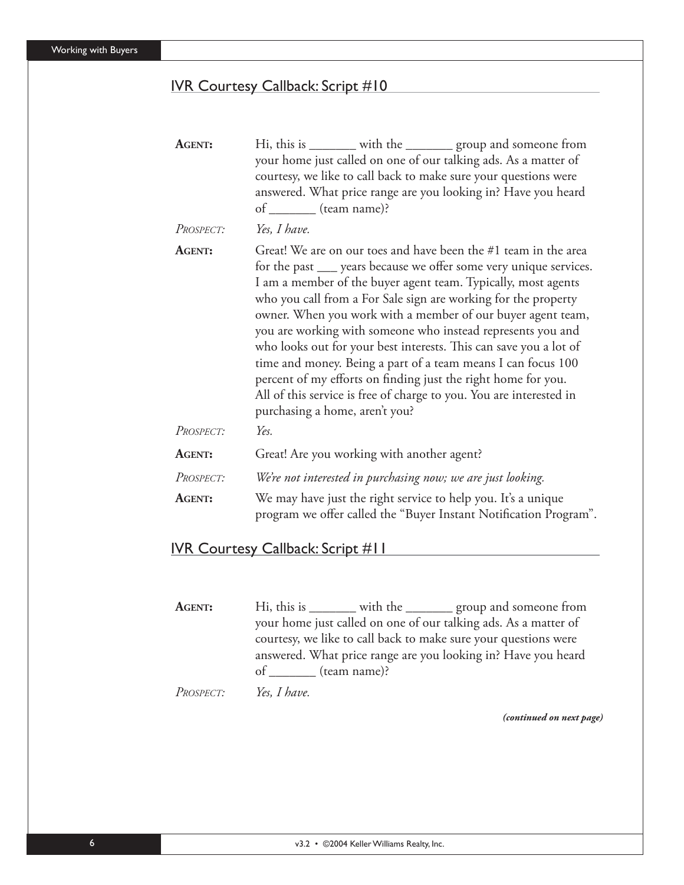## IVR Courtesy Callback: Script #10

**AGENT:** Hi, this is _______ with the _______ group and someone from your home just called on one of our talking ads. As a matter of courtesy, we like to call back to make sure your questions were answered. What price range are you looking in? Have you heard of _______ (team name)?

*PROSPECT: Yes, I have.*

**AGENT:** Great! We are on our toes and have been the #1 team in the area for the past ___ years because we offer some very unique services. I am a member of the buyer agent team. Typically, most agents who you call from a For Sale sign are working for the property owner. When you work with a member of our buyer agent team, you are working with someone who instead represents you and who looks out for your best interests. This can save you a lot of time and money. Being a part of a team means I can focus 100 percent of my efforts on finding just the right home for you. All of this service is free of charge to you. You are interested in purchasing a home, aren't you?

*PROSPECT: Yes.*

**AGENT:** Great! Are you working with another agent?

*PROSPECT: We're not interested in purchasing now; we are just looking.*

**AGENT:** We may have just the right service to help you. It's a unique program we offer called the "Buyer Instant Notification Program".

## IVR Courtesy Callback: Script #11

**AGENT:** Hi, this is _______ with the _______ group and someone from your home just called on one of our talking ads. As a matter of courtesy, we like to call back to make sure your questions were answered. What price range are you looking in? Have you heard of _______ (team name)?

*PROSPECT: Yes, I have.*

***(continued on next page)***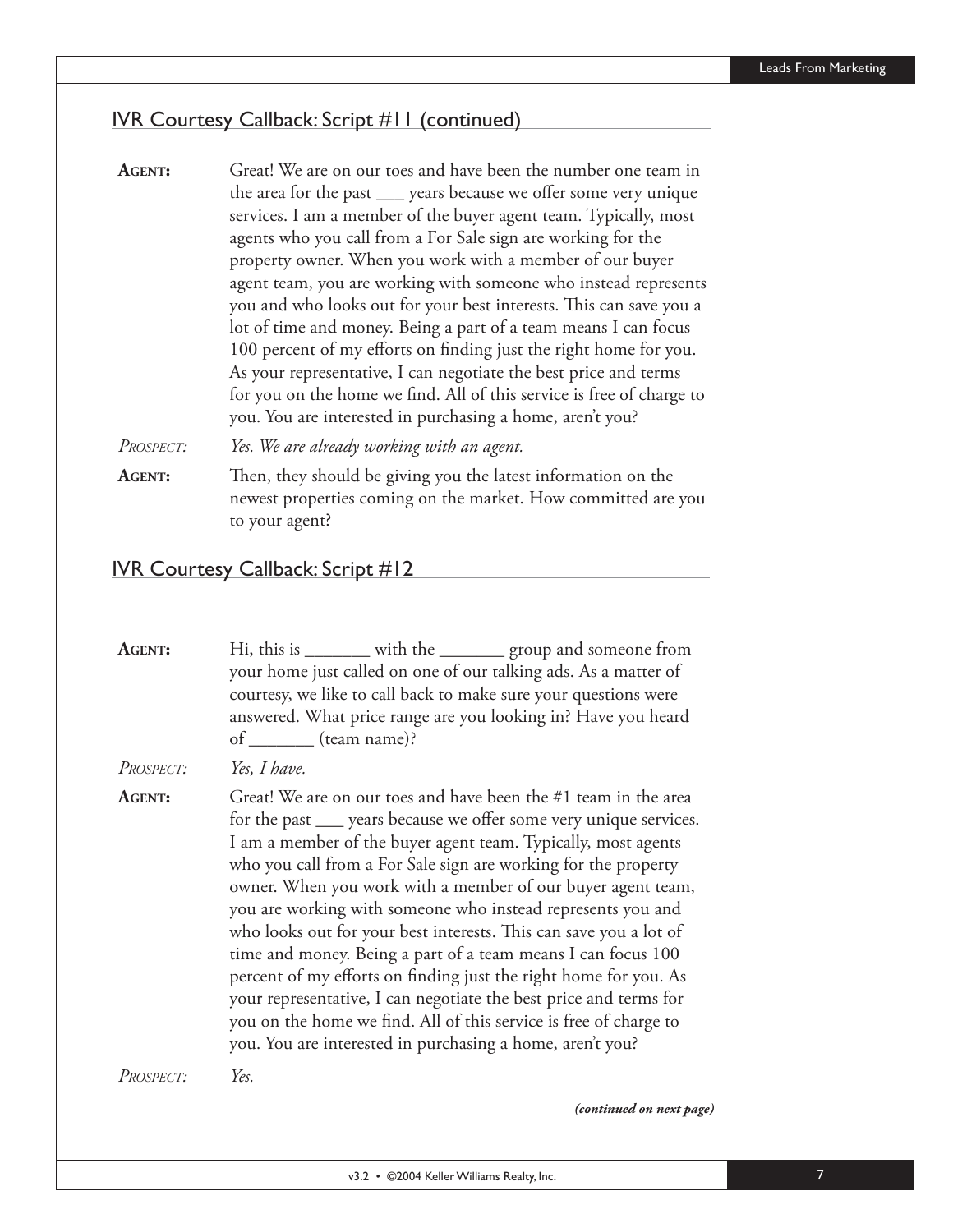## IVR Courtesy Callback: Script #11 (continued)

**AGENT:** Great! We are on our toes and have been the number one team in the area for the past ___ years because we offer some very unique services. I am a member of the buyer agent team. Typically, most agents who you call from a For Sale sign are working for the property owner. When you work with a member of our buyer agent team, you are working with someone who instead represents you and who looks out for your best interests. This can save you a lot of time and money. Being a part of a team means I can focus 100 percent of my efforts on finding just the right home for you. As your representative, I can negotiate the best price and terms for you on the home we find. All of this service is free of charge to you. You are interested in purchasing a home, aren't you?

*PROSPECT:* *Yes. We are already working with an agent.*

**AGENT:** Then, they should be giving you the latest information on the newest properties coming on the market. How committed are you to your agent?

## IVR Courtesy Callback: Script #12

**AGENT:** Hi, this is _______ with the _______ group and someone from your home just called on one of our talking ads. As a matter of courtesy, we like to call back to make sure your questions were answered. What price range are you looking in? Have you heard of _______ (team name)?

*PROSPECT:* *Yes, I have.*

**AGENT:** Great! We are on our toes and have been the #1 team in the area for the past ___ years because we offer some very unique services. I am a member of the buyer agent team. Typically, most agents who you call from a For Sale sign are working for the property owner. When you work with a member of our buyer agent team, you are working with someone who instead represents you and who looks out for your best interests. This can save you a lot of time and money. Being a part of a team means I can focus 100 percent of my efforts on finding just the right home for you. As your representative, I can negotiate the best price and terms for you on the home we find. All of this service is free of charge to you. You are interested in purchasing a home, aren't you?

*PROSPECT:* *Yes.*

***(continued on next page)***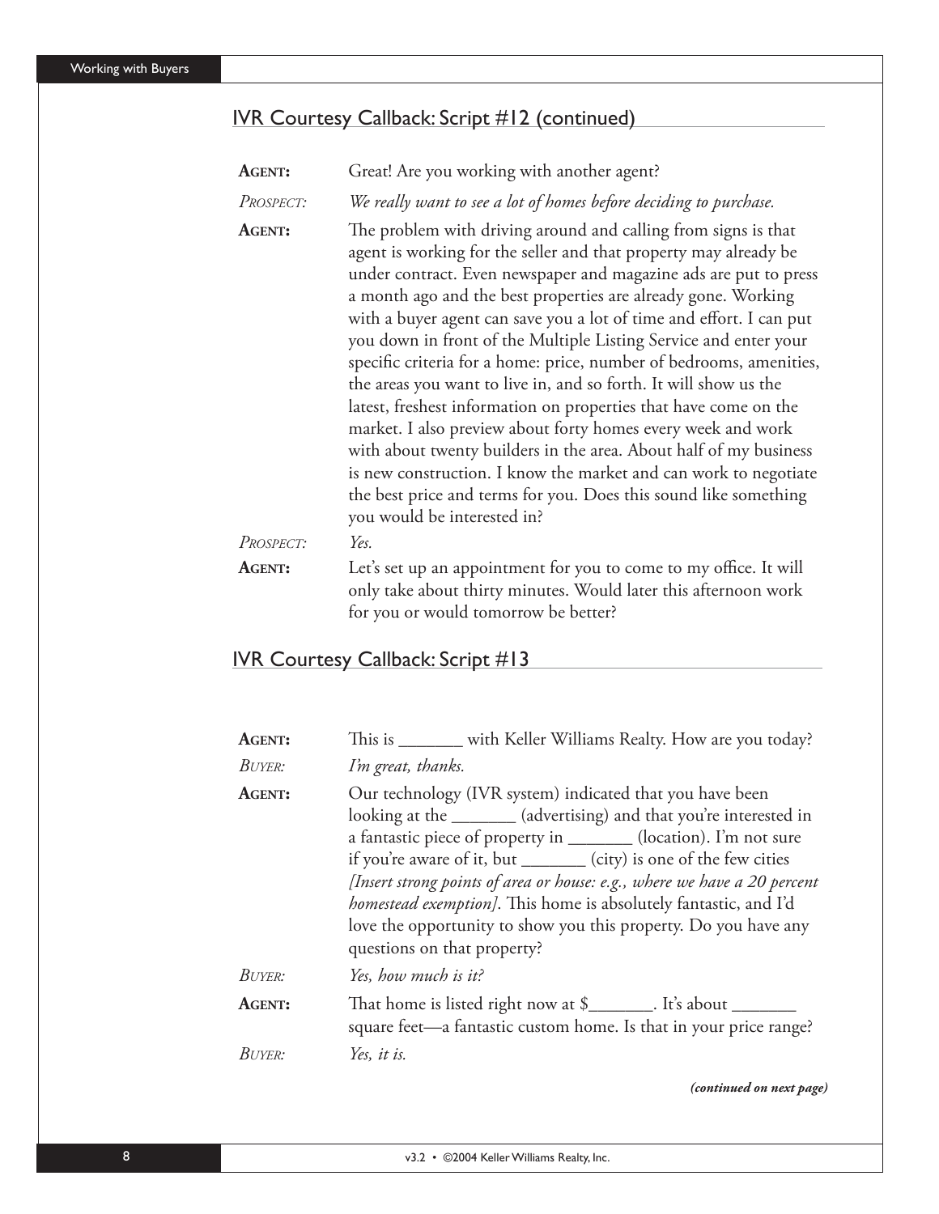## IVR Courtesy Callback: Script #12 (continued)

**AGENT:** Great! Are you working with another agent?

*PROSPECT:* *We really want to see a lot of homes before deciding to purchase.*

**AGENT:** The problem with driving around and calling from signs is that agent is working for the seller and that property may already be under contract. Even newspaper and magazine ads are put to press a month ago and the best properties are already gone. Working with a buyer agent can save you a lot of time and effort. I can put you down in front of the Multiple Listing Service and enter your specific criteria for a home: price, number of bedrooms, amenities, the areas you want to live in, and so forth. It will show us the latest, freshest information on properties that have come on the market. I also preview about forty homes every week and work with about twenty builders in the area. About half of my business is new construction. I know the market and can work to negotiate the best price and terms for you. Does this sound like something you would be interested in?

*PROSPECT:* *Yes.*

**AGENT:** Let's set up an appointment for you to come to my office. It will only take about thirty minutes. Would later this afternoon work for you or would tomorrow be better?

## IVR Courtesy Callback: Script #13

**AGENT:** This is _______ with Keller Williams Realty. How are you today?

*BUYER:* *I'm great, thanks.*

**AGENT:** Our technology (IVR system) indicated that you have been looking at the _______ (advertising) and that you're interested in a fantastic piece of property in _______ (location). I'm not sure if you're aware of it, but _______ (city) is one of the few cities *[Insert strong points of area or house: e.g., where we have a 20 percent homestead exemption]*. This home is absolutely fantastic, and I'd love the opportunity to show you this property. Do you have any questions on that property?

*BUYER:* *Yes, how much is it?*

**AGENT:** That home is listed right now at $_______. It's about _______ square feet—a fantastic custom home. Is that in your price range?

*BUYER:* *Yes, it is.*

***(continued on next page)***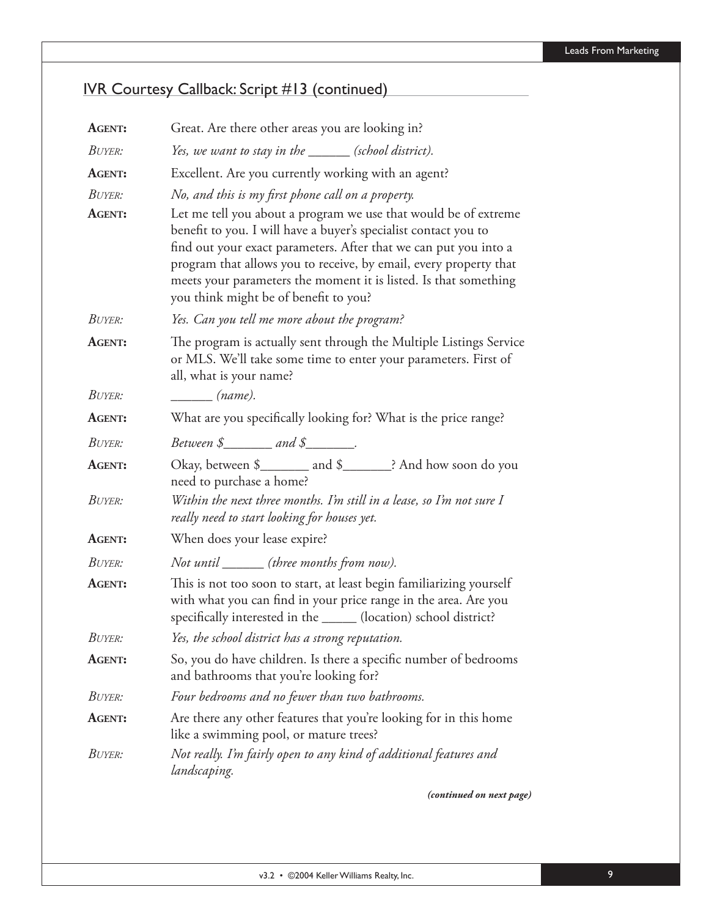## IVR Courtesy Callback: Script #13 (continued)

| | |
|---|---|
| **AGENT:** | Great. Are there other areas you are looking in? |
| *BUYER:* | *Yes, we want to stay in the ______ (school district).* |
| **AGENT:** | Excellent. Are you currently working with an agent? |
| *BUYER:* | *No, and this is my first phone call on a property.* |
| **AGENT:** | Let me tell you about a program we use that would be of extreme benefit to you. I will have a buyer's specialist contact you to find out your exact parameters. After that we can put you into a program that allows you to receive, by email, every property that meets your parameters the moment it is listed. Is that something you think might be of benefit to you? |
| *BUYER:* | *Yes. Can you tell me more about the program?* |
| **AGENT:** | The program is actually sent through the Multiple Listings Service or MLS. We'll take some time to enter your parameters. First of all, what is your name? |
| *BUYER:* | *______ (name).* |
| **AGENT:** | What are you specifically looking for? What is the price range? |
| *BUYER:* | *Between $_______ and $_______.* |
| **AGENT:** | Okay, between $_______ and $_______? And how soon do you need to purchase a home? |
| *BUYER:* | *Within the next three months. I'm still in a lease, so I'm not sure I really need to start looking for houses yet.* |
| **AGENT:** | When does your lease expire? |
| *BUYER:* | *Not until ______ (three months from now).* |
| **AGENT:** | This is not too soon to start, at least begin familiarizing yourself with what you can find in your price range in the area. Are you specifically interested in the _____ (location) school district? |
| *BUYER:* | *Yes, the school district has a strong reputation.* |
| **AGENT:** | So, you do have children. Is there a specific number of bedrooms and bathrooms that you're looking for? |
| *BUYER:* | *Four bedrooms and no fewer than two bathrooms.* |
| **AGENT:** | Are there any other features that you're looking for in this home like a swimming pool, or mature trees? |
| *BUYER:* | *Not really. I'm fairly open to any kind of additional features and landscaping.* |

***(continued on next page)***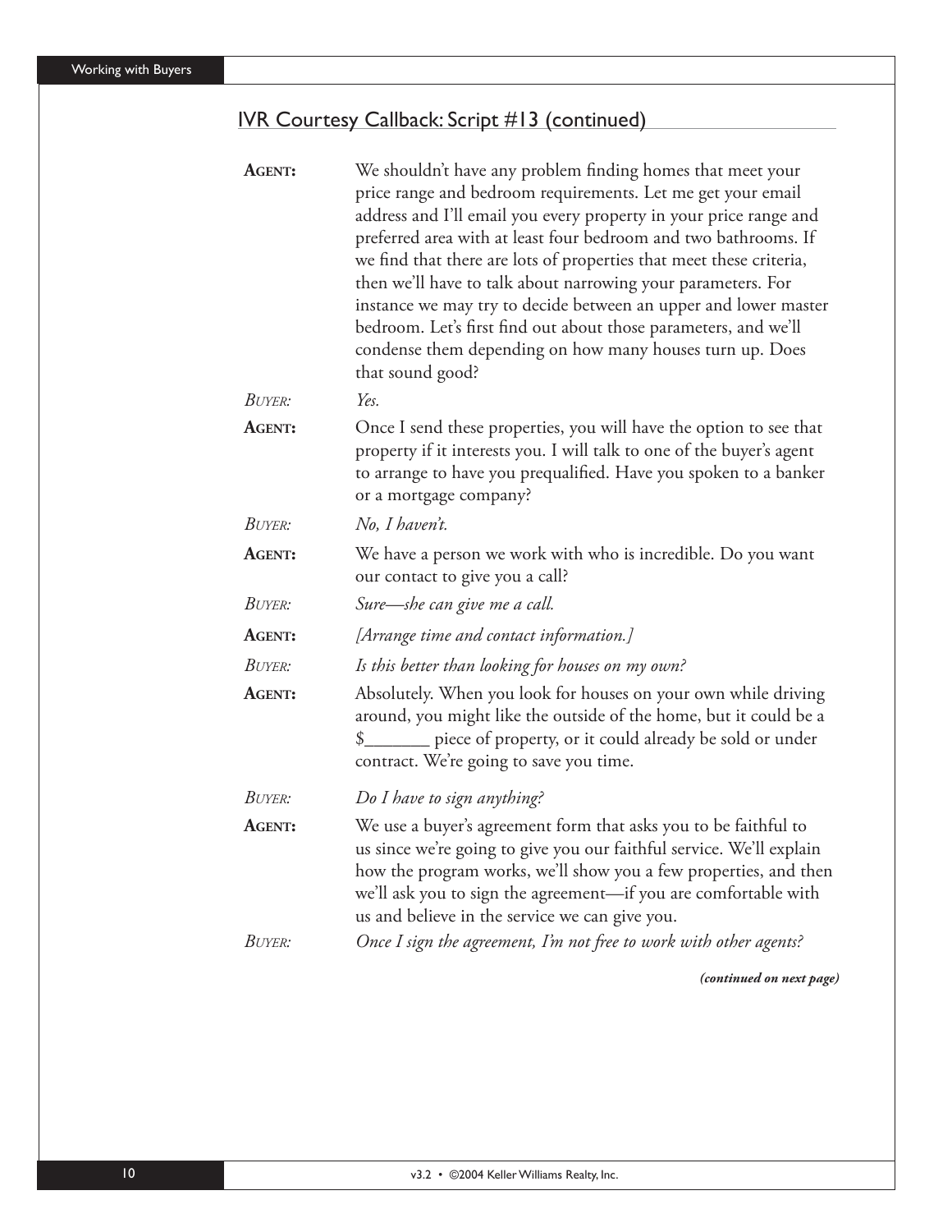## IVR Courtesy Callback: Script #13 (continued)

**AGENT:** We shouldn't have any problem finding homes that meet your price range and bedroom requirements. Let me get your email address and I'll email you every property in your price range and preferred area with at least four bedroom and two bathrooms. If we find that there are lots of properties that meet these criteria, then we'll have to talk about narrowing your parameters. For instance we may try to decide between an upper and lower master bedroom. Let's first find out about those parameters, and we'll condense them depending on how many houses turn up. Does that sound good?

*BUYER:* *Yes.*

**AGENT:** Once I send these properties, you will have the option to see that property if it interests you. I will talk to one of the buyer's agent to arrange to have you prequalified. Have you spoken to a banker or a mortgage company?

*BUYER:* *No, I haven't.*

**AGENT:** We have a person we work with who is incredible. Do you want our contact to give you a call?

*BUYER:* *Sure—she can give me a call.*

**AGENT:** *[Arrange time and contact information.]*

*BUYER:* *Is this better than looking for houses on my own?*

**AGENT:** Absolutely. When you look for houses on your own while driving around, you might like the outside of the home, but it could be a $_______ piece of property, or it could already be sold or under contract. We're going to save you time.

*BUYER:* *Do I have to sign anything?*

**AGENT:** We use a buyer's agreement form that asks you to be faithful to us since we're going to give you our faithful service. We'll explain how the program works, we'll show you a few properties, and then we'll ask you to sign the agreement—if you are comfortable with us and believe in the service we can give you.

*BUYER:* *Once I sign the agreement, I'm not free to work with other agents?*

***(continued on next page)***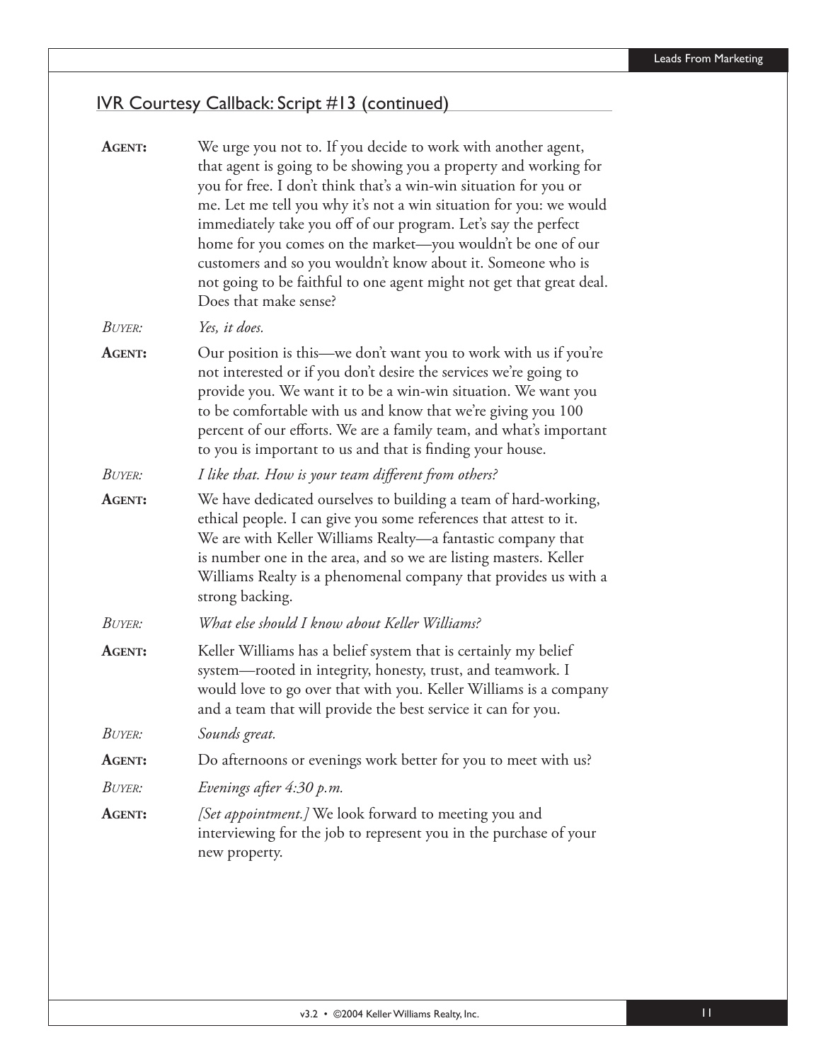## IVR Courtesy Callback: Script #13 (continued)

**AGENT:** We urge you not to. If you decide to work with another agent, that agent is going to be showing you a property and working for you for free. I don't think that's a win-win situation for you or me. Let me tell you why it's not a win situation for you: we would immediately take you off of our program. Let's say the perfect home for you comes on the market—you wouldn't be one of our customers and so you wouldn't know about it. Someone who is not going to be faithful to one agent might not get that great deal. Does that make sense?

*BUYER:* *Yes, it does.*

**AGENT:** Our position is this—we don't want you to work with us if you're not interested or if you don't desire the services we're going to provide you. We want it to be a win-win situation. We want you to be comfortable with us and know that we're giving you 100 percent of our efforts. We are a family team, and what's important to you is important to us and that is finding your house.

*BUYER:* *I like that. How is your team different from others?*

**AGENT:** We have dedicated ourselves to building a team of hard-working, ethical people. I can give you some references that attest to it. We are with Keller Williams Realty—a fantastic company that is number one in the area, and so we are listing masters. Keller Williams Realty is a phenomenal company that provides us with a strong backing.

*BUYER:* *What else should I know about Keller Williams?*

**AGENT:** Keller Williams has a belief system that is certainly my belief system—rooted in integrity, honesty, trust, and teamwork. I would love to go over that with you. Keller Williams is a company and a team that will provide the best service it can for you.

*BUYER:* *Sounds great.*

**AGENT:** Do afternoons or evenings work better for you to meet with us?

*BUYER:* *Evenings after 4:30 p.m.*

**AGENT:** *[Set appointment.]* We look forward to meeting you and interviewing for the job to represent you in the purchase of your new property.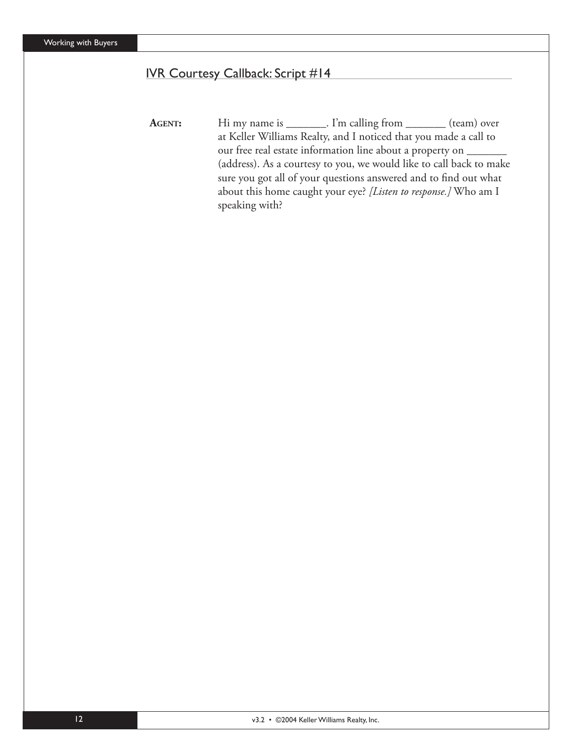## IVR Courtesy Callback: Script #14

**AGENT:** Hi my name is _______. I'm calling from _______ (team) over at Keller Williams Realty, and I noticed that you made a call to our free real estate information line about a property on _______ (address). As a courtesy to you, we would like to call back to make sure you got all of your questions answered and to find out what about this home caught your eye? *[Listen to response.]* Who am I speaking with?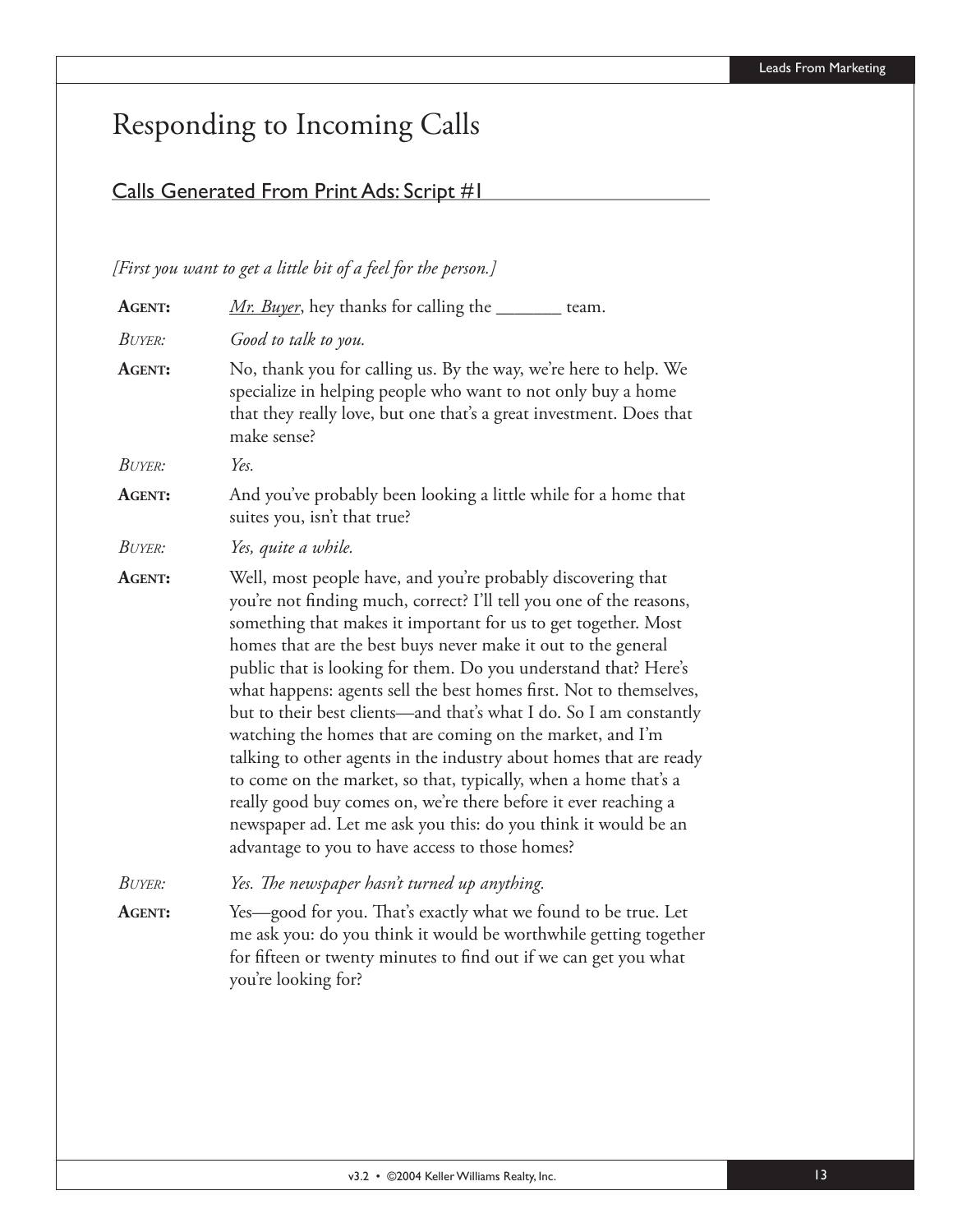# Responding to Incoming Calls

## Calls Generated From Print Ads: Script #1

*[First you want to get a little bit of a feel for the person.]*

**AGENT:** *Mr. Buyer*, hey thanks for calling the _______ team.

*BUYER: Good to talk to you.*

**AGENT:** No, thank you for calling us. By the way, we're here to help. We specialize in helping people who want to not only buy a home that they really love, but one that's a great investment. Does that make sense?

*BUYER: Yes.*

**AGENT:** And you've probably been looking a little while for a home that suites you, isn't that true?

*BUYER: Yes, quite a while.*

**AGENT:** Well, most people have, and you're probably discovering that you're not finding much, correct? I'll tell you one of the reasons, something that makes it important for us to get together. Most homes that are the best buys never make it out to the general public that is looking for them. Do you understand that? Here's what happens: agents sell the best homes first. Not to themselves, but to their best clients—and that's what I do. So I am constantly watching the homes that are coming on the market, and I'm talking to other agents in the industry about homes that are ready to come on the market, so that, typically, when a home that's a really good buy comes on, we're there before it ever reaching a newspaper ad. Let me ask you this: do you think it would be an advantage to you to have access to those homes?

*BUYER: Yes. The newspaper hasn't turned up anything.*

**AGENT:** Yes—good for you. That's exactly what we found to be true. Let me ask you: do you think it would be worthwhile getting together for fifteen or twenty minutes to find out if we can get you what you're looking for?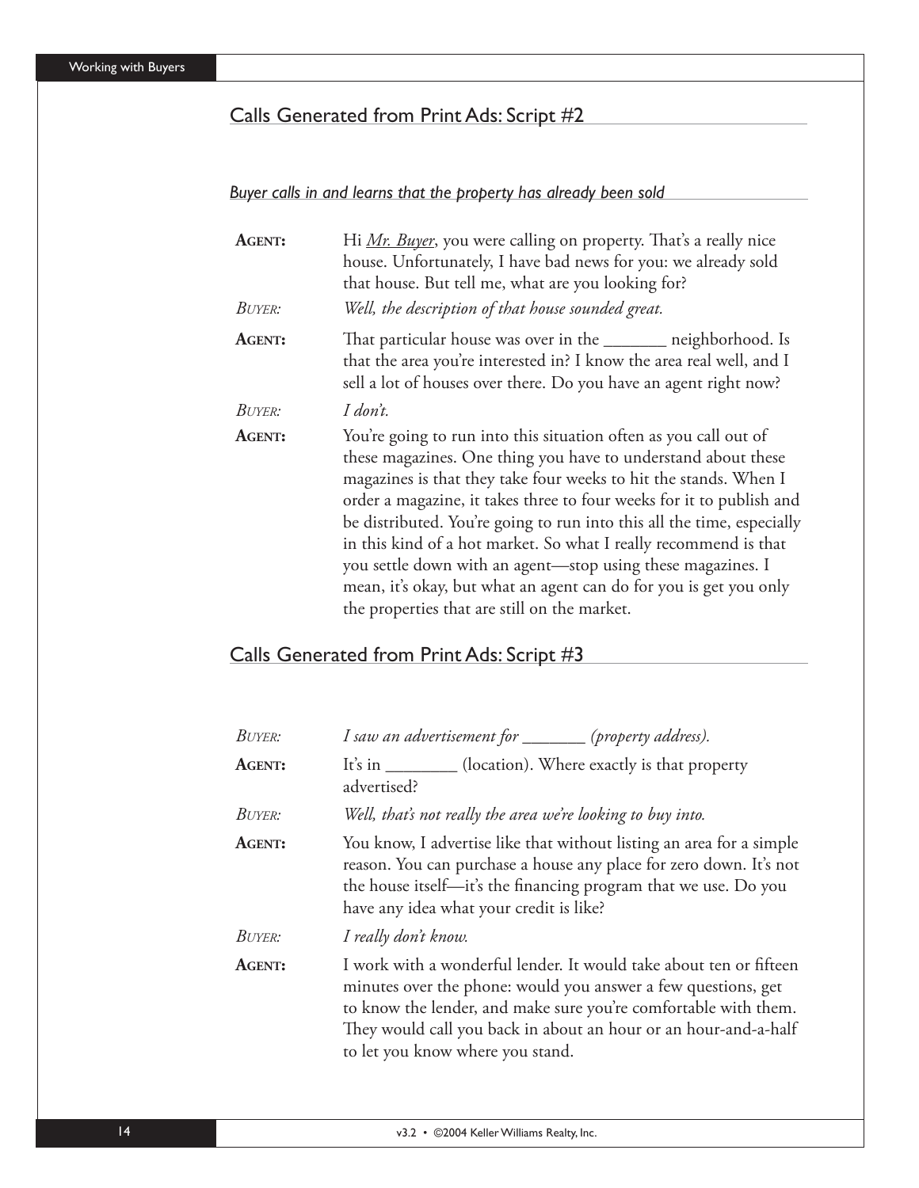## Calls Generated from Print Ads: Script #2

*Buyer calls in and learns that the property has already been sold*

**AGENT:** Hi *Mr. Buyer*, you were calling on property. That's a really nice house. Unfortunately, I have bad news for you: we already sold that house. But tell me, what are you looking for?

*BUYER:* *Well, the description of that house sounded great.*

**AGENT:** That particular house was over in the _______ neighborhood. Is that the area you're interested in? I know the area real well, and I sell a lot of houses over there. Do you have an agent right now?

*BUYER:* *I don't.*

**AGENT:** You're going to run into this situation often as you call out of these magazines. One thing you have to understand about these magazines is that they take four weeks to hit the stands. When I order a magazine, it takes three to four weeks for it to publish and be distributed. You're going to run into this all the time, especially in this kind of a hot market. So what I really recommend is that you settle down with an agent—stop using these magazines. I mean, it's okay, but what an agent can do for you is get you only the properties that are still on the market.

## Calls Generated from Print Ads: Script #3

*BUYER:* *I saw an advertisement for _______ (property address).*

**AGENT:** It's in ________ (location). Where exactly is that property advertised?

*BUYER:* *Well, that's not really the area we're looking to buy into.*

**AGENT:** You know, I advertise like that without listing an area for a simple reason. You can purchase a house any place for zero down. It's not the house itself—it's the financing program that we use. Do you have any idea what your credit is like?

*BUYER:* *I really don't know.*

**AGENT:** I work with a wonderful lender. It would take about ten or fifteen minutes over the phone: would you answer a few questions, get to know the lender, and make sure you're comfortable with them. They would call you back in about an hour or an hour-and-a-half to let you know where you stand.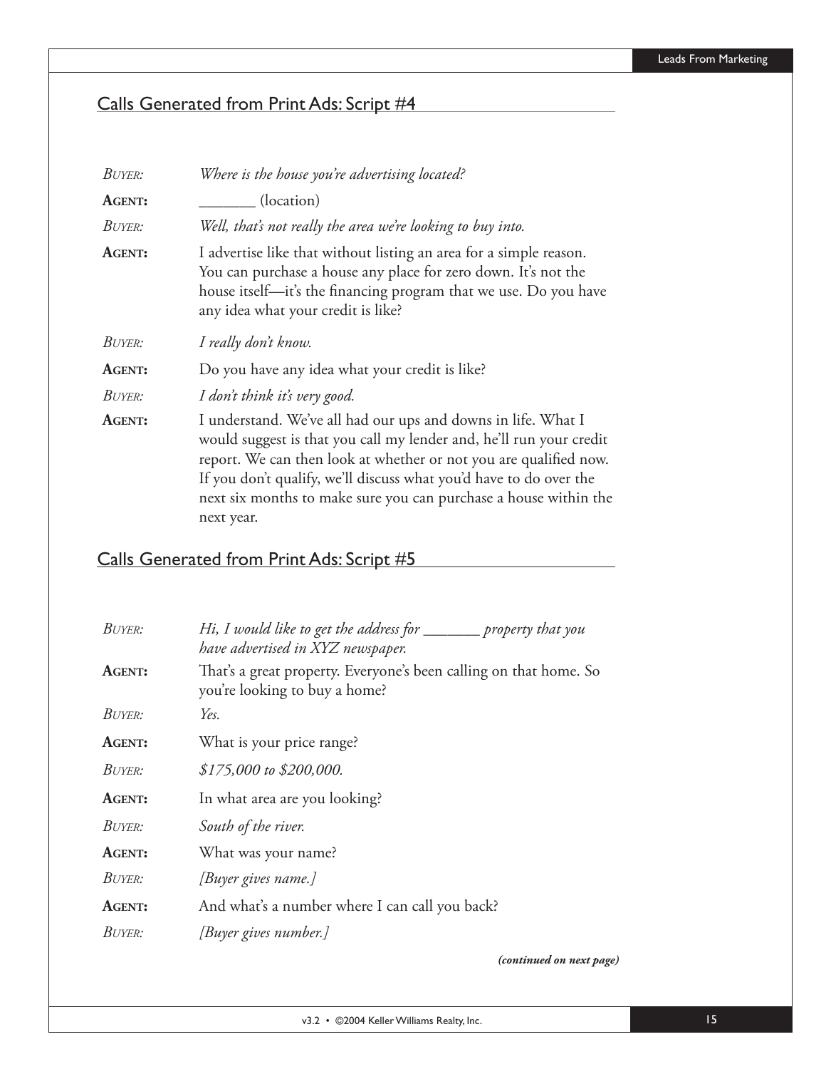## Calls Generated from Print Ads: Script #4

| | |
|---|---|
| *Buyer:* | *Where is the house you're advertising located?* |
| **Agent:** | _______ (location) |
| *Buyer:* | *Well, that's not really the area we're looking to buy into.* |
| **Agent:** | I advertise like that without listing an area for a simple reason. You can purchase a house any place for zero down. It's not the house itself—it's the financing program that we use. Do you have any idea what your credit is like? |
| *Buyer:* | *I really don't know.* |
| **Agent:** | Do you have any idea what your credit is like? |
| *Buyer:* | *I don't think it's very good.* |
| **Agent:** | I understand. We've all had our ups and downs in life. What I would suggest is that you call my lender and, he'll run your credit report. We can then look at whether or not you are qualified now. If you don't qualify, we'll discuss what you'd have to do over the next six months to make sure you can purchase a house within the next year. |

## Calls Generated from Print Ads: Script #5

| | |
|---|---|
| *Buyer:* | *Hi, I would like to get the address for _______ property that you have advertised in XYZ newspaper.* |
| **Agent:** | That's a great property. Everyone's been calling on that home. So you're looking to buy a home? |
| *Buyer:* | *Yes.* |
| **Agent:** | What is your price range? |
| *Buyer:* | *$175,000 to $200,000.* |
| **Agent:** | In what area are you looking? |
| *Buyer:* | *South of the river.* |
| **Agent:** | What was your name? |
| *Buyer:* | *[Buyer gives name.]* |
| **Agent:** | And what's a number where I can call you back? |
| *Buyer:* | *[Buyer gives number.]* |

***(continued on next page)***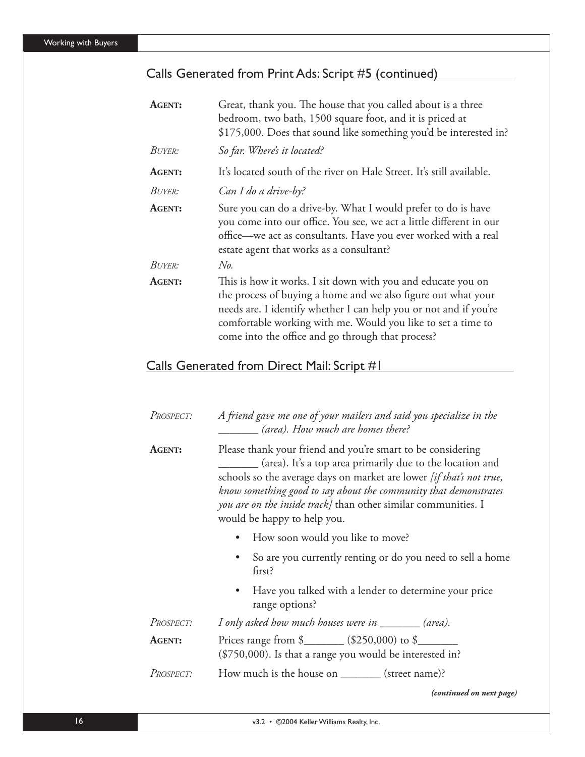## Calls Generated from Print Ads: Script #5 (continued)

**AGENT:** Great, thank you. The house that you called about is a three bedroom, two bath, 1500 square foot, and it is priced at $175,000. Does that sound like something you'd be interested in?

*BUYER:* *So far. Where's it located?*

**AGENT:** It's located south of the river on Hale Street. It's still available.

*BUYER:* *Can I do a drive-by?*

**AGENT:** Sure you can do a drive-by. What I would prefer to do is have you come into our office. You see, we act a little different in our office—we act as consultants. Have you ever worked with a real estate agent that works as a consultant?

*BUYER:* *No.*

**AGENT:** This is how it works. I sit down with you and educate you on the process of buying a home and we also figure out what your needs are. I identify whether I can help you or not and if you're comfortable working with me. Would you like to set a time to come into the office and go through that process?

## Calls Generated from Direct Mail: Script #1

*PROSPECT:* *A friend gave me one of your mailers and said you specialize in the _______ (area). How much are homes there?*

**AGENT:** Please thank your friend and you're smart to be considering _______ (area). It's a top area primarily due to the location and schools so the average days on market are lower *[if that's not true, know something good to say about the community that demonstrates you are on the inside track]* than other similar communities. I would be happy to help you.

- How soon would you like to move?
- So are you currently renting or do you need to sell a home first?
- Have you talked with a lender to determine your price range options?

*PROSPECT:* *I only asked how much houses were in _______ (area).*

**AGENT:** Prices range from $_______ ($250,000) to $_______ ($750,000). Is that a range you would be interested in?

*PROSPECT:* How much is the house on _______ (street name)?

***(continued on next page)***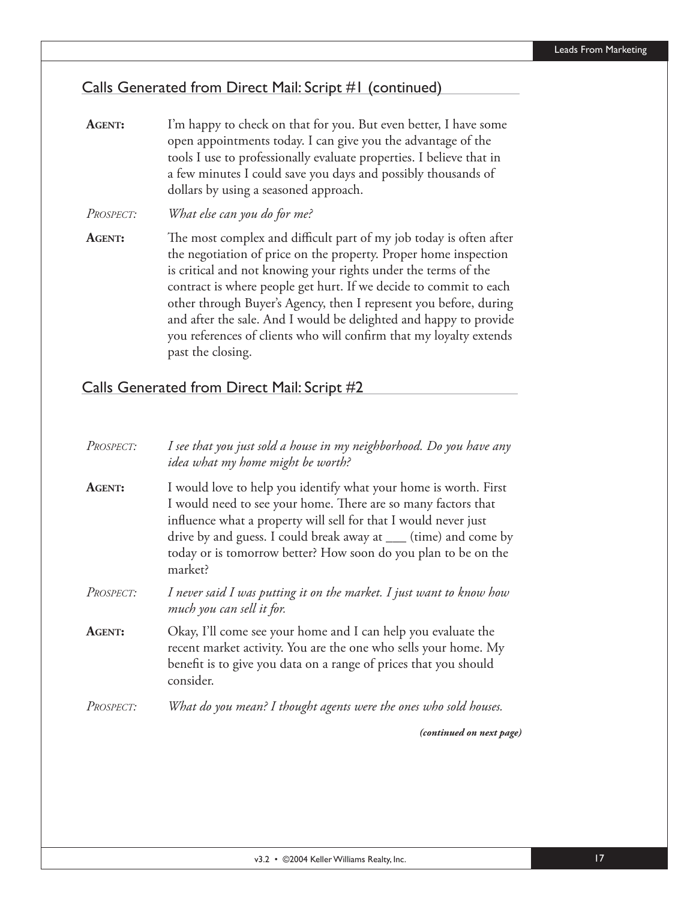## Calls Generated from Direct Mail: Script #1 (continued)

**AGENT:** I'm happy to check on that for you. But even better, I have some open appointments today. I can give you the advantage of the tools I use to professionally evaluate properties. I believe that in a few minutes I could save you days and possibly thousands of dollars by using a seasoned approach.

*PROSPECT: What else can you do for me?*

**AGENT:** The most complex and difficult part of my job today is often after the negotiation of price on the property. Proper home inspection is critical and not knowing your rights under the terms of the contract is where people get hurt. If we decide to commit to each other through Buyer's Agency, then I represent you before, during and after the sale. And I would be delighted and happy to provide you references of clients who will confirm that my loyalty extends past the closing.

## Calls Generated from Direct Mail: Script #2

*PROSPECT: I see that you just sold a house in my neighborhood. Do you have any idea what my home might be worth?*

**AGENT:** I would love to help you identify what your home is worth. First I would need to see your home. There are so many factors that influence what a property will sell for that I would never just drive by and guess. I could break away at ___ (time) and come by today or is tomorrow better? How soon do you plan to be on the market?

*PROSPECT: I never said I was putting it on the market. I just want to know how much you can sell it for.*

**AGENT:** Okay, I'll come see your home and I can help you evaluate the recent market activity. You are the one who sells your home. My benefit is to give you data on a range of prices that you should consider.

*PROSPECT: What do you mean? I thought agents were the ones who sold houses.*

***(continued on next page)***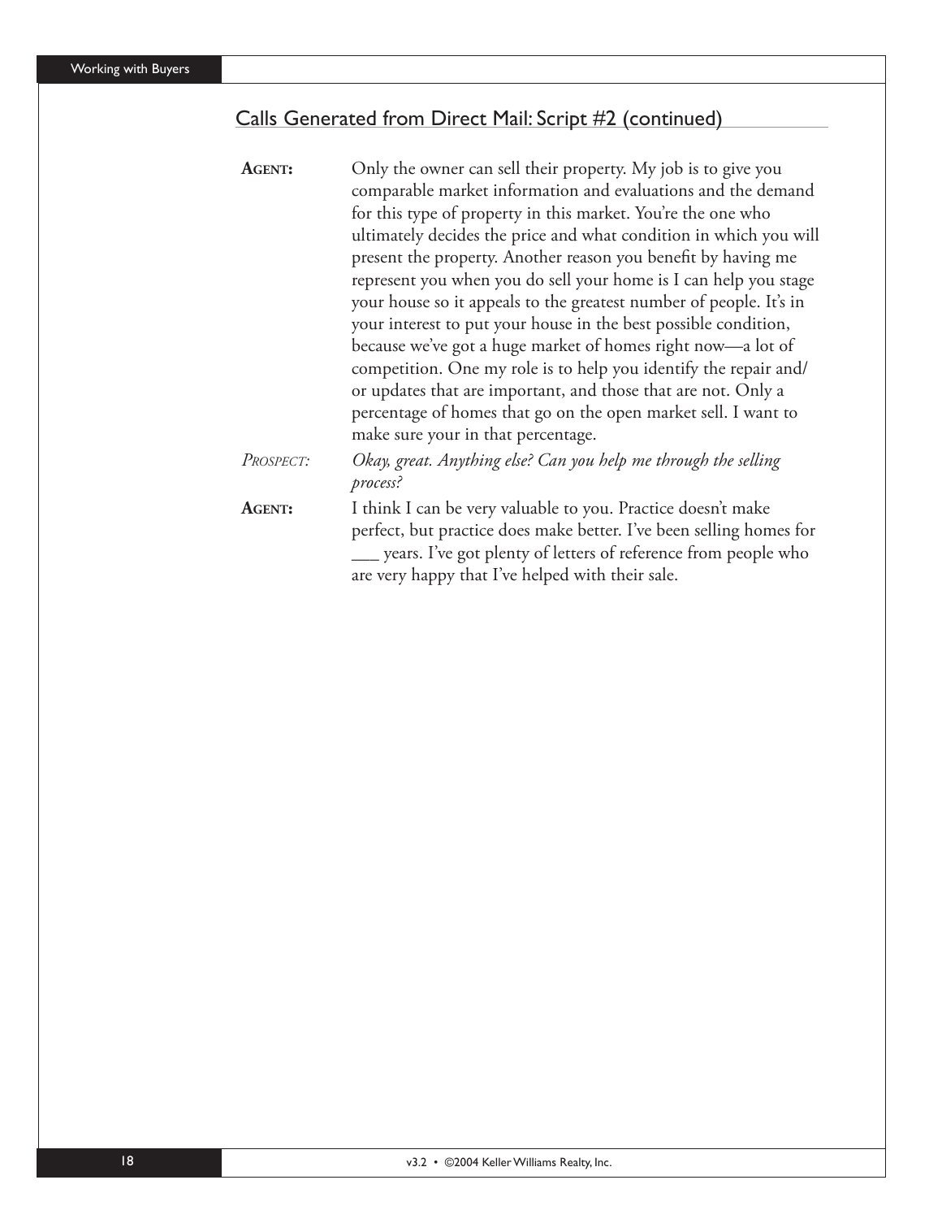## Calls Generated from Direct Mail: Script #2 (continued)

**AGENT:** Only the owner can sell their property. My job is to give you comparable market information and evaluations and the demand for this type of property in this market. You're the one who ultimately decides the price and what condition in which you will present the property. Another reason you benefit by having me represent you when you do sell your home is I can help you stage your house so it appeals to the greatest number of people. It's in your interest to put your house in the best possible condition, because we've got a huge market of homes right now—a lot of competition. One my role is to help you identify the repair and/or updates that are important, and those that are not. Only a percentage of homes that go on the open market sell. I want to make sure your in that percentage.

*PROSPECT:* *Okay, great. Anything else? Can you help me through the selling process?*

**AGENT:** I think I can be very valuable to you. Practice doesn't make perfect, but practice does make better. I've been selling homes for ___ years. I've got plenty of letters of reference from people who are very happy that I've helped with their sale.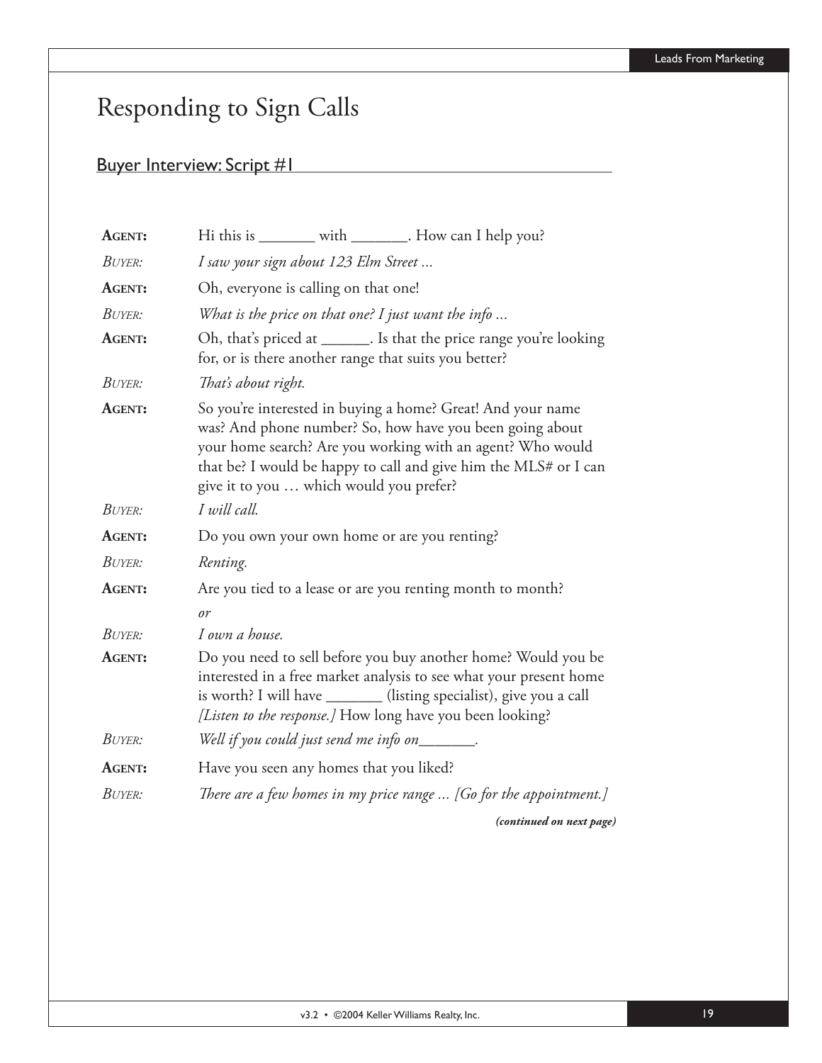# Responding to Sign Calls

## Buyer Interview: Script #1

| | |
|---|---|
| **AGENT:** | Hi this is _______ with _______. How can I help you? |
| *BUYER:* | *I saw your sign about 123 Elm Street ...* |
| **AGENT:** | Oh, everyone is calling on that one! |
| *BUYER:* | *What is the price on that one? I just want the info ...* |
| **AGENT:** | Oh, that's priced at ______. Is that the price range you're looking for, or is there another range that suits you better? |
| *BUYER:* | *That's about right.* |
| **AGENT:** | So you're interested in buying a home? Great! And your name was? And phone number? So, how have you been going about your home search? Are you working with an agent? Who would that be? I would be happy to call and give him the MLS# or I can give it to you … which would you prefer? |
| *BUYER:* | *I will call.* |
| **AGENT:** | Do you own your own home or are you renting? |
| *BUYER:* | *Renting.* |
| **AGENT:** | Are you tied to a lease or are you renting month to month? |
| | *or* |
| *BUYER:* | *I own a house.* |
| **AGENT:** | Do you need to sell before you buy another home? Would you be interested in a free market analysis to see what your present home is worth? I will have _______ (listing specialist), give you a call *[Listen to the response.]* How long have you been looking? |
| *BUYER:* | *Well if you could just send me info on_______.* |
| **AGENT:** | Have you seen any homes that you liked? |
| *BUYER:* | *There are a few homes in my price range ... [Go for the appointment.]* |

***(continued on next page)***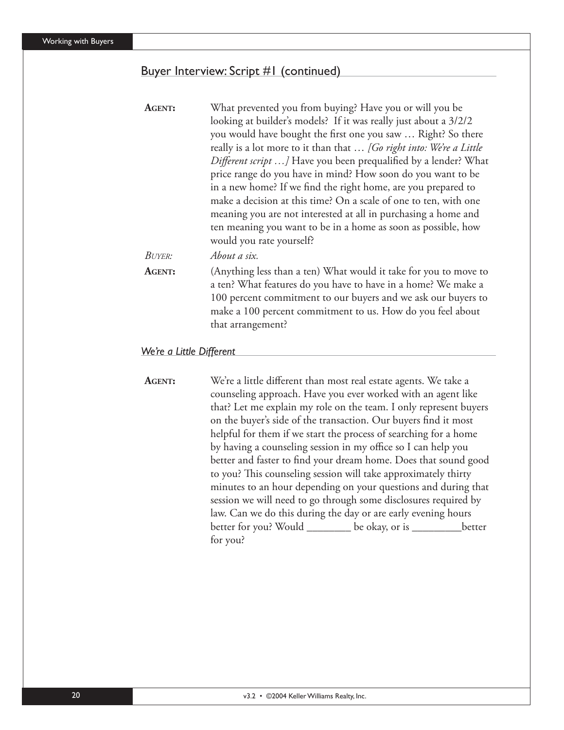## Buyer Interview: Script #1 (continued)

**AGENT:** What prevented you from buying? Have you or will you be looking at builder's models? If it was really just about a 3/2/2 you would have bought the first one you saw … Right? So there really is a lot more to it than that … *[Go right into: We're a Little Different script …]* Have you been prequalified by a lender? What price range do you have in mind? How soon do you want to be in a new home? If we find the right home, are you prepared to make a decision at this time? On a scale of one to ten, with one meaning you are not interested at all in purchasing a home and ten meaning you want to be in a home as soon as possible, how would you rate yourself?

*BUYER:* *About a six.*

**AGENT:** (Anything less than a ten) What would it take for you to move to a ten? What features do you have to have in a home? We make a 100 percent commitment to our buyers and we ask our buyers to make a 100 percent commitment to us. How do you feel about that arrangement?

### *We're a Little Different*

**AGENT:** We're a little different than most real estate agents. We take a counseling approach. Have you ever worked with an agent like that? Let me explain my role on the team. I only represent buyers on the buyer's side of the transaction. Our buyers find it most helpful for them if we start the process of searching for a home by having a counseling session in my office so I can help you better and faster to find your dream home. Does that sound good to you? This counseling session will take approximately thirty minutes to an hour depending on your questions and during that session we will need to go through some disclosures required by law. Can we do this during the day or are early evening hours better for you? Would ________ be okay, or is _________better for you?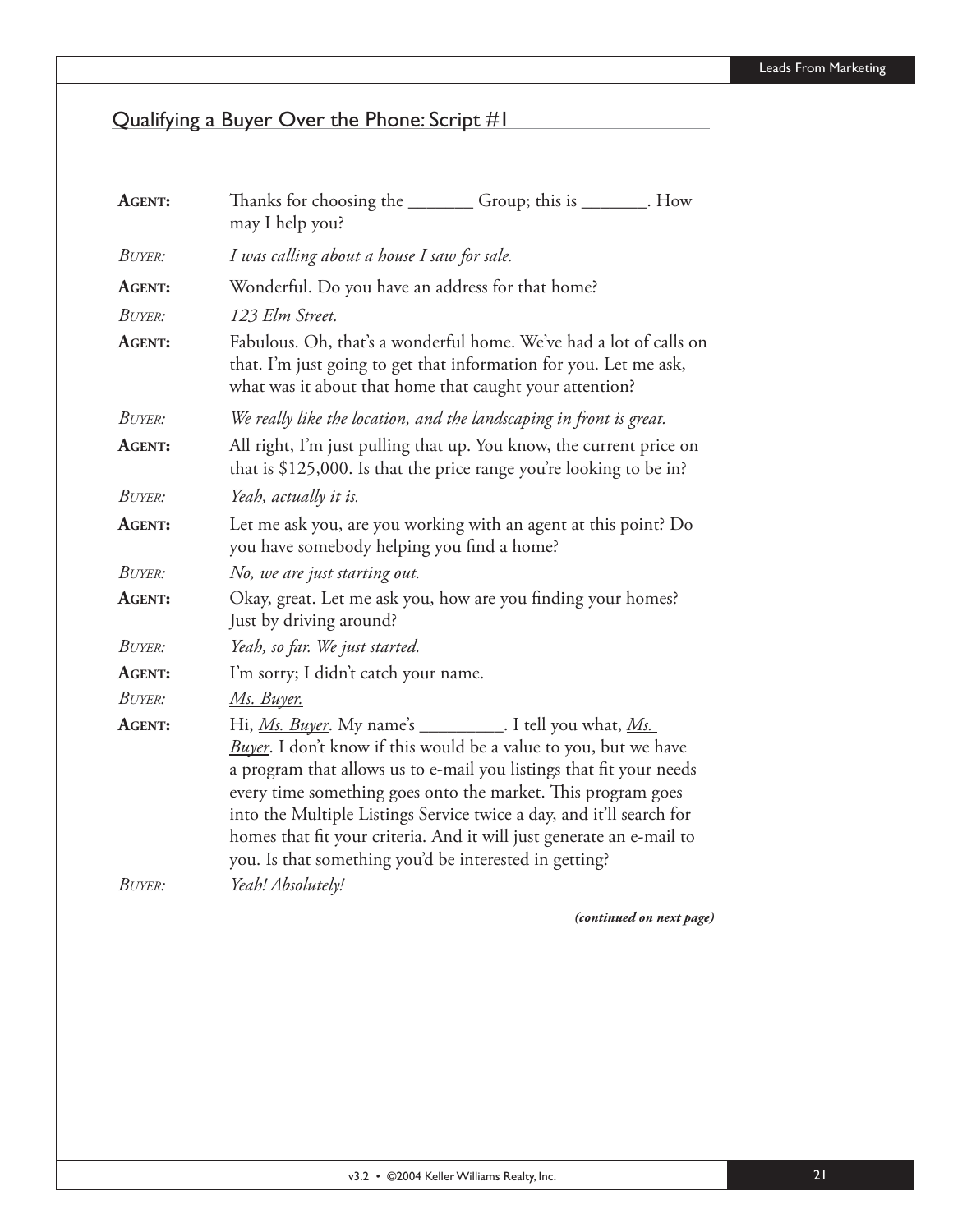## Qualifying a Buyer Over the Phone: Script #1

**AGENT:** Thanks for choosing the _______ Group; this is _______. How may I help you?

*BUYER: I was calling about a house I saw for sale.*

**AGENT:** Wonderful. Do you have an address for that home?

*BUYER: 123 Elm Street.*

**AGENT:** Fabulous. Oh, that's a wonderful home. We've had a lot of calls on that. I'm just going to get that information for you. Let me ask, what was it about that home that caught your attention?

*BUYER: We really like the location, and the landscaping in front is great.*

**AGENT:** All right, I'm just pulling that up. You know, the current price on that is $125,000. Is that the price range you're looking to be in?

*BUYER: Yeah, actually it is.*

**AGENT:** Let me ask you, are you working with an agent at this point? Do you have somebody helping you find a home?

*BUYER: No, we are just starting out.*

**AGENT:** Okay, great. Let me ask you, how are you finding your homes? Just by driving around?

*BUYER: Yeah, so far. We just started.*

**AGENT:** I'm sorry; I didn't catch your name.

*BUYER: <u>Ms. Buyer.</u>*

**AGENT:** Hi, *<u>Ms. Buyer</u>*. My name's _________. I tell you what, *<u>Ms. Buyer</u>*. I don't know if this would be a value to you, but we have a program that allows us to e-mail you listings that fit your needs every time something goes onto the market. This program goes into the Multiple Listings Service twice a day, and it'll search for homes that fit your criteria. And it will just generate an e-mail to you. Is that something you'd be interested in getting?

*BUYER: Yeah! Absolutely!*

***(continued on next page)***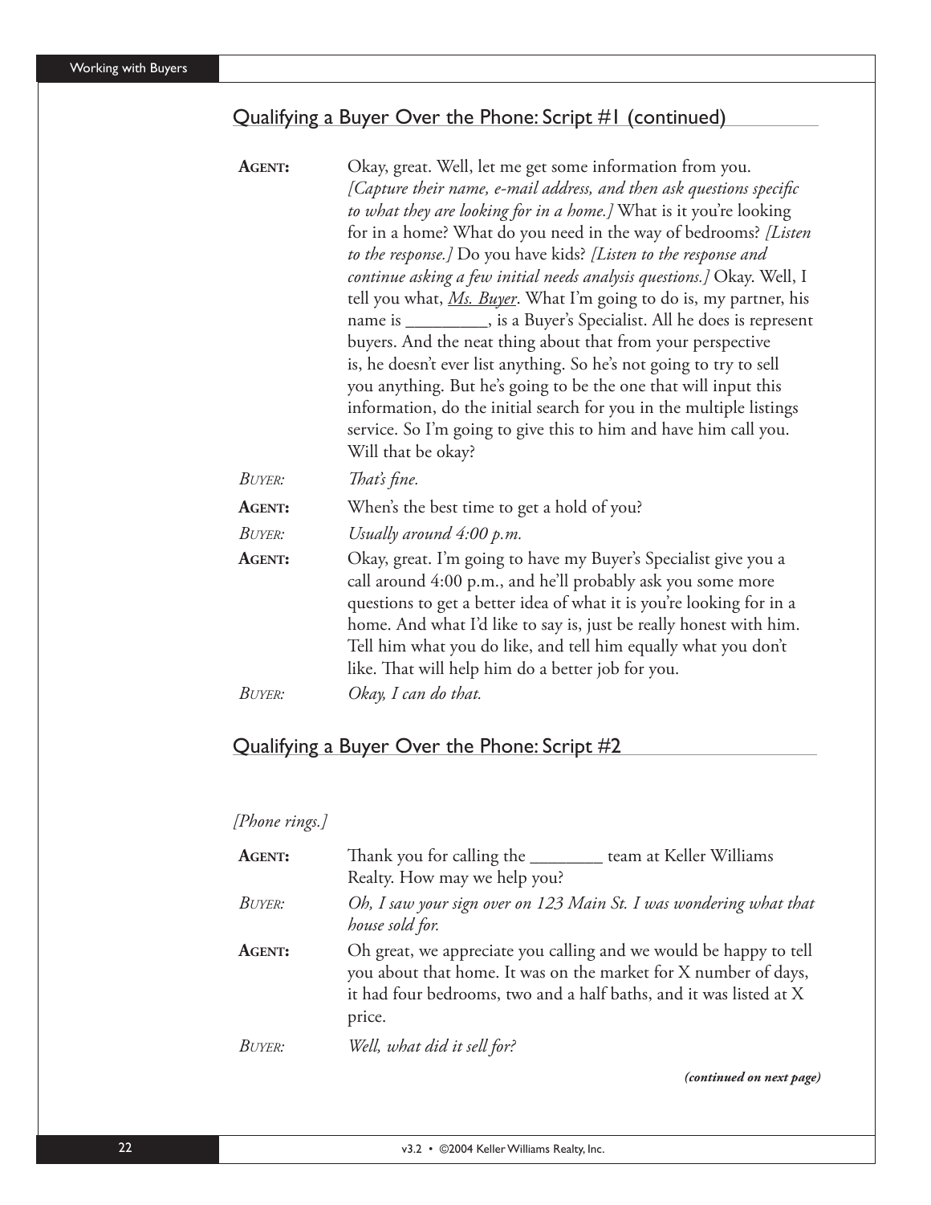## Qualifying a Buyer Over the Phone: Script #1 (continued)

**AGENT:** Okay, great. Well, let me get some information from you. *[Capture their name, e-mail address, and then ask questions specific to what they are looking for in a home.]* What is it you're looking for in a home? What do you need in the way of bedrooms? *[Listen to the response.]* Do you have kids? *[Listen to the response and continue asking a few initial needs analysis questions.]* Okay. Well, I tell you what, ***Ms. Buyer***. What I'm going to do is, my partner, his name is _________, is a Buyer's Specialist. All he does is represent buyers. And the neat thing about that from your perspective is, he doesn't ever list anything. So he's not going to try to sell you anything. But he's going to be the one that will input this information, do the initial search for you in the multiple listings service. So I'm going to give this to him and have him call you. Will that be okay?

*BUYER:* *That's fine.*

**AGENT:** When's the best time to get a hold of you?

*BUYER:* *Usually around 4:00 p.m.*

**AGENT:** Okay, great. I'm going to have my Buyer's Specialist give you a call around 4:00 p.m., and he'll probably ask you some more questions to get a better idea of what it is you're looking for in a home. And what I'd like to say is, just be really honest with him. Tell him what you do like, and tell him equally what you don't like. That will help him do a better job for you.

*BUYER:* *Okay, I can do that.*

## Qualifying a Buyer Over the Phone: Script #2

*[Phone rings.]*

**AGENT:** Thank you for calling the ________ team at Keller Williams Realty. How may we help you?

*BUYER:* *Oh, I saw your sign over on 123 Main St. I was wondering what that house sold for.*

**AGENT:** Oh great, we appreciate you calling and we would be happy to tell you about that home. It was on the market for X number of days, it had four bedrooms, two and a half baths, and it was listed at X price.

*BUYER:* *Well, what did it sell for?*

***(continued on next page)***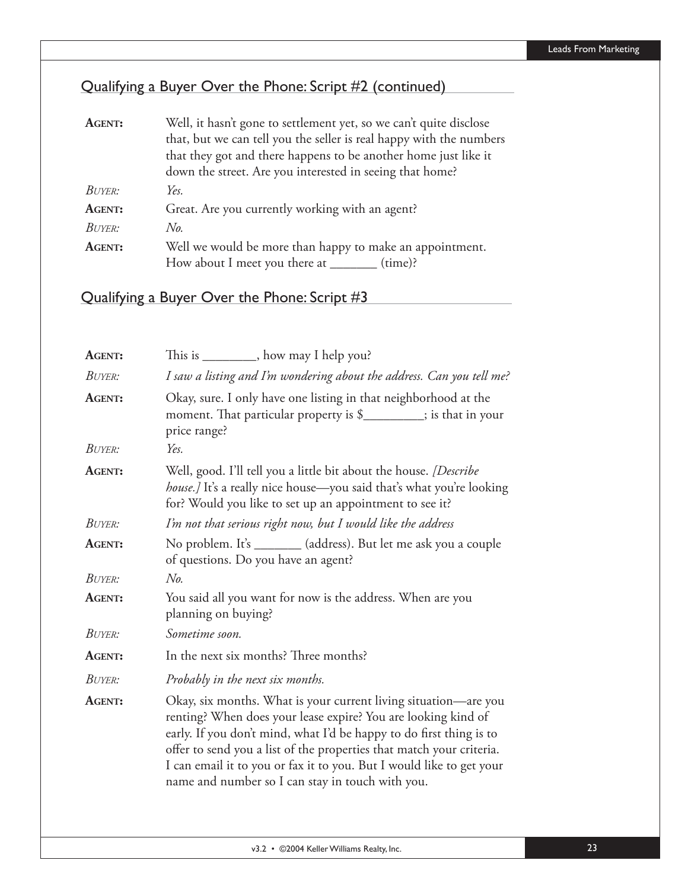## Qualifying a Buyer Over the Phone: Script #2 (continued)

**Agent:** Well, it hasn't gone to settlement yet, so we can't quite disclose that, but we can tell you the seller is real happy with the numbers that they got and there happens to be another home just like it down the street. Are you interested in seeing that home?

*Buyer:* *Yes.*

**Agent:** Great. Are you currently working with an agent?

*Buyer:* *No.*

**Agent:** Well we would be more than happy to make an appointment. How about I meet you there at _______ (time)?

## Qualifying a Buyer Over the Phone: Script #3

**Agent:** This is ________, how may I help you?

*Buyer:* *I saw a listing and I'm wondering about the address. Can you tell me?*

**Agent:** Okay, sure. I only have one listing in that neighborhood at the moment. That particular property is $_________; is that in your price range?

*Buyer:* *Yes.*

**Agent:** Well, good. I'll tell you a little bit about the house. *[Describe house.]* It's a really nice house—you said that's what you're looking for? Would you like to set up an appointment to see it?

*Buyer:* *I'm not that serious right now, but I would like the address*

**Agent:** No problem. It's _______ (address). But let me ask you a couple of questions. Do you have an agent?

*Buyer:* *No.*

**Agent:** You said all you want for now is the address. When are you planning on buying?

*Buyer:* *Sometime soon.*

**Agent:** In the next six months? Three months?

*Buyer:* *Probably in the next six months.*

**Agent:** Okay, six months. What is your current living situation—are you renting? When does your lease expire? You are looking kind of early. If you don't mind, what I'd be happy to do first thing is to offer to send you a list of the properties that match your criteria. I can email it to you or fax it to you. But I would like to get your name and number so I can stay in touch with you.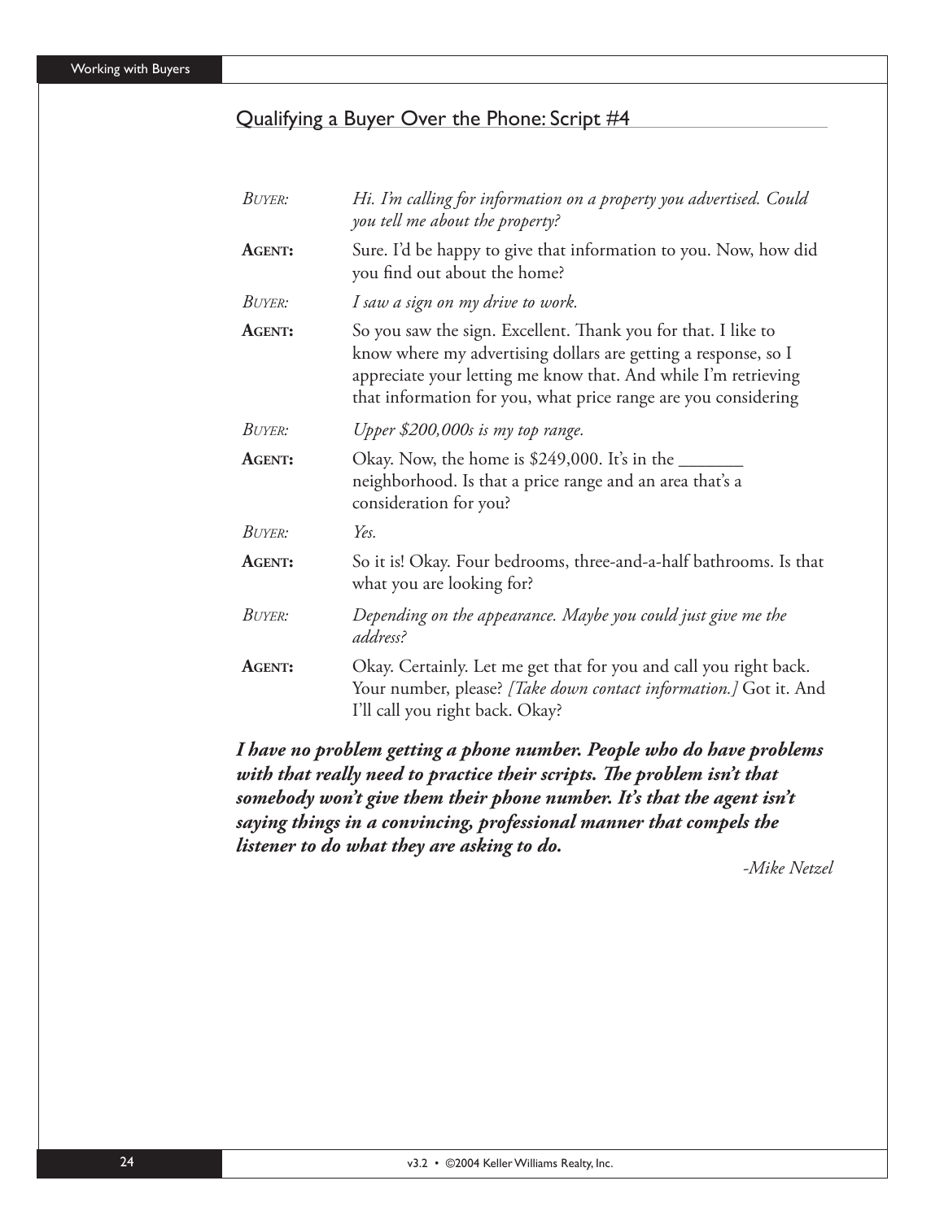## Qualifying a Buyer Over the Phone: Script #4

*BUYER:* *Hi. I'm calling for information on a property you advertised. Could you tell me about the property?*

**AGENT:** Sure. I'd be happy to give that information to you. Now, how did you find out about the home?

*BUYER:* *I saw a sign on my drive to work.*

**AGENT:** So you saw the sign. Excellent. Thank you for that. I like to know where my advertising dollars are getting a response, so I appreciate your letting me know that. And while I'm retrieving that information for you, what price range are you considering

*BUYER:* *Upper $200,000s is my top range.*

**AGENT:** Okay. Now, the home is $249,000. It's in the _______ neighborhood. Is that a price range and an area that's a consideration for you?

*BUYER:* *Yes.*

**AGENT:** So it is! Okay. Four bedrooms, three-and-a-half bathrooms. Is that what you are looking for?

*BUYER:* *Depending on the appearance. Maybe you could just give me the address?*

**AGENT:** Okay. Certainly. Let me get that for you and call you right back. Your number, please? *[Take down contact information.]* Got it. And I'll call you right back. Okay?

***I have no problem getting a phone number. People who do have problems with that really need to practice their scripts. The problem isn't that somebody won't give them their phone number. It's that the agent isn't saying things in a convincing, professional manner that compels the listener to do what they are asking to do.***

*-Mike Netzel*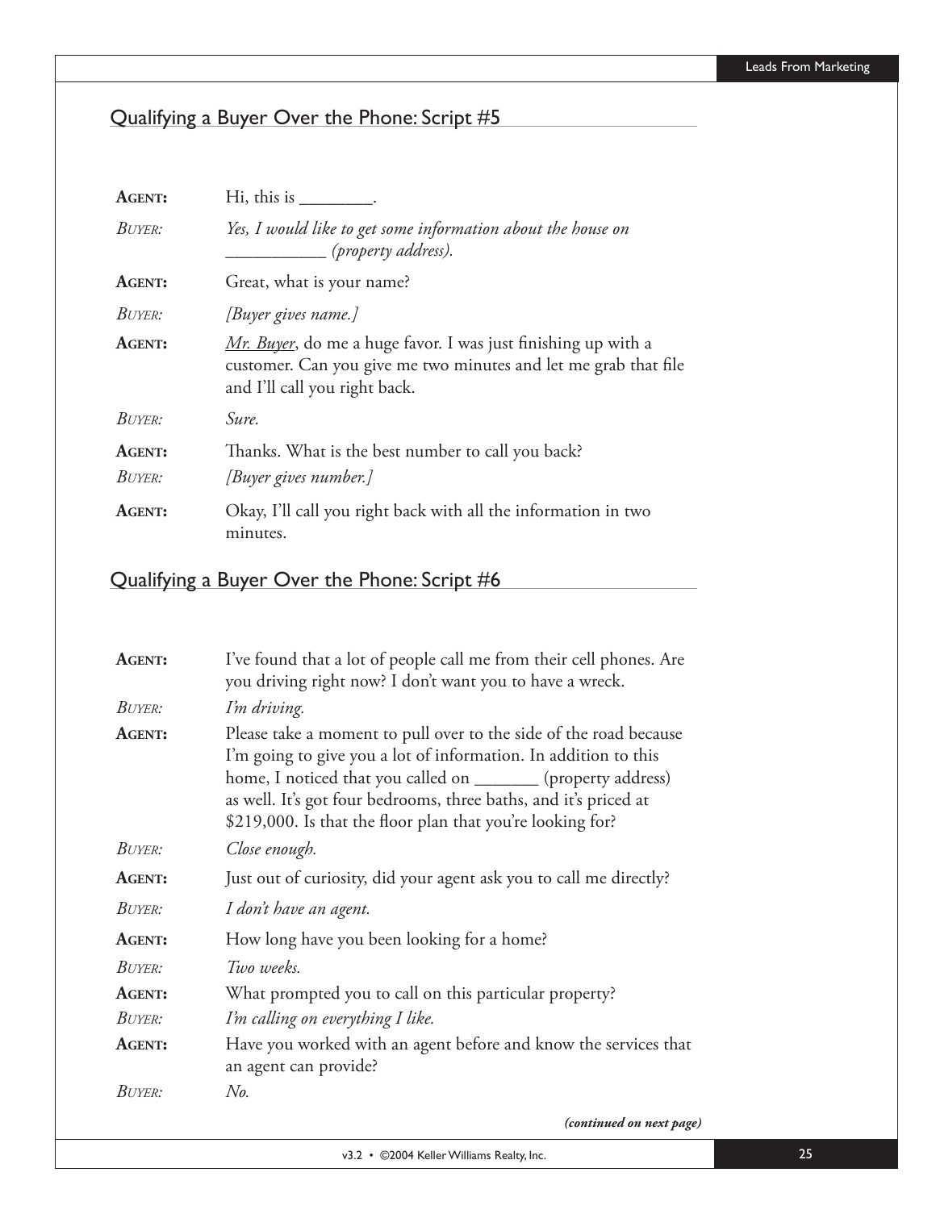## Qualifying a Buyer Over the Phone: Script #5

**AGENT:** Hi, this is ________.

*BUYER:* *Yes, I would like to get some information about the house on ___________ (property address).*

**AGENT:** Great, what is your name?

*BUYER:* *[Buyer gives name.]*

**AGENT:** Mr. Buyer, do me a huge favor. I was just finishing up with a customer. Can you give me two minutes and let me grab that file and I'll call you right back.

*BUYER:* *Sure.*

**AGENT:** Thanks. What is the best number to call you back?

*BUYER:* *[Buyer gives number.]*

**AGENT:** Okay, I'll call you right back with all the information in two minutes.

## Qualifying a Buyer Over the Phone: Script #6

**AGENT:** I've found that a lot of people call me from their cell phones. Are you driving right now? I don't want you to have a wreck.

*BUYER:* *I'm driving.*

**AGENT:** Please take a moment to pull over to the side of the road because I'm going to give you a lot of information. In addition to this home, I noticed that you called on _______ (property address) as well. It's got four bedrooms, three baths, and it's priced at $219,000. Is that the floor plan that you're looking for?

*BUYER:* *Close enough.*

**AGENT:** Just out of curiosity, did your agent ask you to call me directly?

*BUYER:* *I don't have an agent.*

**AGENT:** How long have you been looking for a home?

*BUYER:* *Two weeks.*

**AGENT:** What prompted you to call on this particular property?

*BUYER:* *I'm calling on everything I like.*

**AGENT:** Have you worked with an agent before and know the services that an agent can provide?

*BUYER:* *No.*

***(continued on next page)***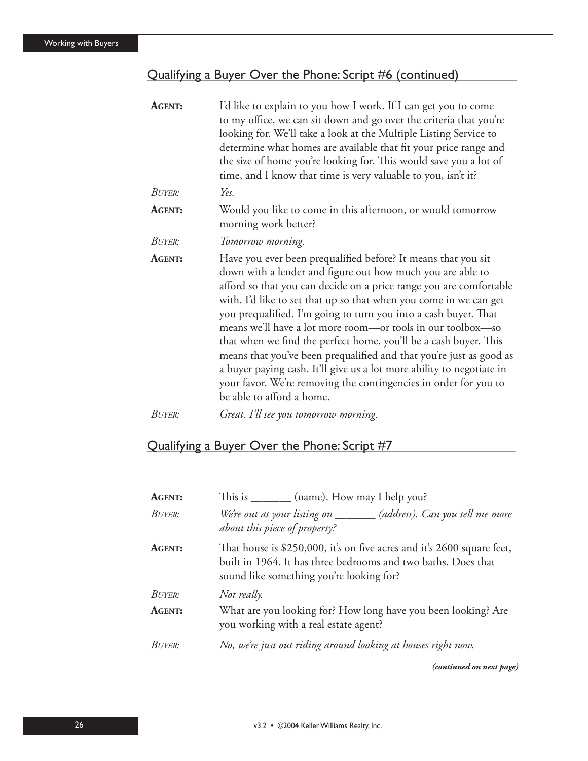## Qualifying a Buyer Over the Phone: Script #6 (continued)

**AGENT:** I'd like to explain to you how I work. If I can get you to come to my office, we can sit down and go over the criteria that you're looking for. We'll take a look at the Multiple Listing Service to determine what homes are available that fit your price range and the size of home you're looking for. This would save you a lot of time, and I know that time is very valuable to you, isn't it?

*BUYER:* *Yes.*

**AGENT:** Would you like to come in this afternoon, or would tomorrow morning work better?

*BUYER:* *Tomorrow morning.*

**AGENT:** Have you ever been prequalified before? It means that you sit down with a lender and figure out how much you are able to afford so that you can decide on a price range you are comfortable with. I'd like to set that up so that when you come in we can get you prequalified. I'm going to turn you into a cash buyer. That means we'll have a lot more room—or tools in our toolbox—so that when we find the perfect home, you'll be a cash buyer. This means that you've been prequalified and that you're just as good as a buyer paying cash. It'll give us a lot more ability to negotiate in your favor. We're removing the contingencies in order for you to be able to afford a home.

*BUYER:* *Great. I'll see you tomorrow morning.*

## Qualifying a Buyer Over the Phone: Script #7

**AGENT:** This is _______ (name). How may I help you?

*BUYER:* *We're out at your listing on _______ (address). Can you tell me more about this piece of property?*

**AGENT:** That house is $250,000, it's on five acres and it's 2600 square feet, built in 1964. It has three bedrooms and two baths. Does that sound like something you're looking for?

*BUYER:* *Not really.*

**AGENT:** What are you looking for? How long have you been looking? Are you working with a real estate agent?

*BUYER:* *No, we're just out riding around looking at houses right now.*

***(continued on next page)***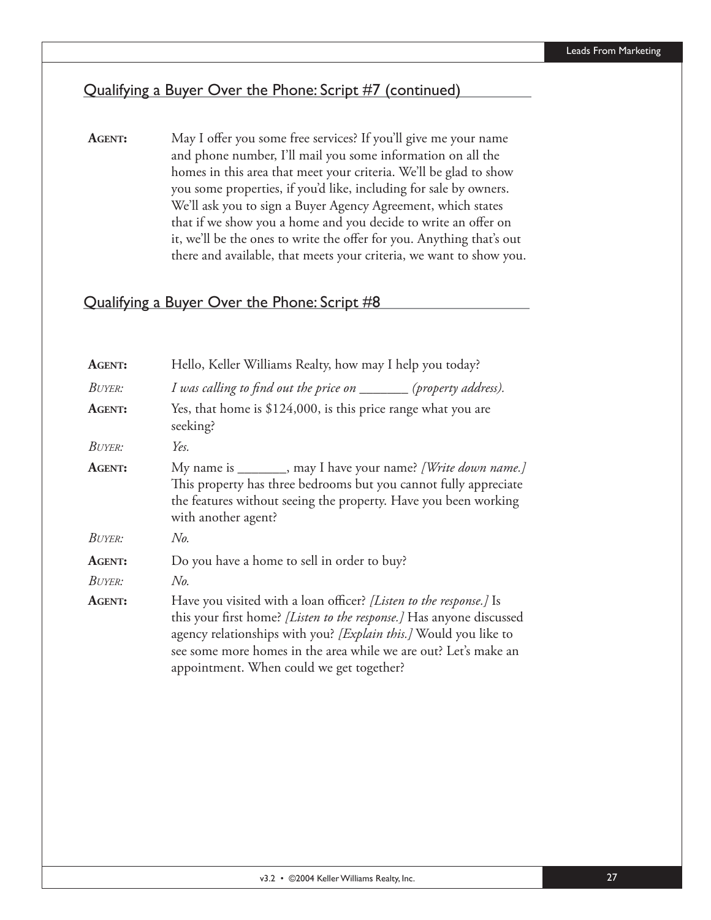## Qualifying a Buyer Over the Phone: Script #7 (continued)

**AGENT:** May I offer you some free services? If you'll give me your name and phone number, I'll mail you some information on all the homes in this area that meet your criteria. We'll be glad to show you some properties, if you'd like, including for sale by owners. We'll ask you to sign a Buyer Agency Agreement, which states that if we show you a home and you decide to write an offer on it, we'll be the ones to write the offer for you. Anything that's out there and available, that meets your criteria, we want to show you.

## Qualifying a Buyer Over the Phone: Script #8

**AGENT:** Hello, Keller Williams Realty, how may I help you today?

*BUYER:* *I was calling to find out the price on _______ (property address).*

**AGENT:** Yes, that home is $124,000, is this price range what you are seeking?

*BUYER:* *Yes.*

**AGENT:** My name is _______, may I have your name? *[Write down name.]* This property has three bedrooms but you cannot fully appreciate the features without seeing the property. Have you been working with another agent?

*BUYER:* *No.*

**AGENT:** Do you have a home to sell in order to buy?

*BUYER:* *No.*

**AGENT:** Have you visited with a loan officer? *[Listen to the response.]* Is this your first home? *[Listen to the response.]* Has anyone discussed agency relationships with you? *[Explain this.]* Would you like to see some more homes in the area while we are out? Let's make an appointment. When could we get together?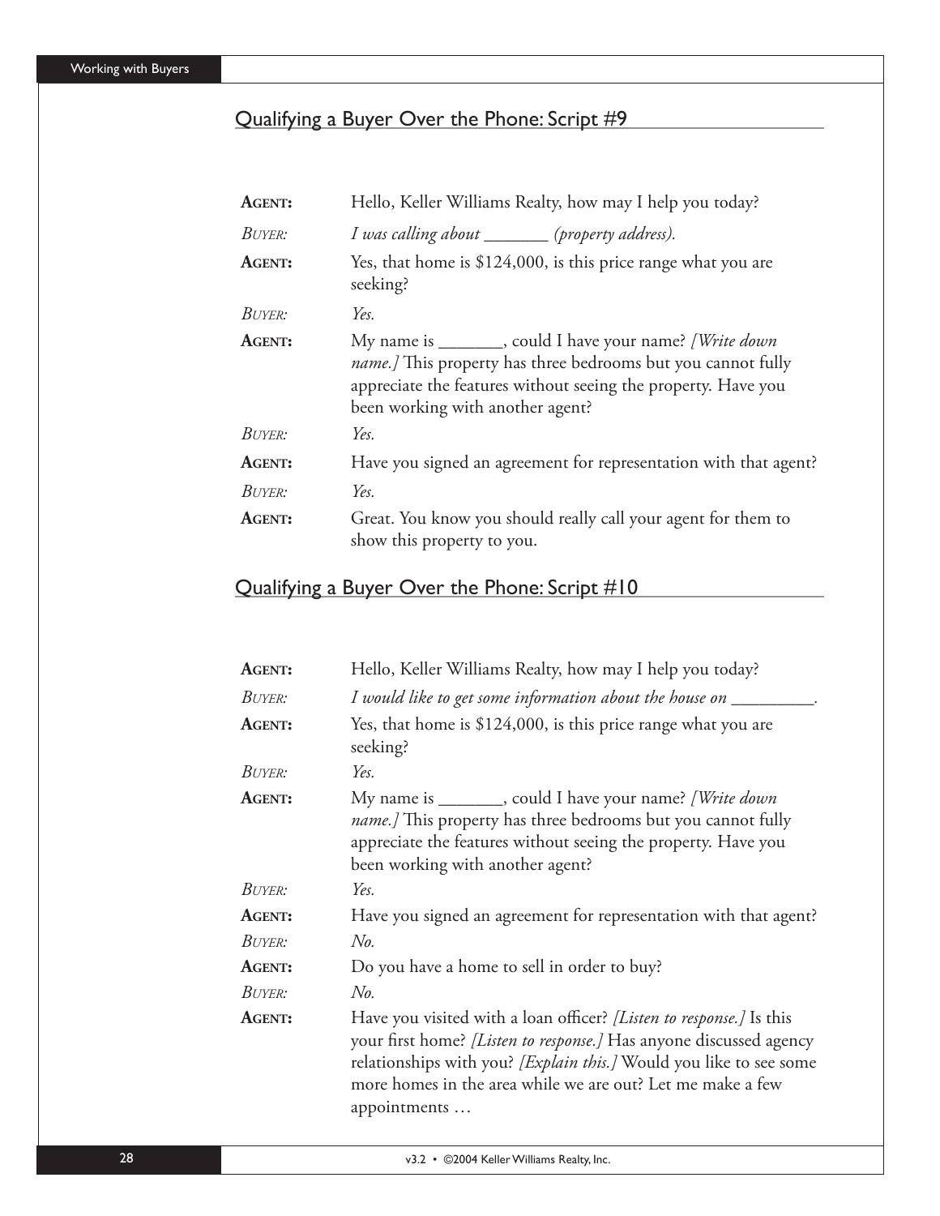## Qualifying a Buyer Over the Phone: Script #9

| | |
|---|---|
| **Agent:** | Hello, Keller Williams Realty, how may I help you today? |
| *Buyer:* | *I was calling about _______ (property address).* |
| **Agent:** | Yes, that home is $124,000, is this price range what you are seeking? |
| *Buyer:* | *Yes.* |
| **Agent:** | My name is _______, could I have your name? *[Write down name.]* This property has three bedrooms but you cannot fully appreciate the features without seeing the property. Have you been working with another agent? |
| *Buyer:* | *Yes.* |
| **Agent:** | Have you signed an agreement for representation with that agent? |
| *Buyer:* | *Yes.* |
| **Agent:** | Great. You know you should really call your agent for them to show this property to you. |

## Qualifying a Buyer Over the Phone: Script #10

| | |
|---|---|
| **Agent:** | Hello, Keller Williams Realty, how may I help you today? |
| *Buyer:* | *I would like to get some information about the house on _________.* |
| **Agent:** | Yes, that home is $124,000, is this price range what you are seeking? |
| *Buyer:* | *Yes.* |
| **Agent:** | My name is _______, could I have your name? *[Write down name.]* This property has three bedrooms but you cannot fully appreciate the features without seeing the property. Have you been working with another agent? |
| *Buyer:* | *Yes.* |
| **Agent:** | Have you signed an agreement for representation with that agent? |
| *Buyer:* | *No.* |
| **Agent:** | Do you have a home to sell in order to buy? |
| *Buyer:* | *No.* |
| **Agent:** | Have you visited with a loan officer? *[Listen to response.]* Is this your first home? *[Listen to response.]* Has anyone discussed agency relationships with you? *[Explain this.]* Would you like to see some more homes in the area while we are out? Let me make a few appointments … |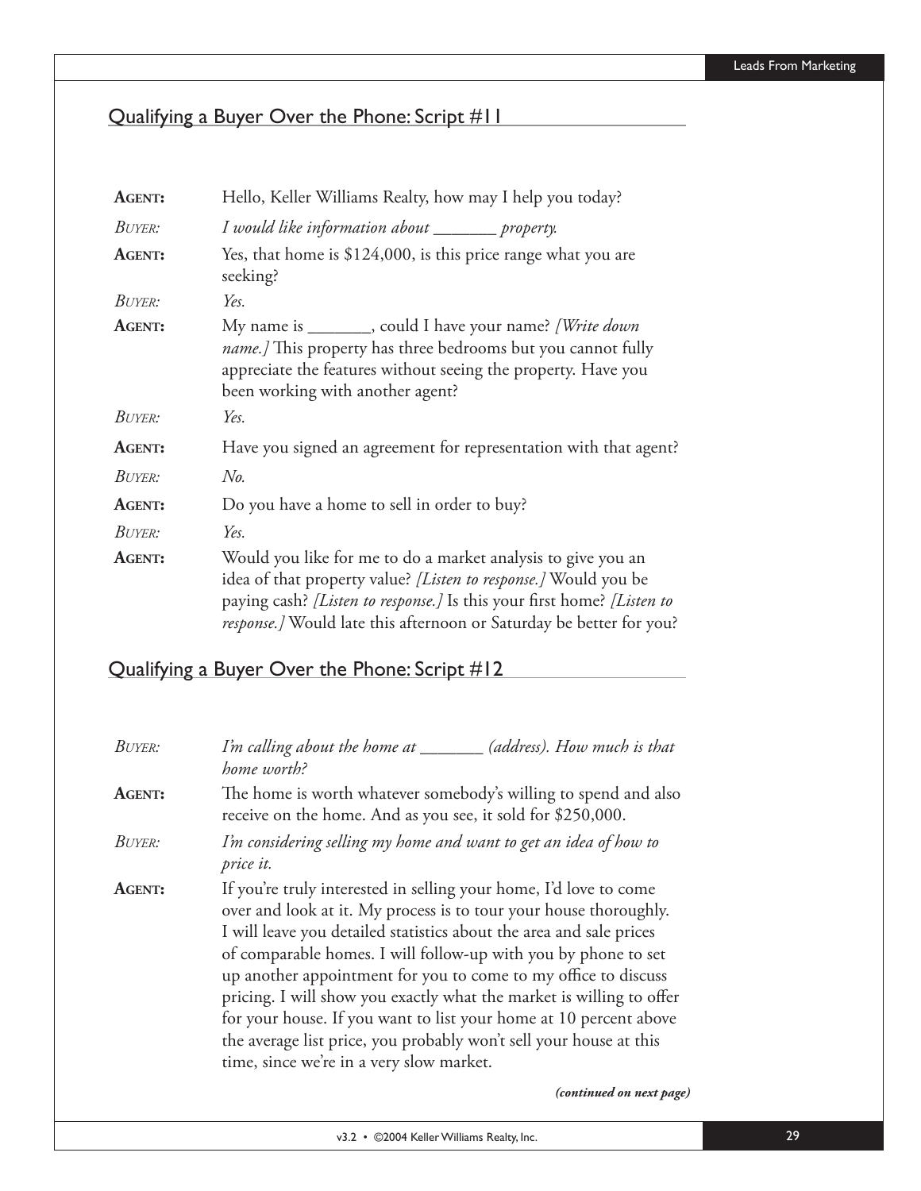## Qualifying a Buyer Over the Phone: Script #11

**AGENT:** Hello, Keller Williams Realty, how may I help you today?

*BUYER: I would like information about _______ property.*

**AGENT:** Yes, that home is $124,000, is this price range what you are seeking?

*BUYER: Yes.*

**AGENT:** My name is _______, could I have your name? *[Write down name.]* This property has three bedrooms but you cannot fully appreciate the features without seeing the property. Have you been working with another agent?

*BUYER: Yes.*

**AGENT:** Have you signed an agreement for representation with that agent?

*BUYER: No.*

**AGENT:** Do you have a home to sell in order to buy?

*BUYER: Yes.*

**AGENT:** Would you like for me to do a market analysis to give you an idea of that property value? *[Listen to response.]* Would you be paying cash? *[Listen to response.]* Is this your first home? *[Listen to response.]* Would late this afternoon or Saturday be better for you?

## Qualifying a Buyer Over the Phone: Script #12

*BUYER: I'm calling about the home at _______ (address). How much is that home worth?*

**AGENT:** The home is worth whatever somebody's willing to spend and also receive on the home. And as you see, it sold for $250,000.

*BUYER: I'm considering selling my home and want to get an idea of how to price it.*

**AGENT:** If you're truly interested in selling your home, I'd love to come over and look at it. My process is to tour your house thoroughly. I will leave you detailed statistics about the area and sale prices of comparable homes. I will follow-up with you by phone to set up another appointment for you to come to my office to discuss pricing. I will show you exactly what the market is willing to offer for your house. If you want to list your home at 10 percent above the average list price, you probably won't sell your house at this time, since we're in a very slow market.

***(continued on next page)***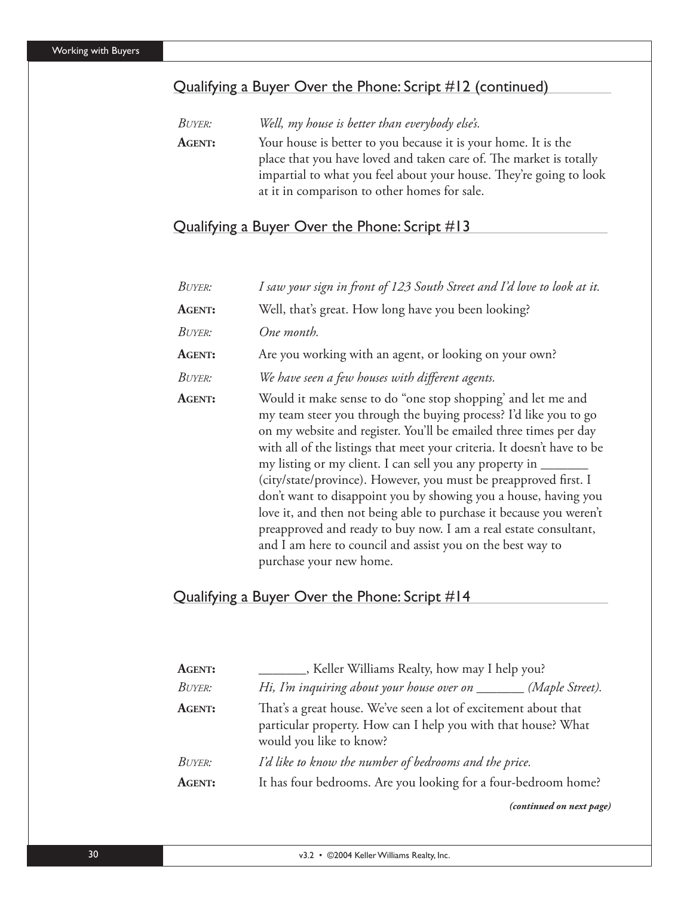## Qualifying a Buyer Over the Phone: Script #12 (continued)

*Buyer:* *Well, my house is better than everybody else's.*

**Agent:** Your house is better to you because it is your home. It is the place that you have loved and taken care of. The market is totally impartial to what you feel about your house. They're going to look at it in comparison to other homes for sale.

## Qualifying a Buyer Over the Phone: Script #13

*Buyer:* *I saw your sign in front of 123 South Street and I'd love to look at it.*

**Agent:** Well, that's great. How long have you been looking?

*Buyer:* *One month.*

**Agent:** Are you working with an agent, or looking on your own?

*Buyer:* *We have seen a few houses with different agents.*

**Agent:** Would it make sense to do "one stop shopping' and let me and my team steer you through the buying process? I'd like you to go on my website and register. You'll be emailed three times per day with all of the listings that meet your criteria. It doesn't have to be my listing or my client. I can sell you any property in _______ (city/state/province). However, you must be preapproved first. I don't want to disappoint you by showing you a house, having you love it, and then not being able to purchase it because you weren't preapproved and ready to buy now. I am a real estate consultant, and I am here to council and assist you on the best way to purchase your new home.

## Qualifying a Buyer Over the Phone: Script #14

**Agent:** _______, Keller Williams Realty, how may I help you?

*Buyer:* *Hi, I'm inquiring about your house over on _______ (Maple Street).*

**Agent:** That's a great house. We've seen a lot of excitement about that particular property. How can I help you with that house? What would you like to know?

*Buyer:* *I'd like to know the number of bedrooms and the price.*

**Agent:** It has four bedrooms. Are you looking for a four-bedroom home?

***(continued on next page)***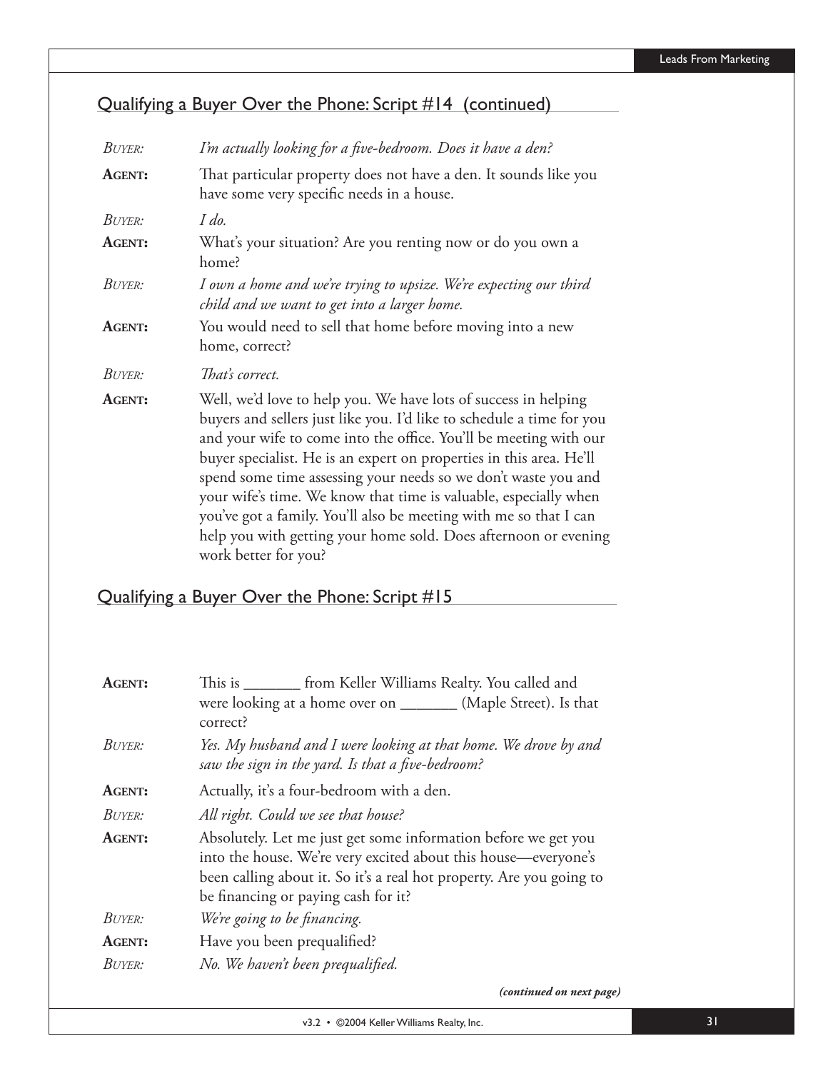## Qualifying a Buyer Over the Phone: Script #14 (continued)

*BUYER:* *I'm actually looking for a five-bedroom. Does it have a den?*

**AGENT:** That particular property does not have a den. It sounds like you have some very specific needs in a house.

*BUYER:* *I do.*

**AGENT:** What's your situation? Are you renting now or do you own a home?

*BUYER:* *I own a home and we're trying to upsize. We're expecting our third child and we want to get into a larger home.*

**AGENT:** You would need to sell that home before moving into a new home, correct?

*BUYER:* *That's correct.*

**AGENT:** Well, we'd love to help you. We have lots of success in helping buyers and sellers just like you. I'd like to schedule a time for you and your wife to come into the office. You'll be meeting with our buyer specialist. He is an expert on properties in this area. He'll spend some time assessing your needs so we don't waste you and your wife's time. We know that time is valuable, especially when you've got a family. You'll also be meeting with me so that I can help you with getting your home sold. Does afternoon or evening work better for you?

## Qualifying a Buyer Over the Phone: Script #15

**AGENT:** This is _______ from Keller Williams Realty. You called and were looking at a home over on _______ (Maple Street). Is that correct?

*BUYER:* *Yes. My husband and I were looking at that home. We drove by and saw the sign in the yard. Is that a five-bedroom?*

**AGENT:** Actually, it's a four-bedroom with a den.

*BUYER:* *All right. Could we see that house?*

**AGENT:** Absolutely. Let me just get some information before we get you into the house. We're very excited about this house—everyone's been calling about it. So it's a real hot property. Are you going to be financing or paying cash for it?

*BUYER:* *We're going to be financing.*

**AGENT:** Have you been prequalified?

*BUYER:* *No. We haven't been prequalified.*

***(continued on next page)***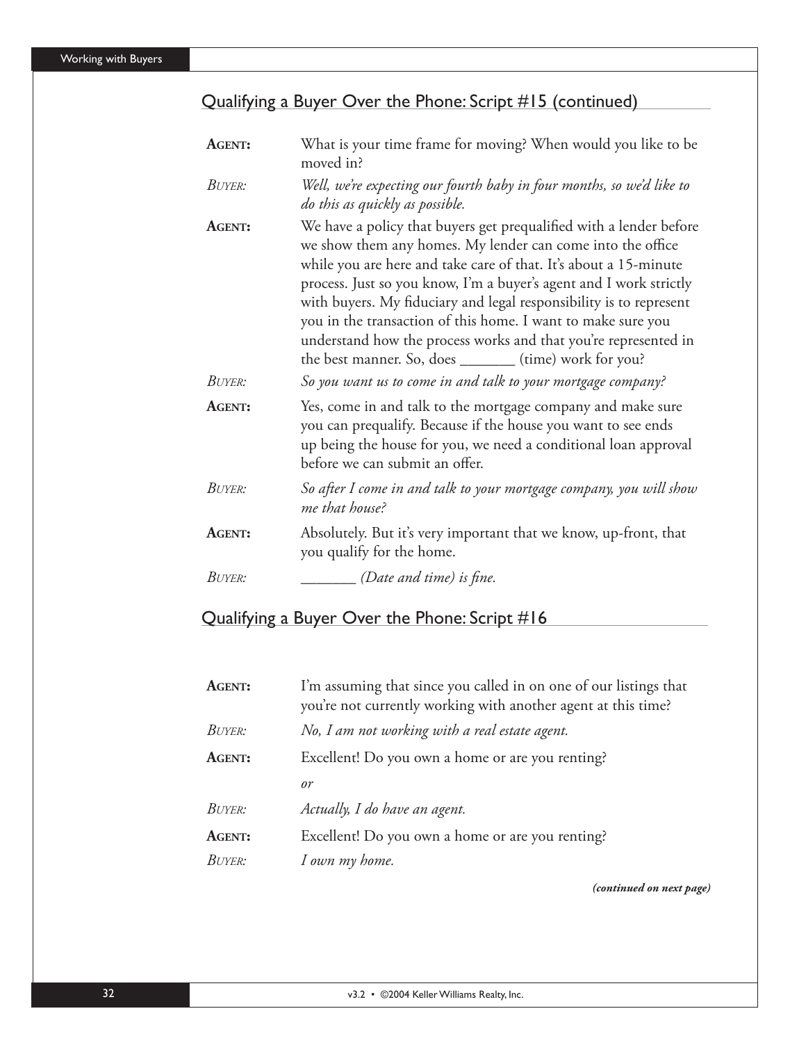## Qualifying a Buyer Over the Phone: Script #15 (continued)

**AGENT:** What is your time frame for moving? When would you like to be moved in?

*BUYER:* *Well, we're expecting our fourth baby in four months, so we'd like to do this as quickly as possible.*

**AGENT:** We have a policy that buyers get prequalified with a lender before we show them any homes. My lender can come into the office while you are here and take care of that. It's about a 15-minute process. Just so you know, I'm a buyer's agent and I work strictly with buyers. My fiduciary and legal responsibility is to represent you in the transaction of this home. I want to make sure you understand how the process works and that you're represented in the best manner. So, does _______ (time) work for you?

*BUYER:* *So you want us to come in and talk to your mortgage company?*

**AGENT:** Yes, come in and talk to the mortgage company and make sure you can prequalify. Because if the house you want to see ends up being the house for you, we need a conditional loan approval before we can submit an offer.

*BUYER:* *So after I come in and talk to your mortgage company, you will show me that house?*

**AGENT:** Absolutely. But it's very important that we know, up-front, that you qualify for the home.

*BUYER:* *_______ (Date and time) is fine.*

## Qualifying a Buyer Over the Phone: Script #16

**AGENT:** I'm assuming that since you called in on one of our listings that you're not currently working with another agent at this time?

*BUYER:* *No, I am not working with a real estate agent.*

**AGENT:** Excellent! Do you own a home or are you renting?

*or*

*BUYER:* *Actually, I do have an agent.*

**AGENT:** Excellent! Do you own a home or are you renting?

*BUYER:* *I own my home.*

***(continued on next page)***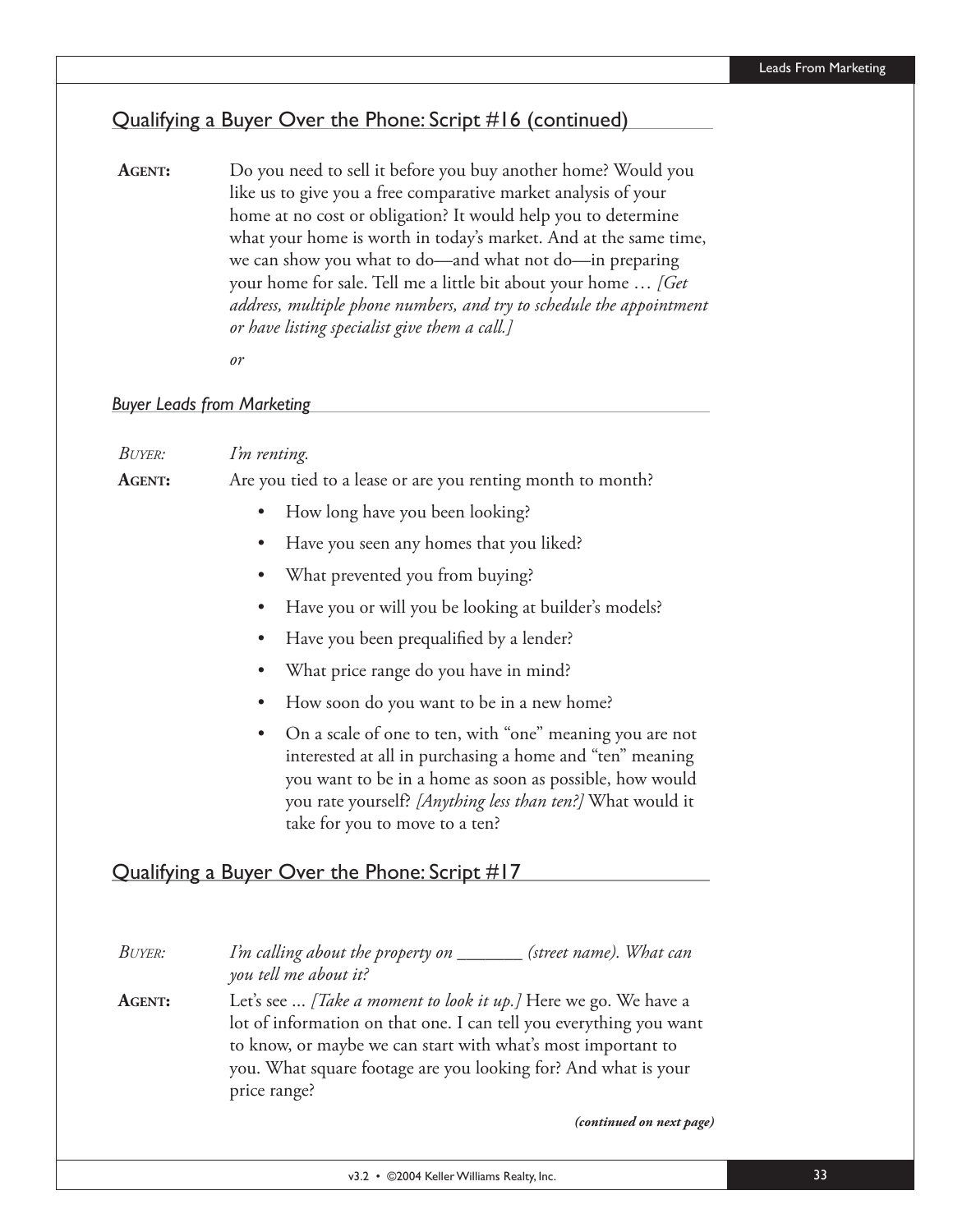## Qualifying a Buyer Over the Phone: Script #16 (continued)

**AGENT:** Do you need to sell it before you buy another home? Would you like us to give you a free comparative market analysis of your home at no cost or obligation? It would help you to determine what your home is worth in today's market. And at the same time, we can show you what to do—and what not do—in preparing your home for sale. Tell me a little bit about your home … *[Get address, multiple phone numbers, and try to schedule the appointment or have listing specialist give them a call.]*

*or*

### *Buyer Leads from Marketing*

*BUYER:* *I'm renting.*

**AGENT:** Are you tied to a lease or are you renting month to month?

- How long have you been looking?
- Have you seen any homes that you liked?
- What prevented you from buying?
- Have you or will you be looking at builder's models?
- Have you been prequalified by a lender?
- What price range do you have in mind?
- How soon do you want to be in a new home?
- On a scale of one to ten, with "one" meaning you are not interested at all in purchasing a home and "ten" meaning you want to be in a home as soon as possible, how would you rate yourself? *[Anything less than ten?]* What would it take for you to move to a ten?

## Qualifying a Buyer Over the Phone: Script #17

*BUYER:* *I'm calling about the property on _______ (street name). What can you tell me about it?*

**AGENT:** Let's see ... *[Take a moment to look it up.]* Here we go. We have a lot of information on that one. I can tell you everything you want to know, or maybe we can start with what's most important to you. What square footage are you looking for? And what is your price range?

***(continued on next page)***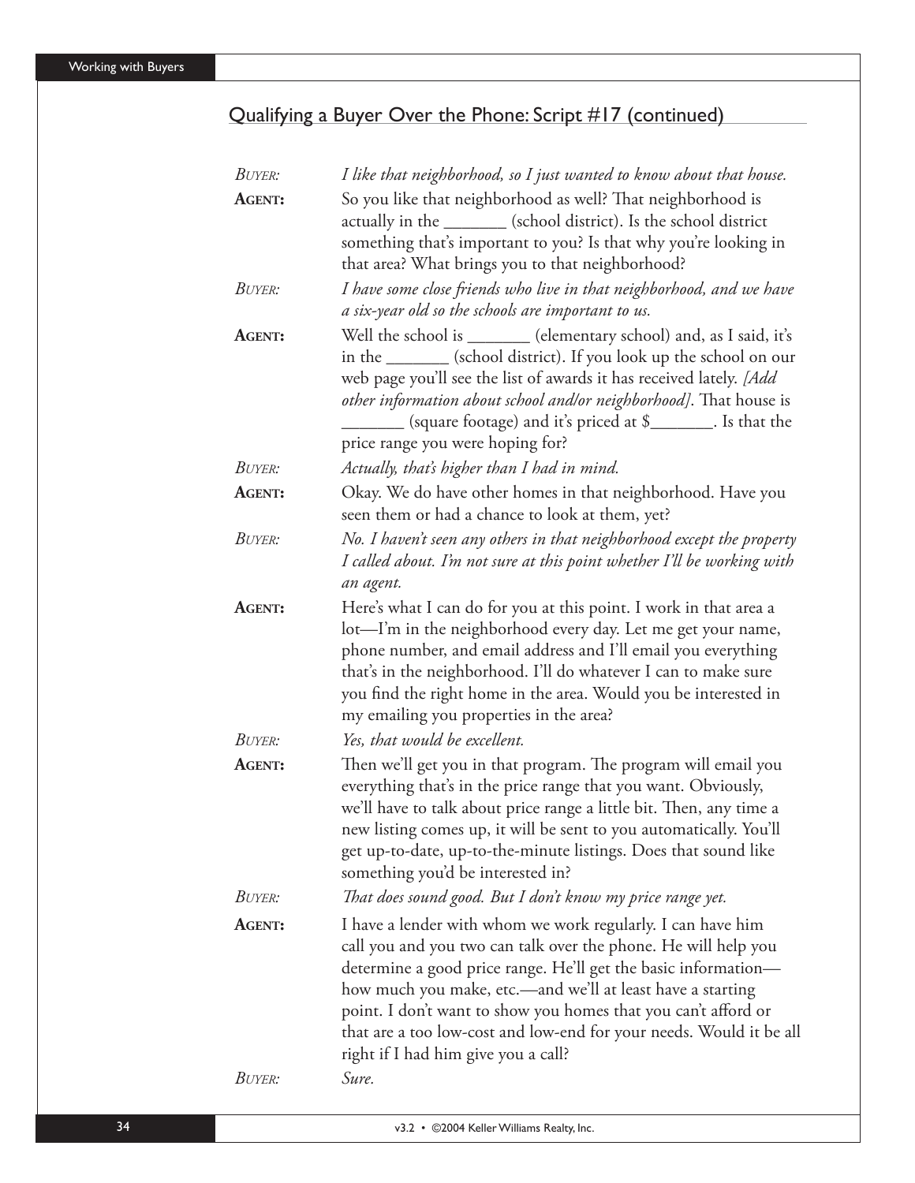## Qualifying a Buyer Over the Phone: Script #17 (continued)

*BUYER:* *I like that neighborhood, so I just wanted to know about that house.*

**AGENT:** So you like that neighborhood as well? That neighborhood is actually in the _______ (school district). Is the school district something that's important to you? Is that why you're looking in that area? What brings you to that neighborhood?

*BUYER:* *I have some close friends who live in that neighborhood, and we have a six-year old so the schools are important to us.*

**AGENT:** Well the school is _______ (elementary school) and, as I said, it's in the _______ (school district). If you look up the school on our web page you'll see the list of awards it has received lately. *[Add other information about school and/or neighborhood]*. That house is _______ (square footage) and it's priced at $_______. Is that the price range you were hoping for?

*BUYER:* *Actually, that's higher than I had in mind.*

**AGENT:** Okay. We do have other homes in that neighborhood. Have you seen them or had a chance to look at them, yet?

*BUYER:* *No. I haven't seen any others in that neighborhood except the property I called about. I'm not sure at this point whether I'll be working with an agent.*

**AGENT:** Here's what I can do for you at this point. I work in that area a lot—I'm in the neighborhood every day. Let me get your name, phone number, and email address and I'll email you everything that's in the neighborhood. I'll do whatever I can to make sure you find the right home in the area. Would you be interested in my emailing you properties in the area?

*BUYER:* *Yes, that would be excellent.*

**AGENT:** Then we'll get you in that program. The program will email you everything that's in the price range that you want. Obviously, we'll have to talk about price range a little bit. Then, any time a new listing comes up, it will be sent to you automatically. You'll get up-to-date, up-to-the-minute listings. Does that sound like something you'd be interested in?

*BUYER:* *That does sound good. But I don't know my price range yet.*

**AGENT:** I have a lender with whom we work regularly. I can have him call you and you two can talk over the phone. He will help you determine a good price range. He'll get the basic information—how much you make, etc.—and we'll at least have a starting point. I don't want to show you homes that you can't afford or that are a too low-cost and low-end for your needs. Would it be all right if I had him give you a call?

*BUYER:* *Sure.*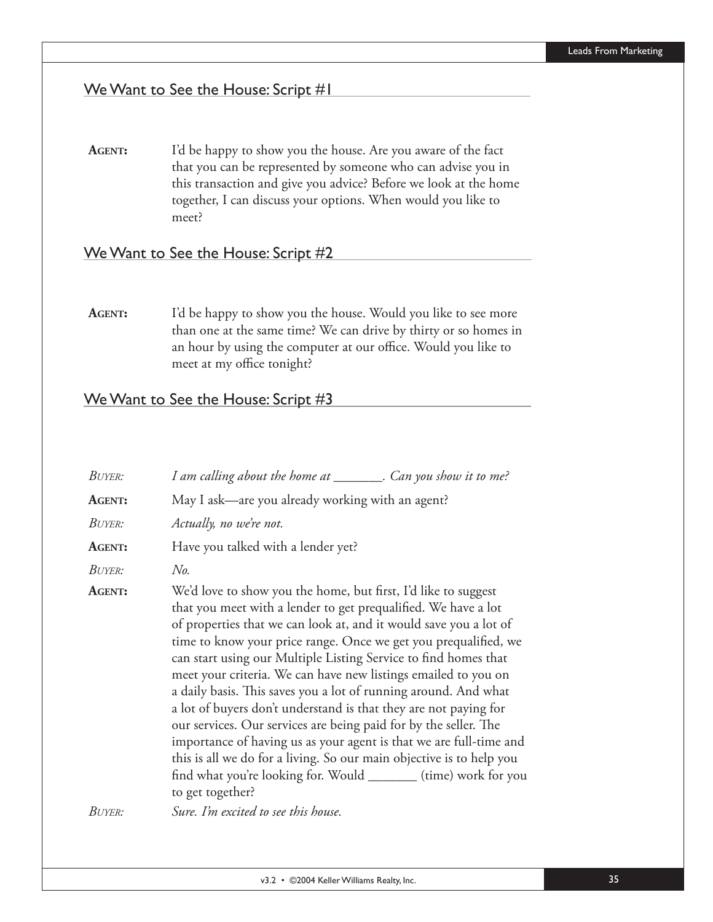## We Want to See the House: Script #1

**AGENT:** I'd be happy to show you the house. Are you aware of the fact that you can be represented by someone who can advise you in this transaction and give you advice? Before we look at the home together, I can discuss your options. When would you like to meet?

## We Want to See the House: Script #2

**AGENT:** I'd be happy to show you the house. Would you like to see more than one at the same time? We can drive by thirty or so homes in an hour by using the computer at our office. Would you like to meet at my office tonight?

## We Want to See the House: Script #3

*BUYER:* *I am calling about the home at _______. Can you show it to me?*

**AGENT:** May I ask—are you already working with an agent?

*BUYER:* *Actually, no we're not.*

**AGENT:** Have you talked with a lender yet?

*BUYER:* *No.*

**AGENT:** We'd love to show you the home, but first, I'd like to suggest that you meet with a lender to get prequalified. We have a lot of properties that we can look at, and it would save you a lot of time to know your price range. Once we get you prequalified, we can start using our Multiple Listing Service to find homes that meet your criteria. We can have new listings emailed to you on a daily basis. This saves you a lot of running around. And what a lot of buyers don't understand is that they are not paying for our services. Our services are being paid for by the seller. The importance of having us as your agent is that we are full-time and this is all we do for a living. So our main objective is to help you find what you're looking for. Would _______ (time) work for you to get together?

*BUYER:* *Sure. I'm excited to see this house.*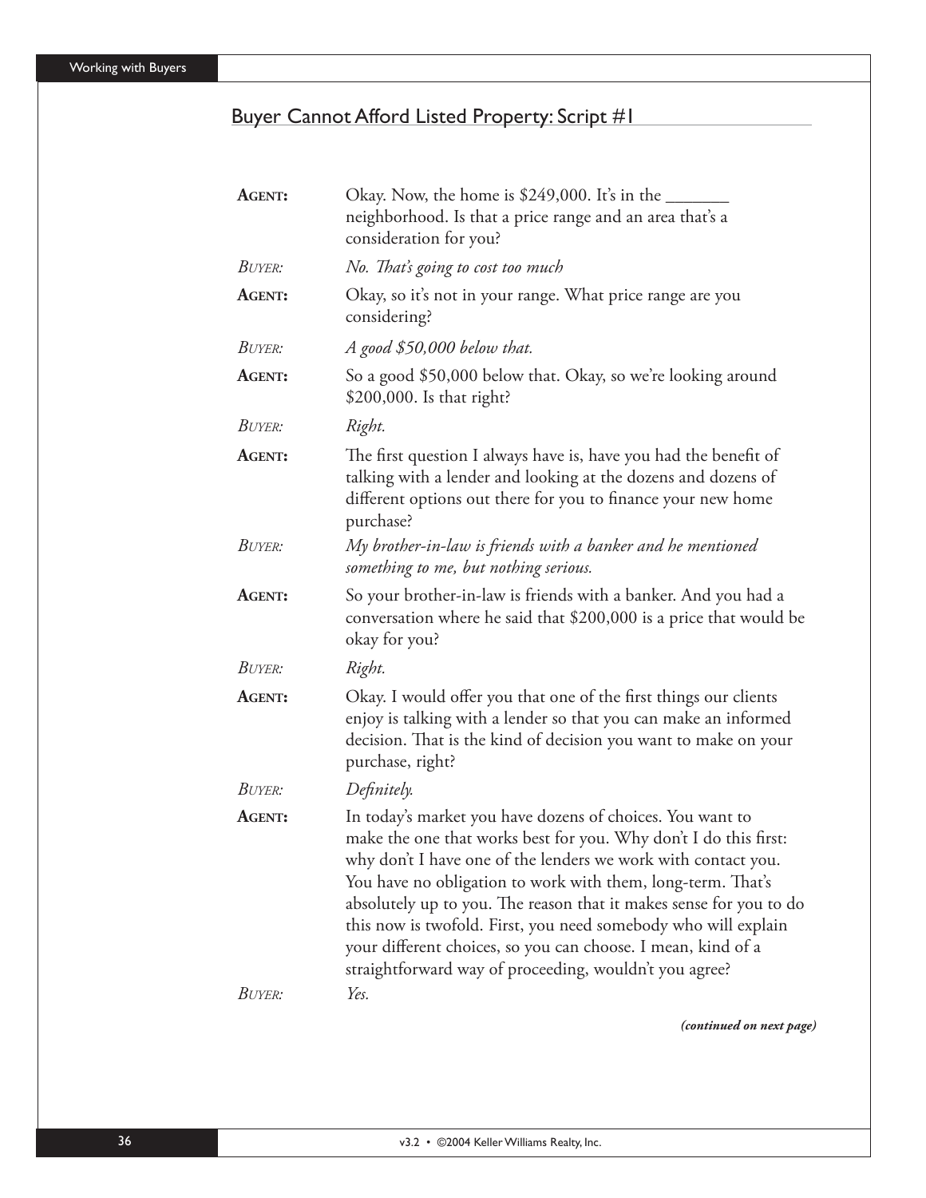## Buyer Cannot Afford Listed Property: Script #1

**AGENT:** Okay. Now, the home is $249,000. It's in the _______ neighborhood. Is that a price range and an area that's a consideration for you?

*BUYER: No. That's going to cost too much*

**AGENT:** Okay, so it's not in your range. What price range are you considering?

*BUYER: A good $50,000 below that.*

**AGENT:** So a good $50,000 below that. Okay, so we're looking around $200,000. Is that right?

*BUYER: Right.*

**AGENT:** The first question I always have is, have you had the benefit of talking with a lender and looking at the dozens and dozens of different options out there for you to finance your new home purchase?

*BUYER: My brother-in-law is friends with a banker and he mentioned something to me, but nothing serious.*

**AGENT:** So your brother-in-law is friends with a banker. And you had a conversation where he said that $200,000 is a price that would be okay for you?

*BUYER: Right.*

**AGENT:** Okay. I would offer you that one of the first things our clients enjoy is talking with a lender so that you can make an informed decision. That is the kind of decision you want to make on your purchase, right?

*BUYER: Definitely.*

**AGENT:** In today's market you have dozens of choices. You want to make the one that works best for you. Why don't I do this first: why don't I have one of the lenders we work with contact you. You have no obligation to work with them, long-term. That's absolutely up to you. The reason that it makes sense for you to do this now is twofold. First, you need somebody who will explain your different choices, so you can choose. I mean, kind of a straightforward way of proceeding, wouldn't you agree?

*BUYER: Yes.*

***(continued on next page)***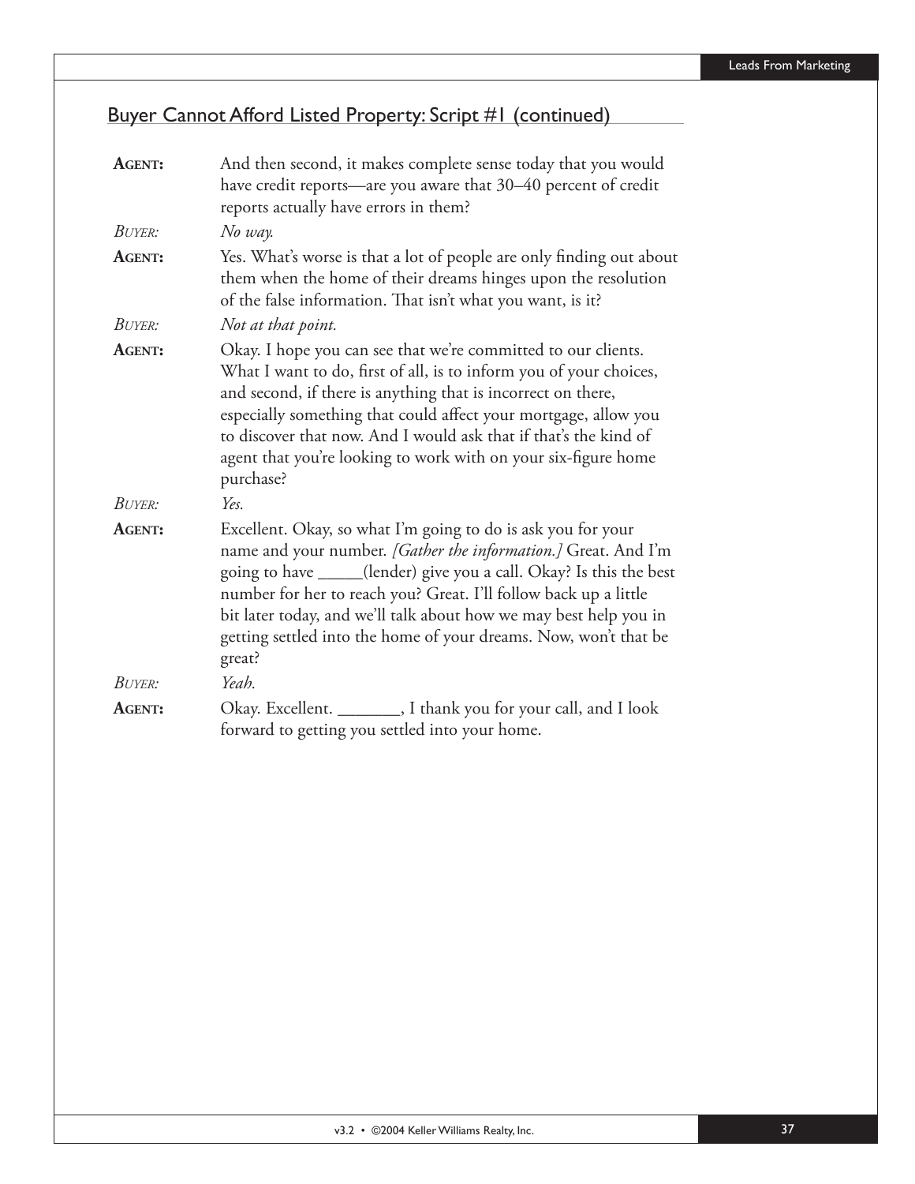## Buyer Cannot Afford Listed Property: Script #1 (continued)

**AGENT:** And then second, it makes complete sense today that you would have credit reports—are you aware that 30–40 percent of credit reports actually have errors in them?

*BUYER: No way.*

**AGENT:** Yes. What's worse is that a lot of people are only finding out about them when the home of their dreams hinges upon the resolution of the false information. That isn't what you want, is it?

*BUYER: Not at that point.*

**AGENT:** Okay. I hope you can see that we're committed to our clients. What I want to do, first of all, is to inform you of your choices, and second, if there is anything that is incorrect on there, especially something that could affect your mortgage, allow you to discover that now. And I would ask that if that's the kind of agent that you're looking to work with on your six-figure home purchase?

*BUYER: Yes.*

**AGENT:** Excellent. Okay, so what I'm going to do is ask you for your name and your number. *[Gather the information.]* Great. And I'm going to have _____(lender) give you a call. Okay? Is this the best number for her to reach you? Great. I'll follow back up a little bit later today, and we'll talk about how we may best help you in getting settled into the home of your dreams. Now, won't that be great?

*BUYER: Yeah.*

**AGENT:** Okay. Excellent. _______, I thank you for your call, and I look forward to getting you settled into your home.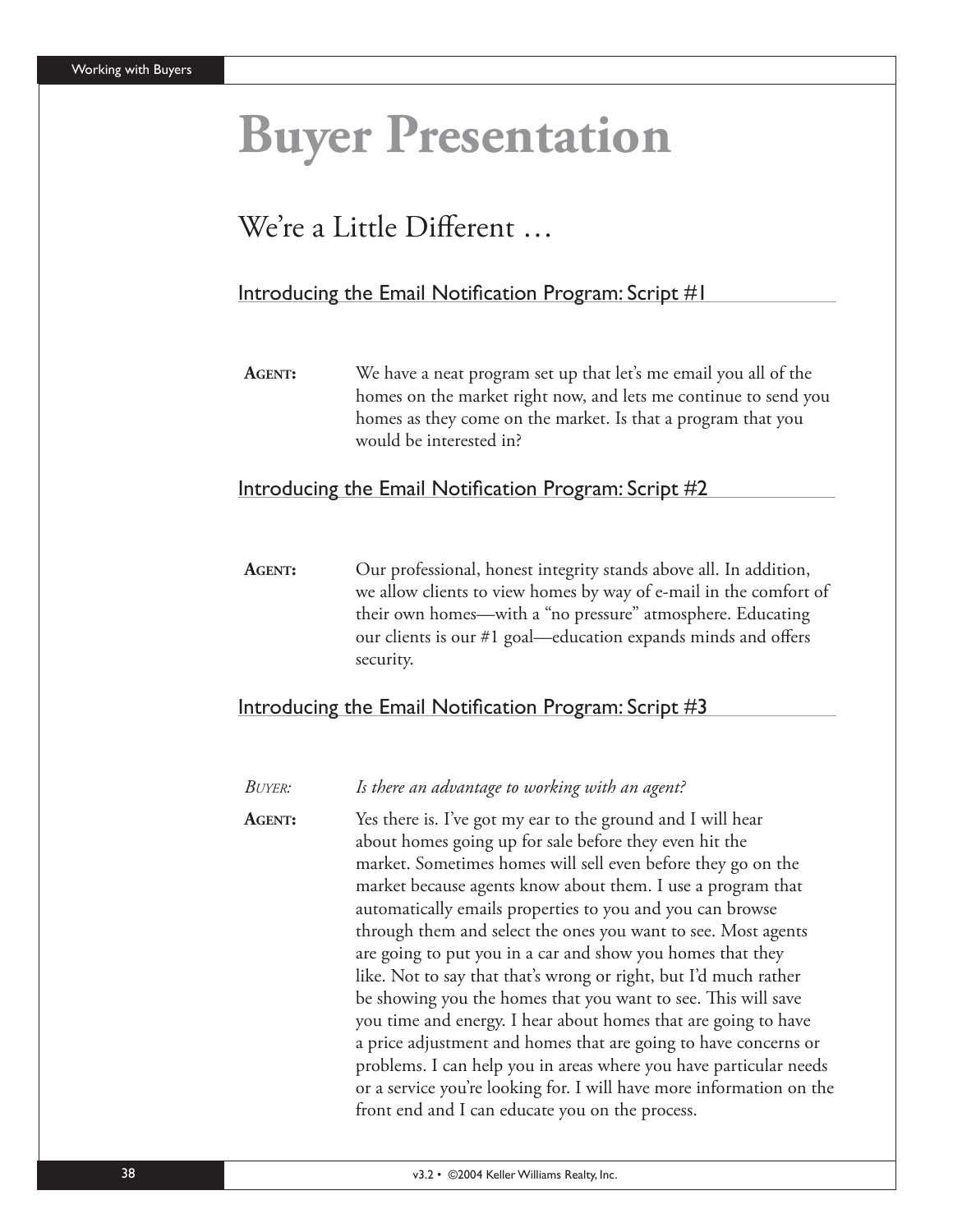# Buyer Presentation

## We're a Little Different …

### Introducing the Email Notification Program: Script #1

**AGENT:** We have a neat program set up that let's me email you all of the homes on the market right now, and lets me continue to send you homes as they come on the market. Is that a program that you would be interested in?

### Introducing the Email Notification Program: Script #2

**AGENT:** Our professional, honest integrity stands above all. In addition, we allow clients to view homes by way of e-mail in the comfort of their own homes—with a "no pressure" atmosphere. Educating our clients is our #1 goal—education expands minds and offers security.

### Introducing the Email Notification Program: Script #3

*BUYER:* *Is there an advantage to working with an agent?*

**AGENT:** Yes there is. I've got my ear to the ground and I will hear about homes going up for sale before they even hit the market. Sometimes homes will sell even before they go on the market because agents know about them. I use a program that automatically emails properties to you and you can browse through them and select the ones you want to see. Most agents are going to put you in a car and show you homes that they like. Not to say that that's wrong or right, but I'd much rather be showing you the homes that you want to see. This will save you time and energy. I hear about homes that are going to have a price adjustment and homes that are going to have concerns or problems. I can help you in areas where you have particular needs or a service you're looking for. I will have more information on the front end and I can educate you on the process.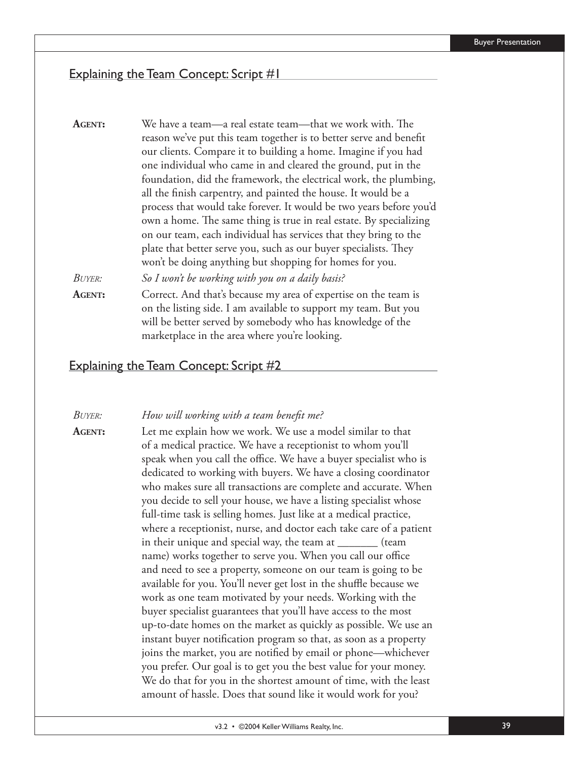## Explaining the Team Concept: Script #1

**AGENT:** We have a team—a real estate team—that we work with. The reason we've put this team together is to better serve and benefit our clients. Compare it to building a home. Imagine if you had one individual who came in and cleared the ground, put in the foundation, did the framework, the electrical work, the plumbing, all the finish carpentry, and painted the house. It would be a process that would take forever. It would be two years before you'd own a home. The same thing is true in real estate. By specializing on our team, each individual has services that they bring to the plate that better serve you, such as our buyer specialists. They won't be doing anything but shopping for homes for you.

*BUYER:* *So I won't be working with you on a daily basis?*

**AGENT:** Correct. And that's because my area of expertise on the team is on the listing side. I am available to support my team. But you will be better served by somebody who has knowledge of the marketplace in the area where you're looking.

## Explaining the Team Concept: Script #2

*BUYER:* *How will working with a team benefit me?*

**AGENT:** Let me explain how we work. We use a model similar to that of a medical practice. We have a receptionist to whom you'll speak when you call the office. We have a buyer specialist who is dedicated to working with buyers. We have a closing coordinator who makes sure all transactions are complete and accurate. When you decide to sell your house, we have a listing specialist whose full-time task is selling homes. Just like at a medical practice, where a receptionist, nurse, and doctor each take care of a patient in their unique and special way, the team at _______ (team name) works together to serve you. When you call our office and need to see a property, someone on our team is going to be available for you. You'll never get lost in the shuffle because we work as one team motivated by your needs. Working with the buyer specialist guarantees that you'll have access to the most up-to-date homes on the market as quickly as possible. We use an instant buyer notification program so that, as soon as a property joins the market, you are notified by email or phone—whichever you prefer. Our goal is to get you the best value for your money. We do that for you in the shortest amount of time, with the least amount of hassle. Does that sound like it would work for you?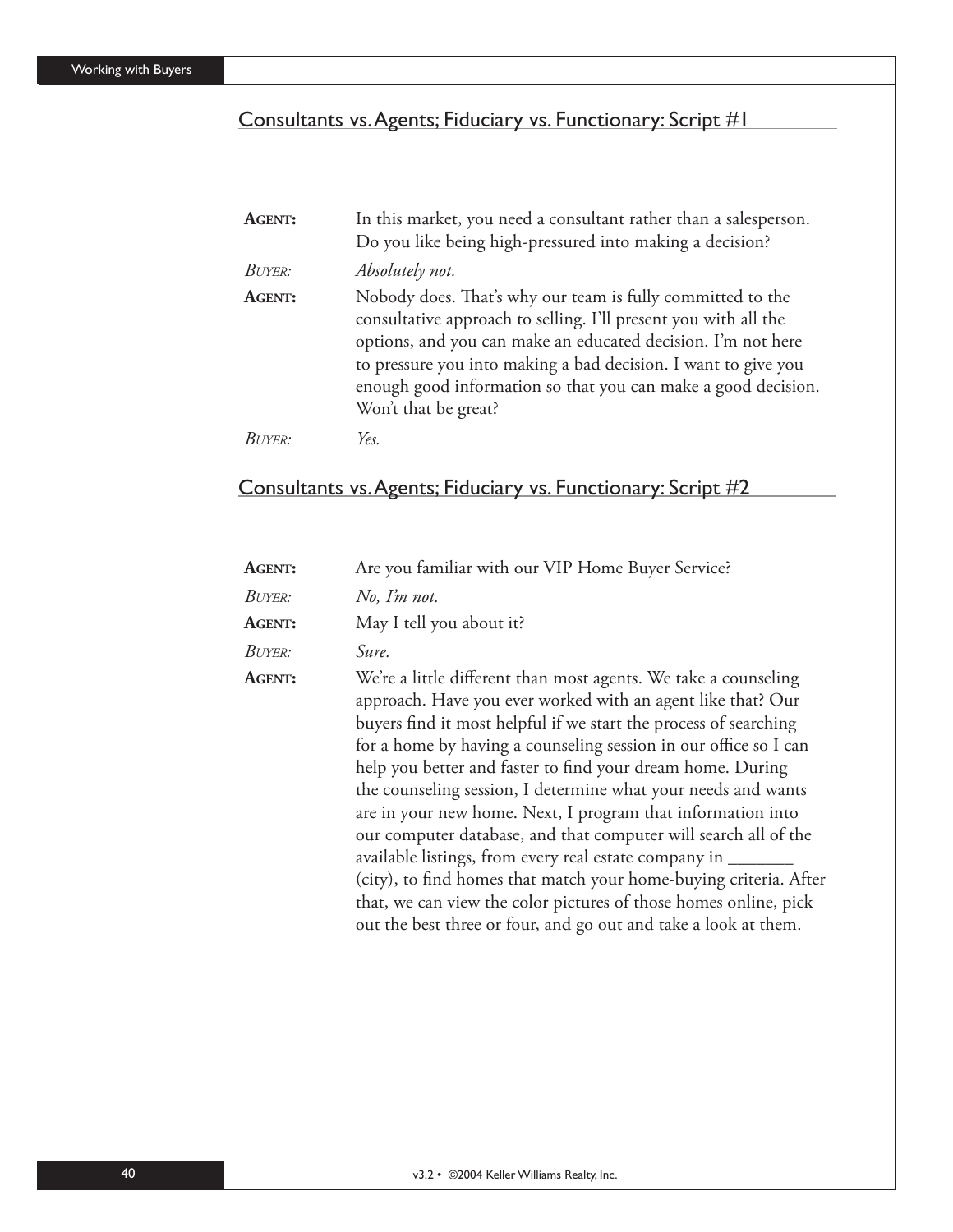## Consultants vs. Agents; Fiduciary vs. Functionary: Script #1

**AGENT:** In this market, you need a consultant rather than a salesperson. Do you like being high-pressured into making a decision?

*BUYER: Absolutely not.*

**AGENT:** Nobody does. That's why our team is fully committed to the consultative approach to selling. I'll present you with all the options, and you can make an educated decision. I'm not here to pressure you into making a bad decision. I want to give you enough good information so that you can make a good decision. Won't that be great?

*BUYER: Yes.*

## Consultants vs. Agents; Fiduciary vs. Functionary: Script #2

**AGENT:** Are you familiar with our VIP Home Buyer Service?

*BUYER: No, I'm not.*

**AGENT:** May I tell you about it?

*BUYER: Sure.*

**AGENT:** We're a little different than most agents. We take a counseling approach. Have you ever worked with an agent like that? Our buyers find it most helpful if we start the process of searching for a home by having a counseling session in our office so I can help you better and faster to find your dream home. During the counseling session, I determine what your needs and wants are in your new home. Next, I program that information into our computer database, and that computer will search all of the available listings, from every real estate company in _______ (city), to find homes that match your home-buying criteria. After that, we can view the color pictures of those homes online, pick out the best three or four, and go out and take a look at them.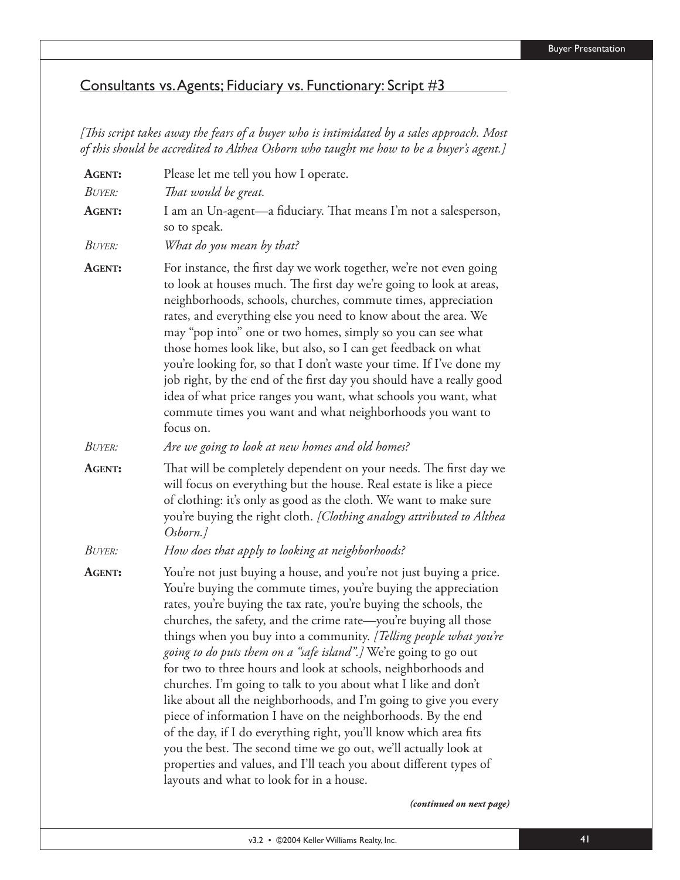## Consultants vs. Agents; Fiduciary vs. Functionary: Script #3

*[This script takes away the fears of a buyer who is intimidated by a sales approach. Most of this should be accredited to Althea Osborn who taught me how to be a buyer's agent.]*

**AGENT:** Please let me tell you how I operate.

*BUYER: That would be great.*

**AGENT:** I am an Un-agent—a fiduciary. That means I'm not a salesperson, so to speak.

*BUYER: What do you mean by that?*

**AGENT:** For instance, the first day we work together, we're not even going to look at houses much. The first day we're going to look at areas, neighborhoods, schools, churches, commute times, appreciation rates, and everything else you need to know about the area. We may "pop into" one or two homes, simply so you can see what those homes look like, but also, so I can get feedback on what you're looking for, so that I don't waste your time. If I've done my job right, by the end of the first day you should have a really good idea of what price ranges you want, what schools you want, what commute times you want and what neighborhoods you want to focus on.

*BUYER: Are we going to look at new homes and old homes?*

**AGENT:** That will be completely dependent on your needs. The first day we will focus on everything but the house. Real estate is like a piece of clothing: it's only as good as the cloth. We want to make sure you're buying the right cloth. *[Clothing analogy attributed to Althea Osborn.]*

*BUYER: How does that apply to looking at neighborhoods?*

**AGENT:** You're not just buying a house, and you're not just buying a price. You're buying the commute times, you're buying the appreciation rates, you're buying the tax rate, you're buying the schools, the churches, the safety, and the crime rate—you're buying all those things when you buy into a community. *[Telling people what you're going to do puts them on a "safe island".]* We're going to go out for two to three hours and look at schools, neighborhoods and churches. I'm going to talk to you about what I like and don't like about all the neighborhoods, and I'm going to give you every piece of information I have on the neighborhoods. By the end of the day, if I do everything right, you'll know which area fits you the best. The second time we go out, we'll actually look at properties and values, and I'll teach you about different types of layouts and what to look for in a house.

***(continued on next page)***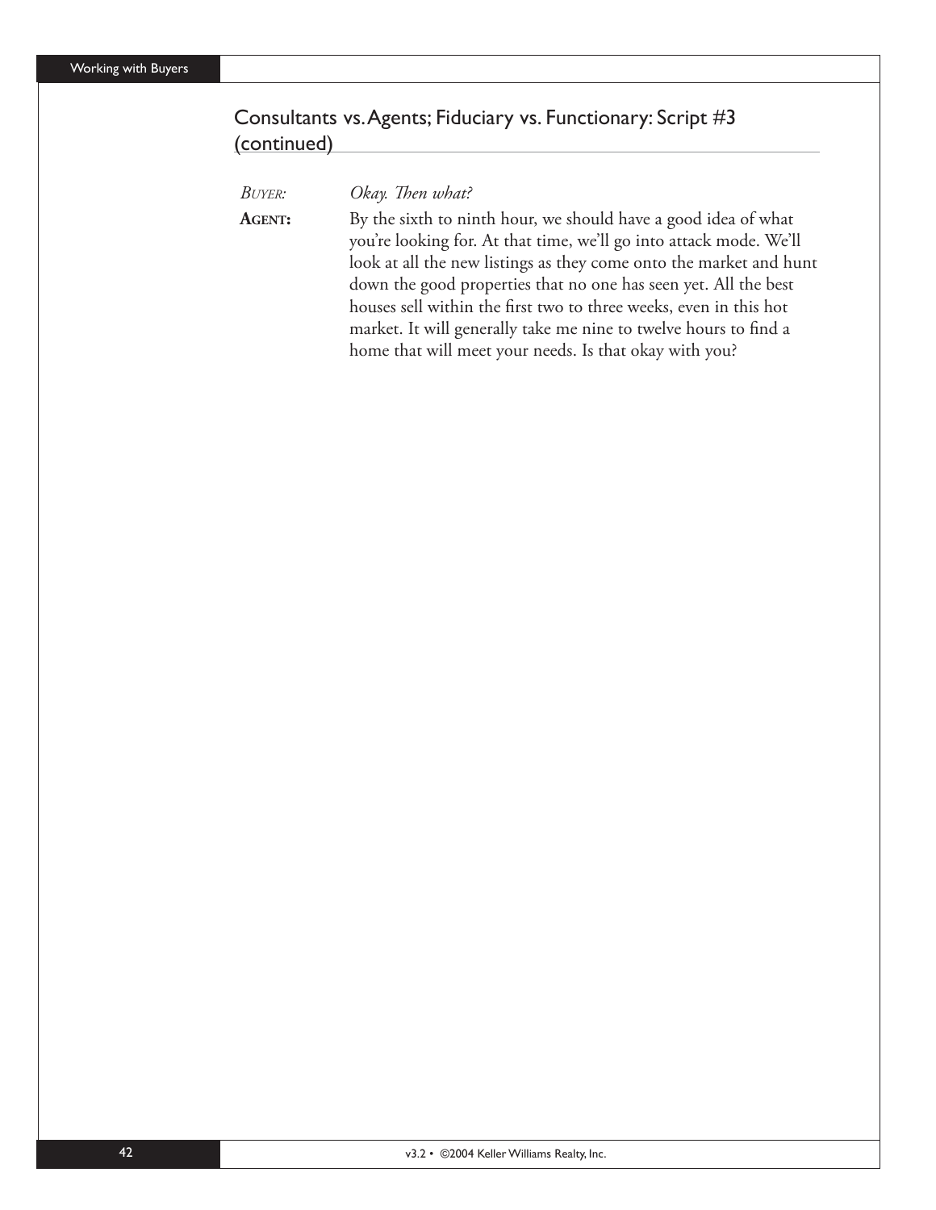## Consultants vs. Agents; Fiduciary vs. Functionary: Script #3 (continued)

*BUYER:* *Okay. Then what?*

**AGENT:** By the sixth to ninth hour, we should have a good idea of what you're looking for. At that time, we'll go into attack mode. We'll look at all the new listings as they come onto the market and hunt down the good properties that no one has seen yet. All the best houses sell within the first two to three weeks, even in this hot market. It will generally take me nine to twelve hours to find a home that will meet your needs. Is that okay with you?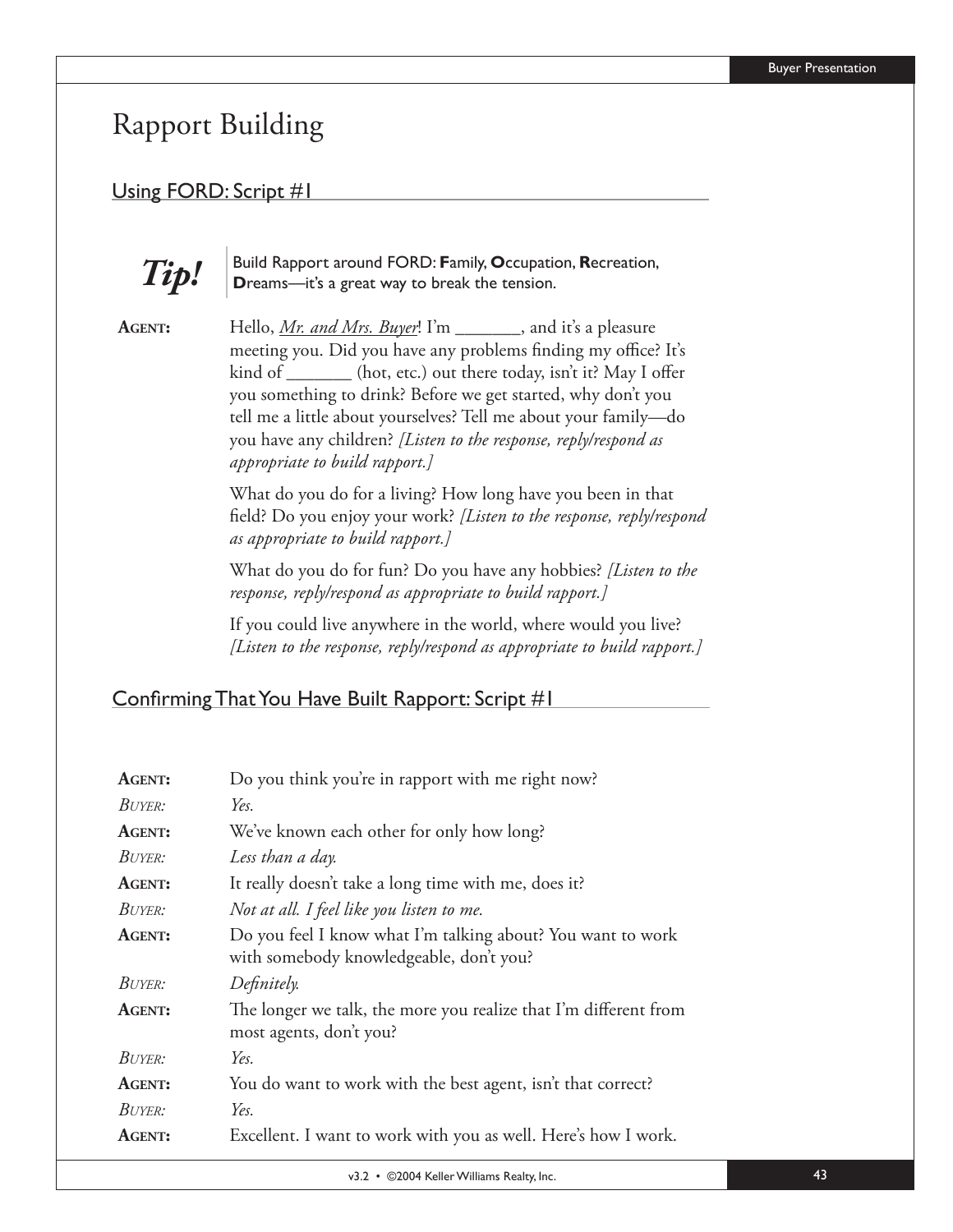# Rapport Building

## Using FORD: Script #1

***Tip!*** Build Rapport around FORD: **F**amily, **O**ccupation, **R**ecreation, **D**reams—it's a great way to break the tension.

**AGENT:** Hello, *Mr. and Mrs. Buyer*! I'm _______, and it's a pleasure meeting you. Did you have any problems finding my office? It's kind of _______ (hot, etc.) out there today, isn't it? May I offer you something to drink? Before we get started, why don't you tell me a little about yourselves? Tell me about your family—do you have any children? *[Listen to the response, reply/respond as appropriate to build rapport.]*

What do you do for a living? How long have you been in that field? Do you enjoy your work? *[Listen to the response, reply/respond as appropriate to build rapport.]*

What do you do for fun? Do you have any hobbies? *[Listen to the response, reply/respond as appropriate to build rapport.]*

If you could live anywhere in the world, where would you live? *[Listen to the response, reply/respond as appropriate to build rapport.]*

## Confirming That You Have Built Rapport: Script #1

**AGENT:** Do you think you're in rapport with me right now?

*BUYER:* *Yes.*

**AGENT:** We've known each other for only how long?

*BUYER:* *Less than a day.*

**AGENT:** It really doesn't take a long time with me, does it?

*BUYER:* *Not at all. I feel like you listen to me.*

**AGENT:** Do you feel I know what I'm talking about? You want to work with somebody knowledgeable, don't you?

*BUYER:* *Definitely.*

**AGENT:** The longer we talk, the more you realize that I'm different from most agents, don't you?

*BUYER:* *Yes.*

**AGENT:** You do want to work with the best agent, isn't that correct?

*BUYER:* *Yes.*

**AGENT:** Excellent. I want to work with you as well. Here's how I work.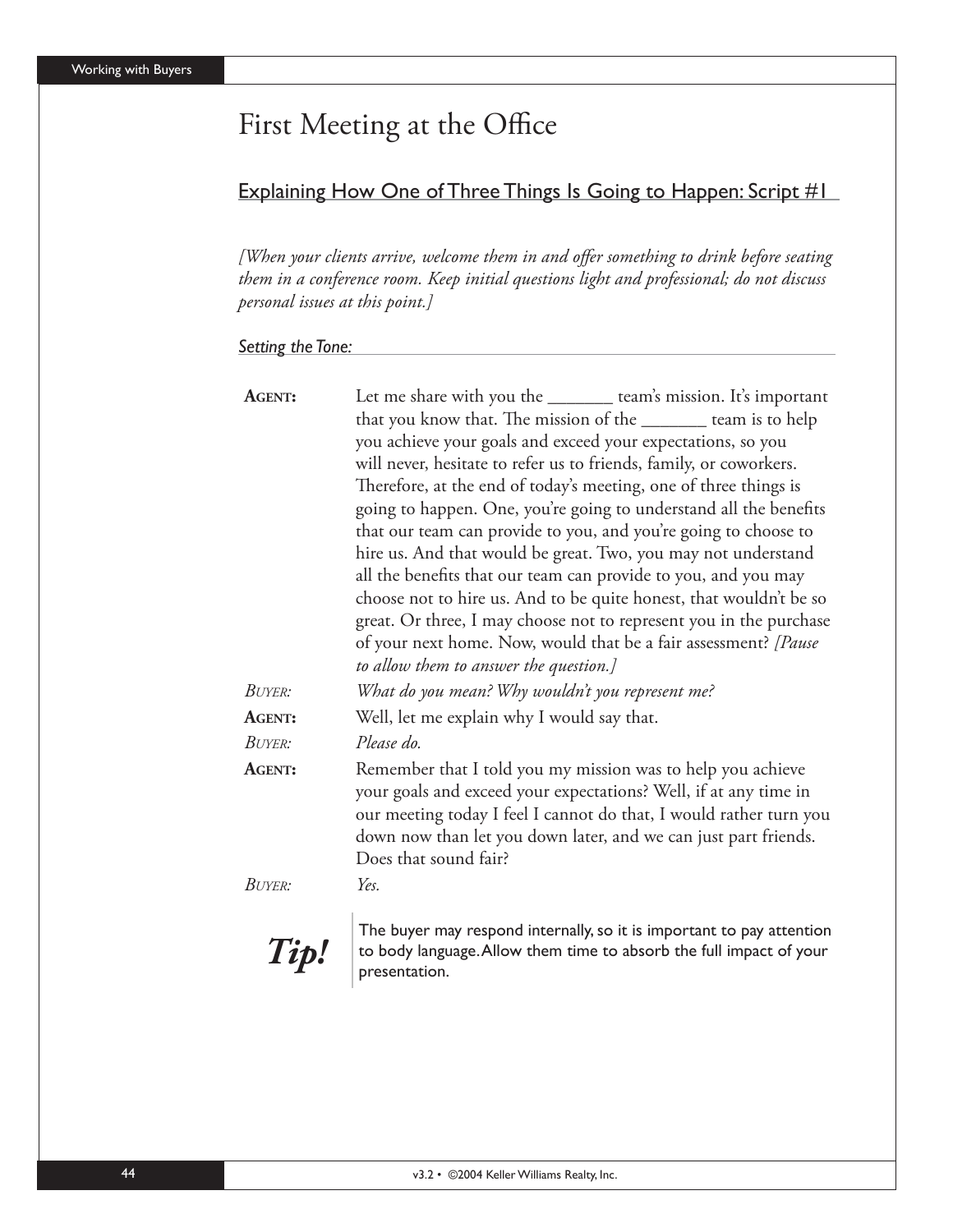# First Meeting at the Office

## Explaining How One of Three Things Is Going to Happen: Script #1

*[When your clients arrive, welcome them in and offer something to drink before seating them in a conference room. Keep initial questions light and professional; do not discuss personal issues at this point.]*

### *Setting the Tone:*

**AGENT:** Let me share with you the _______ team's mission. It's important that you know that. The mission of the _______ team is to help you achieve your goals and exceed your expectations, so you will never, hesitate to refer us to friends, family, or coworkers. Therefore, at the end of today's meeting, one of three things is going to happen. One, you're going to understand all the benefits that our team can provide to you, and you're going to choose to hire us. And that would be great. Two, you may not understand all the benefits that our team can provide to you, and you may choose not to hire us. And to be quite honest, that wouldn't be so great. Or three, I may choose not to represent you in the purchase of your next home. Now, would that be a fair assessment? *[Pause to allow them to answer the question.]*

*BUYER:* *What do you mean? Why wouldn't you represent me?*

**AGENT:** Well, let me explain why I would say that.

*BUYER:* *Please do.*

**AGENT:** Remember that I told you my mission was to help you achieve your goals and exceed your expectations? Well, if at any time in our meeting today I feel I cannot do that, I would rather turn you down now than let you down later, and we can just part friends. Does that sound fair?

*BUYER:* *Yes.*

***Tip!*** The buyer may respond internally, so it is important to pay attention to body language. Allow them time to absorb the full impact of your presentation.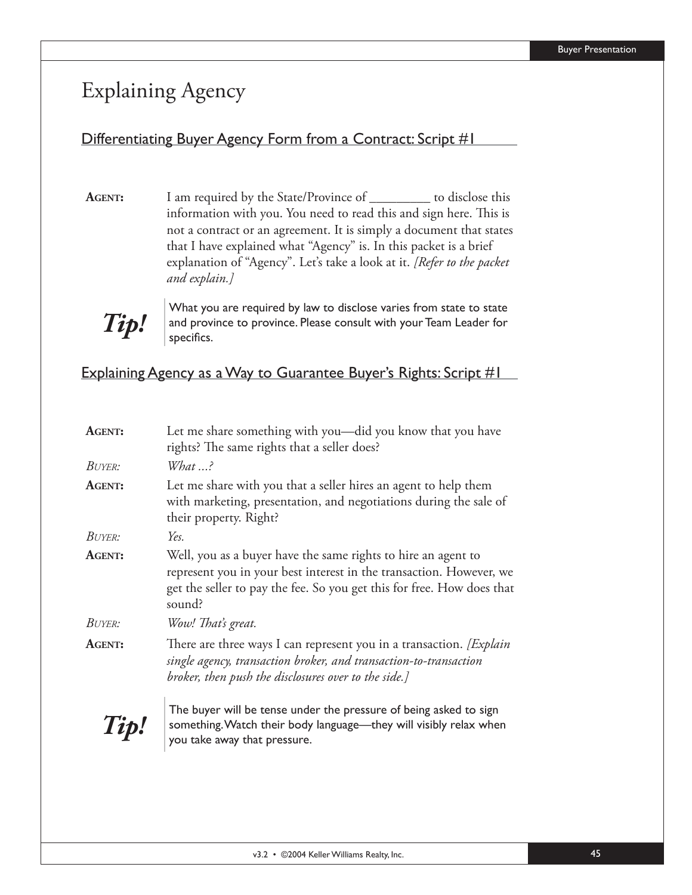# Explaining Agency

## Differentiating Buyer Agency Form from a Contract: Script #1

**AGENT:** I am required by the State/Province of _________ to disclose this information with you. You need to read this and sign here. This is not a contract or an agreement. It is simply a document that states that I have explained what "Agency" is. In this packet is a brief explanation of "Agency". Let's take a look at it. *[Refer to the packet and explain.]*

***Tip!*** What you are required by law to disclose varies from state to state and province to province. Please consult with your Team Leader for specifics.

## Explaining Agency as a Way to Guarantee Buyer's Rights: Script #1

**AGENT:** Let me share something with you—did you know that you have rights? The same rights that a seller does?

*BUYER: What ...?*

**AGENT:** Let me share with you that a seller hires an agent to help them with marketing, presentation, and negotiations during the sale of their property. Right?

*BUYER: Yes.*

**AGENT:** Well, you as a buyer have the same rights to hire an agent to represent you in your best interest in the transaction. However, we get the seller to pay the fee. So you get this for free. How does that sound?

*BUYER: Wow! That's great.*

**AGENT:** There are three ways I can represent you in a transaction. *[Explain single agency, transaction broker, and transaction-to-transaction broker, then push the disclosures over to the side.]*

***Tip!*** The buyer will be tense under the pressure of being asked to sign something. Watch their body language—they will visibly relax when you take away that pressure.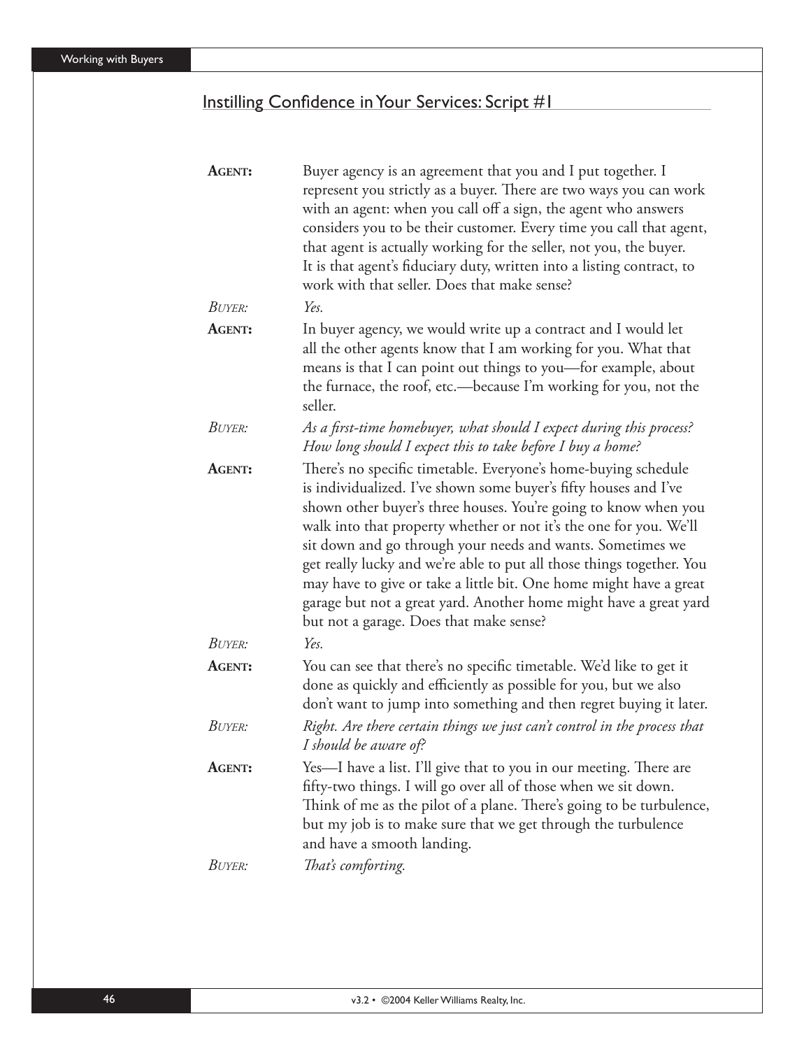## Instilling Confidence in Your Services: Script #1

**AGENT:** Buyer agency is an agreement that you and I put together. I represent you strictly as a buyer. There are two ways you can work with an agent: when you call off a sign, the agent who answers considers you to be their customer. Every time you call that agent, that agent is actually working for the seller, not you, the buyer. It is that agent's fiduciary duty, written into a listing contract, to work with that seller. Does that make sense?

*BUYER:* *Yes.*

**AGENT:** In buyer agency, we would write up a contract and I would let all the other agents know that I am working for you. What that means is that I can point out things to you—for example, about the furnace, the roof, etc.—because I'm working for you, not the seller.

*BUYER:* *As a first-time homebuyer, what should I expect during this process? How long should I expect this to take before I buy a home?*

**AGENT:** There's no specific timetable. Everyone's home-buying schedule is individualized. I've shown some buyer's fifty houses and I've shown other buyer's three houses. You're going to know when you walk into that property whether or not it's the one for you. We'll sit down and go through your needs and wants. Sometimes we get really lucky and we're able to put all those things together. You may have to give or take a little bit. One home might have a great garage but not a great yard. Another home might have a great yard but not a garage. Does that make sense?

*BUYER:* *Yes.*

**AGENT:** You can see that there's no specific timetable. We'd like to get it done as quickly and efficiently as possible for you, but we also don't want to jump into something and then regret buying it later.

*BUYER:* *Right. Are there certain things we just can't control in the process that I should be aware of?*

**AGENT:** Yes—I have a list. I'll give that to you in our meeting. There are fifty-two things. I will go over all of those when we sit down. Think of me as the pilot of a plane. There's going to be turbulence, but my job is to make sure that we get through the turbulence and have a smooth landing.

*BUYER:* *That's comforting.*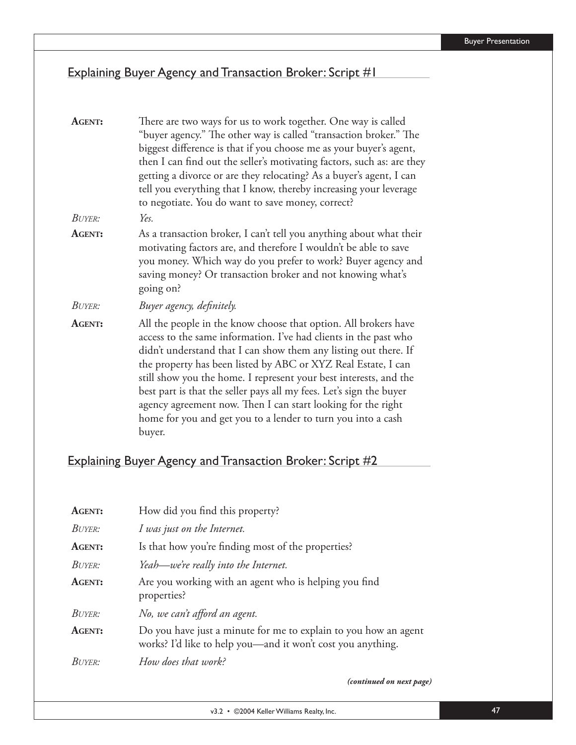## Explaining Buyer Agency and Transaction Broker: Script #1

**AGENT:** There are two ways for us to work together. One way is called "buyer agency." The other way is called "transaction broker." The biggest difference is that if you choose me as your buyer's agent, then I can find out the seller's motivating factors, such as: are they getting a divorce or are they relocating? As a buyer's agent, I can tell you everything that I know, thereby increasing your leverage to negotiate. You do want to save money, correct?

*BUYER:* *Yes.*

**AGENT:** As a transaction broker, I can't tell you anything about what their motivating factors are, and therefore I wouldn't be able to save you money. Which way do you prefer to work? Buyer agency and saving money? Or transaction broker and not knowing what's going on?

*BUYER:* *Buyer agency, definitely.*

**AGENT:** All the people in the know choose that option. All brokers have access to the same information. I've had clients in the past who didn't understand that I can show them any listing out there. If the property has been listed by ABC or XYZ Real Estate, I can still show you the home. I represent your best interests, and the best part is that the seller pays all my fees. Let's sign the buyer agency agreement now. Then I can start looking for the right home for you and get you to a lender to turn you into a cash buyer.

## Explaining Buyer Agency and Transaction Broker: Script #2

**AGENT:** How did you find this property?

*BUYER:* *I was just on the Internet.*

**AGENT:** Is that how you're finding most of the properties?

*BUYER:* *Yeah—we're really into the Internet.*

**AGENT:** Are you working with an agent who is helping you find properties?

*BUYER:* *No, we can't afford an agent.*

**AGENT:** Do you have just a minute for me to explain to you how an agent works? I'd like to help you—and it won't cost you anything.

*BUYER:* *How does that work?*

***(continued on next page)***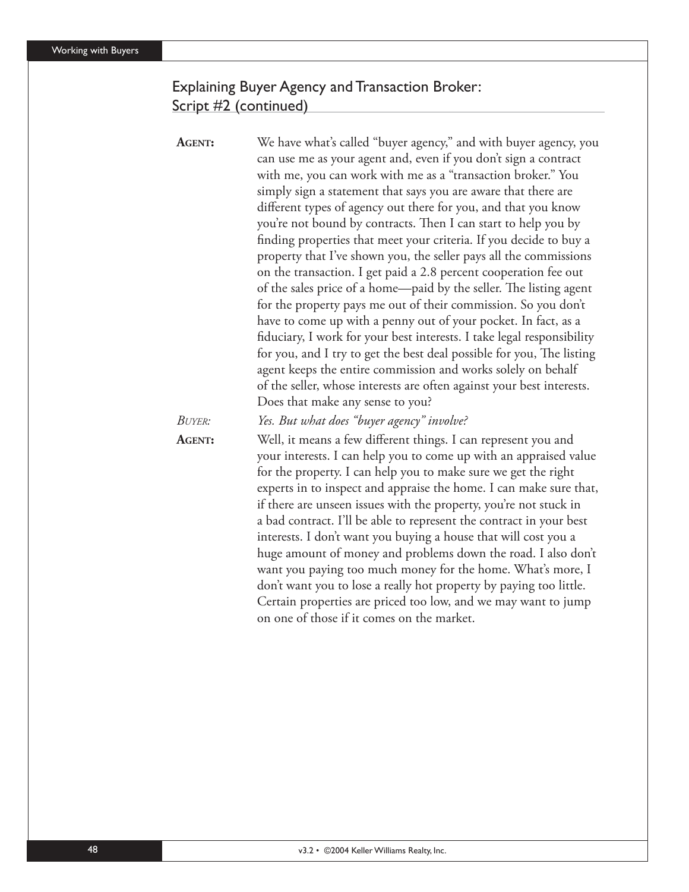## Explaining Buyer Agency and Transaction Broker: Script #2 (continued)

**AGENT:** We have what's called "buyer agency," and with buyer agency, you can use me as your agent and, even if you don't sign a contract with me, you can work with me as a "transaction broker." You simply sign a statement that says you are aware that there are different types of agency out there for you, and that you know you're not bound by contracts. Then I can start to help you by finding properties that meet your criteria. If you decide to buy a property that I've shown you, the seller pays all the commissions on the transaction. I get paid a 2.8 percent cooperation fee out of the sales price of a home—paid by the seller. The listing agent for the property pays me out of their commission. So you don't have to come up with a penny out of your pocket. In fact, as a fiduciary, I work for your best interests. I take legal responsibility for you, and I try to get the best deal possible for you, The listing agent keeps the entire commission and works solely on behalf of the seller, whose interests are often against your best interests. Does that make any sense to you?

*BUYER: Yes. But what does "buyer agency" involve?*

**AGENT:** Well, it means a few different things. I can represent you and your interests. I can help you to come up with an appraised value for the property. I can help you to make sure we get the right experts in to inspect and appraise the home. I can make sure that, if there are unseen issues with the property, you're not stuck in a bad contract. I'll be able to represent the contract in your best interests. I don't want you buying a house that will cost you a huge amount of money and problems down the road. I also don't want you paying too much money for the home. What's more, I don't want you to lose a really hot property by paying too little. Certain properties are priced too low, and we may want to jump on one of those if it comes on the market.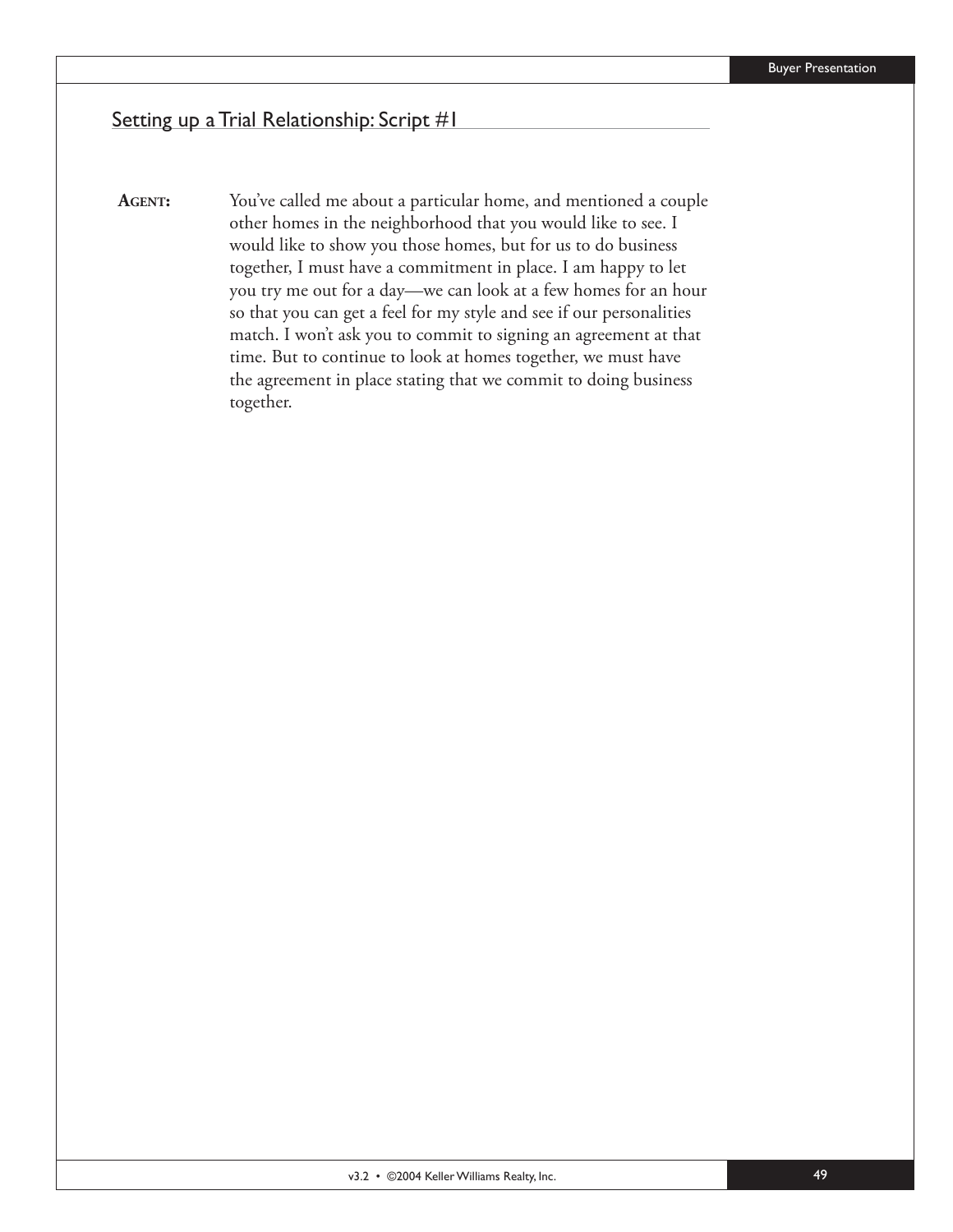## Setting up a Trial Relationship: Script #1

**AGENT:** You've called me about a particular home, and mentioned a couple other homes in the neighborhood that you would like to see. I would like to show you those homes, but for us to do business together, I must have a commitment in place. I am happy to let you try me out for a day—we can look at a few homes for an hour so that you can get a feel for my style and see if our personalities match. I won't ask you to commit to signing an agreement at that time. But to continue to look at homes together, we must have the agreement in place stating that we commit to doing business together.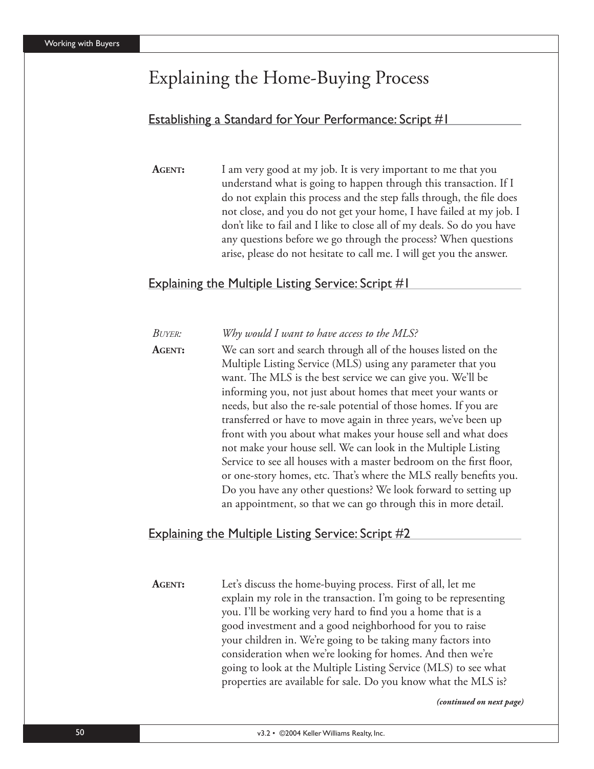# Explaining the Home-Buying Process

## Establishing a Standard for Your Performance: Script #1

**AGENT:** I am very good at my job. It is very important to me that you understand what is going to happen through this transaction. If I do not explain this process and the step falls through, the file does not close, and you do not get your home, I have failed at my job. I don't like to fail and I like to close all of my deals. So do you have any questions before we go through the process? When questions arise, please do not hesitate to call me. I will get you the answer.

## Explaining the Multiple Listing Service: Script #1

*BUYER: Why would I want to have access to the MLS?*

**AGENT:** We can sort and search through all of the houses listed on the Multiple Listing Service (MLS) using any parameter that you want. The MLS is the best service we can give you. We'll be informing you, not just about homes that meet your wants or needs, but also the re-sale potential of those homes. If you are transferred or have to move again in three years, we've been up front with you about what makes your house sell and what does not make your house sell. We can look in the Multiple Listing Service to see all houses with a master bedroom on the first floor, or one-story homes, etc. That's where the MLS really benefits you. Do you have any other questions? We look forward to setting up an appointment, so that we can go through this in more detail.

## Explaining the Multiple Listing Service: Script #2

**AGENT:** Let's discuss the home-buying process. First of all, let me explain my role in the transaction. I'm going to be representing you. I'll be working very hard to find you a home that is a good investment and a good neighborhood for you to raise your children in. We're going to be taking many factors into consideration when we're looking for homes. And then we're going to look at the Multiple Listing Service (MLS) to see what properties are available for sale. Do you know what the MLS is?

***(continued on next page)***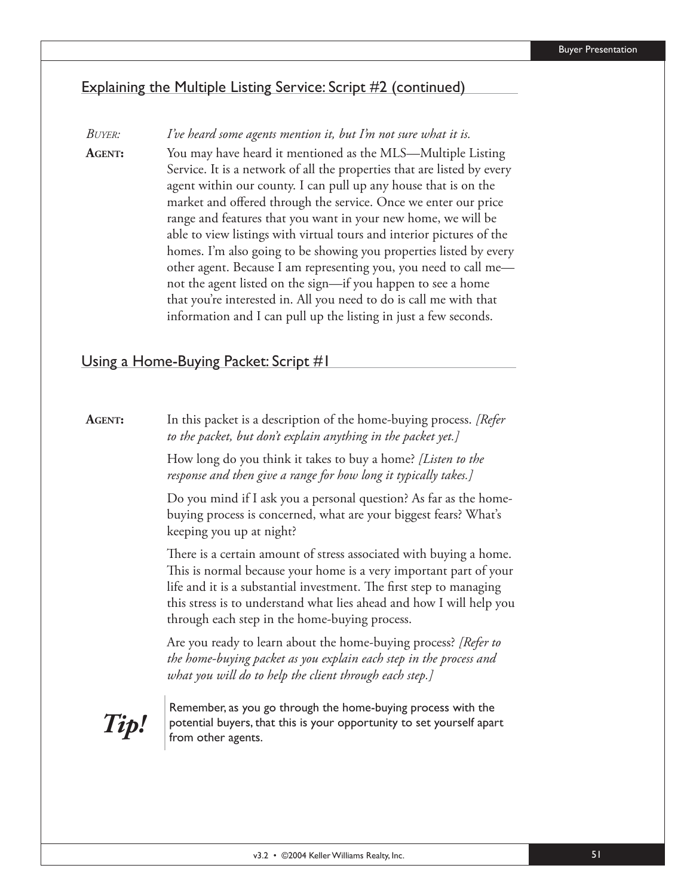## Explaining the Multiple Listing Service: Script #2 (continued)

*BUYER:* *I've heard some agents mention it, but I'm not sure what it is.*

**AGENT:** You may have heard it mentioned as the MLS—Multiple Listing Service. It is a network of all the properties that are listed by every agent within our county. I can pull up any house that is on the market and offered through the service. Once we enter our price range and features that you want in your new home, we will be able to view listings with virtual tours and interior pictures of the homes. I'm also going to be showing you properties listed by every other agent. Because I am representing you, you need to call me—not the agent listed on the sign—if you happen to see a home that you're interested in. All you need to do is call me with that information and I can pull up the listing in just a few seconds.

## Using a Home-Buying Packet: Script #1

**AGENT:** In this packet is a description of the home-buying process. *[Refer to the packet, but don't explain anything in the packet yet.]*

How long do you think it takes to buy a home? *[Listen to the response and then give a range for how long it typically takes.]*

Do you mind if I ask you a personal question? As far as the home-buying process is concerned, what are your biggest fears? What's keeping you up at night?

There is a certain amount of stress associated with buying a home. This is normal because your home is a very important part of your life and it is a substantial investment. The first step to managing this stress is to understand what lies ahead and how I will help you through each step in the home-buying process.

Are you ready to learn about the home-buying process? *[Refer to the home-buying packet as you explain each step in the process and what you will do to help the client through each step.]*

***Tip!*** Remember, as you go through the home-buying process with the potential buyers, that this is your opportunity to set yourself apart from other agents.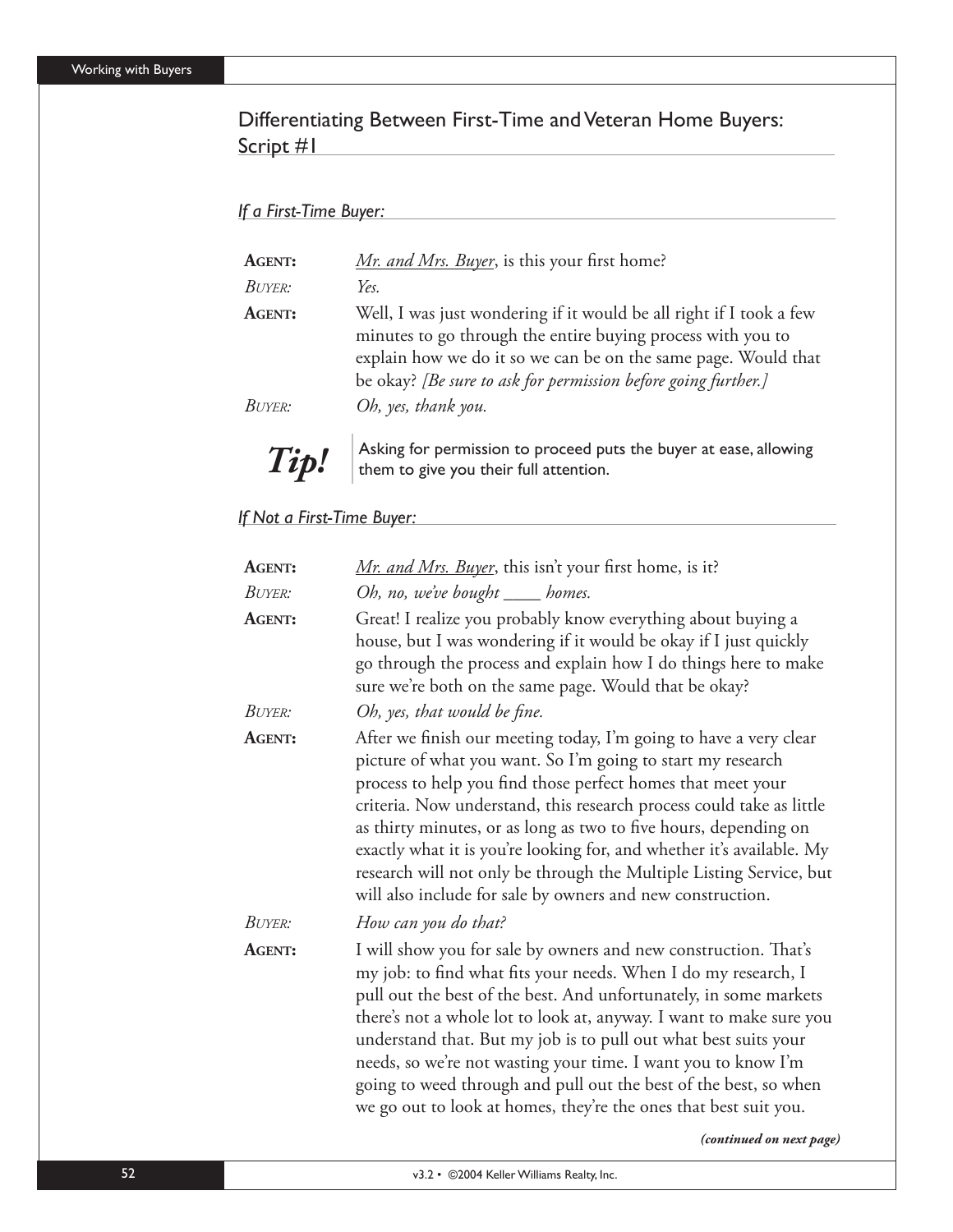## Differentiating Between First-Time and Veteran Home Buyers: Script #1

### *If a First-Time Buyer:*

**AGENT:** *Mr. and Mrs. Buyer*, is this your first home?

*BUYER: Yes.*

**AGENT:** Well, I was just wondering if it would be all right if I took a few minutes to go through the entire buying process with you to explain how we do it so we can be on the same page. Would that be okay? *[Be sure to ask for permission before going further.]*

*BUYER: Oh, yes, thank you.*

> ***Tip!*** Asking for permission to proceed puts the buyer at ease, allowing them to give you their full attention.

### *If Not a First-Time Buyer:*

**AGENT:** *Mr. and Mrs. Buyer*, this isn't your first home, is it?

*BUYER: Oh, no, we've bought ____ homes.*

**AGENT:** Great! I realize you probably know everything about buying a house, but I was wondering if it would be okay if I just quickly go through the process and explain how I do things here to make sure we're both on the same page. Would that be okay?

*BUYER: Oh, yes, that would be fine.*

**AGENT:** After we finish our meeting today, I'm going to have a very clear picture of what you want. So I'm going to start my research process to help you find those perfect homes that meet your criteria. Now understand, this research process could take as little as thirty minutes, or as long as two to five hours, depending on exactly what it is you're looking for, and whether it's available. My research will not only be through the Multiple Listing Service, but will also include for sale by owners and new construction.

*BUYER: How can you do that?*

**AGENT:** I will show you for sale by owners and new construction. That's my job: to find what fits your needs. When I do my research, I pull out the best of the best. And unfortunately, in some markets there's not a whole lot to look at, anyway. I want to make sure you understand that. But my job is to pull out what best suits your needs, so we're not wasting your time. I want you to know I'm going to weed through and pull out the best of the best, so when we go out to look at homes, they're the ones that best suit you.

***(continued on next page)***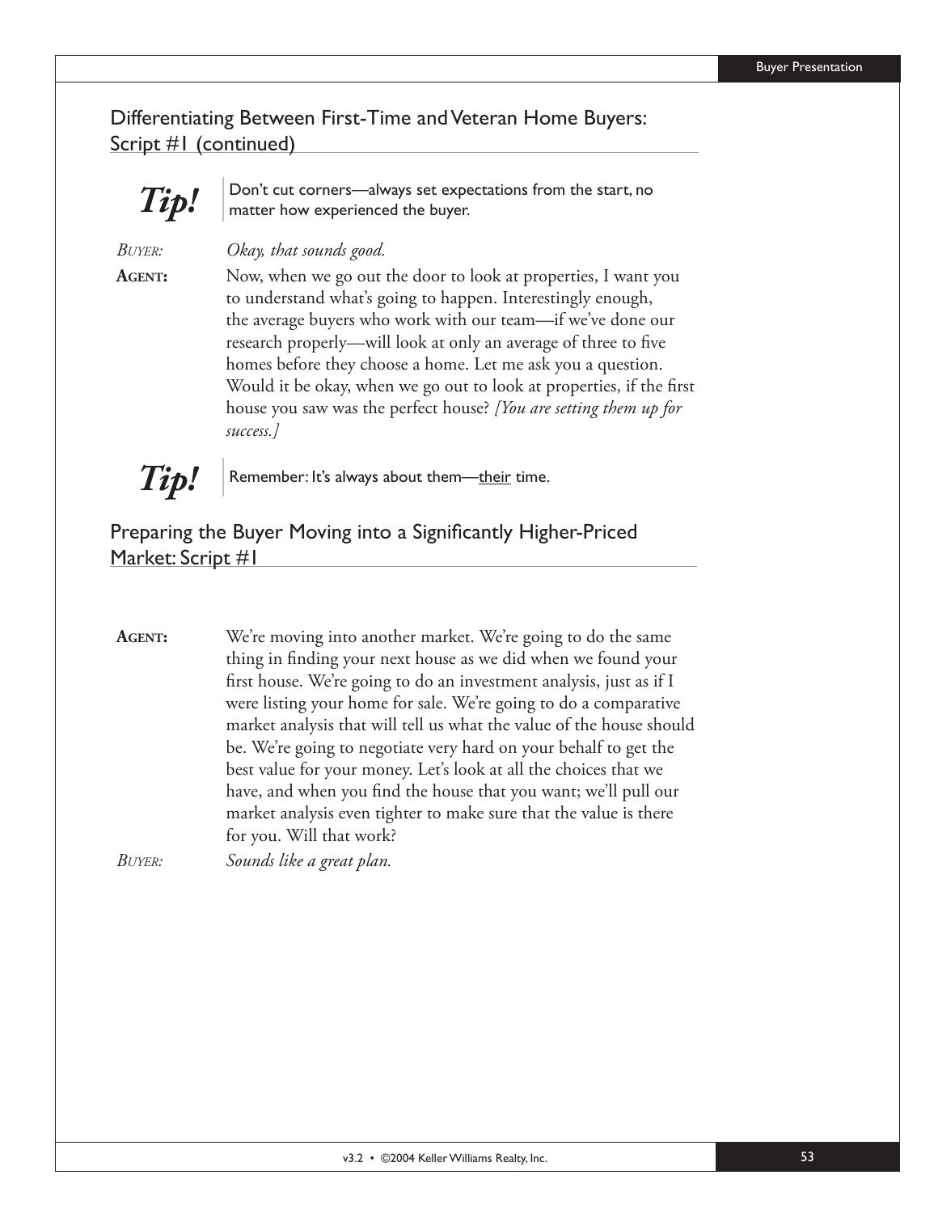## Differentiating Between First-Time and Veteran Home Buyers: Script #1 (continued)

***Tip!*** Don't cut corners—always set expectations from the start, no matter how experienced the buyer.

*BUYER:* *Okay, that sounds good.*

**AGENT:** Now, when we go out the door to look at properties, I want you to understand what's going to happen. Interestingly enough, the average buyers who work with our team—if we've done our research properly—will look at only an average of three to five homes before they choose a home. Let me ask you a question. Would it be okay, when we go out to look at properties, if the first house you saw was the perfect house? *[You are setting them up for success.]*

***Tip!*** Remember: It's always about them—<u>their</u> time.

## Preparing the Buyer Moving into a Significantly Higher-Priced Market: Script #1

**AGENT:** We're moving into another market. We're going to do the same thing in finding your next house as we did when we found your first house. We're going to do an investment analysis, just as if I were listing your home for sale. We're going to do a comparative market analysis that will tell us what the value of the house should be. We're going to negotiate very hard on your behalf to get the best value for your money. Let's look at all the choices that we have, and when you find the house that you want; we'll pull our market analysis even tighter to make sure that the value is there for you. Will that work?

*BUYER:* *Sounds like a great plan.*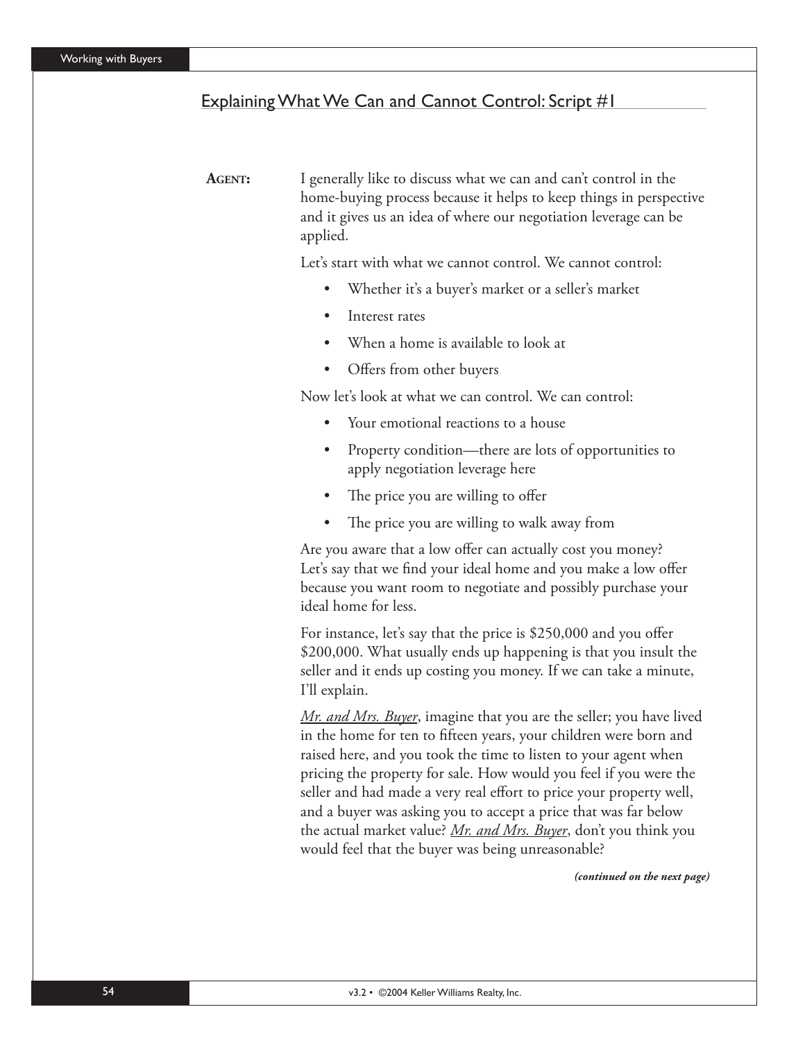## Explaining What We Can and Cannot Control: Script #1

**AGENT:** I generally like to discuss what we can and can't control in the home-buying process because it helps to keep things in perspective and it gives us an idea of where our negotiation leverage can be applied.

Let's start with what we cannot control. We cannot control:

- Whether it's a buyer's market or a seller's market
- Interest rates
- When a home is available to look at
- Offers from other buyers

Now let's look at what we can control. We can control:

- Your emotional reactions to a house
- Property condition—there are lots of opportunities to apply negotiation leverage here
- The price you are willing to offer
- The price you are willing to walk away from

Are you aware that a low offer can actually cost you money? Let's say that we find your ideal home and you make a low offer because you want room to negotiate and possibly purchase your ideal home for less.

For instance, let's say that the price is $250,000 and you offer $200,000. What usually ends up happening is that you insult the seller and it ends up costing you money. If we can take a minute, I'll explain.

*Mr. and Mrs. Buyer*, imagine that you are the seller; you have lived in the home for ten to fifteen years, your children were born and raised here, and you took the time to listen to your agent when pricing the property for sale. How would you feel if you were the seller and had made a very real effort to price your property well, and a buyer was asking you to accept a price that was far below the actual market value? *Mr. and Mrs. Buyer*, don't you think you would feel that the buyer was being unreasonable?

***(continued on the next page)***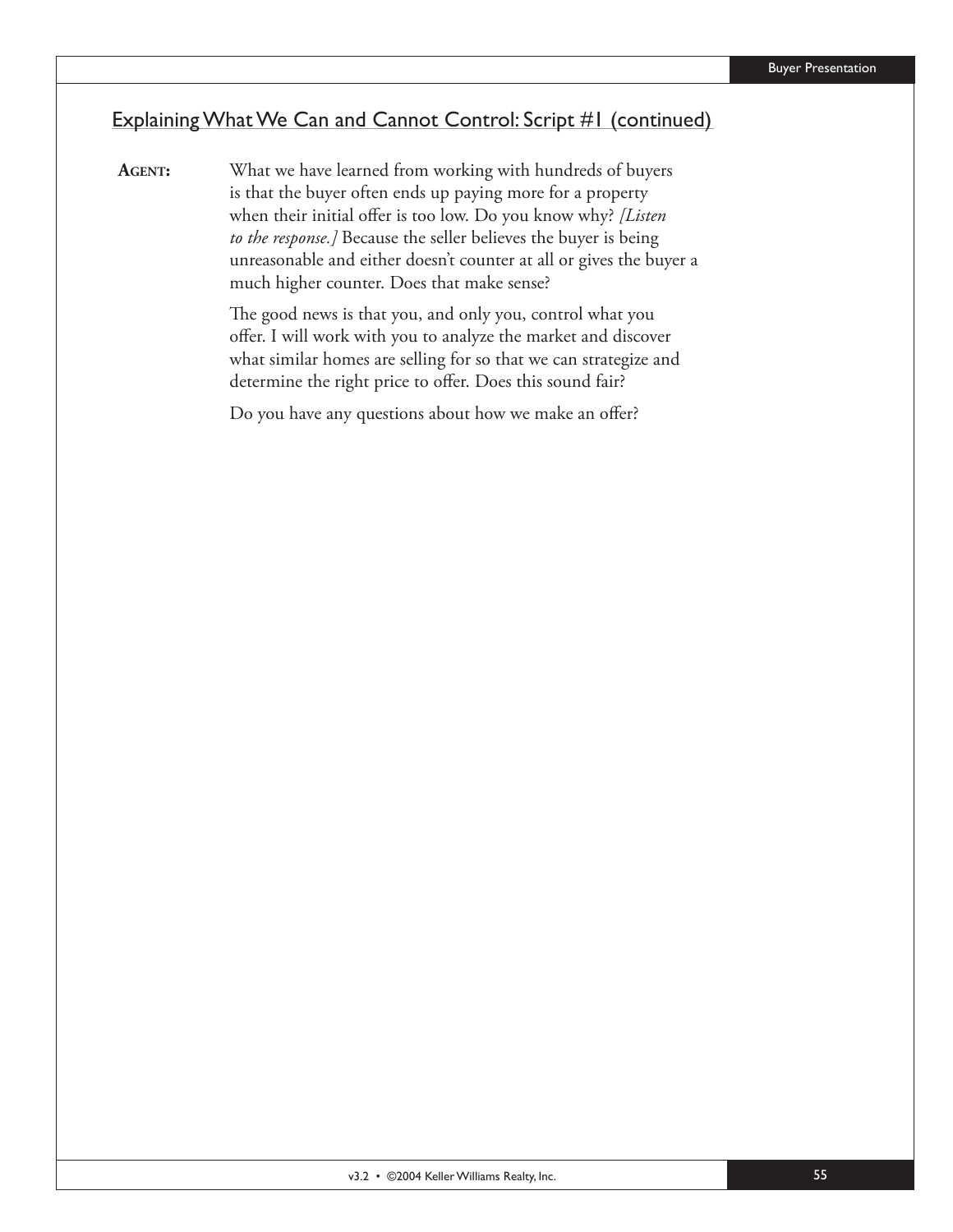## Explaining What We Can and Cannot Control: Script #1 (continued)

**AGENT:** What we have learned from working with hundreds of buyers is that the buyer often ends up paying more for a property when their initial offer is too low. Do you know why? *[Listen to the response.]* Because the seller believes the buyer is being unreasonable and either doesn't counter at all or gives the buyer a much higher counter. Does that make sense?

The good news is that you, and only you, control what you offer. I will work with you to analyze the market and discover what similar homes are selling for so that we can strategize and determine the right price to offer. Does this sound fair?

Do you have any questions about how we make an offer?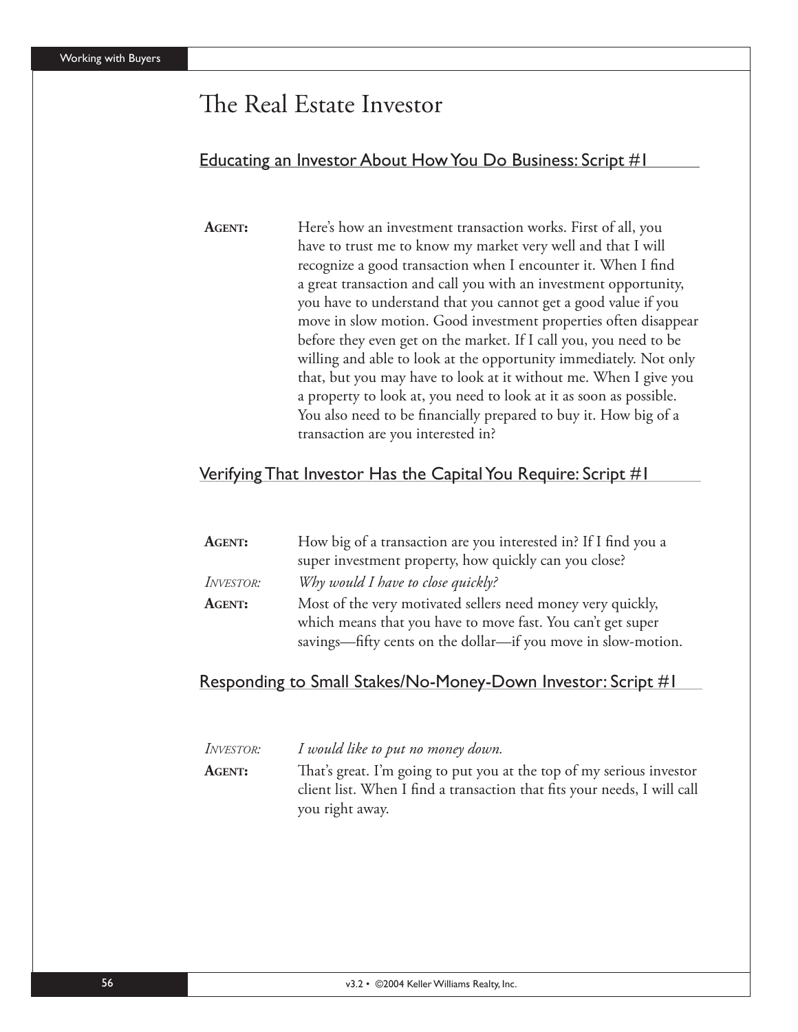# The Real Estate Investor

## Educating an Investor About How You Do Business: Script #1

**AGENT:** Here's how an investment transaction works. First of all, you have to trust me to know my market very well and that I will recognize a good transaction when I encounter it. When I find a great transaction and call you with an investment opportunity, you have to understand that you cannot get a good value if you move in slow motion. Good investment properties often disappear before they even get on the market. If I call you, you need to be willing and able to look at the opportunity immediately. Not only that, but you may have to look at it without me. When I give you a property to look at, you need to look at it as soon as possible. You also need to be financially prepared to buy it. How big of a transaction are you interested in?

## Verifying That Investor Has the Capital You Require: Script #1

**AGENT:** How big of a transaction are you interested in? If I find you a super investment property, how quickly can you close?

*INVESTOR:* *Why would I have to close quickly?*

**AGENT:** Most of the very motivated sellers need money very quickly, which means that you have to move fast. You can't get super savings—fifty cents on the dollar—if you move in slow-motion.

## Responding to Small Stakes/No-Money-Down Investor: Script #1

*INVESTOR:* *I would like to put no money down.*

**AGENT:** That's great. I'm going to put you at the top of my serious investor client list. When I find a transaction that fits your needs, I will call you right away.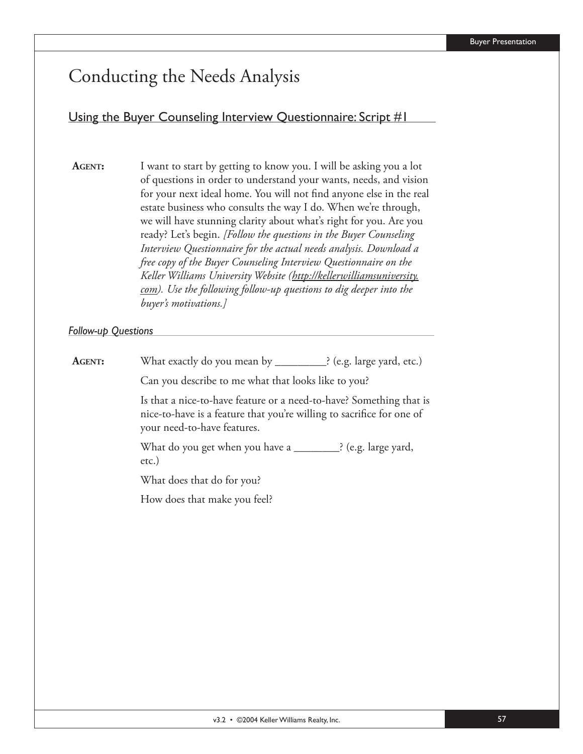# Conducting the Needs Analysis

## Using the Buyer Counseling Interview Questionnaire: Script #1

**AGENT:** I want to start by getting to know you. I will be asking you a lot of questions in order to understand your wants, needs, and vision for your next ideal home. You will not find anyone else in the real estate business who consults the way I do. When we're through, we will have stunning clarity about what's right for you. Are you ready? Let's begin. *[Follow the questions in the Buyer Counseling Interview Questionnaire for the actual needs analysis. Download a free copy of the Buyer Counseling Interview Questionnaire on the Keller Williams University Website (http://kellerwilliamsuniversity.com). Use the following follow-up questions to dig deeper into the buyer's motivations.]*

### *Follow-up Questions*

**AGENT:** What exactly do you mean by _________? (e.g. large yard, etc.)

Can you describe to me what that looks like to you?

Is that a nice-to-have feature or a need-to-have? Something that is nice-to-have is a feature that you're willing to sacrifice for one of your need-to-have features.

What do you get when you have a ________? (e.g. large yard, etc.)

What does that do for you?

How does that make you feel?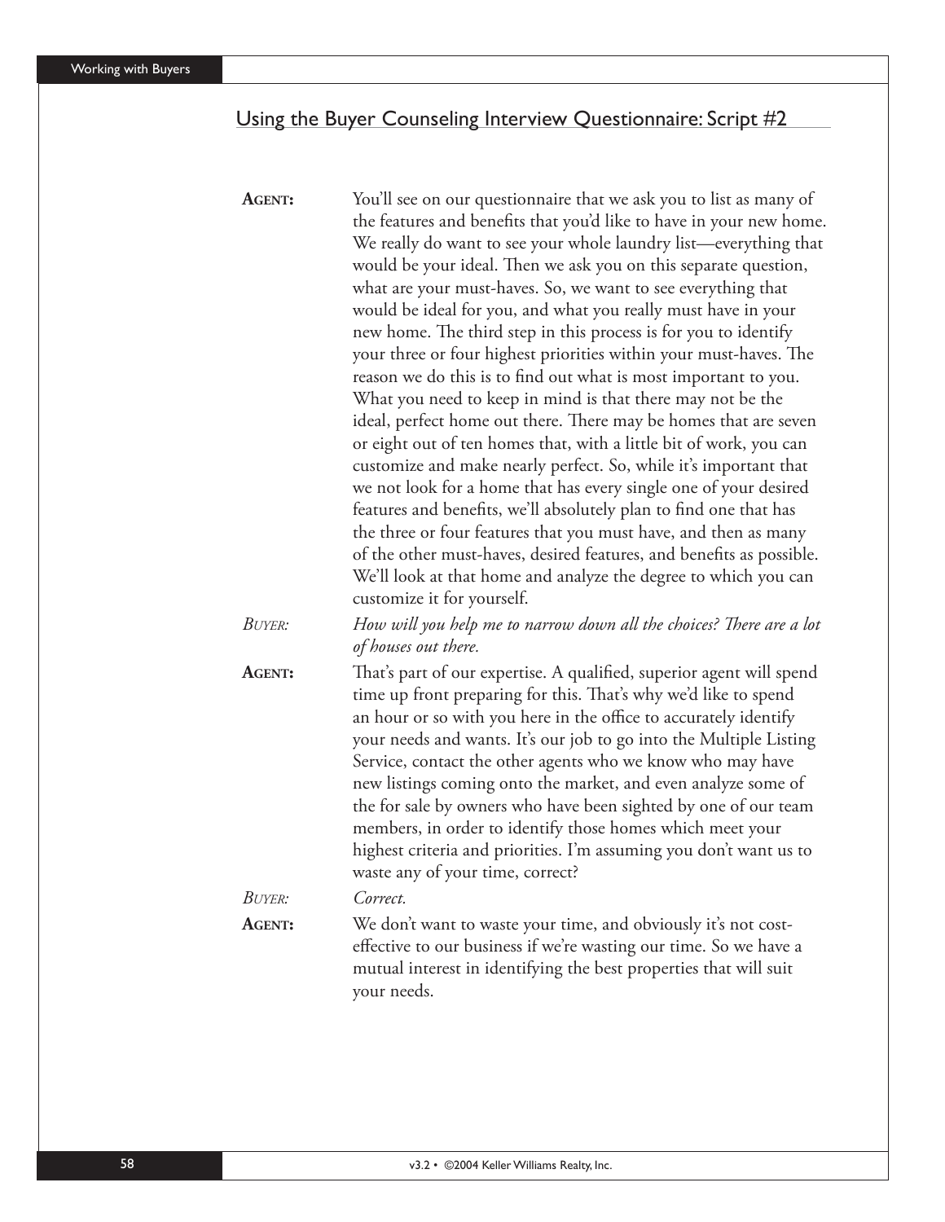## Using the Buyer Counseling Interview Questionnaire: Script #2

**AGENT:** You'll see on our questionnaire that we ask you to list as many of the features and benefits that you'd like to have in your new home. We really do want to see your whole laundry list—everything that would be your ideal. Then we ask you on this separate question, what are your must-haves. So, we want to see everything that would be ideal for you, and what you really must have in your new home. The third step in this process is for you to identify your three or four highest priorities within your must-haves. The reason we do this is to find out what is most important to you. What you need to keep in mind is that there may not be the ideal, perfect home out there. There may be homes that are seven or eight out of ten homes that, with a little bit of work, you can customize and make nearly perfect. So, while it's important that we not look for a home that has every single one of your desired features and benefits, we'll absolutely plan to find one that has the three or four features that you must have, and then as many of the other must-haves, desired features, and benefits as possible. We'll look at that home and analyze the degree to which you can customize it for yourself.

*BUYER:* *How will you help me to narrow down all the choices? There are a lot of houses out there.*

**AGENT:** That's part of our expertise. A qualified, superior agent will spend time up front preparing for this. That's why we'd like to spend an hour or so with you here in the office to accurately identify your needs and wants. It's our job to go into the Multiple Listing Service, contact the other agents who we know who may have new listings coming onto the market, and even analyze some of the for sale by owners who have been sighted by one of our team members, in order to identify those homes which meet your highest criteria and priorities. I'm assuming you don't want us to waste any of your time, correct?

*BUYER:* *Correct.*

**AGENT:** We don't want to waste your time, and obviously it's not cost-effective to our business if we're wasting our time. So we have a mutual interest in identifying the best properties that will suit your needs.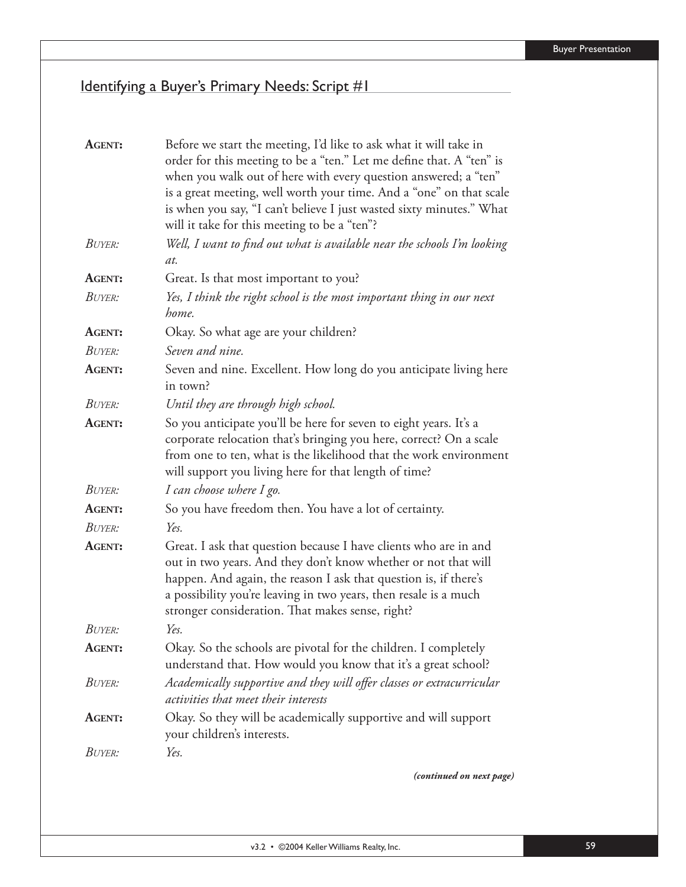## Identifying a Buyer's Primary Needs: Script #1

**AGENT:** Before we start the meeting, I'd like to ask what it will take in order for this meeting to be a "ten." Let me define that. A "ten" is when you walk out of here with every question answered; a "ten" is a great meeting, well worth your time. And a "one" on that scale is when you say, "I can't believe I just wasted sixty minutes." What will it take for this meeting to be a "ten"?

*BUYER:* *Well, I want to find out what is available near the schools I'm looking at.*

**AGENT:** Great. Is that most important to you?

*BUYER:* *Yes, I think the right school is the most important thing in our next home.*

**AGENT:** Okay. So what age are your children?

*BUYER:* *Seven and nine.*

**AGENT:** Seven and nine. Excellent. How long do you anticipate living here in town?

*BUYER:* *Until they are through high school.*

**AGENT:** So you anticipate you'll be here for seven to eight years. It's a corporate relocation that's bringing you here, correct? On a scale from one to ten, what is the likelihood that the work environment will support you living here for that length of time?

*BUYER:* *I can choose where I go.*

**AGENT:** So you have freedom then. You have a lot of certainty.

*BUYER:* *Yes.*

**AGENT:** Great. I ask that question because I have clients who are in and out in two years. And they don't know whether or not that will happen. And again, the reason I ask that question is, if there's a possibility you're leaving in two years, then resale is a much stronger consideration. That makes sense, right?

*BUYER:* *Yes.*

**AGENT:** Okay. So the schools are pivotal for the children. I completely understand that. How would you know that it's a great school?

*BUYER:* *Academically supportive and they will offer classes or extracurricular activities that meet their interests*

**AGENT:** Okay. So they will be academically supportive and will support your children's interests.

*BUYER:* *Yes.*

***(continued on next page)***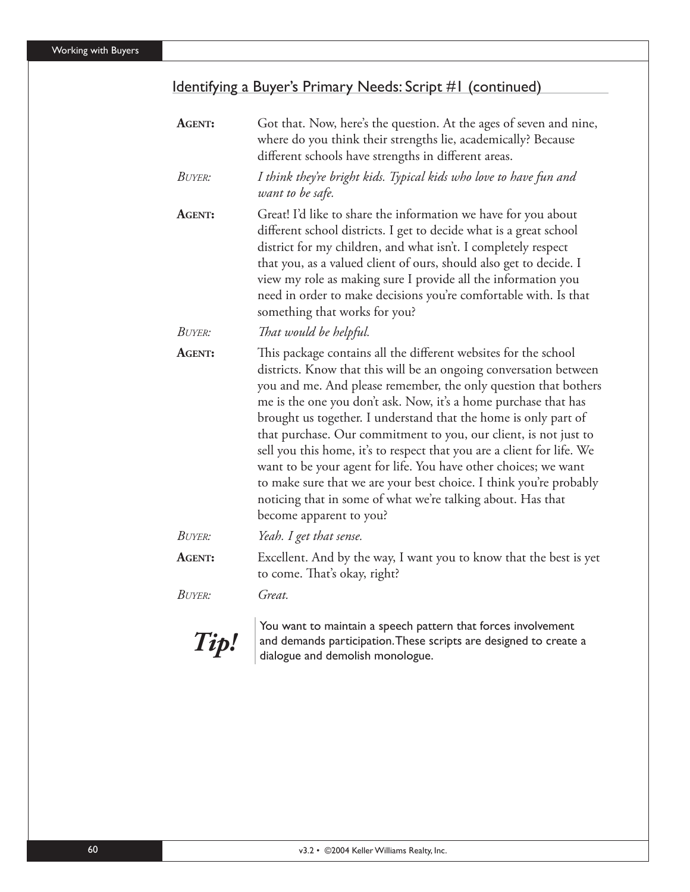## Identifying a Buyer's Primary Needs: Script #1 (continued)

**AGENT:** Got that. Now, here's the question. At the ages of seven and nine, where do you think their strengths lie, academically? Because different schools have strengths in different areas.

*BUYER: I think they're bright kids. Typical kids who love to have fun and want to be safe.*

**AGENT:** Great! I'd like to share the information we have for you about different school districts. I get to decide what is a great school district for my children, and what isn't. I completely respect that you, as a valued client of ours, should also get to decide. I view my role as making sure I provide all the information you need in order to make decisions you're comfortable with. Is that something that works for you?

*BUYER: That would be helpful.*

**AGENT:** This package contains all the different websites for the school districts. Know that this will be an ongoing conversation between you and me. And please remember, the only question that bothers me is the one you don't ask. Now, it's a home purchase that has brought us together. I understand that the home is only part of that purchase. Our commitment to you, our client, is not just to sell you this home, it's to respect that you are a client for life. We want to be your agent for life. You have other choices; we want to make sure that we are your best choice. I think you're probably noticing that in some of what we're talking about. Has that become apparent to you?

*BUYER: Yeah. I get that sense.*

**AGENT:** Excellent. And by the way, I want you to know that the best is yet to come. That's okay, right?

*BUYER: Great.*

***Tip!*** You want to maintain a speech pattern that forces involvement and demands participation. These scripts are designed to create a dialogue and demolish monologue.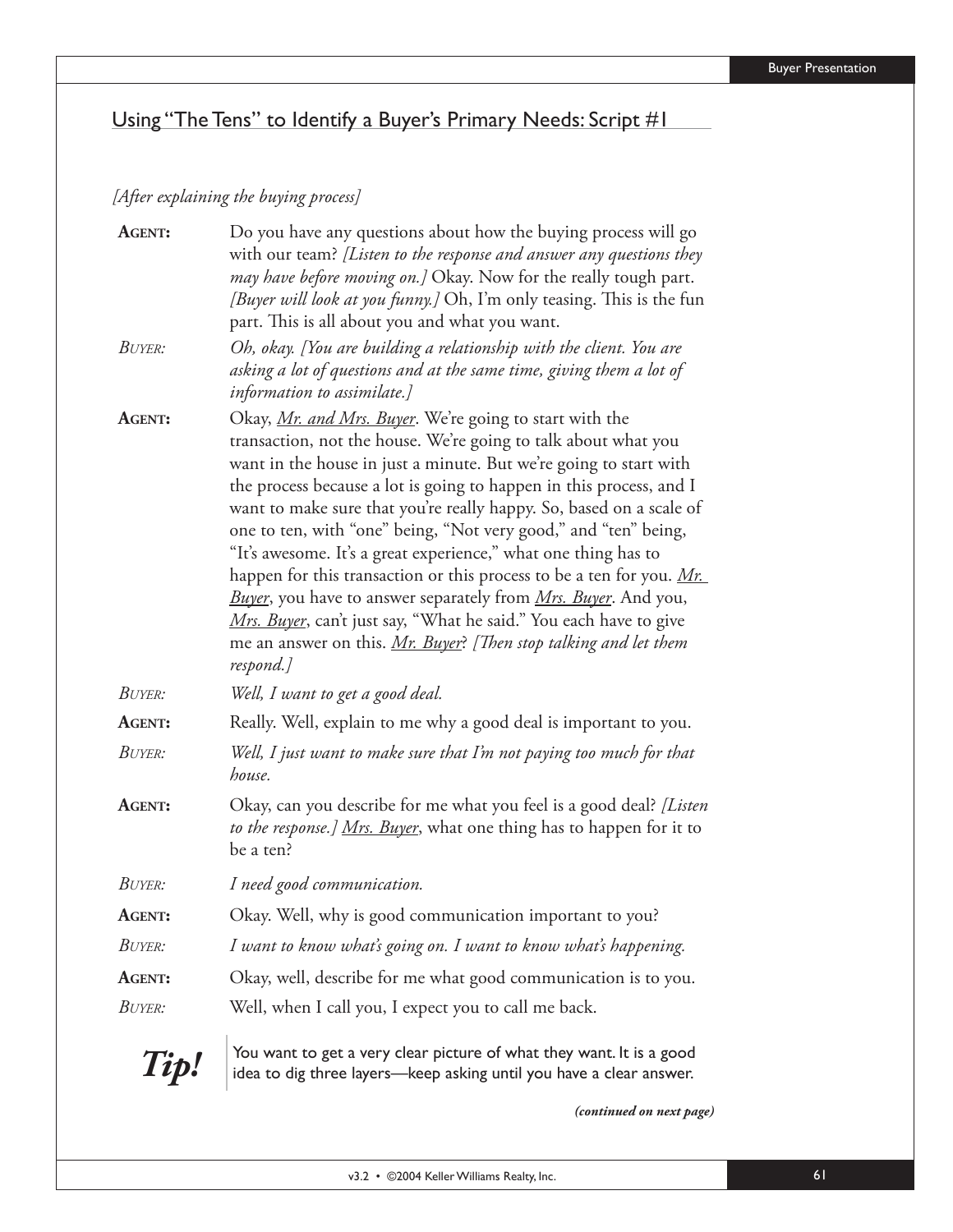## Using "The Tens" to Identify a Buyer's Primary Needs: Script #1

*[After explaining the buying process]*

**AGENT:** Do you have any questions about how the buying process will go with our team? *[Listen to the response and answer any questions they may have before moving on.]* Okay. Now for the really tough part. *[Buyer will look at you funny.]* Oh, I'm only teasing. This is the fun part. This is all about you and what you want.

*BUYER:* *Oh, okay. [You are building a relationship with the client. You are asking a lot of questions and at the same time, giving them a lot of information to assimilate.]*

**AGENT:** Okay, <u>*Mr. and Mrs. Buyer*</u>. We're going to start with the transaction, not the house. We're going to talk about what you want in the house in just a minute. But we're going to start with the process because a lot is going to happen in this process, and I want to make sure that you're really happy. So, based on a scale of one to ten, with "one" being, "Not very good," and "ten" being, "It's awesome. It's a great experience," what one thing has to happen for this transaction or this process to be a ten for you. <u>*Mr. Buyer*</u>, you have to answer separately from <u>*Mrs. Buyer*</u>. And you, <u>*Mrs. Buyer*</u>, can't just say, "What he said." You each have to give me an answer on this. <u>*Mr. Buyer*</u>? *[Then stop talking and let them respond.]*

*BUYER:* *Well, I want to get a good deal.*

**AGENT:** Really. Well, explain to me why a good deal is important to you.

*BUYER:* *Well, I just want to make sure that I'm not paying too much for that house.*

**AGENT:** Okay, can you describe for me what you feel is a good deal? *[Listen to the response.]* <u>*Mrs. Buyer*</u>, what one thing has to happen for it to be a ten?

*BUYER:* *I need good communication.*

**AGENT:** Okay. Well, why is good communication important to you?

*BUYER:* *I want to know what's going on. I want to know what's happening.*

**AGENT:** Okay, well, describe for me what good communication is to you.

*BUYER:* Well, when I call you, I expect you to call me back.

***Tip!*** You want to get a very clear picture of what they want. It is a good idea to dig three layers—keep asking until you have a clear answer.

***(continued on next page)***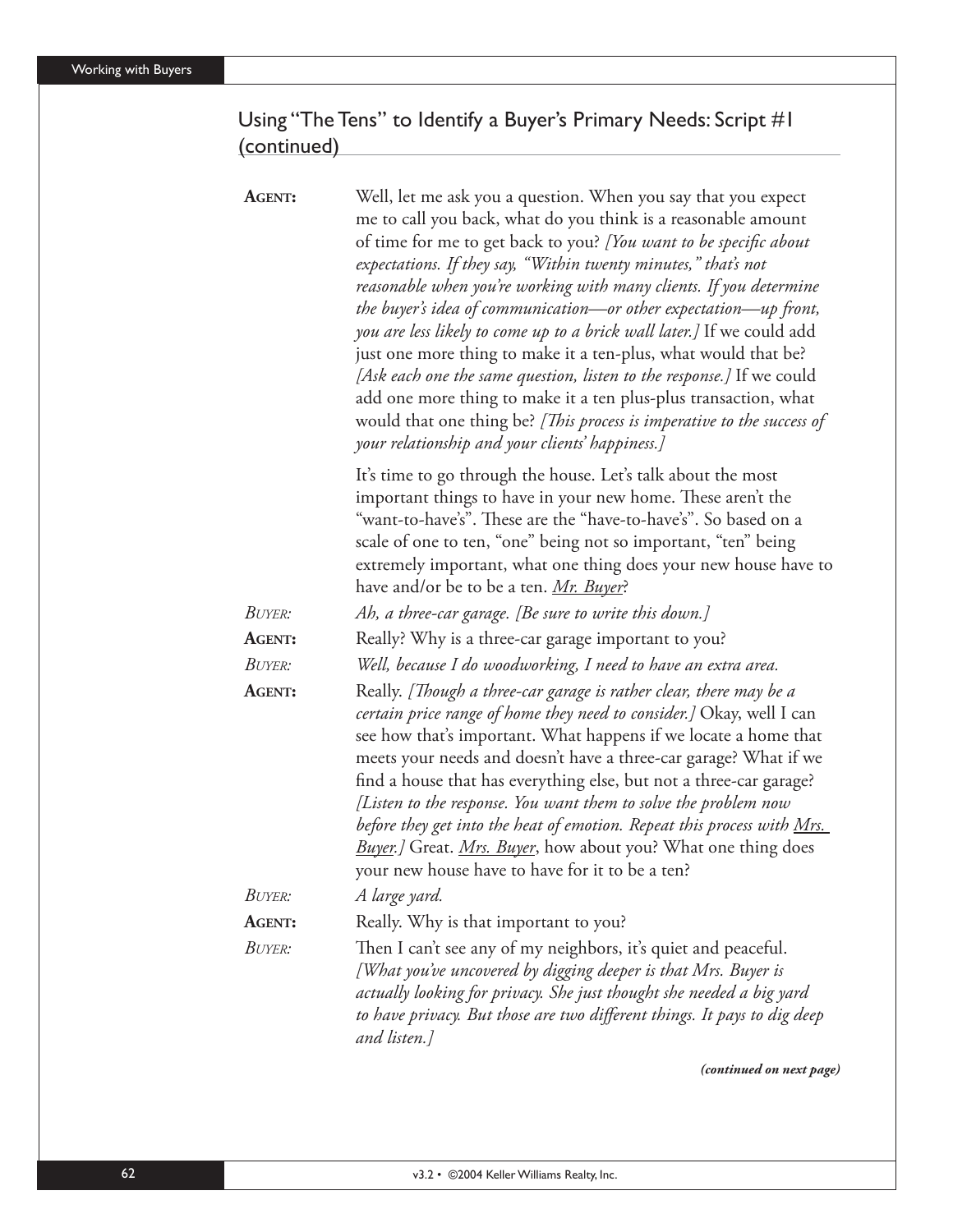## Using "The Tens" to Identify a Buyer's Primary Needs: Script #1 (continued)

**AGENT:** Well, let me ask you a question. When you say that you expect me to call you back, what do you think is a reasonable amount of time for me to get back to you? *[You want to be specific about expectations. If they say, "Within twenty minutes," that's not reasonable when you're working with many clients. If you determine the buyer's idea of communication—or other expectation—up front, you are less likely to come up to a brick wall later.]* If we could add just one more thing to make it a ten-plus, what would that be? *[Ask each one the same question, listen to the response.]* If we could add one more thing to make it a ten plus-plus transaction, what would that one thing be? *[This process is imperative to the success of your relationship and your clients' happiness.]*

It's time to go through the house. Let's talk about the most important things to have in your new home. These aren't the "want-to-have's". These are the "have-to-have's". So based on a scale of one to ten, "one" being not so important, "ten" being extremely important, what one thing does your new house have to have and/or be to be a ten. Mr. Buyer?

*BUYER:* *Ah, a three-car garage. [Be sure to write this down.]*

**AGENT:** Really? Why is a three-car garage important to you?

*BUYER:* *Well, because I do woodworking, I need to have an extra area.*

**AGENT:** Really. *[Though a three-car garage is rather clear, there may be a certain price range of home they need to consider.]* Okay, well I can see how that's important. What happens if we locate a home that meets your needs and doesn't have a three-car garage? What if we find a house that has everything else, but not a three-car garage? *[Listen to the response. You want them to solve the problem now before they get into the heat of emotion. Repeat this process with Mrs. Buyer.]* Great. Mrs. Buyer, how about you? What one thing does your new house have to have for it to be a ten?

*BUYER:* *A large yard.*

**AGENT:** Really. Why is that important to you?

*BUYER:* Then I can't see any of my neighbors, it's quiet and peaceful. *[What you've uncovered by digging deeper is that Mrs. Buyer is actually looking for privacy. She just thought she needed a big yard to have privacy. But those are two different things. It pays to dig deep and listen.]*

***(continued on next page)***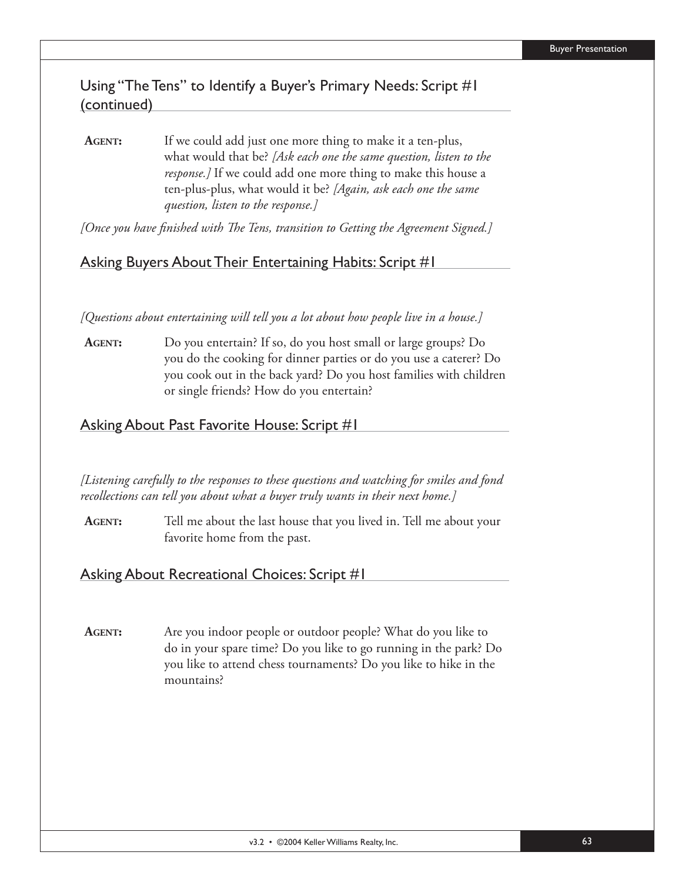## Using "The Tens" to Identify a Buyer's Primary Needs: Script #1 (continued)

**AGENT:** If we could add just one more thing to make it a ten-plus, what would that be? *[Ask each one the same question, listen to the response.]* If we could add one more thing to make this house a ten-plus-plus, what would it be? *[Again, ask each one the same question, listen to the response.]*

*[Once you have finished with The Tens, transition to Getting the Agreement Signed.]*

## Asking Buyers About Their Entertaining Habits: Script #1

*[Questions about entertaining will tell you a lot about how people live in a house.]*

**AGENT:** Do you entertain? If so, do you host small or large groups? Do you do the cooking for dinner parties or do you use a caterer? Do you cook out in the back yard? Do you host families with children or single friends? How do you entertain?

## Asking About Past Favorite House: Script #1

*[Listening carefully to the responses to these questions and watching for smiles and fond recollections can tell you about what a buyer truly wants in their next home.]*

**AGENT:** Tell me about the last house that you lived in. Tell me about your favorite home from the past.

## Asking About Recreational Choices: Script #1

**AGENT:** Are you indoor people or outdoor people? What do you like to do in your spare time? Do you like to go running in the park? Do you like to attend chess tournaments? Do you like to hike in the mountains?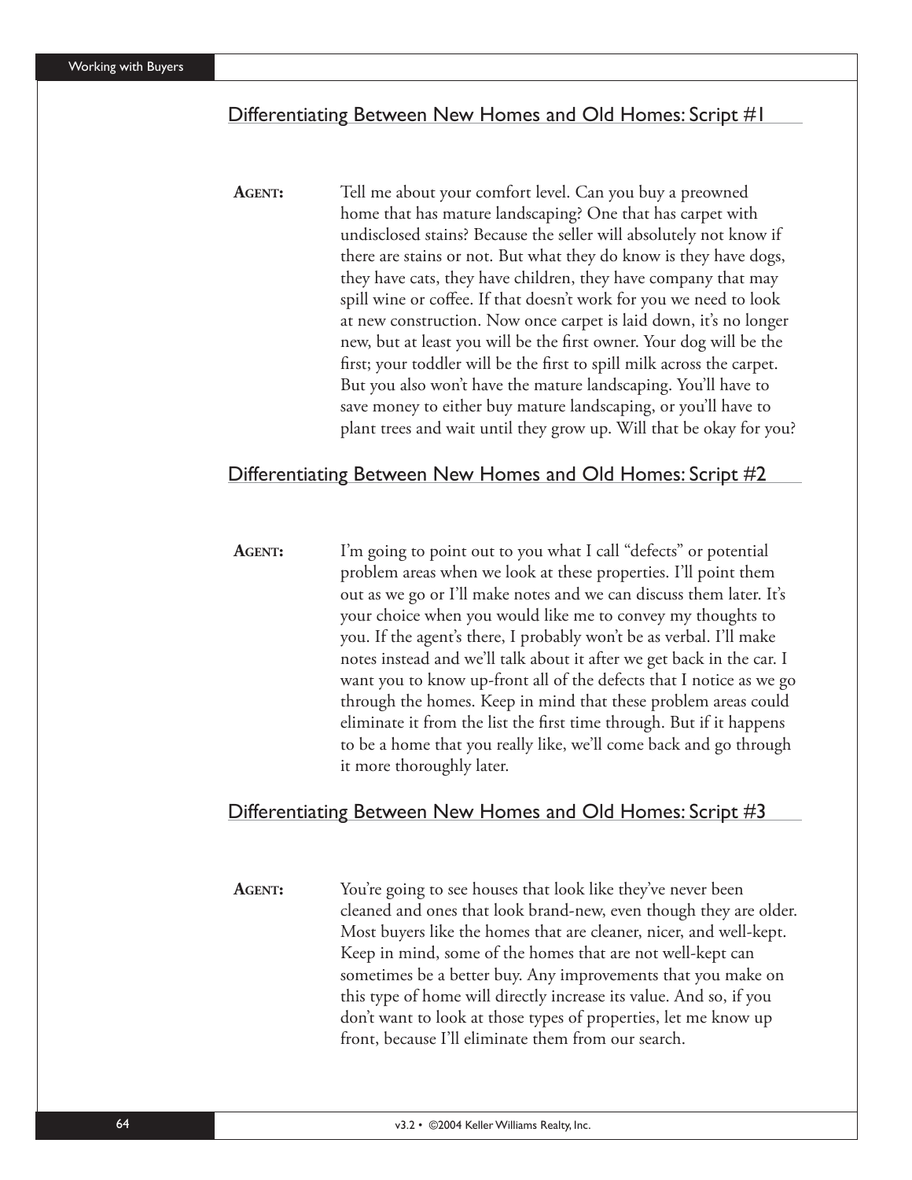## Differentiating Between New Homes and Old Homes: Script #1

**AGENT:** Tell me about your comfort level. Can you buy a preowned home that has mature landscaping? One that has carpet with undisclosed stains? Because the seller will absolutely not know if there are stains or not. But what they do know is they have dogs, they have cats, they have children, they have company that may spill wine or coffee. If that doesn't work for you we need to look at new construction. Now once carpet is laid down, it's no longer new, but at least you will be the first owner. Your dog will be the first; your toddler will be the first to spill milk across the carpet. But you also won't have the mature landscaping. You'll have to save money to either buy mature landscaping, or you'll have to plant trees and wait until they grow up. Will that be okay for you?

## Differentiating Between New Homes and Old Homes: Script #2

**AGENT:** I'm going to point out to you what I call "defects" or potential problem areas when we look at these properties. I'll point them out as we go or I'll make notes and we can discuss them later. It's your choice when you would like me to convey my thoughts to you. If the agent's there, I probably won't be as verbal. I'll make notes instead and we'll talk about it after we get back in the car. I want you to know up-front all of the defects that I notice as we go through the homes. Keep in mind that these problem areas could eliminate it from the list the first time through. But if it happens to be a home that you really like, we'll come back and go through it more thoroughly later.

## Differentiating Between New Homes and Old Homes: Script #3

**AGENT:** You're going to see houses that look like they've never been cleaned and ones that look brand-new, even though they are older. Most buyers like the homes that are cleaner, nicer, and well-kept. Keep in mind, some of the homes that are not well-kept can sometimes be a better buy. Any improvements that you make on this type of home will directly increase its value. And so, if you don't want to look at those types of properties, let me know up front, because I'll eliminate them from our search.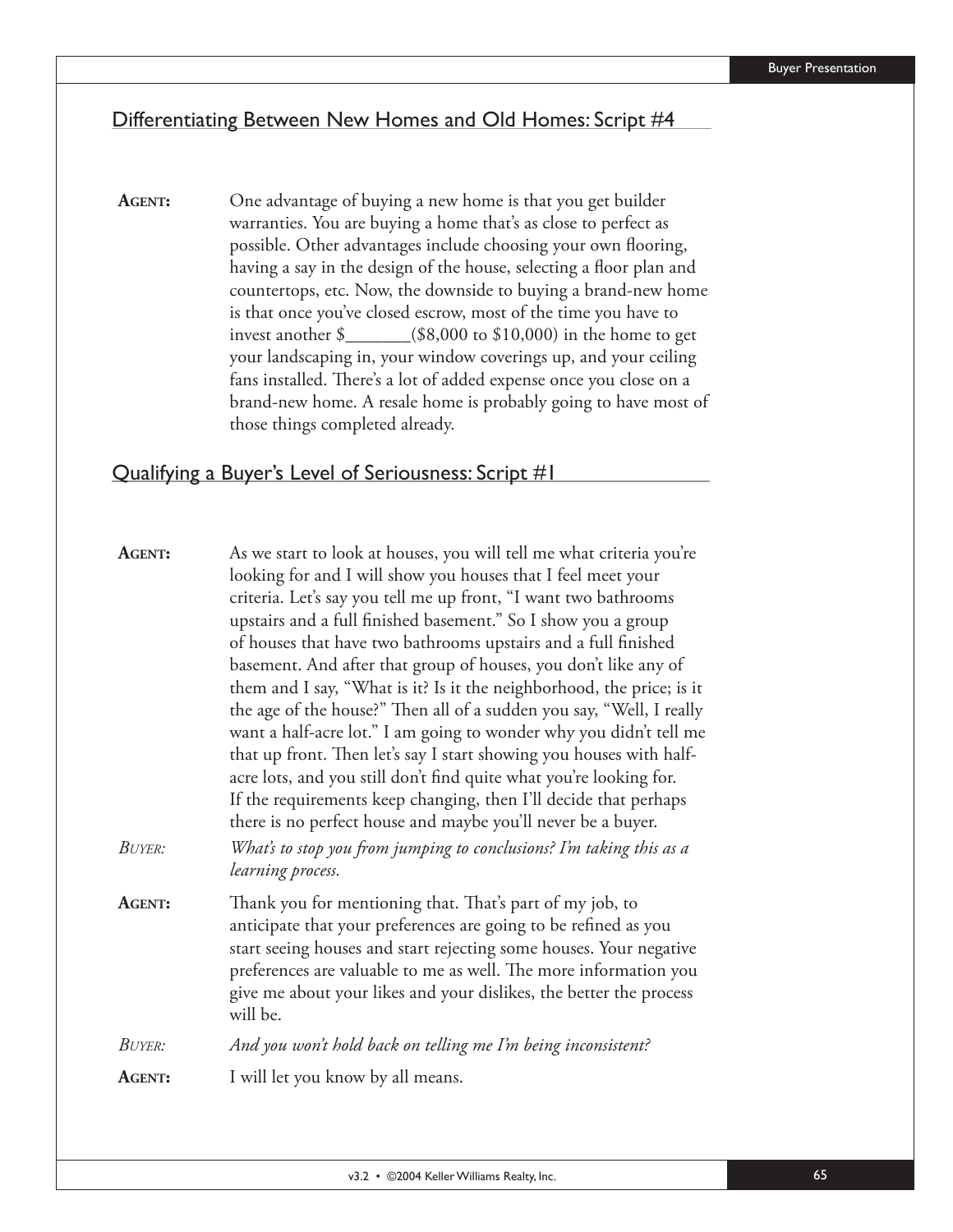## Differentiating Between New Homes and Old Homes: Script #4

**AGENT:** One advantage of buying a new home is that you get builder warranties. You are buying a home that's as close to perfect as possible. Other advantages include choosing your own flooring, having a say in the design of the house, selecting a floor plan and countertops, etc. Now, the downside to buying a brand-new home is that once you've closed escrow, most of the time you have to invest another $_______($8,000 to $10,000) in the home to get your landscaping in, your window coverings up, and your ceiling fans installed. There's a lot of added expense once you close on a brand-new home. A resale home is probably going to have most of those things completed already.

## Qualifying a Buyer's Level of Seriousness: Script #1

**AGENT:** As we start to look at houses, you will tell me what criteria you're looking for and I will show you houses that I feel meet your criteria. Let's say you tell me up front, "I want two bathrooms upstairs and a full finished basement." So I show you a group of houses that have two bathrooms upstairs and a full finished basement. And after that group of houses, you don't like any of them and I say, "What is it? Is it the neighborhood, the price; is it the age of the house?" Then all of a sudden you say, "Well, I really want a half-acre lot." I am going to wonder why you didn't tell me that up front. Then let's say I start showing you houses with half-acre lots, and you still don't find quite what you're looking for. If the requirements keep changing, then I'll decide that perhaps there is no perfect house and maybe you'll never be a buyer.

*BUYER:* *What's to stop you from jumping to conclusions? I'm taking this as a learning process.*

**AGENT:** Thank you for mentioning that. That's part of my job, to anticipate that your preferences are going to be refined as you start seeing houses and start rejecting some houses. Your negative preferences are valuable to me as well. The more information you give me about your likes and your dislikes, the better the process will be.

*BUYER:* *And you won't hold back on telling me I'm being inconsistent?*

**AGENT:** I will let you know by all means.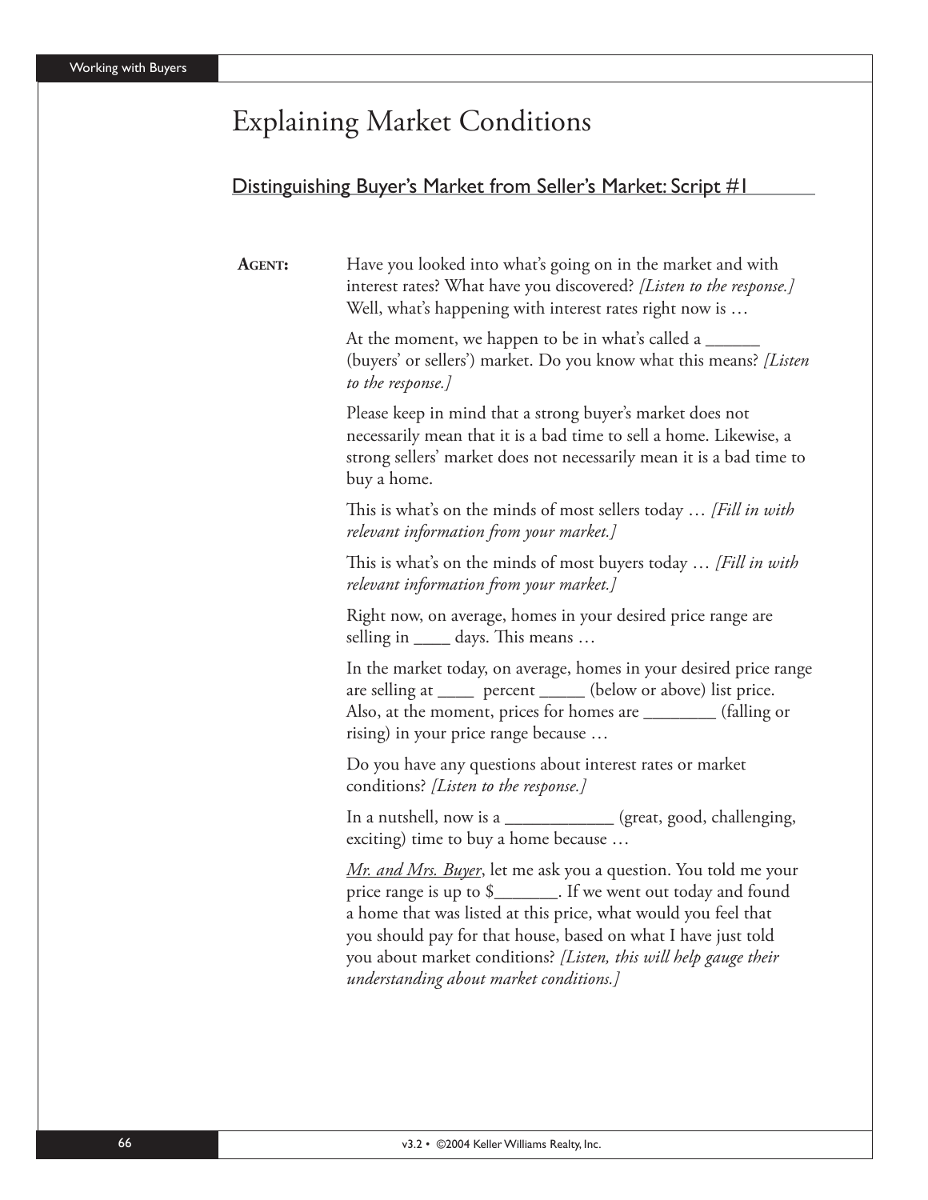# Explaining Market Conditions

## Distinguishing Buyer's Market from Seller's Market: Script #1

**AGENT:** Have you looked into what's going on in the market and with interest rates? What have you discovered? *[Listen to the response.]* Well, what's happening with interest rates right now is …

At the moment, we happen to be in what's called a ______ (buyers' or sellers') market. Do you know what this means? *[Listen to the response.]*

Please keep in mind that a strong buyer's market does not necessarily mean that it is a bad time to sell a home. Likewise, a strong sellers' market does not necessarily mean it is a bad time to buy a home.

This is what's on the minds of most sellers today … *[Fill in with relevant information from your market.]*

This is what's on the minds of most buyers today … *[Fill in with relevant information from your market.]*

Right now, on average, homes in your desired price range are selling in ____ days. This means …

In the market today, on average, homes in your desired price range are selling at ____ percent _____ (below or above) list price. Also, at the moment, prices for homes are ________ (falling or rising) in your price range because …

Do you have any questions about interest rates or market conditions? *[Listen to the response.]*

In a nutshell, now is a ____________ (great, good, challenging, exciting) time to buy a home because …

*Mr. and Mrs. Buyer*, let me ask you a question. You told me your price range is up to $_______. If we went out today and found a home that was listed at this price, what would you feel that you should pay for that house, based on what I have just told you about market conditions? *[Listen, this will help gauge their understanding about market conditions.]*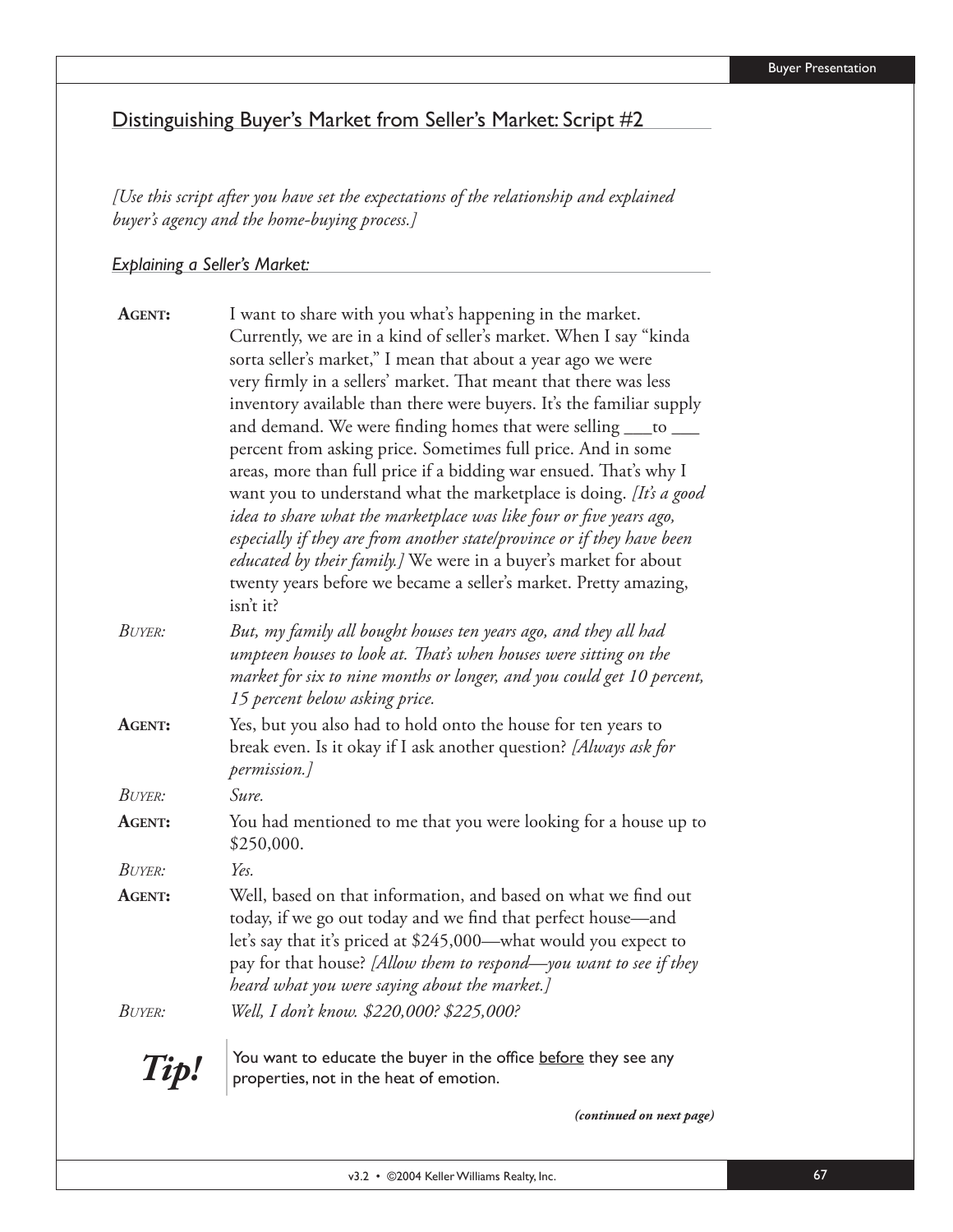## Distinguishing Buyer's Market from Seller's Market: Script #2

*[Use this script after you have set the expectations of the relationship and explained buyer's agency and the home-buying process.]*

### *Explaining a Seller's Market:*

**AGENT:** I want to share with you what's happening in the market. Currently, we are in a kind of seller's market. When I say "kinda sorta seller's market," I mean that about a year ago we were very firmly in a sellers' market. That meant that there was less inventory available than there were buyers. It's the familiar supply and demand. We were finding homes that were selling ___to ___ percent from asking price. Sometimes full price. And in some areas, more than full price if a bidding war ensued. That's why I want you to understand what the marketplace is doing. *[It's a good idea to share what the marketplace was like four or five years ago, especially if they are from another state/province or if they have been educated by their family.]* We were in a buyer's market for about twenty years before we became a seller's market. Pretty amazing, isn't it?

*BUYER:* *But, my family all bought houses ten years ago, and they all had umpteen houses to look at. That's when houses were sitting on the market for six to nine months or longer, and you could get 10 percent, 15 percent below asking price.*

**AGENT:** Yes, but you also had to hold onto the house for ten years to break even. Is it okay if I ask another question? *[Always ask for permission.]*

*BUYER:* *Sure.*

**AGENT:** You had mentioned to me that you were looking for a house up to $250,000.

*BUYER:* *Yes.*

**AGENT:** Well, based on that information, and based on what we find out today, if we go out today and we find that perfect house—and let's say that it's priced at $245,000—what would you expect to pay for that house? *[Allow them to respond—you want to see if they heard what you were saying about the market.]*

*BUYER:* *Well, I don't know. $220,000? $225,000?*

***Tip!*** You want to educate the buyer in the office <u>before</u> they see any properties, not in the heat of emotion.

***(continued on next page)***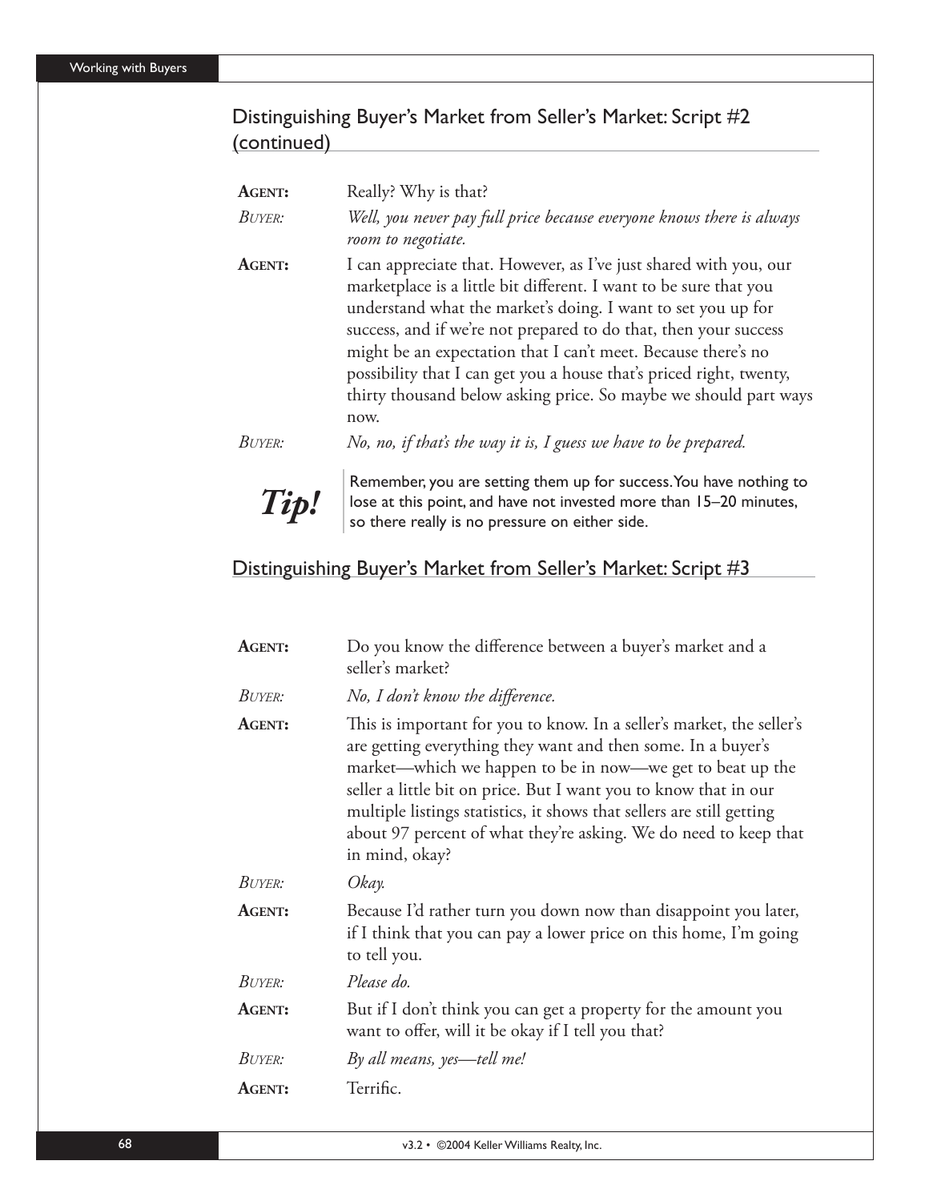## Distinguishing Buyer's Market from Seller's Market: Script #2 (continued)

**AGENT:** Really? Why is that?

*BUYER: Well, you never pay full price because everyone knows there is always room to negotiate.*

**AGENT:** I can appreciate that. However, as I've just shared with you, our marketplace is a little bit different. I want to be sure that you understand what the market's doing. I want to set you up for success, and if we're not prepared to do that, then your success might be an expectation that I can't meet. Because there's no possibility that I can get you a house that's priced right, twenty, thirty thousand below asking price. So maybe we should part ways now.

*BUYER: No, no, if that's the way it is, I guess we have to be prepared.*

***Tip!*** Remember, you are setting them up for success. You have nothing to lose at this point, and have not invested more than 15–20 minutes, so there really is no pressure on either side.

## Distinguishing Buyer's Market from Seller's Market: Script #3

**AGENT:** Do you know the difference between a buyer's market and a seller's market?

*BUYER: No, I don't know the difference.*

**AGENT:** This is important for you to know. In a seller's market, the seller's are getting everything they want and then some. In a buyer's market—which we happen to be in now—we get to beat up the seller a little bit on price. But I want you to know that in our multiple listings statistics, it shows that sellers are still getting about 97 percent of what they're asking. We do need to keep that in mind, okay?

*BUYER: Okay.*

**AGENT:** Because I'd rather turn you down now than disappoint you later, if I think that you can pay a lower price on this home, I'm going to tell you.

*BUYER: Please do.*

**AGENT:** But if I don't think you can get a property for the amount you want to offer, will it be okay if I tell you that?

*BUYER: By all means, yes—tell me!*

**AGENT:** Terrific.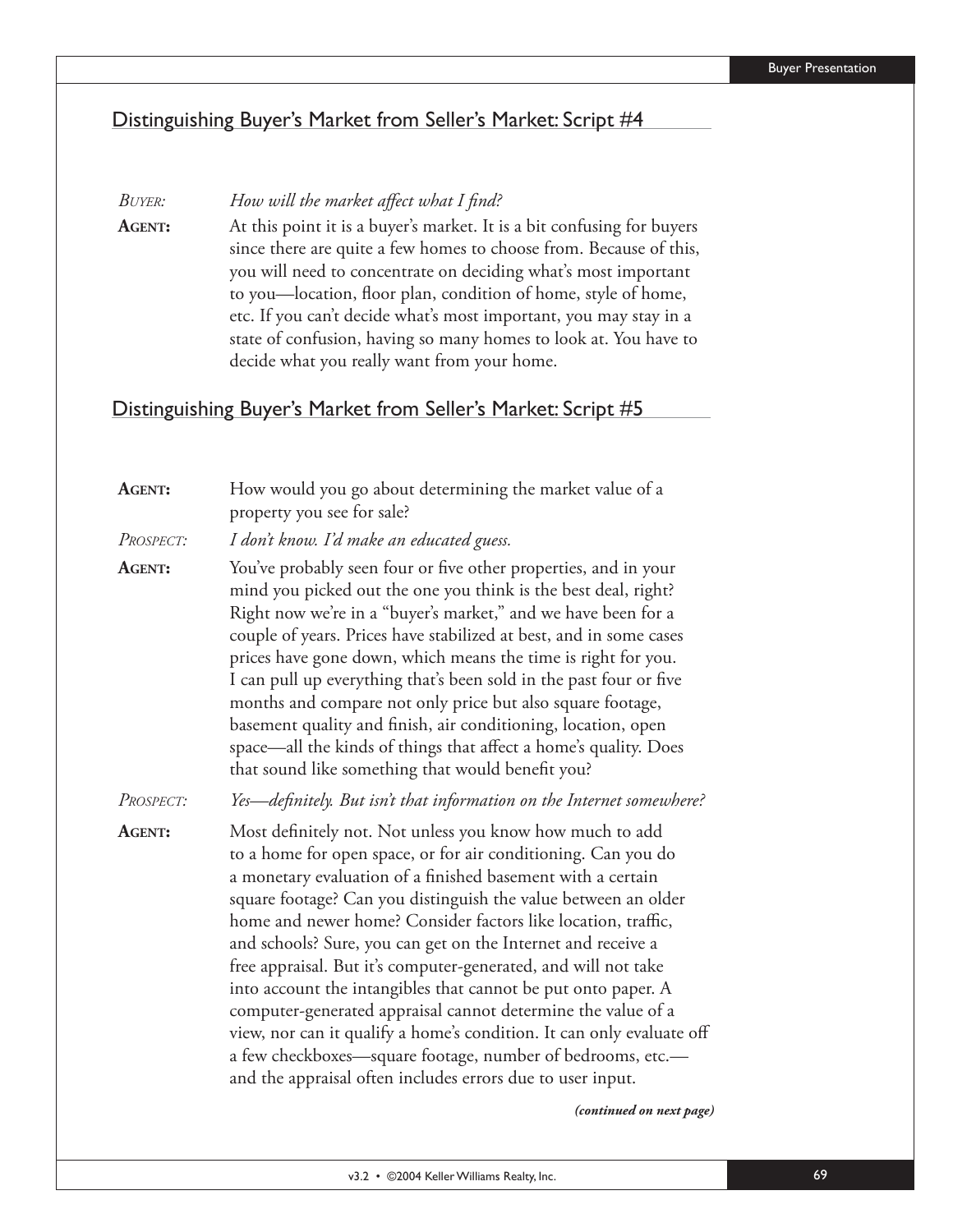## Distinguishing Buyer's Market from Seller's Market: Script #4

*BUYER:* *How will the market affect what I find?*

**AGENT:** At this point it is a buyer's market. It is a bit confusing for buyers since there are quite a few homes to choose from. Because of this, you will need to concentrate on deciding what's most important to you—location, floor plan, condition of home, style of home, etc. If you can't decide what's most important, you may stay in a state of confusion, having so many homes to look at. You have to decide what you really want from your home.

## Distinguishing Buyer's Market from Seller's Market: Script #5

**AGENT:** How would you go about determining the market value of a property you see for sale?

*PROSPECT:* *I don't know. I'd make an educated guess.*

**AGENT:** You've probably seen four or five other properties, and in your mind you picked out the one you think is the best deal, right? Right now we're in a "buyer's market," and we have been for a couple of years. Prices have stabilized at best, and in some cases prices have gone down, which means the time is right for you. I can pull up everything that's been sold in the past four or five months and compare not only price but also square footage, basement quality and finish, air conditioning, location, open space—all the kinds of things that affect a home's quality. Does that sound like something that would benefit you?

*PROSPECT:* *Yes—definitely. But isn't that information on the Internet somewhere?*

**AGENT:** Most definitely not. Not unless you know how much to add to a home for open space, or for air conditioning. Can you do a monetary evaluation of a finished basement with a certain square footage? Can you distinguish the value between an older home and newer home? Consider factors like location, traffic, and schools? Sure, you can get on the Internet and receive a free appraisal. But it's computer-generated, and will not take into account the intangibles that cannot be put onto paper. A computer-generated appraisal cannot determine the value of a view, nor can it qualify a home's condition. It can only evaluate off a few checkboxes—square footage, number of bedrooms, etc.—and the appraisal often includes errors due to user input.

***(continued on next page)***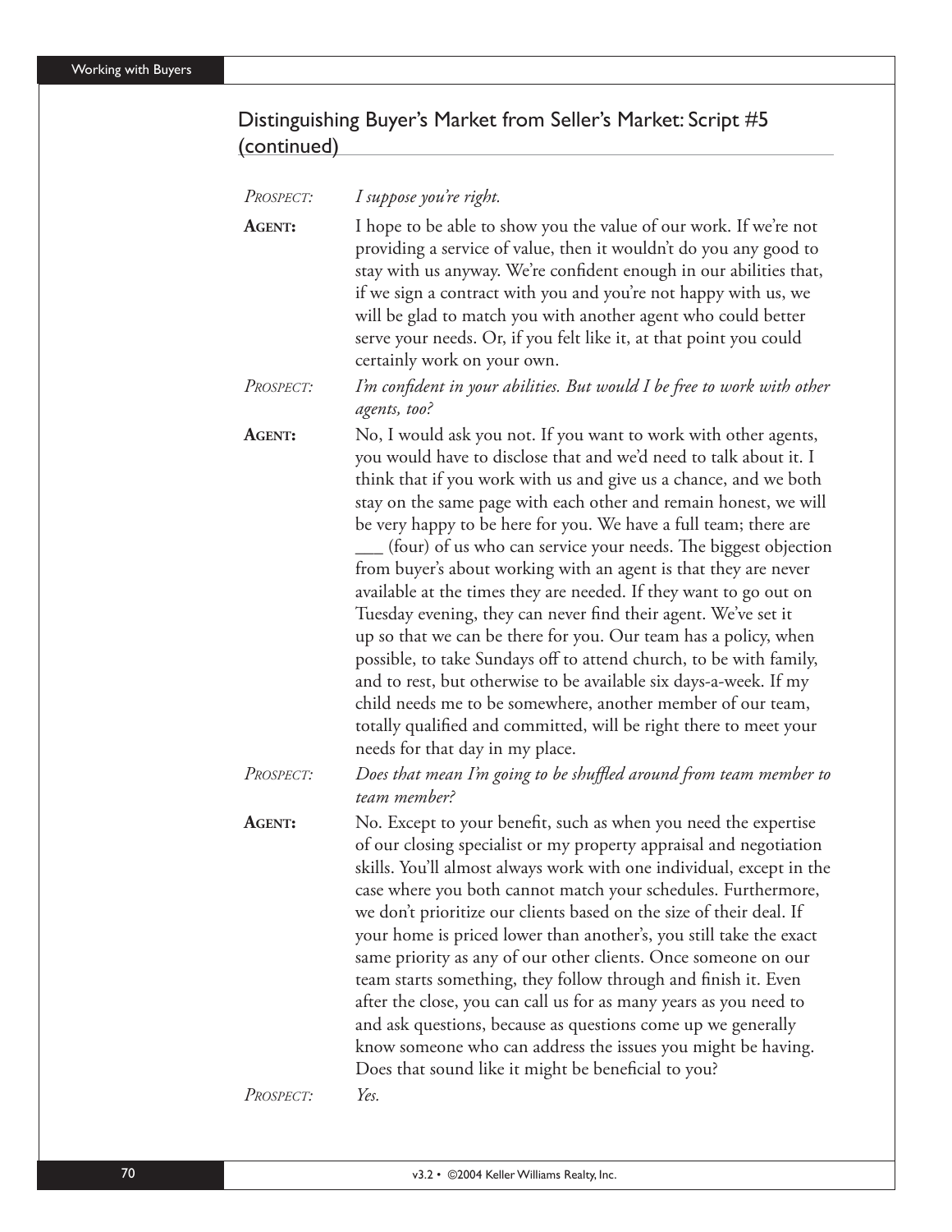## Distinguishing Buyer's Market from Seller's Market: Script #5 (continued)

*PROSPECT:* *I suppose you're right.*

**AGENT:** I hope to be able to show you the value of our work. If we're not providing a service of value, then it wouldn't do you any good to stay with us anyway. We're confident enough in our abilities that, if we sign a contract with you and you're not happy with us, we will be glad to match you with another agent who could better serve your needs. Or, if you felt like it, at that point you could certainly work on your own.

*PROSPECT:* *I'm confident in your abilities. But would I be free to work with other agents, too?*

**AGENT:** No, I would ask you not. If you want to work with other agents, you would have to disclose that and we'd need to talk about it. I think that if you work with us and give us a chance, and we both stay on the same page with each other and remain honest, we will be very happy to be here for you. We have a full team; there are ___ (four) of us who can service your needs. The biggest objection from buyer's about working with an agent is that they are never available at the times they are needed. If they want to go out on Tuesday evening, they can never find their agent. We've set it up so that we can be there for you. Our team has a policy, when possible, to take Sundays off to attend church, to be with family, and to rest, but otherwise to be available six days-a-week. If my child needs me to be somewhere, another member of our team, totally qualified and committed, will be right there to meet your needs for that day in my place.

*PROSPECT:* *Does that mean I'm going to be shuffled around from team member to team member?*

**AGENT:** No. Except to your benefit, such as when you need the expertise of our closing specialist or my property appraisal and negotiation skills. You'll almost always work with one individual, except in the case where you both cannot match your schedules. Furthermore, we don't prioritize our clients based on the size of their deal. If your home is priced lower than another's, you still take the exact same priority as any of our other clients. Once someone on our team starts something, they follow through and finish it. Even after the close, you can call us for as many years as you need to and ask questions, because as questions come up we generally know someone who can address the issues you might be having. Does that sound like it might be beneficial to you?

*PROSPECT:* *Yes.*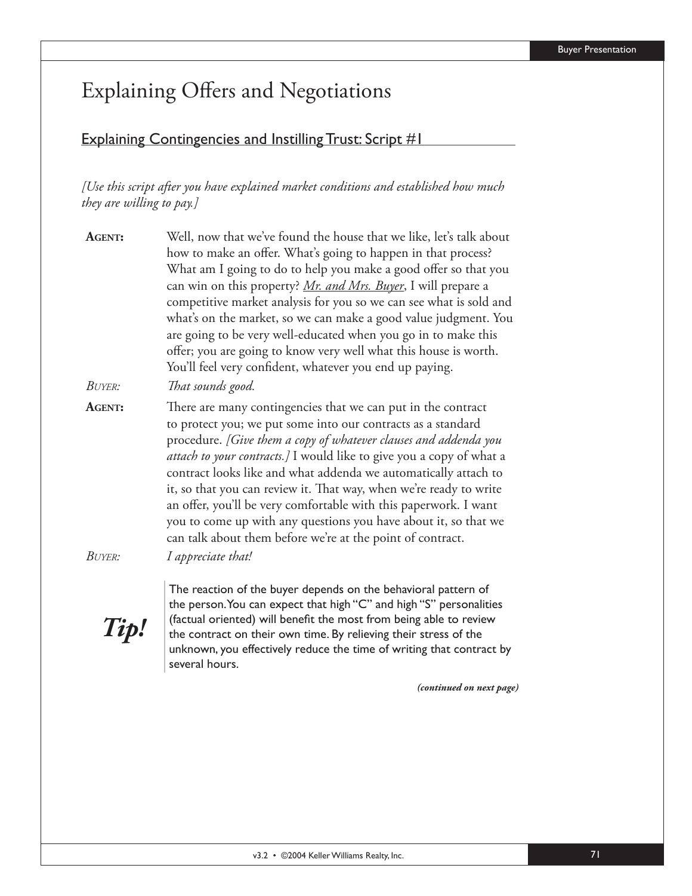# Explaining Offers and Negotiations

## Explaining Contingencies and Instilling Trust: Script #1

*[Use this script after you have explained market conditions and established how much they are willing to pay.]*

**AGENT:** Well, now that we've found the house that we like, let's talk about how to make an offer. What's going to happen in that process? What am I going to do to help you make a good offer so that you can win on this property? Mr. and Mrs. Buyer, I will prepare a competitive market analysis for you so we can see what is sold and what's on the market, so we can make a good value judgment. You are going to be very well-educated when you go in to make this offer; you are going to know very well what this house is worth. You'll feel very confident, whatever you end up paying.

*BUYER:* *That sounds good.*

**AGENT:** There are many contingencies that we can put in the contract to protect you; we put some into our contracts as a standard procedure. *[Give them a copy of whatever clauses and addenda you attach to your contracts.]* I would like to give you a copy of what a contract looks like and what addenda we automatically attach to it, so that you can review it. That way, when we're ready to write an offer, you'll be very comfortable with this paperwork. I want you to come up with any questions you have about it, so that we can talk about them before we're at the point of contract.

*BUYER:* *I appreciate that!*

**Tip!** The reaction of the buyer depends on the behavioral pattern of the person. You can expect that high "C" and high "S" personalities (factual oriented) will benefit the most from being able to review the contract on their own time. By relieving their stress of the unknown, you effectively reduce the time of writing that contract by several hours.

***(continued on next page)***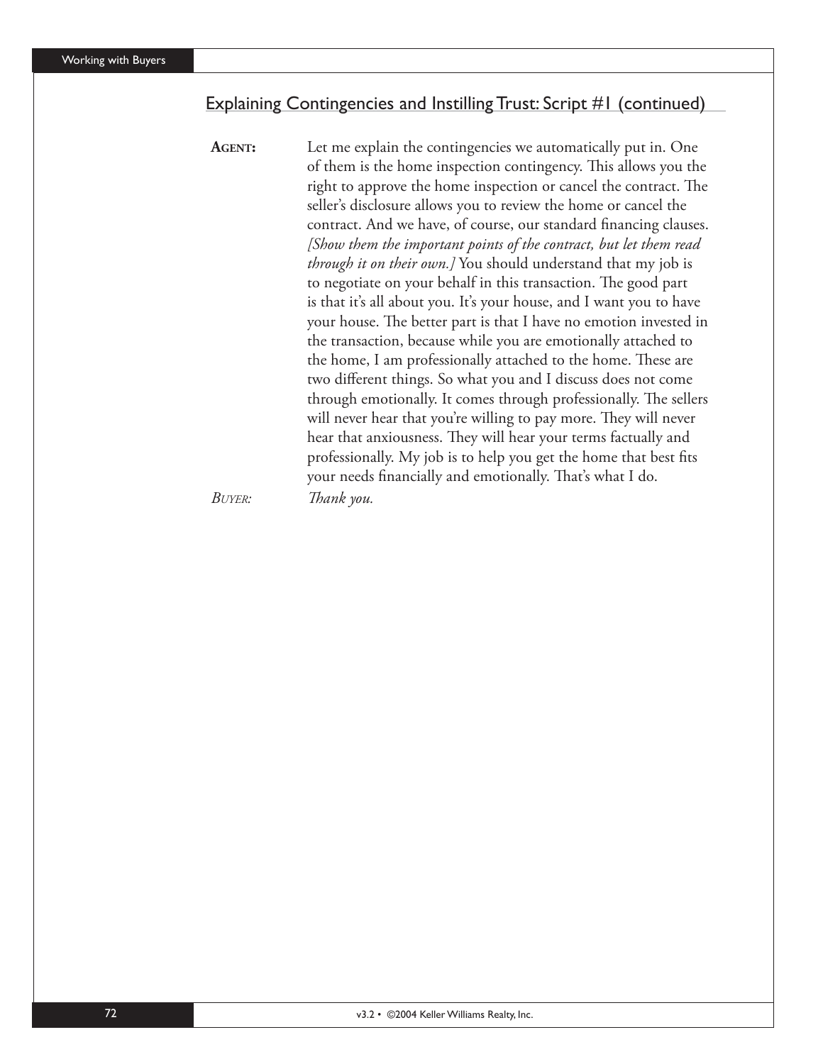## Explaining Contingencies and Instilling Trust: Script #1 (continued)

**AGENT:** Let me explain the contingencies we automatically put in. One of them is the home inspection contingency. This allows you the right to approve the home inspection or cancel the contract. The seller's disclosure allows you to review the home or cancel the contract. And we have, of course, our standard financing clauses. *[Show them the important points of the contract, but let them read through it on their own.]* You should understand that my job is to negotiate on your behalf in this transaction. The good part is that it's all about you. It's your house, and I want you to have your house. The better part is that I have no emotion invested in the transaction, because while you are emotionally attached to the home, I am professionally attached to the home. These are two different things. So what you and I discuss does not come through emotionally. It comes through professionally. The sellers will never hear that you're willing to pay more. They will never hear that anxiousness. They will hear your terms factually and professionally. My job is to help you get the home that best fits your needs financially and emotionally. That's what I do.

*BUYER:* *Thank you.*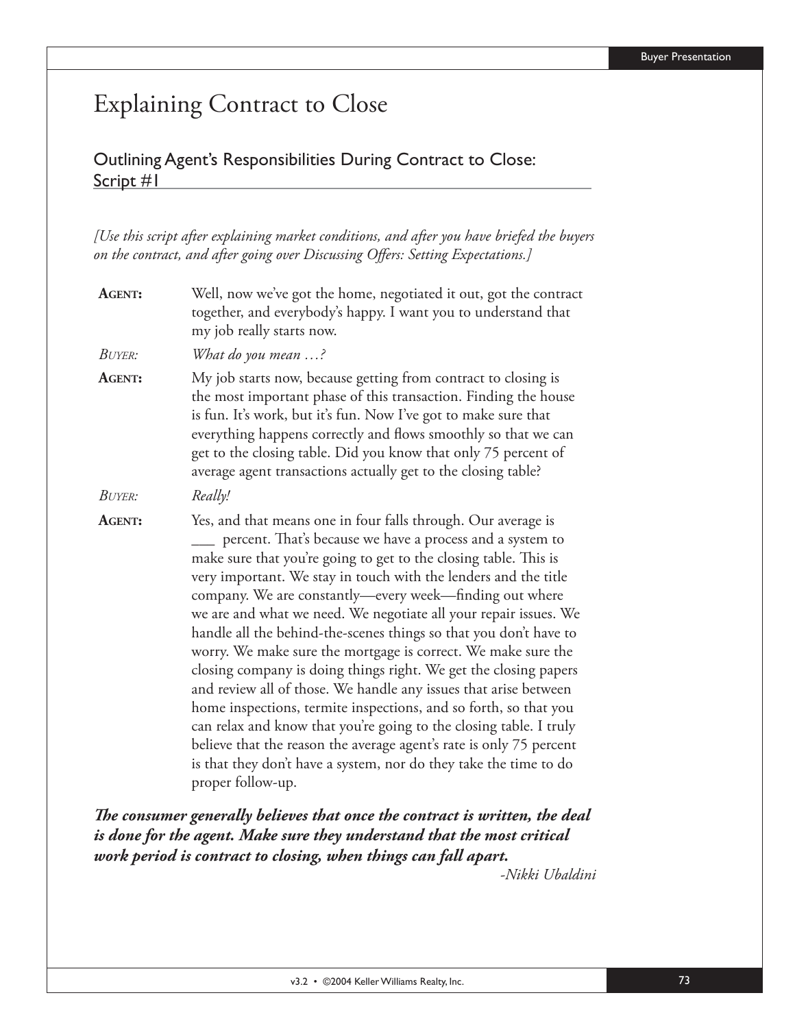# Explaining Contract to Close

## Outlining Agent's Responsibilities During Contract to Close: Script #1

*[Use this script after explaining market conditions, and after you have briefed the buyers on the contract, and after going over Discussing Offers: Setting Expectations.]*

**AGENT:** Well, now we've got the home, negotiated it out, got the contract together, and everybody's happy. I want you to understand that my job really starts now.

*BUYER: What do you mean …?*

**AGENT:** My job starts now, because getting from contract to closing is the most important phase of this transaction. Finding the house is fun. It's work, but it's fun. Now I've got to make sure that everything happens correctly and flows smoothly so that we can get to the closing table. Did you know that only 75 percent of average agent transactions actually get to the closing table?

*BUYER: Really!*

**AGENT:** Yes, and that means one in four falls through. Our average is ___ percent. That's because we have a process and a system to make sure that you're going to get to the closing table. This is very important. We stay in touch with the lenders and the title company. We are constantly—every week—finding out where we are and what we need. We negotiate all your repair issues. We handle all the behind-the-scenes things so that you don't have to worry. We make sure the mortgage is correct. We make sure the closing company is doing things right. We get the closing papers and review all of those. We handle any issues that arise between home inspections, termite inspections, and so forth, so that you can relax and know that you're going to the closing table. I truly believe that the reason the average agent's rate is only 75 percent is that they don't have a system, nor do they take the time to do proper follow-up.

***The consumer generally believes that once the contract is written, the deal is done for the agent. Make sure they understand that the most critical work period is contract to closing, when things can fall apart.***

*-Nikki Ubaldini*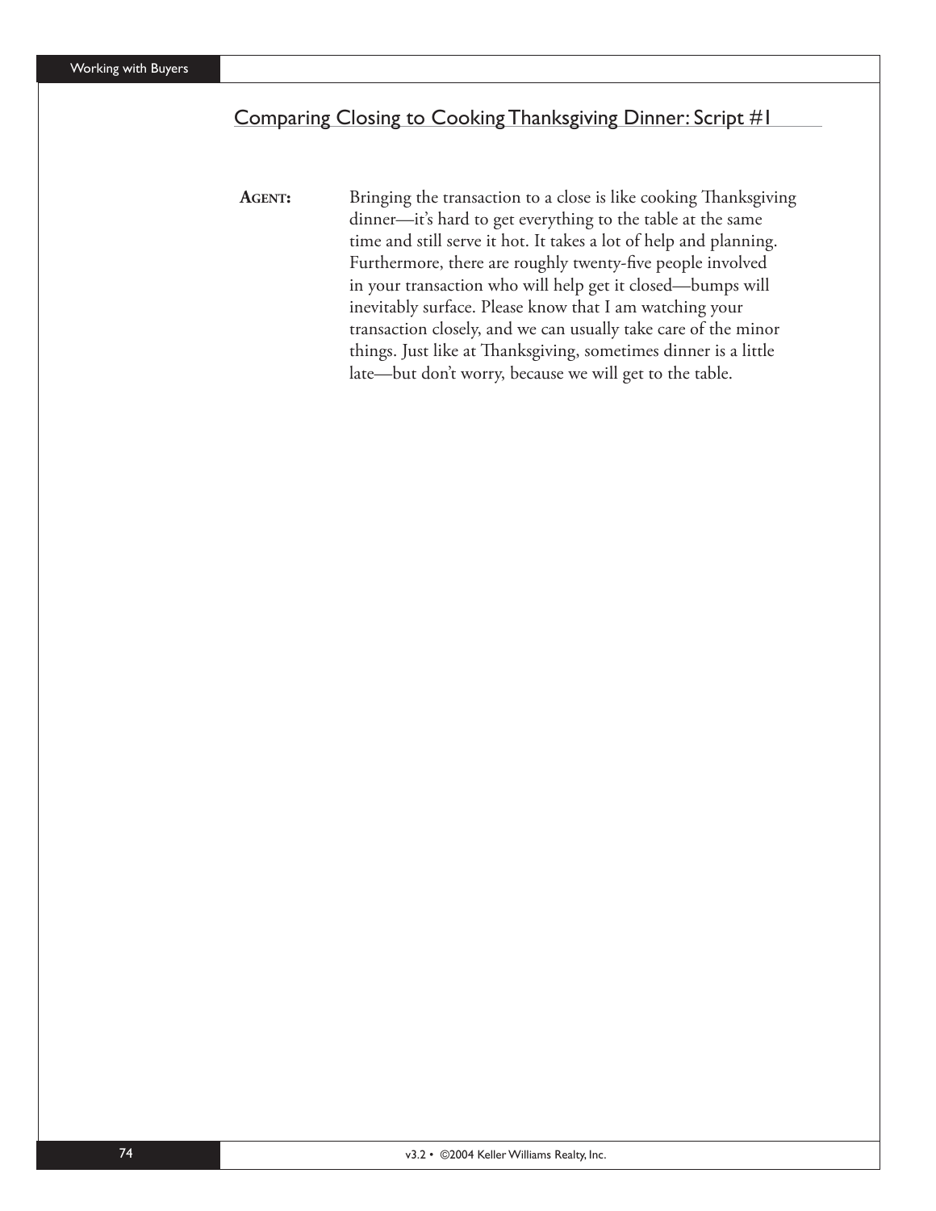## Comparing Closing to Cooking Thanksgiving Dinner: Script #1

**AGENT:** Bringing the transaction to a close is like cooking Thanksgiving dinner—it's hard to get everything to the table at the same time and still serve it hot. It takes a lot of help and planning. Furthermore, there are roughly twenty-five people involved in your transaction who will help get it closed—bumps will inevitably surface. Please know that I am watching your transaction closely, and we can usually take care of the minor things. Just like at Thanksgiving, sometimes dinner is a little late—but don't worry, because we will get to the table.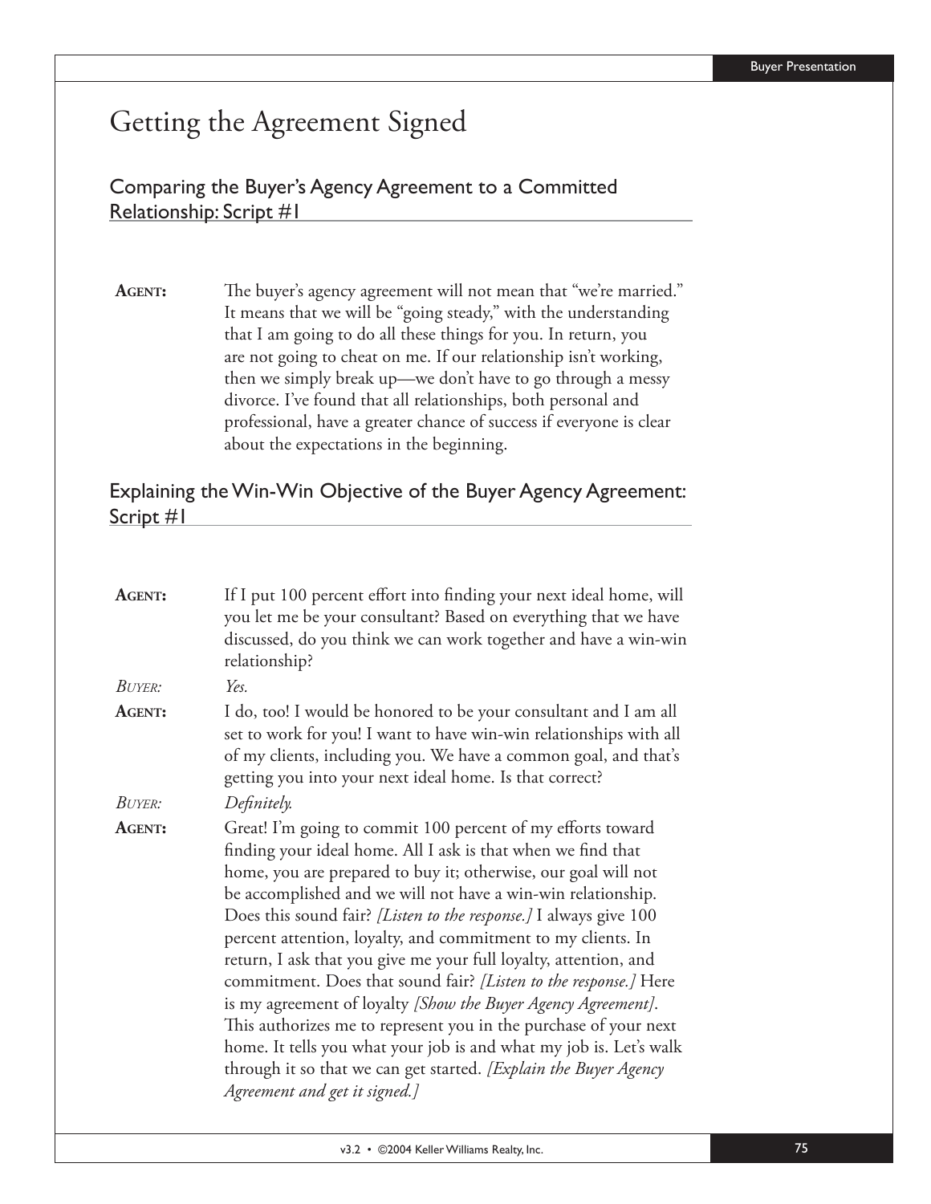# Getting the Agreement Signed

## Comparing the Buyer's Agency Agreement to a Committed Relationship: Script #1

**AGENT:** The buyer's agency agreement will not mean that "we're married." It means that we will be "going steady," with the understanding that I am going to do all these things for you. In return, you are not going to cheat on me. If our relationship isn't working, then we simply break up—we don't have to go through a messy divorce. I've found that all relationships, both personal and professional, have a greater chance of success if everyone is clear about the expectations in the beginning.

## Explaining the Win-Win Objective of the Buyer Agency Agreement: Script #1

**AGENT:** If I put 100 percent effort into finding your next ideal home, will you let me be your consultant? Based on everything that we have discussed, do you think we can work together and have a win-win relationship?

*BUYER:* *Yes.*

**AGENT:** I do, too! I would be honored to be your consultant and I am all set to work for you! I want to have win-win relationships with all of my clients, including you. We have a common goal, and that's getting you into your next ideal home. Is that correct?

*BUYER:* *Definitely.*

**AGENT:** Great! I'm going to commit 100 percent of my efforts toward finding your ideal home. All I ask is that when we find that home, you are prepared to buy it; otherwise, our goal will not be accomplished and we will not have a win-win relationship. Does this sound fair? *[Listen to the response.]* I always give 100 percent attention, loyalty, and commitment to my clients. In return, I ask that you give me your full loyalty, attention, and commitment. Does that sound fair? *[Listen to the response.]* Here is my agreement of loyalty *[Show the Buyer Agency Agreement]*. This authorizes me to represent you in the purchase of your next home. It tells you what your job is and what my job is. Let's walk through it so that we can get started. *[Explain the Buyer Agency Agreement and get it signed.]*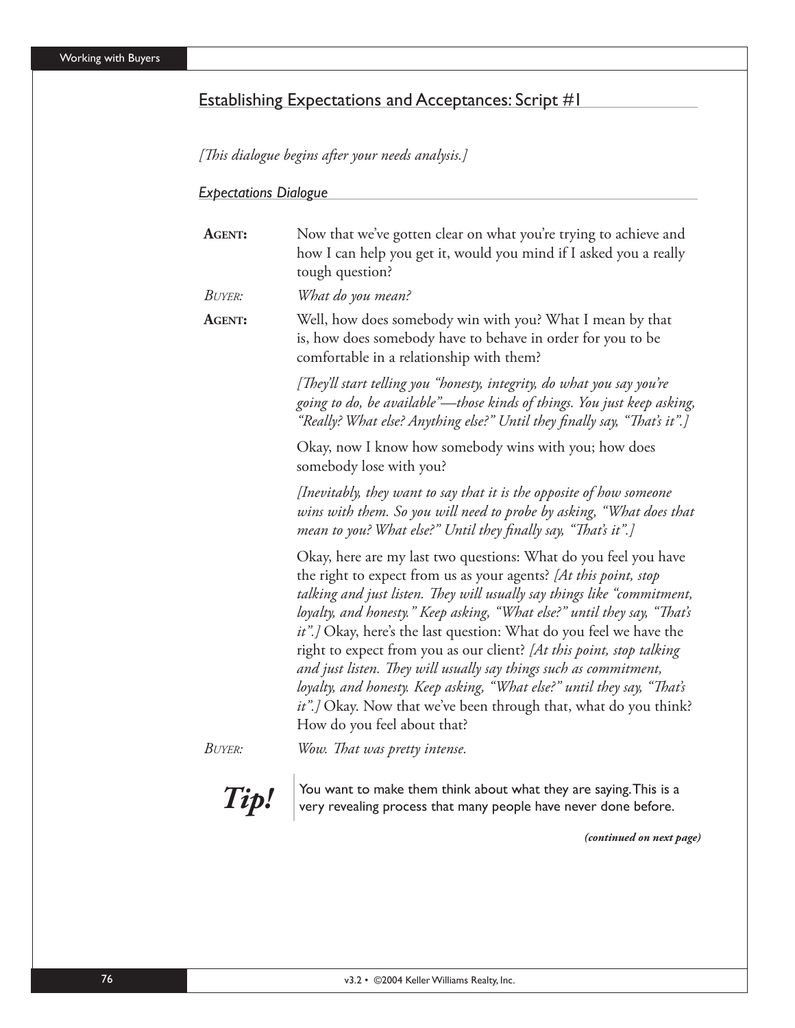## Establishing Expectations and Acceptances: Script #1

*[This dialogue begins after your needs analysis.]*

### *Expectations Dialogue*

**AGENT:** Now that we've gotten clear on what you're trying to achieve and how I can help you get it, would you mind if I asked you a really tough question?

*BUYER:* *What do you mean?*

**AGENT:** Well, how does somebody win with you? What I mean by that is, how does somebody have to behave in order for you to be comfortable in a relationship with them?

*[They'll start telling you "honesty, integrity, do what you say you're going to do, be available"—those kinds of things. You just keep asking, "Really? What else? Anything else?" Until they finally say, "That's it".]*

Okay, now I know how somebody wins with you; how does somebody lose with you?

*[Inevitably, they want to say that it is the opposite of how someone wins with them. So you will need to probe by asking, "What does that mean to you? What else?" Until they finally say, "That's it".]*

Okay, here are my last two questions: What do you feel you have the right to expect from us as your agents? *[At this point, stop talking and just listen. They will usually say things like "commitment, loyalty, and honesty." Keep asking, "What else?" until they say, "That's it".]* Okay, here's the last question: What do you feel we have the right to expect from you as our client? *[At this point, stop talking and just listen. They will usually say things such as commitment, loyalty, and honesty. Keep asking, "What else?" until they say, "That's it".]* Okay. Now that we've been through that, what do you think? How do you feel about that?

*BUYER:* *Wow. That was pretty intense.*

***Tip!*** You want to make them think about what they are saying. This is a very revealing process that many people have never done before.

***(continued on next page)***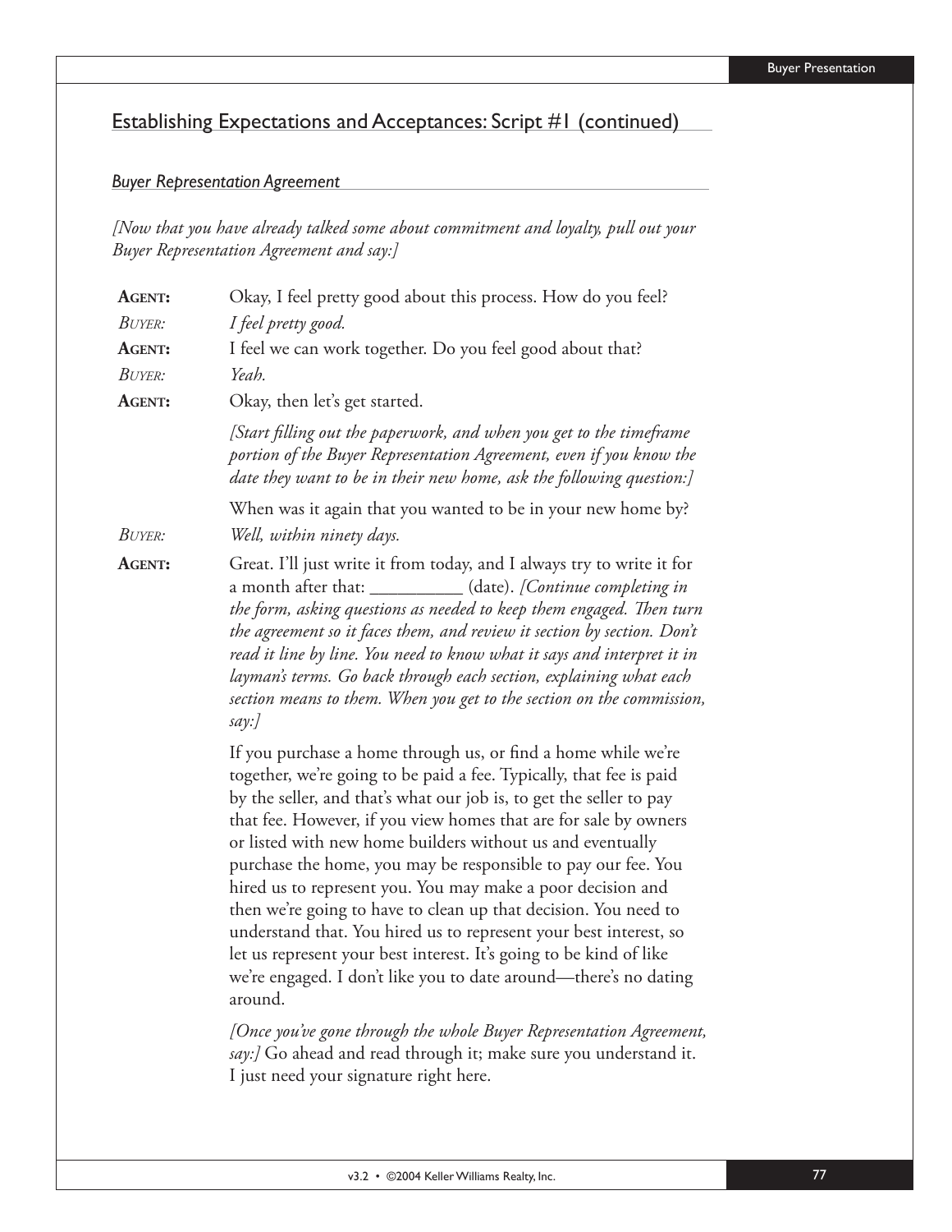## Establishing Expectations and Acceptances: Script #1 (continued)

### *Buyer Representation Agreement*

*[Now that you have already talked some about commitment and loyalty, pull out your Buyer Representation Agreement and say:]*

**AGENT:** Okay, I feel pretty good about this process. How do you feel?

*BUYER:* *I feel pretty good.*

**AGENT:** I feel we can work together. Do you feel good about that?

*BUYER:* *Yeah.*

**AGENT:** Okay, then let's get started.

*[Start filling out the paperwork, and when you get to the timeframe portion of the Buyer Representation Agreement, even if you know the date they want to be in their new home, ask the following question:]*

When was it again that you wanted to be in your new home by?

*BUYER:* *Well, within ninety days.*

**AGENT:** Great. I'll just write it from today, and I always try to write it for a month after that: __________ (date). *[Continue completing in the form, asking questions as needed to keep them engaged. Then turn the agreement so it faces them, and review it section by section. Don't read it line by line. You need to know what it says and interpret it in layman's terms. Go back through each section, explaining what each section means to them. When you get to the section on the commission, say:]*

If you purchase a home through us, or find a home while we're together, we're going to be paid a fee. Typically, that fee is paid by the seller, and that's what our job is, to get the seller to pay that fee. However, if you view homes that are for sale by owners or listed with new home builders without us and eventually purchase the home, you may be responsible to pay our fee. You hired us to represent you. You may make a poor decision and then we're going to have to clean up that decision. You need to understand that. You hired us to represent your best interest, so let us represent your best interest. It's going to be kind of like we're engaged. I don't like you to date around—there's no dating around.

*[Once you've gone through the whole Buyer Representation Agreement, say:]* Go ahead and read through it; make sure you understand it. I just need your signature right here.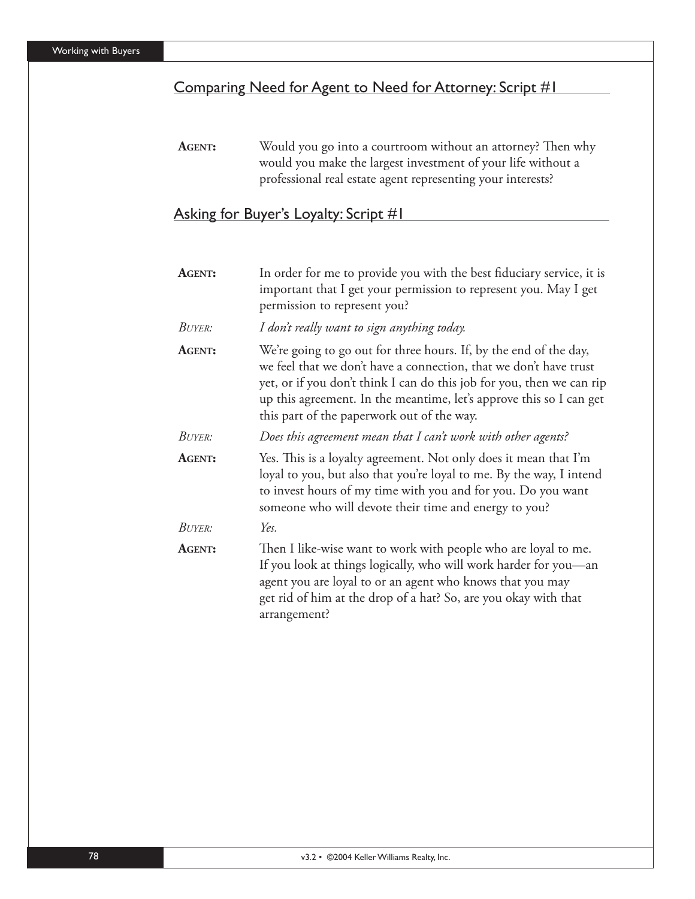## Comparing Need for Agent to Need for Attorney: Script #1

**AGENT:** Would you go into a courtroom without an attorney? Then why would you make the largest investment of your life without a professional real estate agent representing your interests?

## Asking for Buyer's Loyalty: Script #1

**AGENT:** In order for me to provide you with the best fiduciary service, it is important that I get your permission to represent you. May I get permission to represent you?

*BUYER:* *I don't really want to sign anything today.*

**AGENT:** We're going to go out for three hours. If, by the end of the day, we feel that we don't have a connection, that we don't have trust yet, or if you don't think I can do this job for you, then we can rip up this agreement. In the meantime, let's approve this so I can get this part of the paperwork out of the way.

*BUYER:* *Does this agreement mean that I can't work with other agents?*

**AGENT:** Yes. This is a loyalty agreement. Not only does it mean that I'm loyal to you, but also that you're loyal to me. By the way, I intend to invest hours of my time with you and for you. Do you want someone who will devote their time and energy to you?

*BUYER:* *Yes.*

**AGENT:** Then I like-wise want to work with people who are loyal to me. If you look at things logically, who will work harder for you—an agent you are loyal to or an agent who knows that you may get rid of him at the drop of a hat? So, are you okay with that arrangement?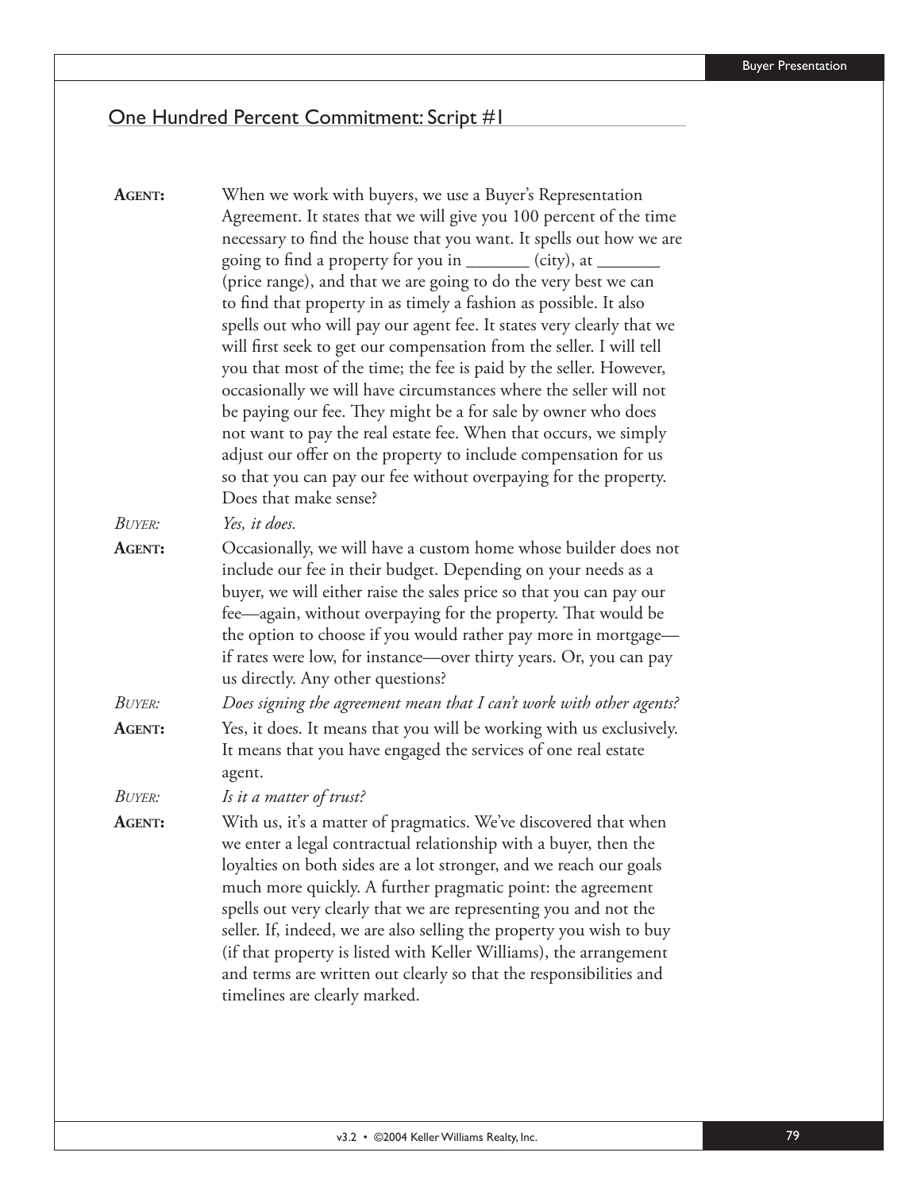## One Hundred Percent Commitment: Script #1

**AGENT:** When we work with buyers, we use a Buyer's Representation Agreement. It states that we will give you 100 percent of the time necessary to find the house that you want. It spells out how we are going to find a property for you in _______ (city), at _______ (price range), and that we are going to do the very best we can to find that property in as timely a fashion as possible. It also spells out who will pay our agent fee. It states very clearly that we will first seek to get our compensation from the seller. I will tell you that most of the time; the fee is paid by the seller. However, occasionally we will have circumstances where the seller will not be paying our fee. They might be a for sale by owner who does not want to pay the real estate fee. When that occurs, we simply adjust our offer on the property to include compensation for us so that you can pay our fee without overpaying for the property. Does that make sense?

*BUYER:* *Yes, it does.*

**AGENT:** Occasionally, we will have a custom home whose builder does not include our fee in their budget. Depending on your needs as a buyer, we will either raise the sales price so that you can pay our fee—again, without overpaying for the property. That would be the option to choose if you would rather pay more in mortgage—if rates were low, for instance—over thirty years. Or, you can pay us directly. Any other questions?

*BUYER:* *Does signing the agreement mean that I can't work with other agents?*

**AGENT:** Yes, it does. It means that you will be working with us exclusively. It means that you have engaged the services of one real estate agent.

*BUYER:* *Is it a matter of trust?*

**AGENT:** With us, it's a matter of pragmatics. We've discovered that when we enter a legal contractual relationship with a buyer, then the loyalties on both sides are a lot stronger, and we reach our goals much more quickly. A further pragmatic point: the agreement spells out very clearly that we are representing you and not the seller. If, indeed, we are also selling the property you wish to buy (if that property is listed with Keller Williams), the arrangement and terms are written out clearly so that the responsibilities and timelines are clearly marked.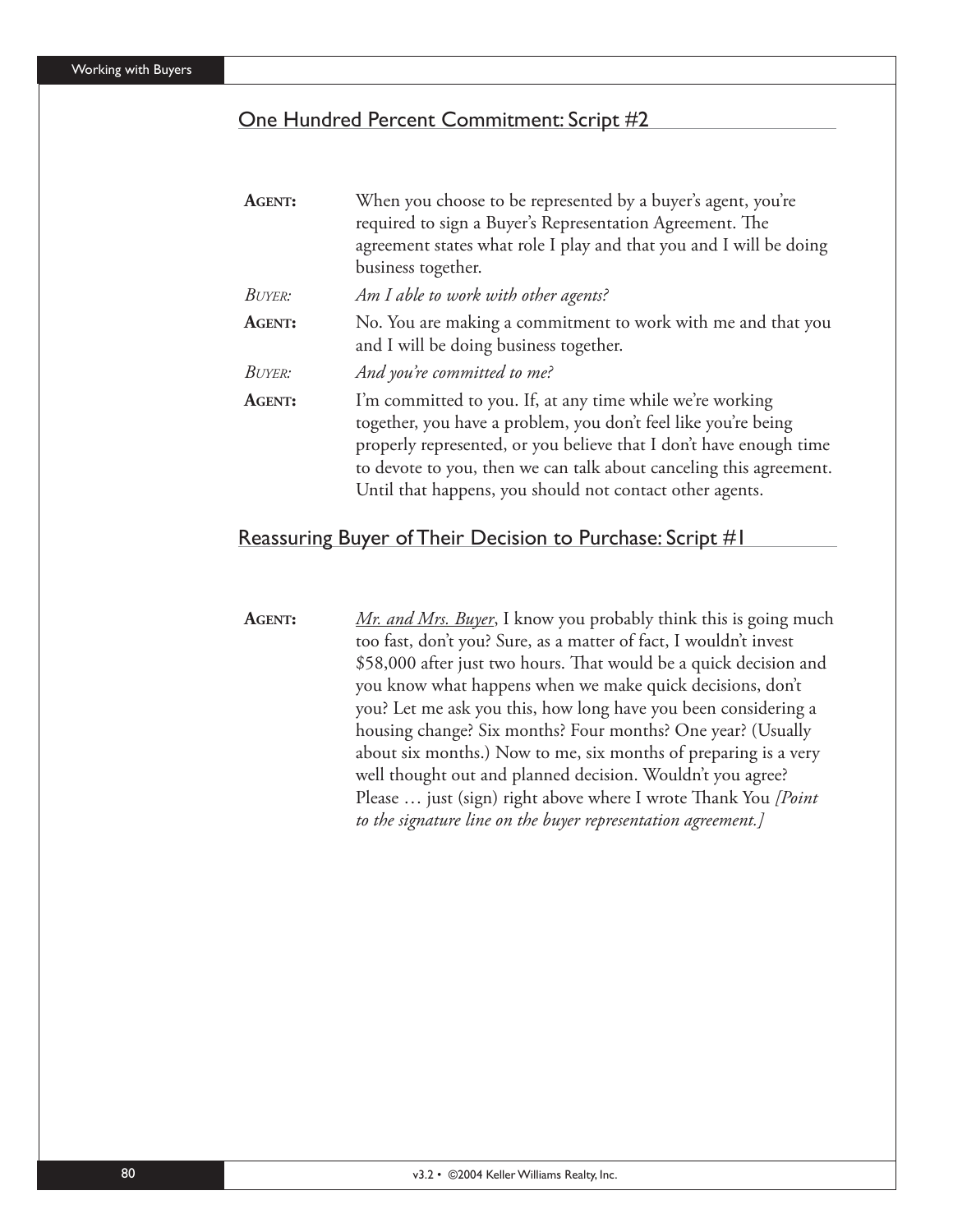## One Hundred Percent Commitment: Script #2

**AGENT:** When you choose to be represented by a buyer's agent, you're required to sign a Buyer's Representation Agreement. The agreement states what role I play and that you and I will be doing business together.

*BUYER: Am I able to work with other agents?*

**AGENT:** No. You are making a commitment to work with me and that you and I will be doing business together.

*BUYER: And you're committed to me?*

**AGENT:** I'm committed to you. If, at any time while we're working together, you have a problem, you don't feel like you're being properly represented, or you believe that I don't have enough time to devote to you, then we can talk about canceling this agreement. Until that happens, you should not contact other agents.

## Reassuring Buyer of Their Decision to Purchase: Script #1

**AGENT:** <u>*Mr. and Mrs. Buyer*</u>, I know you probably think this is going much too fast, don't you? Sure, as a matter of fact, I wouldn't invest $58,000 after just two hours. That would be a quick decision and you know what happens when we make quick decisions, don't you? Let me ask you this, how long have you been considering a housing change? Six months? Four months? One year? (Usually about six months.) Now to me, six months of preparing is a very well thought out and planned decision. Wouldn't you agree? Please … just (sign) right above where I wrote Thank You *[Point to the signature line on the buyer representation agreement.]*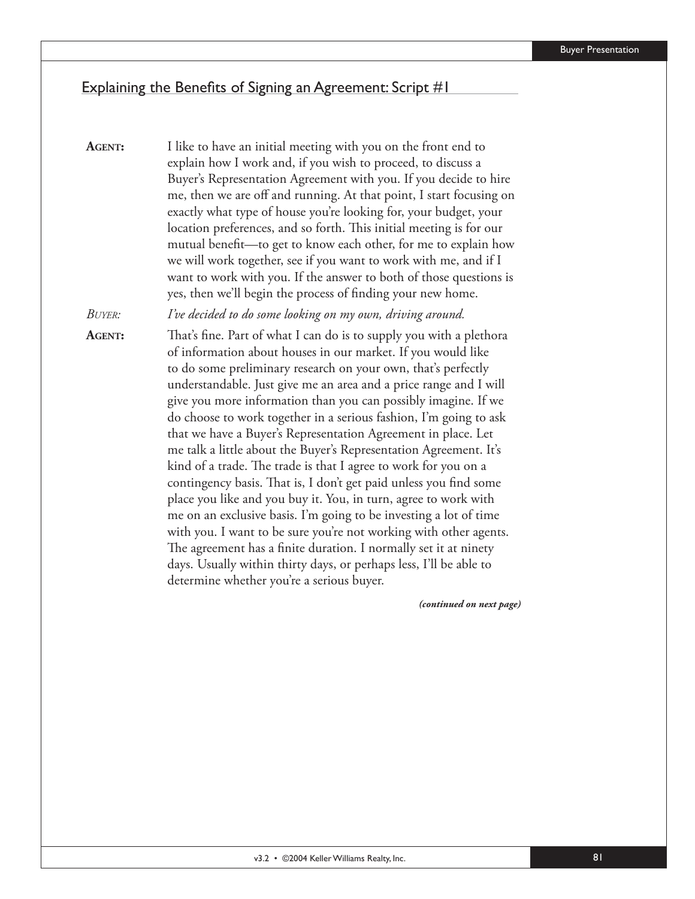## Explaining the Benefits of Signing an Agreement: Script #1

**AGENT:** I like to have an initial meeting with you on the front end to explain how I work and, if you wish to proceed, to discuss a Buyer's Representation Agreement with you. If you decide to hire me, then we are off and running. At that point, I start focusing on exactly what type of house you're looking for, your budget, your location preferences, and so forth. This initial meeting is for our mutual benefit—to get to know each other, for me to explain how we will work together, see if you want to work with me, and if I want to work with you. If the answer to both of those questions is yes, then we'll begin the process of finding your new home.

*BUYER:* *I've decided to do some looking on my own, driving around.*

**AGENT:** That's fine. Part of what I can do is to supply you with a plethora of information about houses in our market. If you would like to do some preliminary research on your own, that's perfectly understandable. Just give me an area and a price range and I will give you more information than you can possibly imagine. If we do choose to work together in a serious fashion, I'm going to ask that we have a Buyer's Representation Agreement in place. Let me talk a little about the Buyer's Representation Agreement. It's kind of a trade. The trade is that I agree to work for you on a contingency basis. That is, I don't get paid unless you find some place you like and you buy it. You, in turn, agree to work with me on an exclusive basis. I'm going to be investing a lot of time with you. I want to be sure you're not working with other agents. The agreement has a finite duration. I normally set it at ninety days. Usually within thirty days, or perhaps less, I'll be able to determine whether you're a serious buyer.

***(continued on next page)***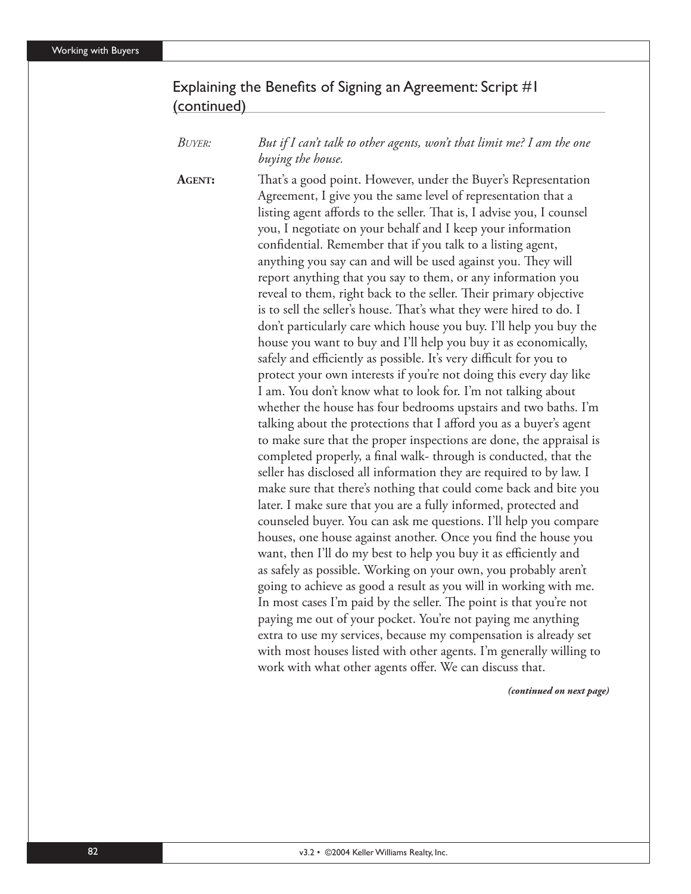## Explaining the Benefits of Signing an Agreement: Script #1 (continued)

*BUYER:* *But if I can't talk to other agents, won't that limit me? I am the one buying the house.*

**AGENT:** That's a good point. However, under the Buyer's Representation Agreement, I give you the same level of representation that a listing agent affords to the seller. That is, I advise you, I counsel you, I negotiate on your behalf and I keep your information confidential. Remember that if you talk to a listing agent, anything you say can and will be used against you. They will report anything that you say to them, or any information you reveal to them, right back to the seller. Their primary objective is to sell the seller's house. That's what they were hired to do. I don't particularly care which house you buy. I'll help you buy the house you want to buy and I'll help you buy it as economically, safely and efficiently as possible. It's very difficult for you to protect your own interests if you're not doing this every day like I am. You don't know what to look for. I'm not talking about whether the house has four bedrooms upstairs and two baths. I'm talking about the protections that I afford you as a buyer's agent to make sure that the proper inspections are done, the appraisal is completed properly, a final walk- through is conducted, that the seller has disclosed all information they are required to by law. I make sure that there's nothing that could come back and bite you later. I make sure that you are a fully informed, protected and counseled buyer. You can ask me questions. I'll help you compare houses, one house against another. Once you find the house you want, then I'll do my best to help you buy it as efficiently and as safely as possible. Working on your own, you probably aren't going to achieve as good a result as you will in working with me. In most cases I'm paid by the seller. The point is that you're not paying me out of your pocket. You're not paying me anything extra to use my services, because my compensation is already set with most houses listed with other agents. I'm generally willing to work with what other agents offer. We can discuss that.

***(continued on next page)***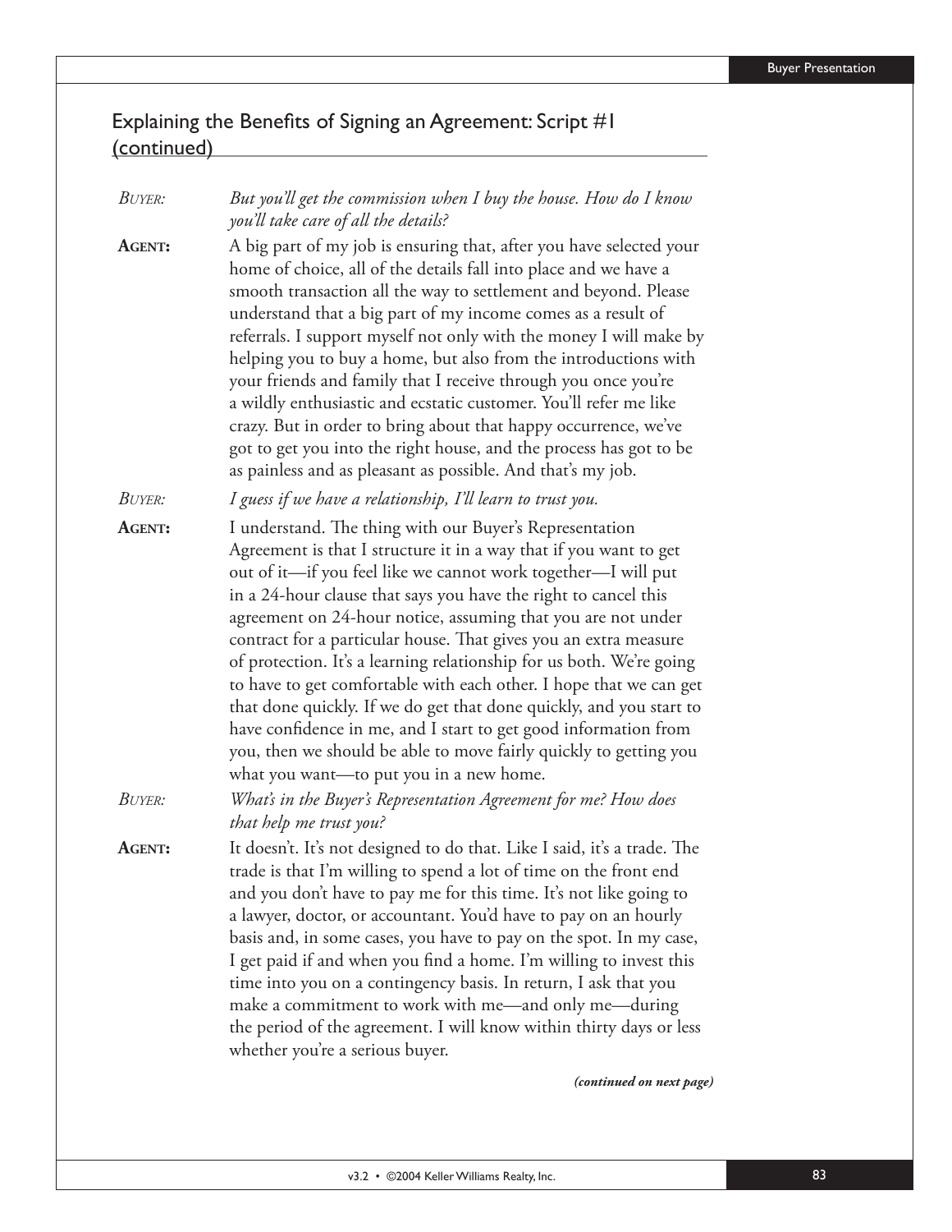## Explaining the Benefits of Signing an Agreement: Script #1 (continued)

*BUYER:* *But you'll get the commission when I buy the house. How do I know you'll take care of all the details?*

**AGENT:** A big part of my job is ensuring that, after you have selected your home of choice, all of the details fall into place and we have a smooth transaction all the way to settlement and beyond. Please understand that a big part of my income comes as a result of referrals. I support myself not only with the money I will make by helping you to buy a home, but also from the introductions with your friends and family that I receive through you once you're a wildly enthusiastic and ecstatic customer. You'll refer me like crazy. But in order to bring about that happy occurrence, we've got to get you into the right house, and the process has got to be as painless and as pleasant as possible. And that's my job.

*BUYER:* *I guess if we have a relationship, I'll learn to trust you.*

**AGENT:** I understand. The thing with our Buyer's Representation Agreement is that I structure it in a way that if you want to get out of it—if you feel like we cannot work together—I will put in a 24-hour clause that says you have the right to cancel this agreement on 24-hour notice, assuming that you are not under contract for a particular house. That gives you an extra measure of protection. It's a learning relationship for us both. We're going to have to get comfortable with each other. I hope that we can get that done quickly. If we do get that done quickly, and you start to have confidence in me, and I start to get good information from you, then we should be able to move fairly quickly to getting you what you want—to put you in a new home.

*BUYER:* *What's in the Buyer's Representation Agreement for me? How does that help me trust you?*

**AGENT:** It doesn't. It's not designed to do that. Like I said, it's a trade. The trade is that I'm willing to spend a lot of time on the front end and you don't have to pay me for this time. It's not like going to a lawyer, doctor, or accountant. You'd have to pay on an hourly basis and, in some cases, you have to pay on the spot. In my case, I get paid if and when you find a home. I'm willing to invest this time into you on a contingency basis. In return, I ask that you make a commitment to work with me—and only me—during the period of the agreement. I will know within thirty days or less whether you're a serious buyer.

***(continued on next page)***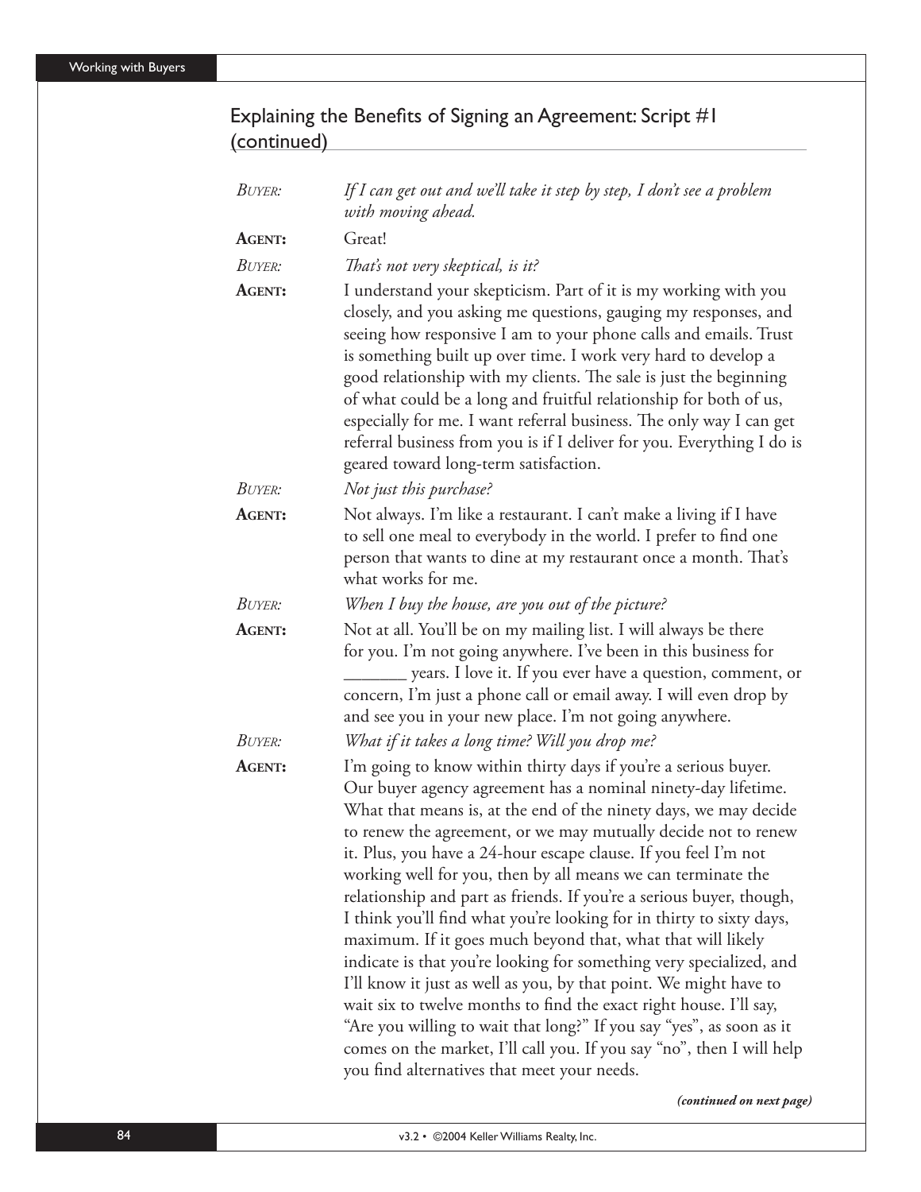## Explaining the Benefits of Signing an Agreement: Script #1 (continued)

*BUYER:* *If I can get out and we'll take it step by step, I don't see a problem with moving ahead.*

**AGENT:** Great!

*BUYER:* *That's not very skeptical, is it?*

**AGENT:** I understand your skepticism. Part of it is my working with you closely, and you asking me questions, gauging my responses, and seeing how responsive I am to your phone calls and emails. Trust is something built up over time. I work very hard to develop a good relationship with my clients. The sale is just the beginning of what could be a long and fruitful relationship for both of us, especially for me. I want referral business. The only way I can get referral business from you is if I deliver for you. Everything I do is geared toward long-term satisfaction.

*BUYER:* *Not just this purchase?*

**AGENT:** Not always. I'm like a restaurant. I can't make a living if I have to sell one meal to everybody in the world. I prefer to find one person that wants to dine at my restaurant once a month. That's what works for me.

*BUYER:* *When I buy the house, are you out of the picture?*

**AGENT:** Not at all. You'll be on my mailing list. I will always be there for you. I'm not going anywhere. I've been in this business for _______ years. I love it. If you ever have a question, comment, or concern, I'm just a phone call or email away. I will even drop by and see you in your new place. I'm not going anywhere.

*BUYER:* *What if it takes a long time? Will you drop me?*

**AGENT:** I'm going to know within thirty days if you're a serious buyer. Our buyer agency agreement has a nominal ninety-day lifetime. What that means is, at the end of the ninety days, we may decide to renew the agreement, or we may mutually decide not to renew it. Plus, you have a 24-hour escape clause. If you feel I'm not working well for you, then by all means we can terminate the relationship and part as friends. If you're a serious buyer, though, I think you'll find what you're looking for in thirty to sixty days, maximum. If it goes much beyond that, what that will likely indicate is that you're looking for something very specialized, and I'll know it just as well as you, by that point. We might have to wait six to twelve months to find the exact right house. I'll say, "Are you willing to wait that long?" If you say "yes", as soon as it comes on the market, I'll call you. If you say "no", then I will help you find alternatives that meet your needs.

***(continued on next page)***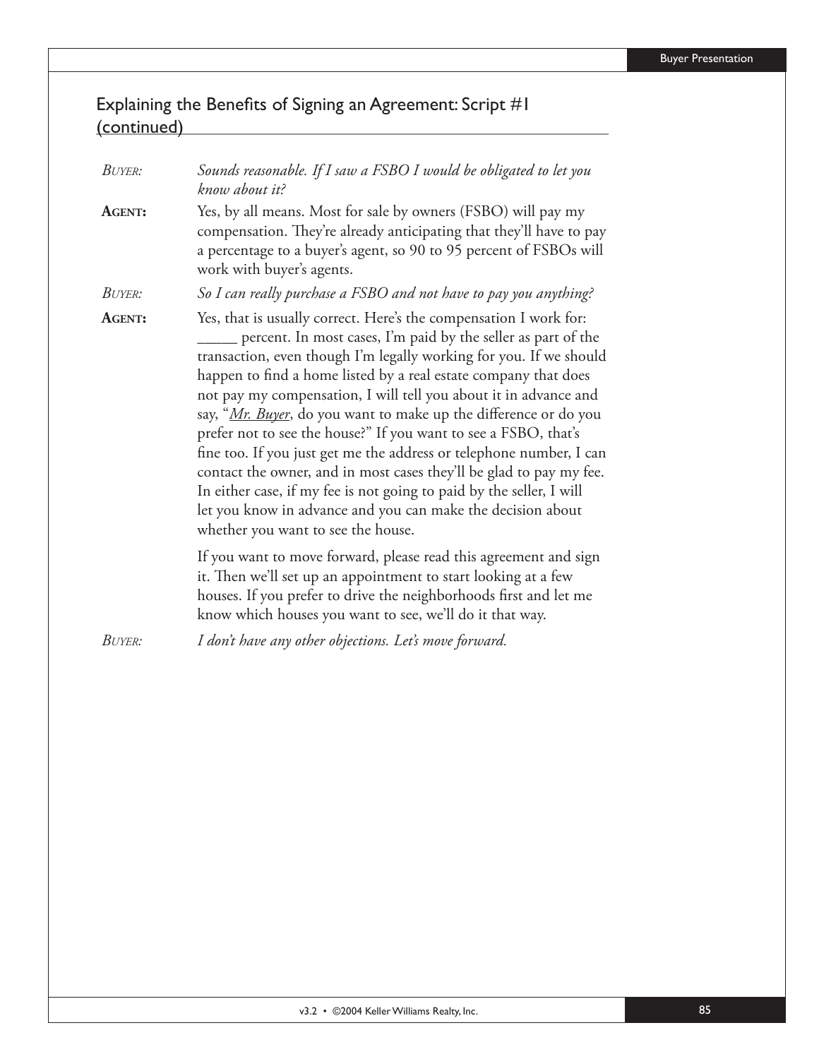## Explaining the Benefits of Signing an Agreement: Script #1 (continued)

*BUYER:* *Sounds reasonable. If I saw a FSBO I would be obligated to let you know about it?*

**AGENT:** Yes, by all means. Most for sale by owners (FSBO) will pay my compensation. They're already anticipating that they'll have to pay a percentage to a buyer's agent, so 90 to 95 percent of FSBOs will work with buyer's agents.

*BUYER:* *So I can really purchase a FSBO and not have to pay you anything?*

**AGENT:** Yes, that is usually correct. Here's the compensation I work for: _____ percent. In most cases, I'm paid by the seller as part of the transaction, even though I'm legally working for you. If we should happen to find a home listed by a real estate company that does not pay my compensation, I will tell you about it in advance and say, "*Mr. Buyer*, do you want to make up the difference or do you prefer not to see the house?" If you want to see a FSBO, that's fine too. If you just get me the address or telephone number, I can contact the owner, and in most cases they'll be glad to pay my fee. In either case, if my fee is not going to paid by the seller, I will let you know in advance and you can make the decision about whether you want to see the house.

If you want to move forward, please read this agreement and sign it. Then we'll set up an appointment to start looking at a few houses. If you prefer to drive the neighborhoods first and let me know which houses you want to see, we'll do it that way.

*BUYER:* *I don't have any other objections. Let's move forward.*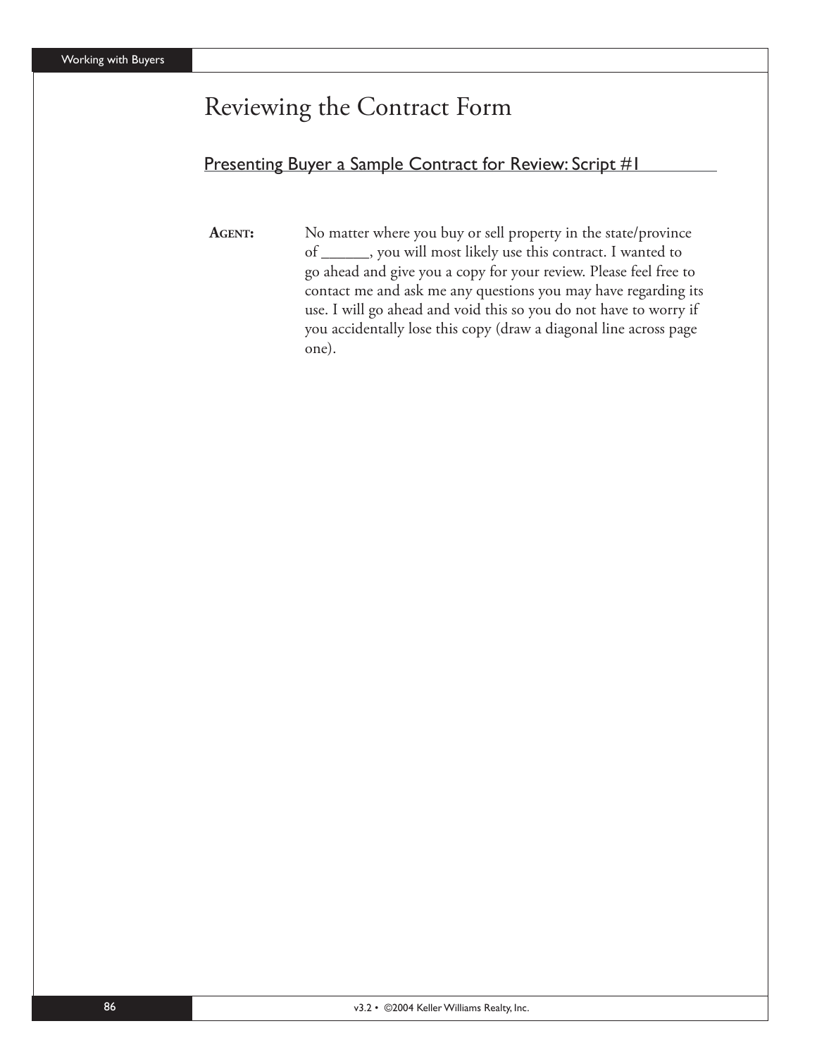# Reviewing the Contract Form

## Presenting Buyer a Sample Contract for Review: Script #1

**AGENT:** No matter where you buy or sell property in the state/province of ______, you will most likely use this contract. I wanted to go ahead and give you a copy for your review. Please feel free to contact me and ask me any questions you may have regarding its use. I will go ahead and void this so you do not have to worry if you accidentally lose this copy (draw a diagonal line across page one).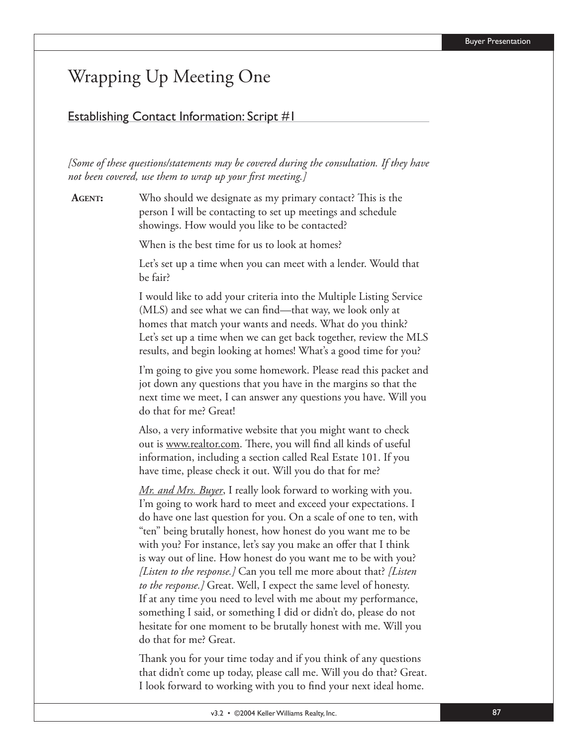# Wrapping Up Meeting One

## Establishing Contact Information: Script #1

*[Some of these questions/statements may be covered during the consultation. If they have not been covered, use them to wrap up your first meeting.]*

**Agent:** Who should we designate as my primary contact? This is the person I will be contacting to set up meetings and schedule showings. How would you like to be contacted?

When is the best time for us to look at homes?

Let's set up a time when you can meet with a lender. Would that be fair?

I would like to add your criteria into the Multiple Listing Service (MLS) and see what we can find—that way, we look only at homes that match your wants and needs. What do you think? Let's set up a time when we can get back together, review the MLS results, and begin looking at homes! What's a good time for you?

I'm going to give you some homework. Please read this packet and jot down any questions that you have in the margins so that the next time we meet, I can answer any questions you have. Will you do that for me? Great!

Also, a very informative website that you might want to check out is www.realtor.com. There, you will find all kinds of useful information, including a section called Real Estate 101. If you have time, please check it out. Will you do that for me?

*Mr. and Mrs. Buyer*, I really look forward to working with you. I'm going to work hard to meet and exceed your expectations. I do have one last question for you. On a scale of one to ten, with "ten" being brutally honest, how honest do you want me to be with you? For instance, let's say you make an offer that I think is way out of line. How honest do you want me to be with you? *[Listen to the response.]* Can you tell me more about that? *[Listen to the response.]* Great. Well, I expect the same level of honesty. If at any time you need to level with me about my performance, something I said, or something I did or didn't do, please do not hesitate for one moment to be brutally honest with me. Will you do that for me? Great.

Thank you for your time today and if you think of any questions that didn't come up today, please call me. Will you do that? Great. I look forward to working with you to find your next ideal home.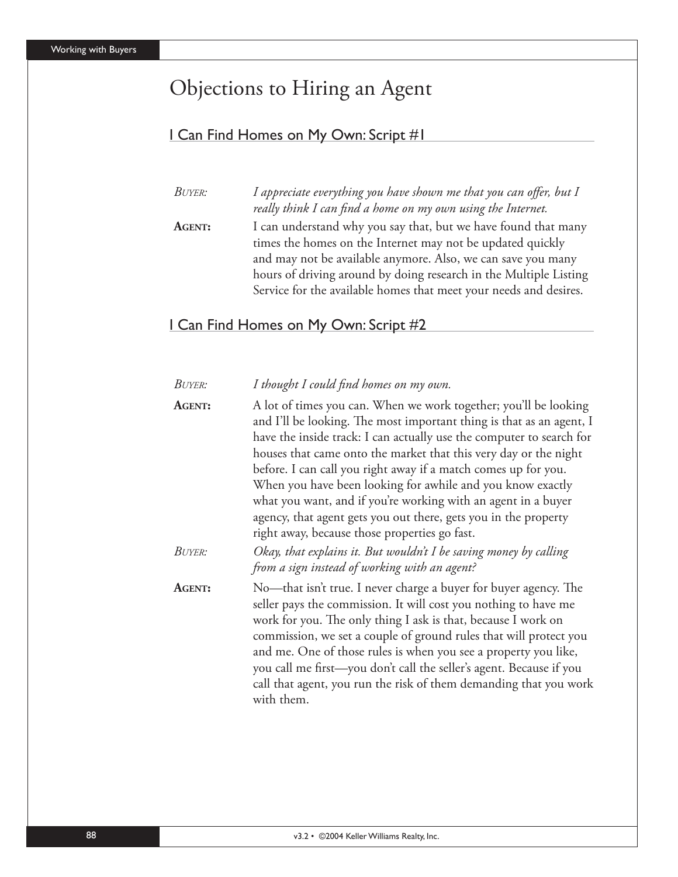# Objections to Hiring an Agent

## I Can Find Homes on My Own: Script #1

*BUYER:* *I appreciate everything you have shown me that you can offer, but I really think I can find a home on my own using the Internet.*

**AGENT:** I can understand why you say that, but we have found that many times the homes on the Internet may not be updated quickly and may not be available anymore. Also, we can save you many hours of driving around by doing research in the Multiple Listing Service for the available homes that meet your needs and desires.

## I Can Find Homes on My Own: Script #2

*BUYER:* *I thought I could find homes on my own.*

**AGENT:** A lot of times you can. When we work together; you'll be looking and I'll be looking. The most important thing is that as an agent, I have the inside track: I can actually use the computer to search for houses that came onto the market that this very day or the night before. I can call you right away if a match comes up for you. When you have been looking for awhile and you know exactly what you want, and if you're working with an agent in a buyer agency, that agent gets you out there, gets you in the property right away, because those properties go fast.

*BUYER:* *Okay, that explains it. But wouldn't I be saving money by calling from a sign instead of working with an agent?*

**AGENT:** No—that isn't true. I never charge a buyer for buyer agency. The seller pays the commission. It will cost you nothing to have me work for you. The only thing I ask is that, because I work on commission, we set a couple of ground rules that will protect you and me. One of those rules is when you see a property you like, you call me first—you don't call the seller's agent. Because if you call that agent, you run the risk of them demanding that you work with them.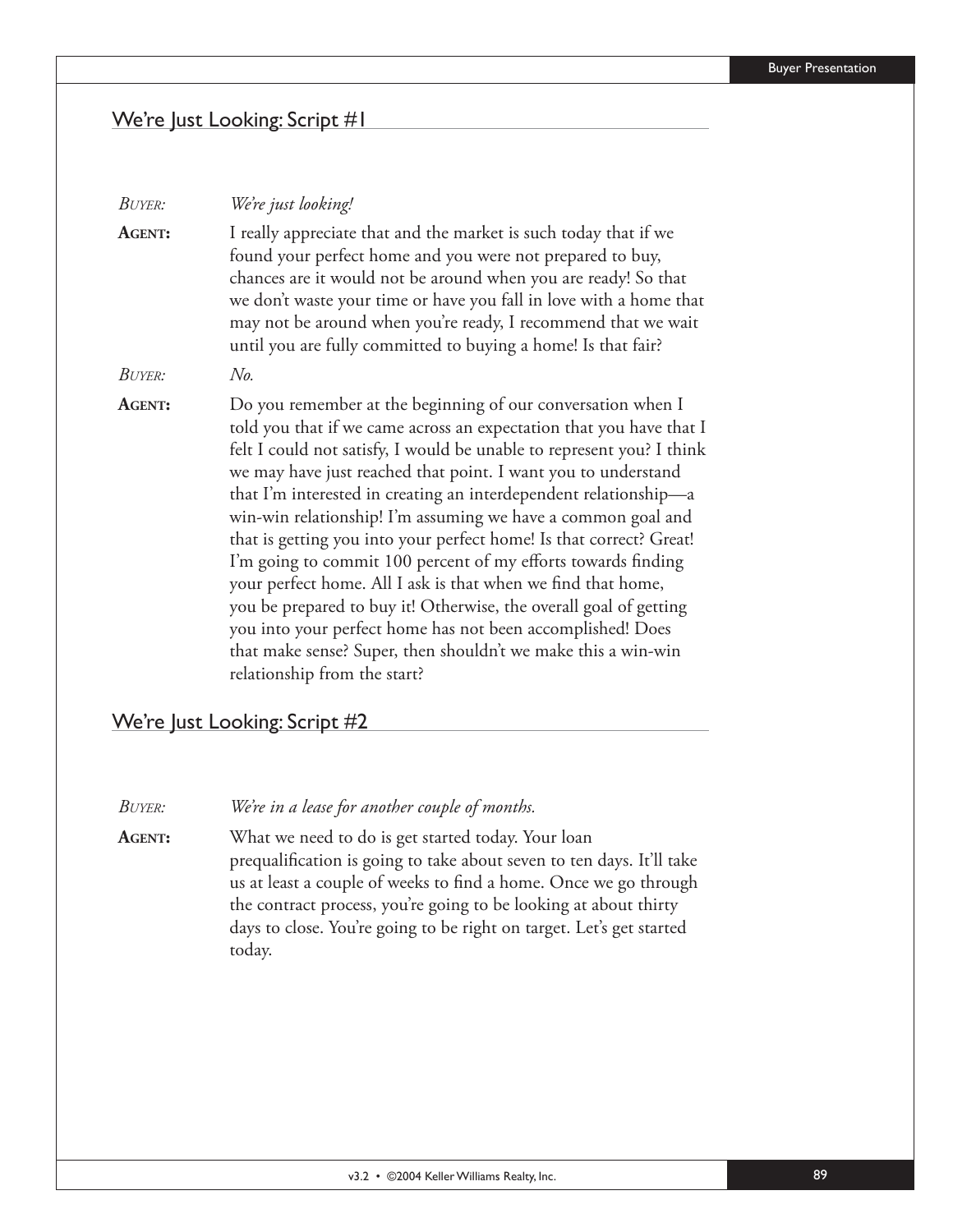## We're Just Looking: Script #1

*BUYER:* *We're just looking!*

**AGENT:** I really appreciate that and the market is such today that if we found your perfect home and you were not prepared to buy, chances are it would not be around when you are ready! So that we don't waste your time or have you fall in love with a home that may not be around when you're ready, I recommend that we wait until you are fully committed to buying a home! Is that fair?

*BUYER:* *No.*

**AGENT:** Do you remember at the beginning of our conversation when I told you that if we came across an expectation that you have that I felt I could not satisfy, I would be unable to represent you? I think we may have just reached that point. I want you to understand that I'm interested in creating an interdependent relationship—a win-win relationship! I'm assuming we have a common goal and that is getting you into your perfect home! Is that correct? Great! I'm going to commit 100 percent of my efforts towards finding your perfect home. All I ask is that when we find that home, you be prepared to buy it! Otherwise, the overall goal of getting you into your perfect home has not been accomplished! Does that make sense? Super, then shouldn't we make this a win-win relationship from the start?

## We're Just Looking: Script #2

*BUYER:* *We're in a lease for another couple of months.*

**AGENT:** What we need to do is get started today. Your loan prequalification is going to take about seven to ten days. It'll take us at least a couple of weeks to find a home. Once we go through the contract process, you're going to be looking at about thirty days to close. You're going to be right on target. Let's get started today.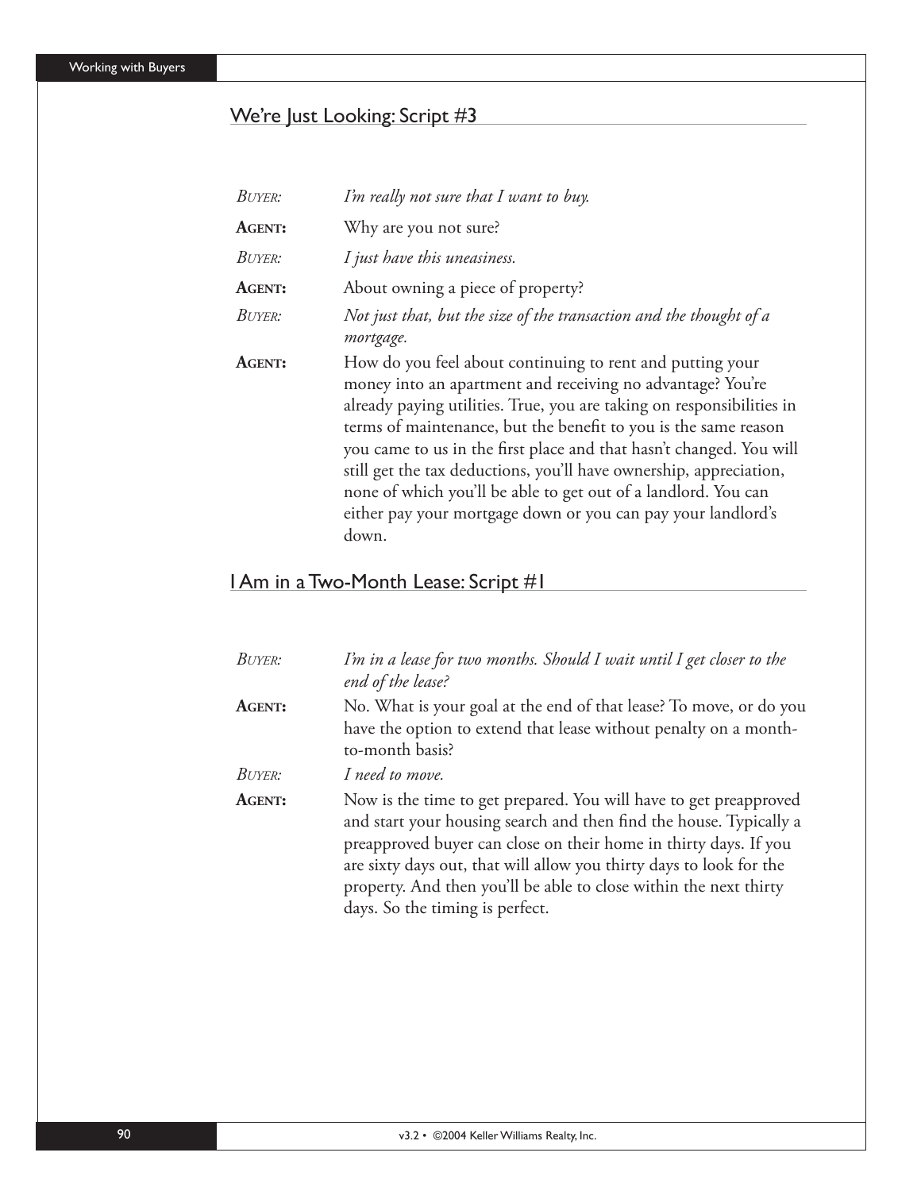## We're Just Looking: Script #3

*BUYER:* *I'm really not sure that I want to buy.*

**AGENT:** Why are you not sure?

*BUYER:* *I just have this uneasiness.*

**AGENT:** About owning a piece of property?

*BUYER:* *Not just that, but the size of the transaction and the thought of a mortgage.*

**AGENT:** How do you feel about continuing to rent and putting your money into an apartment and receiving no advantage? You're already paying utilities. True, you are taking on responsibilities in terms of maintenance, but the benefit to you is the same reason you came to us in the first place and that hasn't changed. You will still get the tax deductions, you'll have ownership, appreciation, none of which you'll be able to get out of a landlord. You can either pay your mortgage down or you can pay your landlord's down.

## I Am in a Two-Month Lease: Script #1

*BUYER:* *I'm in a lease for two months. Should I wait until I get closer to the end of the lease?*

**AGENT:** No. What is your goal at the end of that lease? To move, or do you have the option to extend that lease without penalty on a month-to-month basis?

*BUYER:* *I need to move.*

**AGENT:** Now is the time to get prepared. You will have to get preapproved and start your housing search and then find the house. Typically a preapproved buyer can close on their home in thirty days. If you are sixty days out, that will allow you thirty days to look for the property. And then you'll be able to close within the next thirty days. So the timing is perfect.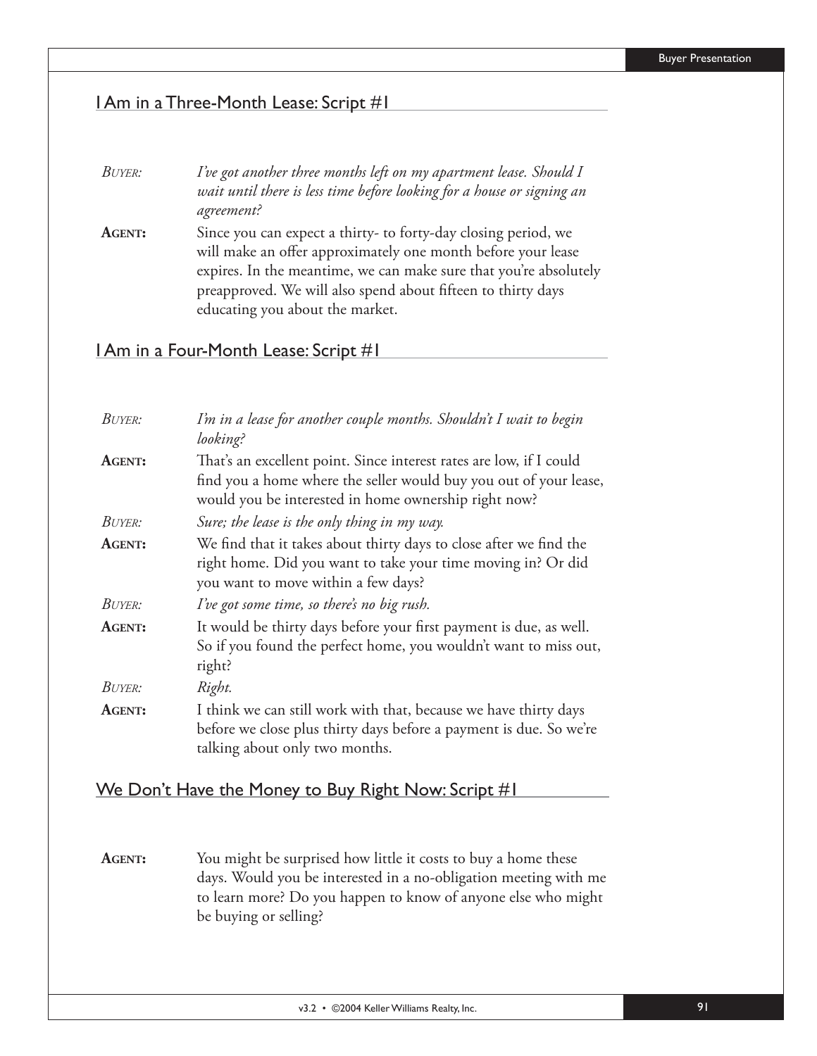## I Am in a Three-Month Lease: Script #1

*BUYER:* *I've got another three months left on my apartment lease. Should I wait until there is less time before looking for a house or signing an agreement?*

**AGENT:** Since you can expect a thirty- to forty-day closing period, we will make an offer approximately one month before your lease expires. In the meantime, we can make sure that you're absolutely preapproved. We will also spend about fifteen to thirty days educating you about the market.

## I Am in a Four-Month Lease: Script #1

*BUYER:* *I'm in a lease for another couple months. Shouldn't I wait to begin looking?*

**AGENT:** That's an excellent point. Since interest rates are low, if I could find you a home where the seller would buy you out of your lease, would you be interested in home ownership right now?

*BUYER:* *Sure; the lease is the only thing in my way.*

**AGENT:** We find that it takes about thirty days to close after we find the right home. Did you want to take your time moving in? Or did you want to move within a few days?

*BUYER:* *I've got some time, so there's no big rush.*

**AGENT:** It would be thirty days before your first payment is due, as well. So if you found the perfect home, you wouldn't want to miss out, right?

*BUYER:* *Right.*

**AGENT:** I think we can still work with that, because we have thirty days before we close plus thirty days before a payment is due. So we're talking about only two months.

## We Don't Have the Money to Buy Right Now: Script #1

**AGENT:** You might be surprised how little it costs to buy a home these days. Would you be interested in a no-obligation meeting with me to learn more? Do you happen to know of anyone else who might be buying or selling?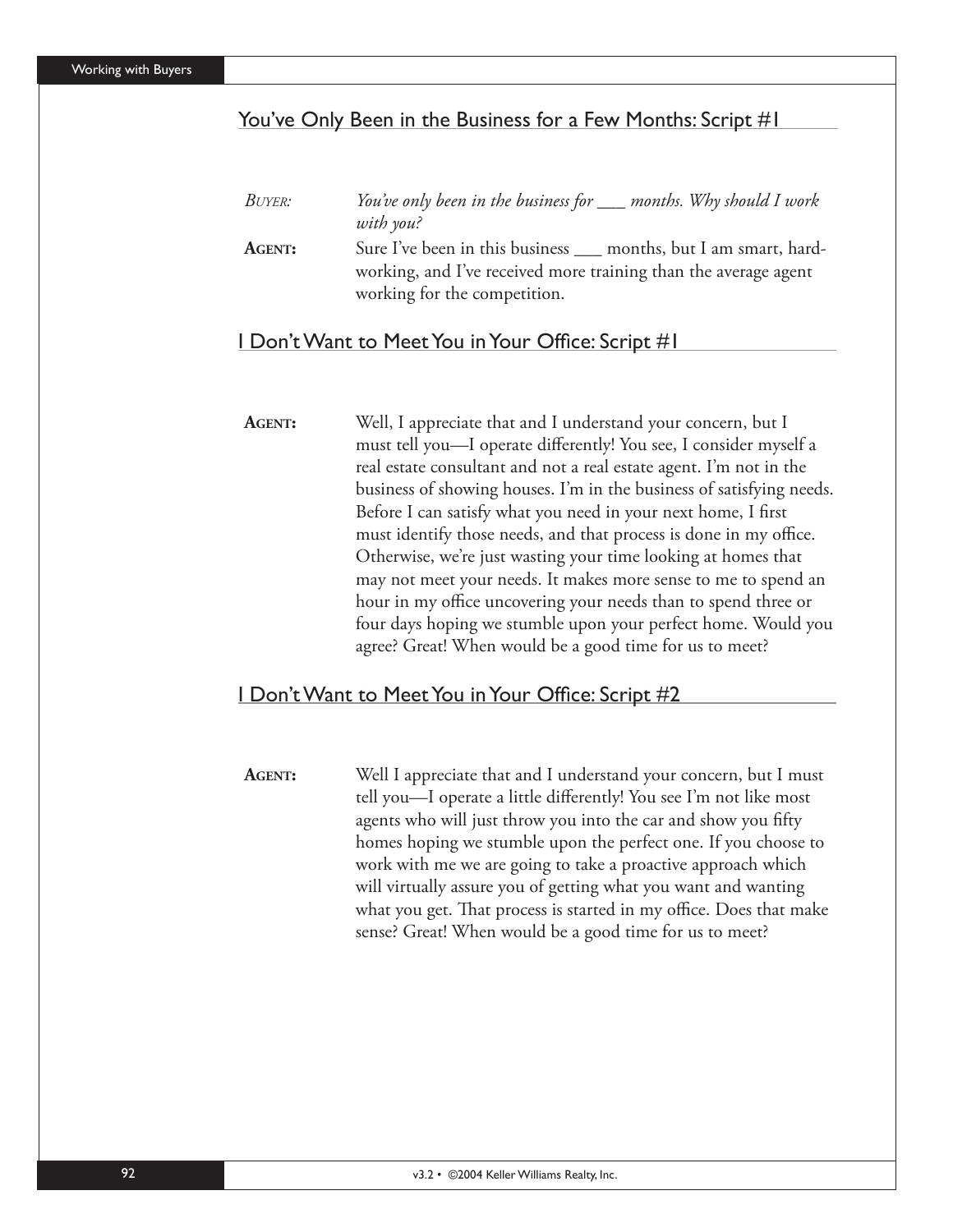## You've Only Been in the Business for a Few Months: Script #1

*BUYER:* *You've only been in the business for ___ months. Why should I work with you?*

**AGENT:** Sure I've been in this business ___ months, but I am smart, hard-working, and I've received more training than the average agent working for the competition.

## I Don't Want to Meet You in Your Office: Script #1

**AGENT:** Well, I appreciate that and I understand your concern, but I must tell you—I operate differently! You see, I consider myself a real estate consultant and not a real estate agent. I'm not in the business of showing houses. I'm in the business of satisfying needs. Before I can satisfy what you need in your next home, I first must identify those needs, and that process is done in my office. Otherwise, we're just wasting your time looking at homes that may not meet your needs. It makes more sense to me to spend an hour in my office uncovering your needs than to spend three or four days hoping we stumble upon your perfect home. Would you agree? Great! When would be a good time for us to meet?

## I Don't Want to Meet You in Your Office: Script #2

**AGENT:** Well I appreciate that and I understand your concern, but I must tell you—I operate a little differently! You see I'm not like most agents who will just throw you into the car and show you fifty homes hoping we stumble upon the perfect one. If you choose to work with me we are going to take a proactive approach which will virtually assure you of getting what you want and wanting what you get. That process is started in my office. Does that make sense? Great! When would be a good time for us to meet?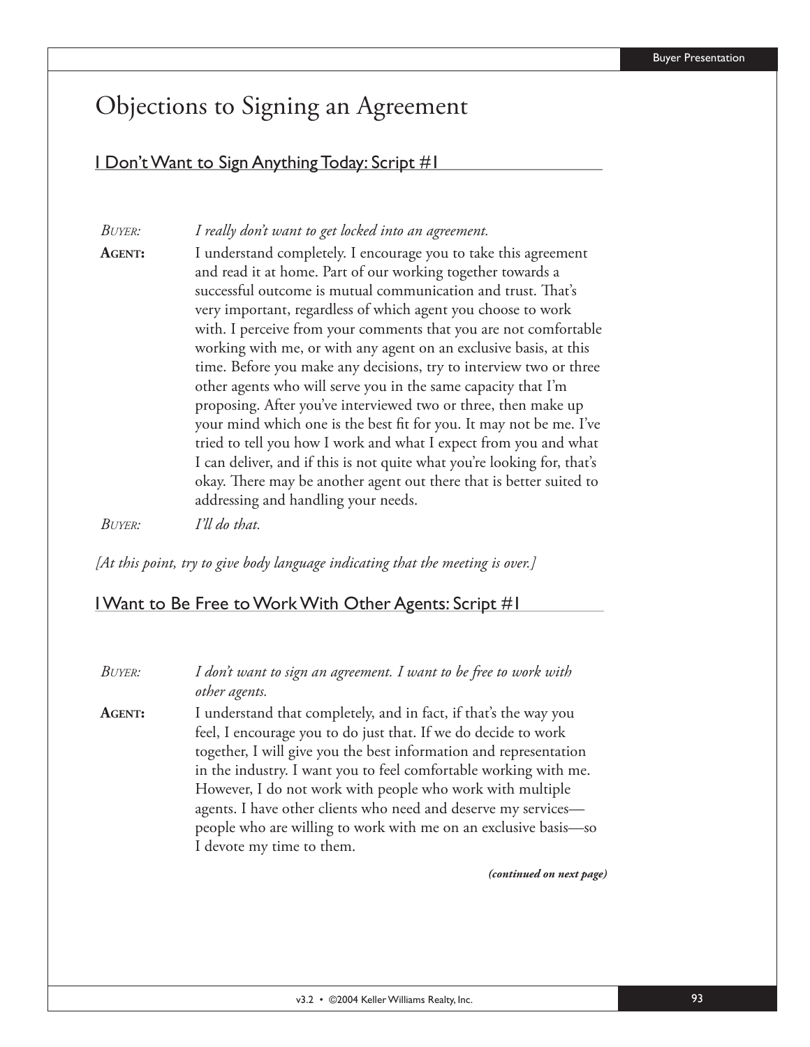# Objections to Signing an Agreement

## I Don't Want to Sign Anything Today: Script #1

*BUYER:* *I really don't want to get locked into an agreement.*

**AGENT:** I understand completely. I encourage you to take this agreement and read it at home. Part of our working together towards a successful outcome is mutual communication and trust. That's very important, regardless of which agent you choose to work with. I perceive from your comments that you are not comfortable working with me, or with any agent on an exclusive basis, at this time. Before you make any decisions, try to interview two or three other agents who will serve you in the same capacity that I'm proposing. After you've interviewed two or three, then make up your mind which one is the best fit for you. It may not be me. I've tried to tell you how I work and what I expect from you and what I can deliver, and if this is not quite what you're looking for, that's okay. There may be another agent out there that is better suited to addressing and handling your needs.

*BUYER:* *I'll do that.*

*[At this point, try to give body language indicating that the meeting is over.]*

## I Want to Be Free to Work With Other Agents: Script #1

*BUYER:* *I don't want to sign an agreement. I want to be free to work with other agents.*

**AGENT:** I understand that completely, and in fact, if that's the way you feel, I encourage you to do just that. If we do decide to work together, I will give you the best information and representation in the industry. I want you to feel comfortable working with me. However, I do not work with people who work with multiple agents. I have other clients who need and deserve my services—people who are willing to work with me on an exclusive basis—so I devote my time to them.

***(continued on next page)***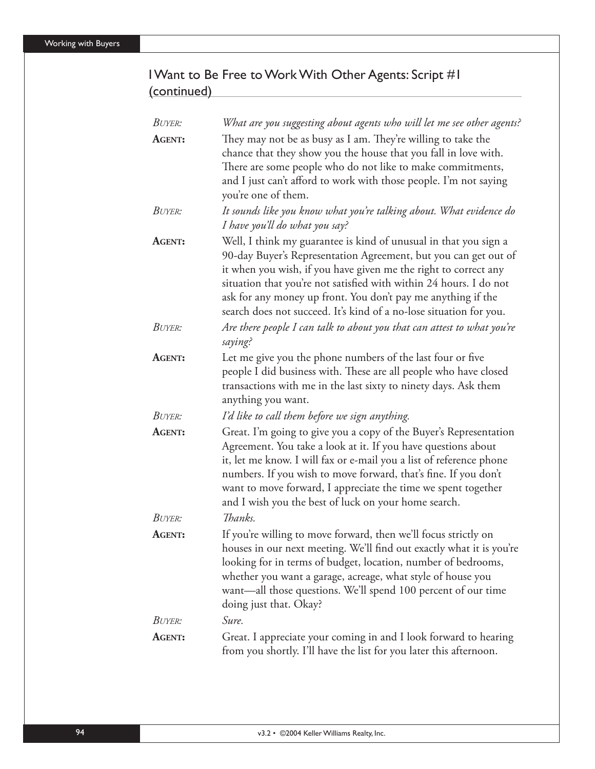## I Want to Be Free to Work With Other Agents: Script #1 (continued)

| | |
|---|---|
| *Buyer:* | *What are you suggesting about agents who will let me see other agents?* |
| **Agent:** | They may not be as busy as I am. They're willing to take the chance that they show you the house that you fall in love with. There are some people who do not like to make commitments, and I just can't afford to work with those people. I'm not saying you're one of them. |
| *Buyer:* | *It sounds like you know what you're talking about. What evidence do I have you'll do what you say?* |
| **Agent:** | Well, I think my guarantee is kind of unusual in that you sign a 90-day Buyer's Representation Agreement, but you can get out of it when you wish, if you have given me the right to correct any situation that you're not satisfied with within 24 hours. I do not ask for any money up front. You don't pay me anything if the search does not succeed. It's kind of a no-lose situation for you. |
| *Buyer:* | *Are there people I can talk to about you that can attest to what you're saying?* |
| **Agent:** | Let me give you the phone numbers of the last four or five people I did business with. These are all people who have closed transactions with me in the last sixty to ninety days. Ask them anything you want. |
| *Buyer:* | *I'd like to call them before we sign anything.* |
| **Agent:** | Great. I'm going to give you a copy of the Buyer's Representation Agreement. You take a look at it. If you have questions about it, let me know. I will fax or e-mail you a list of reference phone numbers. If you wish to move forward, that's fine. If you don't want to move forward, I appreciate the time we spent together and I wish you the best of luck on your home search. |
| *Buyer:* | *Thanks.* |
| **Agent:** | If you're willing to move forward, then we'll focus strictly on houses in our next meeting. We'll find out exactly what it is you're looking for in terms of budget, location, number of bedrooms, whether you want a garage, acreage, what style of house you want—all those questions. We'll spend 100 percent of our time doing just that. Okay? |
| *Buyer:* | *Sure.* |
| **Agent:** | Great. I appreciate your coming in and I look forward to hearing from you shortly. I'll have the list for you later this afternoon. |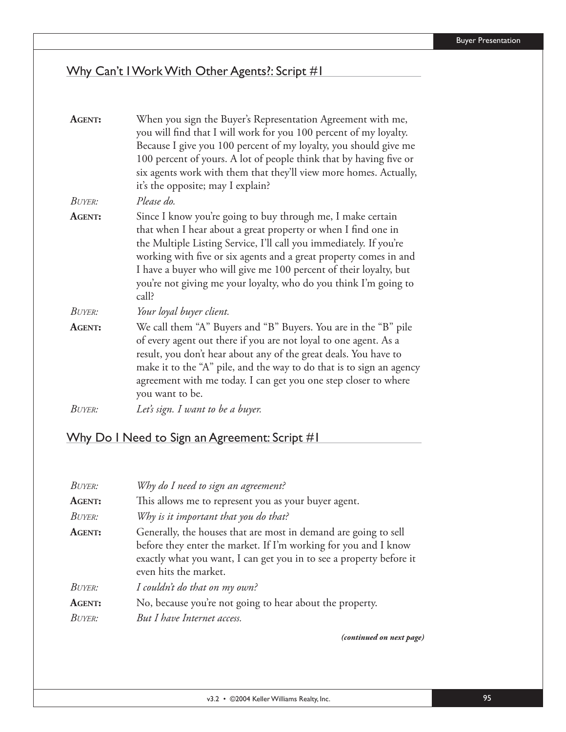## Why Can't I Work With Other Agents?: Script #1

**AGENT:** When you sign the Buyer's Representation Agreement with me, you will find that I will work for you 100 percent of my loyalty. Because I give you 100 percent of my loyalty, you should give me 100 percent of yours. A lot of people think that by having five or six agents work with them that they'll view more homes. Actually, it's the opposite; may I explain?

*BUYER:* *Please do.*

**AGENT:** Since I know you're going to buy through me, I make certain that when I hear about a great property or when I find one in the Multiple Listing Service, I'll call you immediately. If you're working with five or six agents and a great property comes in and I have a buyer who will give me 100 percent of their loyalty, but you're not giving me your loyalty, who do you think I'm going to call?

*BUYER:* *Your loyal buyer client.*

**AGENT:** We call them "A" Buyers and "B" Buyers. You are in the "B" pile of every agent out there if you are not loyal to one agent. As a result, you don't hear about any of the great deals. You have to make it to the "A" pile, and the way to do that is to sign an agency agreement with me today. I can get you one step closer to where you want to be.

*BUYER:* *Let's sign. I want to be a buyer.*

## Why Do I Need to Sign an Agreement: Script #1

*BUYER:* *Why do I need to sign an agreement?*

**AGENT:** This allows me to represent you as your buyer agent.

*BUYER:* *Why is it important that you do that?*

**AGENT:** Generally, the houses that are most in demand are going to sell before they enter the market. If I'm working for you and I know exactly what you want, I can get you in to see a property before it even hits the market.

*BUYER:* *I couldn't do that on my own?*

**AGENT:** No, because you're not going to hear about the property.

*BUYER:* *But I have Internet access.*

***(continued on next page)***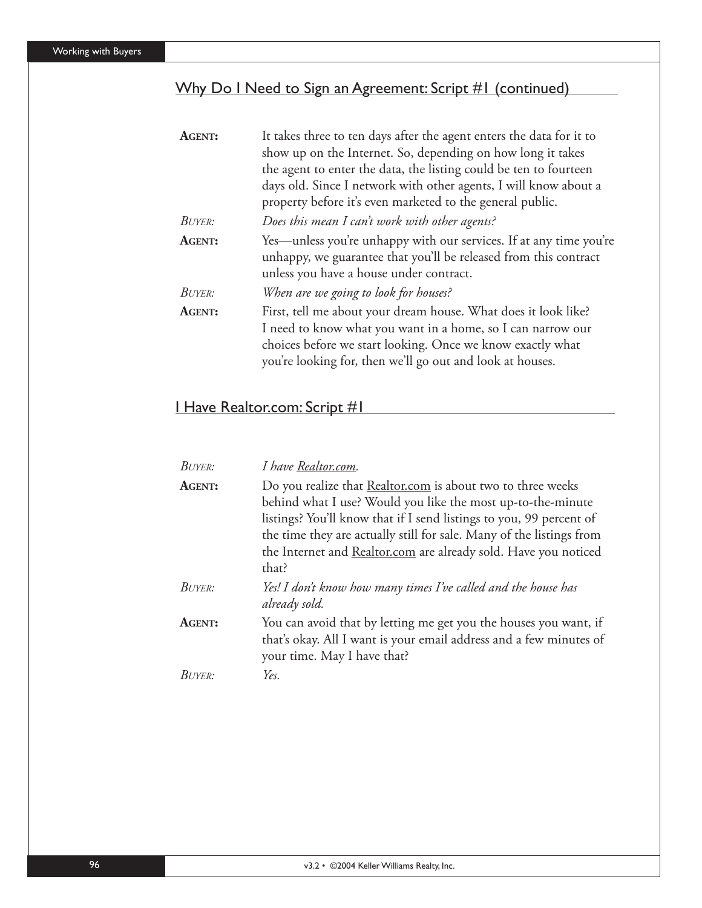## Why Do I Need to Sign an Agreement: Script #1 (continued)

**Agent:** It takes three to ten days after the agent enters the data for it to show up on the Internet. So, depending on how long it takes the agent to enter the data, the listing could be ten to fourteen days old. Since I network with other agents, I will know about a property before it's even marketed to the general public.

*Buyer:* *Does this mean I can't work with other agents?*

**Agent:** Yes—unless you're unhappy with our services. If at any time you're unhappy, we guarantee that you'll be released from this contract unless you have a house under contract.

*Buyer:* *When are we going to look for houses?*

**Agent:** First, tell me about your dream house. What does it look like? I need to know what you want in a home, so I can narrow our choices before we start looking. Once we know exactly what you're looking for, then we'll go out and look at houses.

## I Have Realtor.com: Script #1

*Buyer:* *I have Realtor.com.*

**Agent:** Do you realize that Realtor.com is about two to three weeks behind what I use? Would you like the most up-to-the-minute listings? You'll know that if I send listings to you, 99 percent of the time they are actually still for sale. Many of the listings from the Internet and Realtor.com are already sold. Have you noticed that?

*Buyer:* *Yes! I don't know how many times I've called and the house has already sold.*

**Agent:** You can avoid that by letting me get you the houses you want, if that's okay. All I want is your email address and a few minutes of your time. May I have that?

*Buyer:* *Yes.*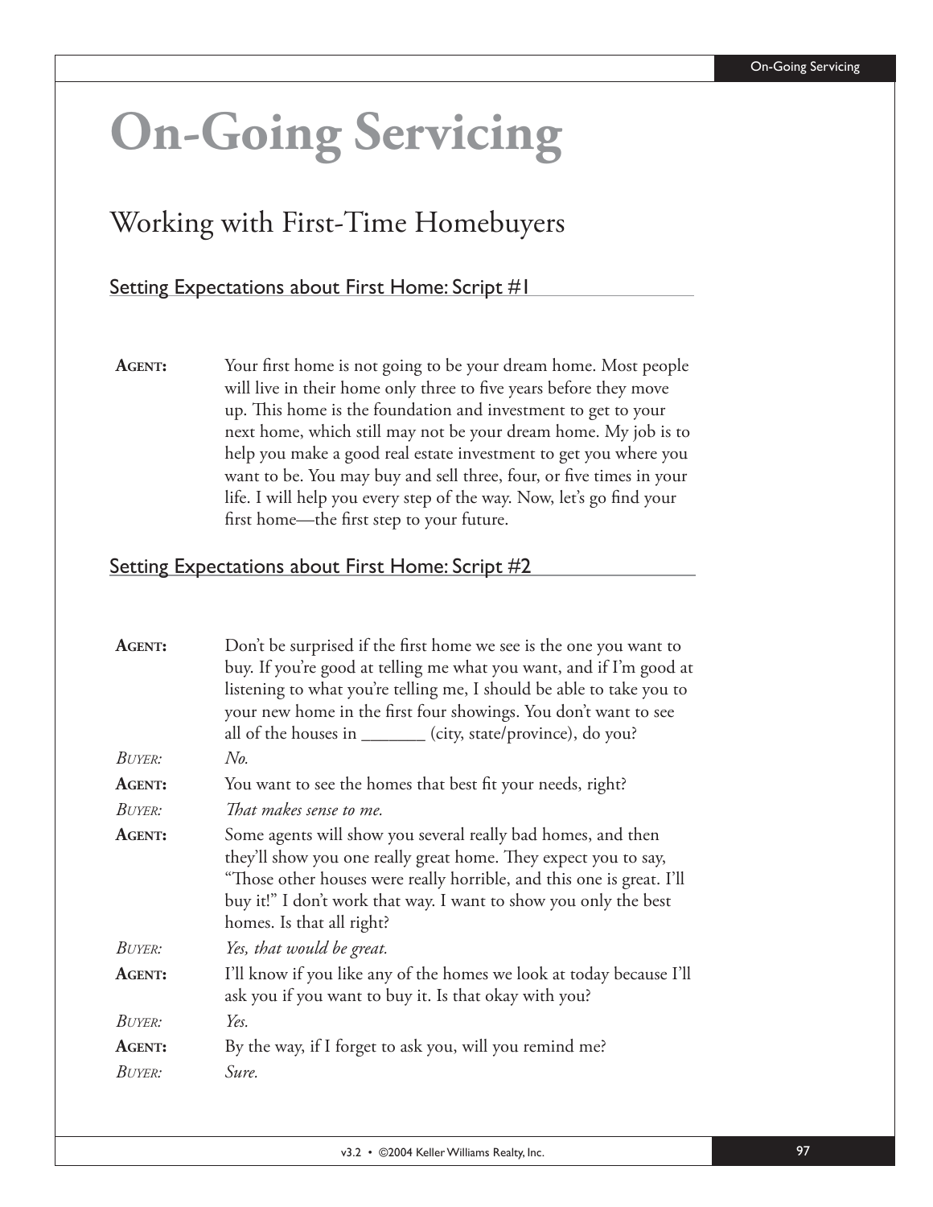# On-Going Servicing

## Working with First-Time Homebuyers

### Setting Expectations about First Home: Script #1

**AGENT:** Your first home is not going to be your dream home. Most people will live in their home only three to five years before they move up. This home is the foundation and investment to get to your next home, which still may not be your dream home. My job is to help you make a good real estate investment to get you where you want to be. You may buy and sell three, four, or five times in your life. I will help you every step of the way. Now, let's go find your first home—the first step to your future.

### Setting Expectations about First Home: Script #2

**AGENT:** Don't be surprised if the first home we see is the one you want to buy. If you're good at telling me what you want, and if I'm good at listening to what you're telling me, I should be able to take you to your new home in the first four showings. You don't want to see all of the houses in _______ (city, state/province), do you?

*BUYER:* *No.*

**AGENT:** You want to see the homes that best fit your needs, right?

*BUYER:* *That makes sense to me.*

**AGENT:** Some agents will show you several really bad homes, and then they'll show you one really great home. They expect you to say, "Those other houses were really horrible, and this one is great. I'll buy it!" I don't work that way. I want to show you only the best homes. Is that all right?

*BUYER:* *Yes, that would be great.*

**AGENT:** I'll know if you like any of the homes we look at today because I'll ask you if you want to buy it. Is that okay with you?

*BUYER:* *Yes.*

**AGENT:** By the way, if I forget to ask you, will you remind me?

*BUYER:* *Sure.*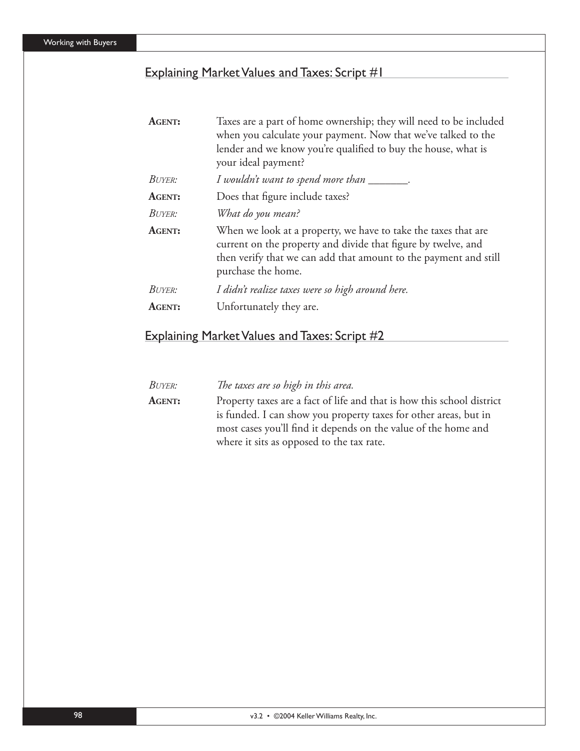## Explaining Market Values and Taxes: Script #1

**AGENT:** Taxes are a part of home ownership; they will need to be included when you calculate your payment. Now that we've talked to the lender and we know you're qualified to buy the house, what is your ideal payment?

*BUYER:* *I wouldn't want to spend more than _______.*

**AGENT:** Does that figure include taxes?

*BUYER:* *What do you mean?*

**AGENT:** When we look at a property, we have to take the taxes that are current on the property and divide that figure by twelve, and then verify that we can add that amount to the payment and still purchase the home.

*BUYER:* *I didn't realize taxes were so high around here.*

**AGENT:** Unfortunately they are.

## Explaining Market Values and Taxes: Script #2

*BUYER:* *The taxes are so high in this area.*

**AGENT:** Property taxes are a fact of life and that is how this school district is funded. I can show you property taxes for other areas, but in most cases you'll find it depends on the value of the home and where it sits as opposed to the tax rate.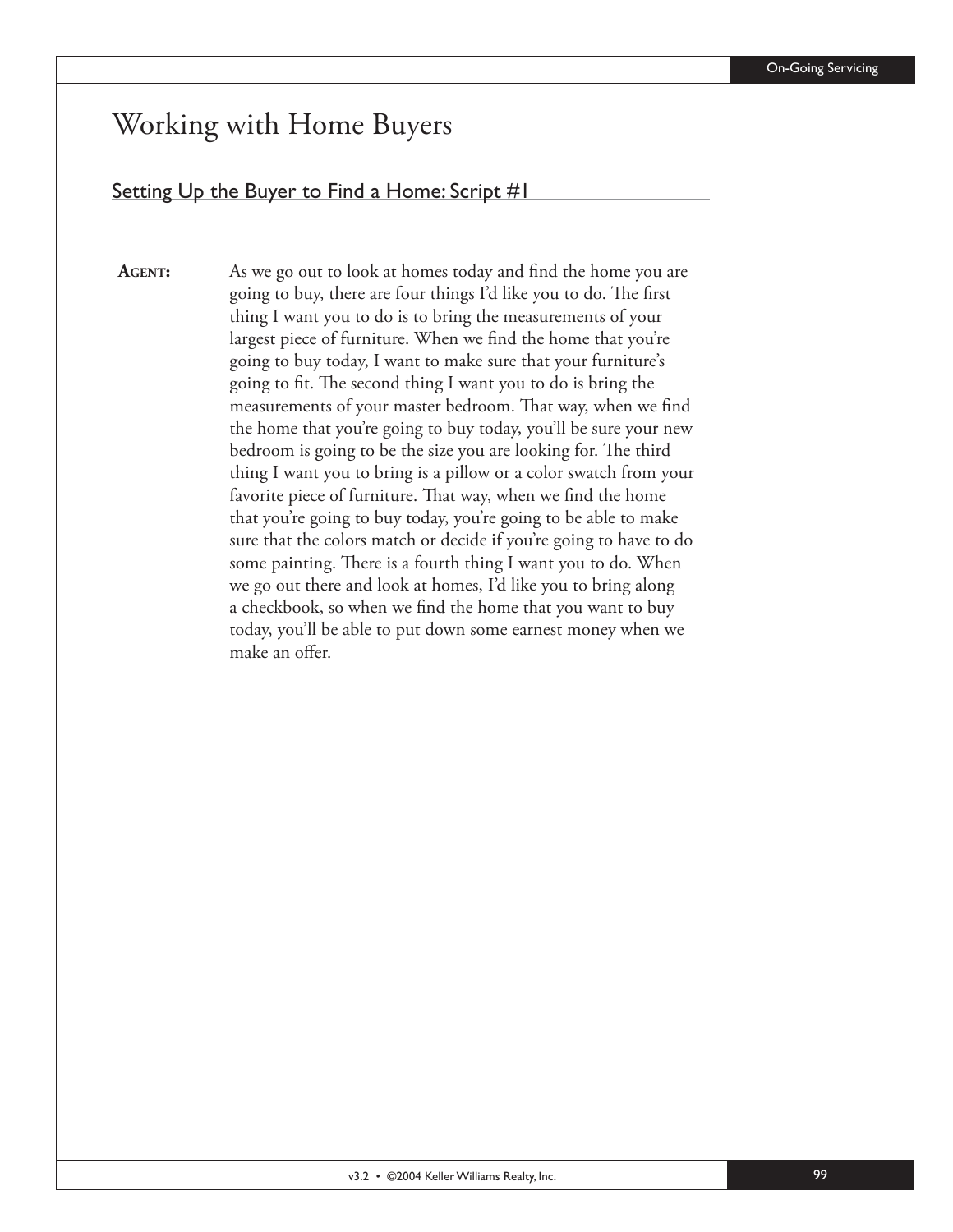# Working with Home Buyers

## Setting Up the Buyer to Find a Home: Script #1

**AGENT:** As we go out to look at homes today and find the home you are going to buy, there are four things I'd like you to do. The first thing I want you to do is to bring the measurements of your largest piece of furniture. When we find the home that you're going to buy today, I want to make sure that your furniture's going to fit. The second thing I want you to do is bring the measurements of your master bedroom. That way, when we find the home that you're going to buy today, you'll be sure your new bedroom is going to be the size you are looking for. The third thing I want you to bring is a pillow or a color swatch from your favorite piece of furniture. That way, when we find the home that you're going to buy today, you're going to be able to make sure that the colors match or decide if you're going to have to do some painting. There is a fourth thing I want you to do. When we go out there and look at homes, I'd like you to bring along a checkbook, so when we find the home that you want to buy today, you'll be able to put down some earnest money when we make an offer.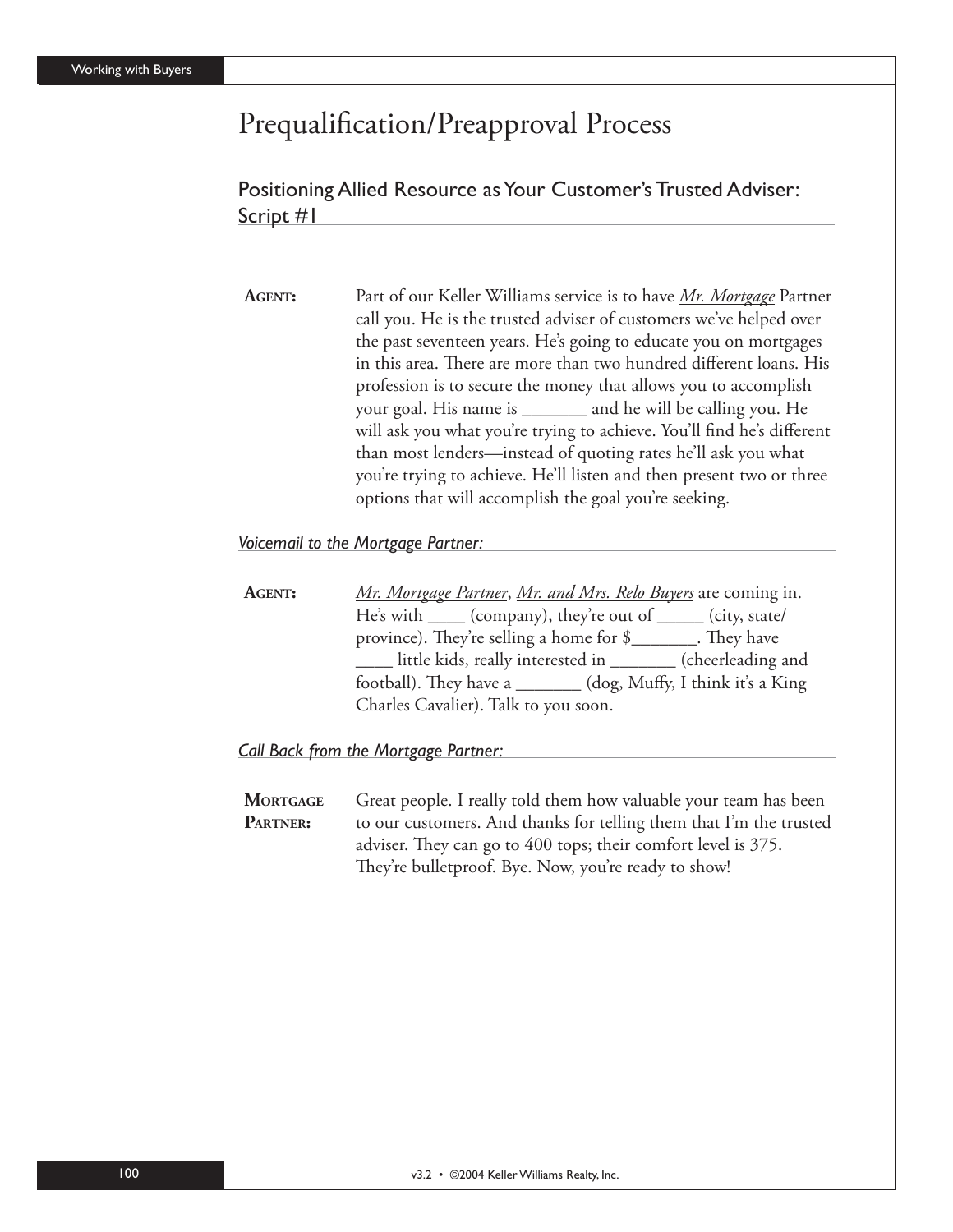# Prequalification/Preapproval Process

## Positioning Allied Resource as Your Customer's Trusted Adviser: Script #1

**AGENT:** Part of our Keller Williams service is to have *Mr. Mortgage* Partner call you. He is the trusted adviser of customers we've helped over the past seventeen years. He's going to educate you on mortgages in this area. There are more than two hundred different loans. His profession is to secure the money that allows you to accomplish your goal. His name is _______ and he will be calling you. He will ask you what you're trying to achieve. You'll find he's different than most lenders—instead of quoting rates he'll ask you what you're trying to achieve. He'll listen and then present two or three options that will accomplish the goal you're seeking.

*Voicemail to the Mortgage Partner:*

**AGENT:** *Mr. Mortgage Partner*, *Mr. and Mrs. Relo Buyers* are coming in. He's with ____ (company), they're out of _____ (city, state/province). They're selling a home for $_______. They have ____ little kids, really interested in _______ (cheerleading and football). They have a _______ (dog, Muffy, I think it's a King Charles Cavalier). Talk to you soon.

*Call Back from the Mortgage Partner:*

**MORTGAGE PARTNER:** Great people. I really told them how valuable your team has been to our customers. And thanks for telling them that I'm the trusted adviser. They can go to 400 tops; their comfort level is 375. They're bulletproof. Bye. Now, you're ready to show!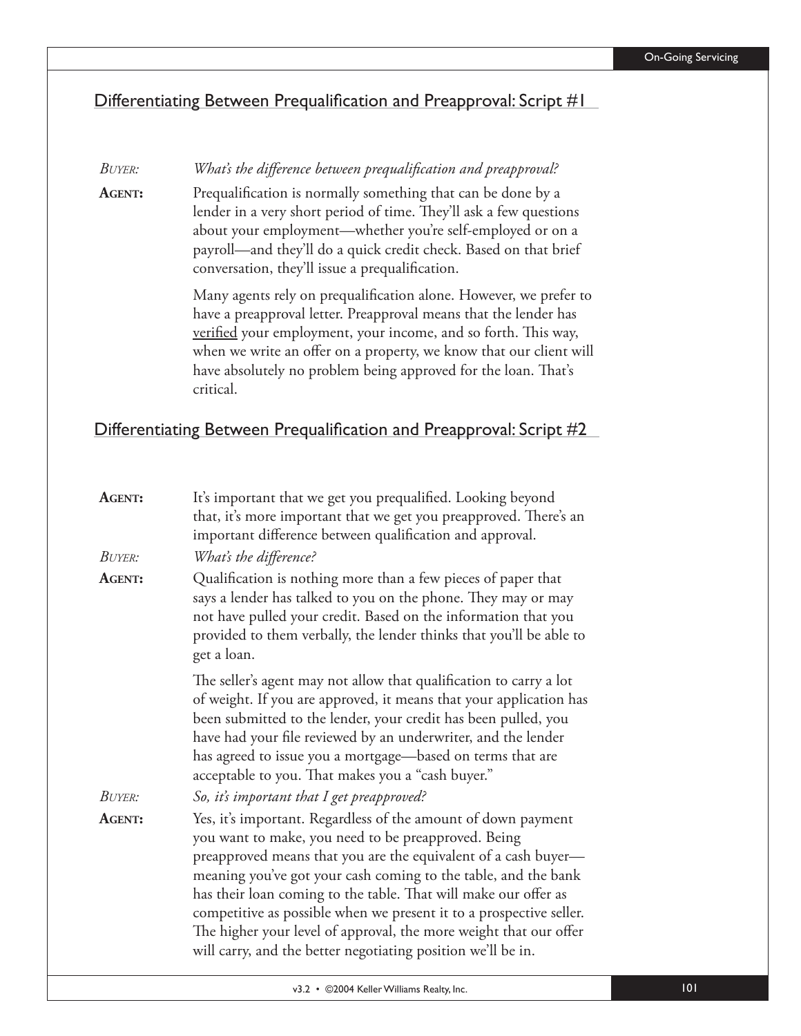## Differentiating Between Prequalification and Preapproval: Script #1

*BUYER:* *What's the difference between prequalification and preapproval?*

**AGENT:** Prequalification is normally something that can be done by a lender in a very short period of time. They'll ask a few questions about your employment—whether you're self-employed or on a payroll—and they'll do a quick credit check. Based on that brief conversation, they'll issue a prequalification.

Many agents rely on prequalification alone. However, we prefer to have a preapproval letter. Preapproval means that the lender has <u>verified</u> your employment, your income, and so forth. This way, when we write an offer on a property, we know that our client will have absolutely no problem being approved for the loan. That's critical.

## Differentiating Between Prequalification and Preapproval: Script #2

**AGENT:** It's important that we get you prequalified. Looking beyond that, it's more important that we get you preapproved. There's an important difference between qualification and approval.

*BUYER:* *What's the difference?*

**AGENT:** Qualification is nothing more than a few pieces of paper that says a lender has talked to you on the phone. They may or may not have pulled your credit. Based on the information that you provided to them verbally, the lender thinks that you'll be able to get a loan.

The seller's agent may not allow that qualification to carry a lot of weight. If you are approved, it means that your application has been submitted to the lender, your credit has been pulled, you have had your file reviewed by an underwriter, and the lender has agreed to issue you a mortgage—based on terms that are acceptable to you. That makes you a "cash buyer."

*BUYER:* *So, it's important that I get preapproved?*

**AGENT:** Yes, it's important. Regardless of the amount of down payment you want to make, you need to be preapproved. Being preapproved means that you are the equivalent of a cash buyer—meaning you've got your cash coming to the table, and the bank has their loan coming to the table. That will make our offer as competitive as possible when we present it to a prospective seller. The higher your level of approval, the more weight that our offer will carry, and the better negotiating position we'll be in.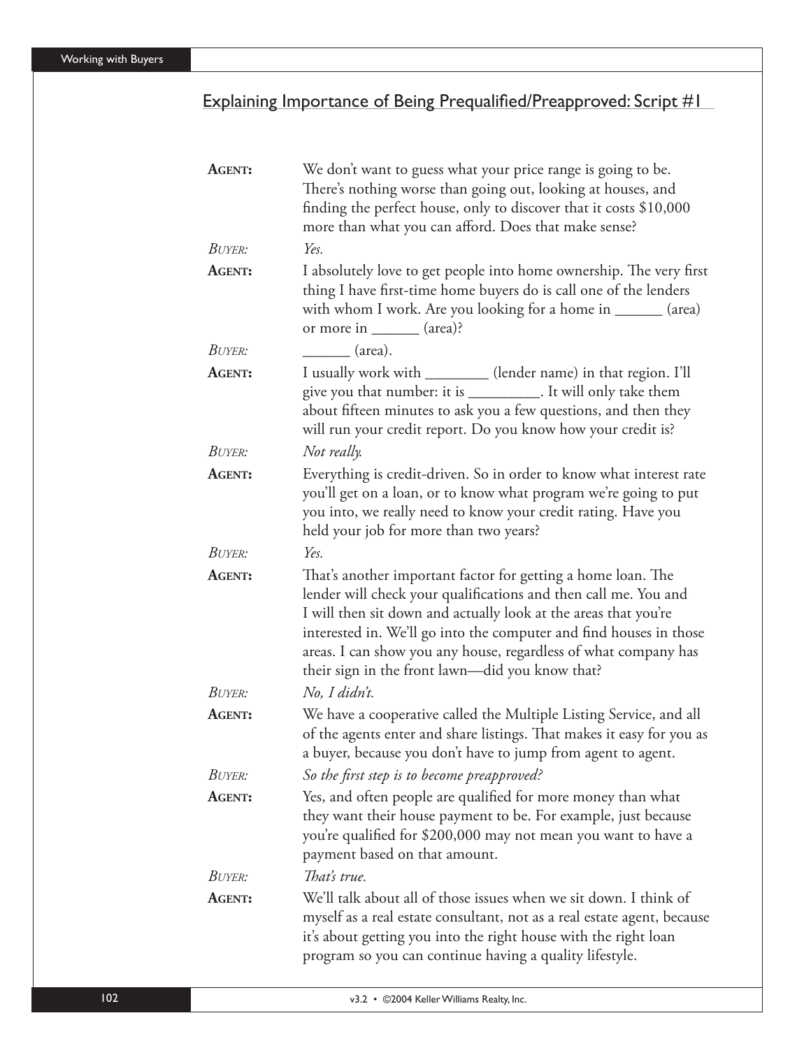## Explaining Importance of Being Prequalified/Preapproved: Script #1

**AGENT:** We don't want to guess what your price range is going to be. There's nothing worse than going out, looking at houses, and finding the perfect house, only to discover that it costs $10,000 more than what you can afford. Does that make sense?

*BUYER:* *Yes.*

**AGENT:** I absolutely love to get people into home ownership. The very first thing I have first-time home buyers do is call one of the lenders with whom I work. Are you looking for a home in ______ (area) or more in ______ (area)?

*BUYER:* ______ (area).

**AGENT:** I usually work with ________ (lender name) in that region. I'll give you that number: it is _________. It will only take them about fifteen minutes to ask you a few questions, and then they will run your credit report. Do you know how your credit is?

*BUYER:* *Not really.*

**AGENT:** Everything is credit-driven. So in order to know what interest rate you'll get on a loan, or to know what program we're going to put you into, we really need to know your credit rating. Have you held your job for more than two years?

*BUYER:* *Yes.*

**AGENT:** That's another important factor for getting a home loan. The lender will check your qualifications and then call me. You and I will then sit down and actually look at the areas that you're interested in. We'll go into the computer and find houses in those areas. I can show you any house, regardless of what company has their sign in the front lawn—did you know that?

*BUYER:* *No, I didn't.*

**AGENT:** We have a cooperative called the Multiple Listing Service, and all of the agents enter and share listings. That makes it easy for you as a buyer, because you don't have to jump from agent to agent.

*BUYER:* *So the first step is to become preapproved?*

**AGENT:** Yes, and often people are qualified for more money than what they want their house payment to be. For example, just because you're qualified for $200,000 may not mean you want to have a payment based on that amount.

*BUYER:* *That's true.*

**AGENT:** We'll talk about all of those issues when we sit down. I think of myself as a real estate consultant, not as a real estate agent, because it's about getting you into the right house with the right loan program so you can continue having a quality lifestyle.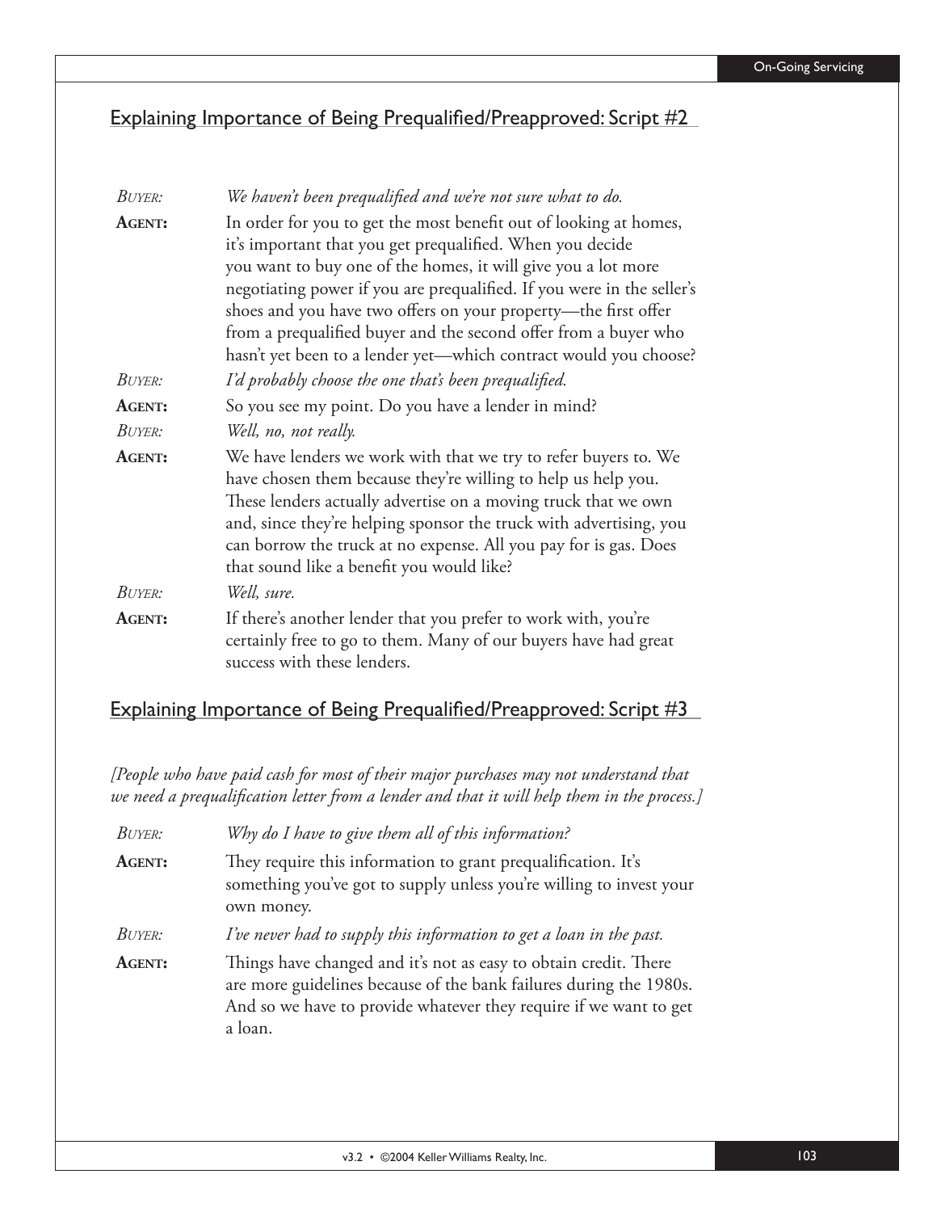## Explaining Importance of Being Prequalified/Preapproved: Script #2

*BUYER:* *We haven't been prequalified and we're not sure what to do.*

**AGENT:** In order for you to get the most benefit out of looking at homes, it's important that you get prequalified. When you decide you want to buy one of the homes, it will give you a lot more negotiating power if you are prequalified. If you were in the seller's shoes and you have two offers on your property—the first offer from a prequalified buyer and the second offer from a buyer who hasn't yet been to a lender yet—which contract would you choose?

*BUYER:* *I'd probably choose the one that's been prequalified.*

**AGENT:** So you see my point. Do you have a lender in mind?

*BUYER:* *Well, no, not really.*

**AGENT:** We have lenders we work with that we try to refer buyers to. We have chosen them because they're willing to help us help you. These lenders actually advertise on a moving truck that we own and, since they're helping sponsor the truck with advertising, you can borrow the truck at no expense. All you pay for is gas. Does that sound like a benefit you would like?

*BUYER:* *Well, sure.*

**AGENT:** If there's another lender that you prefer to work with, you're certainly free to go to them. Many of our buyers have had great success with these lenders.

## Explaining Importance of Being Prequalified/Preapproved: Script #3

*[People who have paid cash for most of their major purchases may not understand that we need a prequalification letter from a lender and that it will help them in the process.]*

*BUYER:* *Why do I have to give them all of this information?*

**AGENT:** They require this information to grant prequalification. It's something you've got to supply unless you're willing to invest your own money.

*BUYER:* *I've never had to supply this information to get a loan in the past.*

**AGENT:** Things have changed and it's not as easy to obtain credit. There are more guidelines because of the bank failures during the 1980s. And so we have to provide whatever they require if we want to get a loan.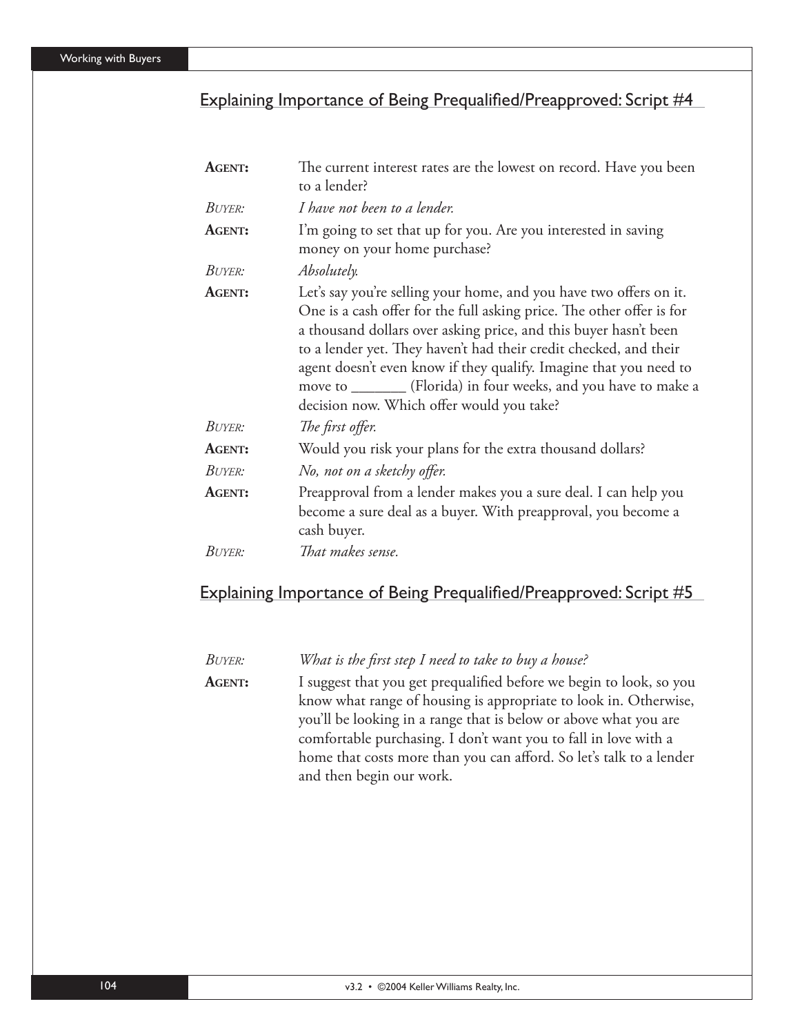## Explaining Importance of Being Prequalified/Preapproved: Script #4

**AGENT:** The current interest rates are the lowest on record. Have you been to a lender?

*BUYER: I have not been to a lender.*

**AGENT:** I'm going to set that up for you. Are you interested in saving money on your home purchase?

*BUYER: Absolutely.*

**AGENT:** Let's say you're selling your home, and you have two offers on it. One is a cash offer for the full asking price. The other offer is for a thousand dollars over asking price, and this buyer hasn't been to a lender yet. They haven't had their credit checked, and their agent doesn't even know if they qualify. Imagine that you need to move to _______ (Florida) in four weeks, and you have to make a decision now. Which offer would you take?

*BUYER: The first offer.*

**AGENT:** Would you risk your plans for the extra thousand dollars?

*BUYER: No, not on a sketchy offer.*

**AGENT:** Preapproval from a lender makes you a sure deal. I can help you become a sure deal as a buyer. With preapproval, you become a cash buyer.

*BUYER: That makes sense.*

## Explaining Importance of Being Prequalified/Preapproved: Script #5

*BUYER: What is the first step I need to take to buy a house?*

**AGENT:** I suggest that you get prequalified before we begin to look, so you know what range of housing is appropriate to look in. Otherwise, you'll be looking in a range that is below or above what you are comfortable purchasing. I don't want you to fall in love with a home that costs more than you can afford. So let's talk to a lender and then begin our work.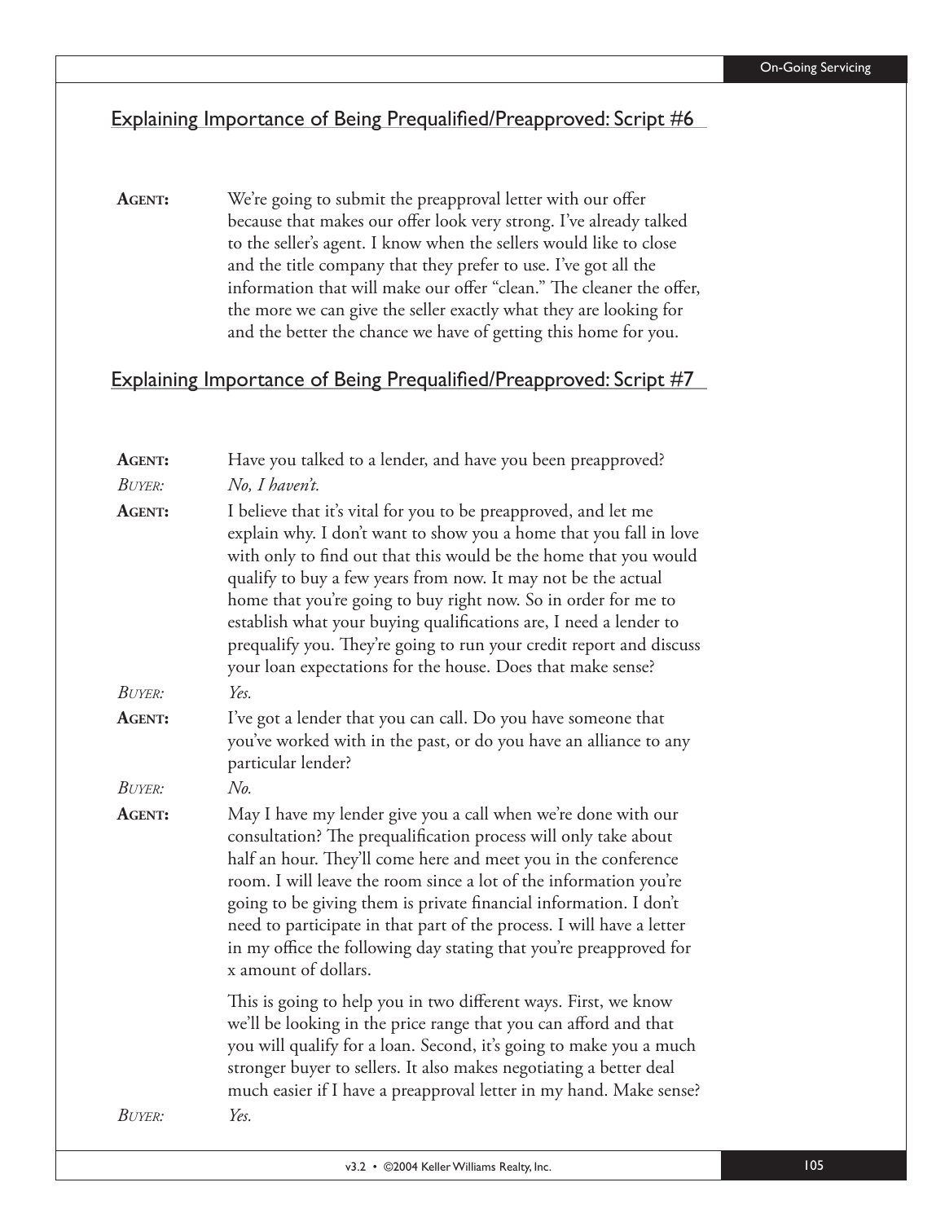## Explaining Importance of Being Prequalified/Preapproved: Script #6

**AGENT:** We're going to submit the preapproval letter with our offer because that makes our offer look very strong. I've already talked to the seller's agent. I know when the sellers would like to close and the title company that they prefer to use. I've got all the information that will make our offer "clean." The cleaner the offer, the more we can give the seller exactly what they are looking for and the better the chance we have of getting this home for you.

## Explaining Importance of Being Prequalified/Preapproved: Script #7

**AGENT:** Have you talked to a lender, and have you been preapproved?

*BUYER:* *No, I haven't.*

**AGENT:** I believe that it's vital for you to be preapproved, and let me explain why. I don't want to show you a home that you fall in love with only to find out that this would be the home that you would qualify to buy a few years from now. It may not be the actual home that you're going to buy right now. So in order for me to establish what your buying qualifications are, I need a lender to prequalify you. They're going to run your credit report and discuss your loan expectations for the house. Does that make sense?

*BUYER:* *Yes.*

**AGENT:** I've got a lender that you can call. Do you have someone that you've worked with in the past, or do you have an alliance to any particular lender?

*BUYER:* *No.*

**AGENT:** May I have my lender give you a call when we're done with our consultation? The prequalification process will only take about half an hour. They'll come here and meet you in the conference room. I will leave the room since a lot of the information you're going to be giving them is private financial information. I don't need to participate in that part of the process. I will have a letter in my office the following day stating that you're preapproved for x amount of dollars.

This is going to help you in two different ways. First, we know we'll be looking in the price range that you can afford and that you will qualify for a loan. Second, it's going to make you a much stronger buyer to sellers. It also makes negotiating a better deal much easier if I have a preapproval letter in my hand. Make sense?

*BUYER:* *Yes.*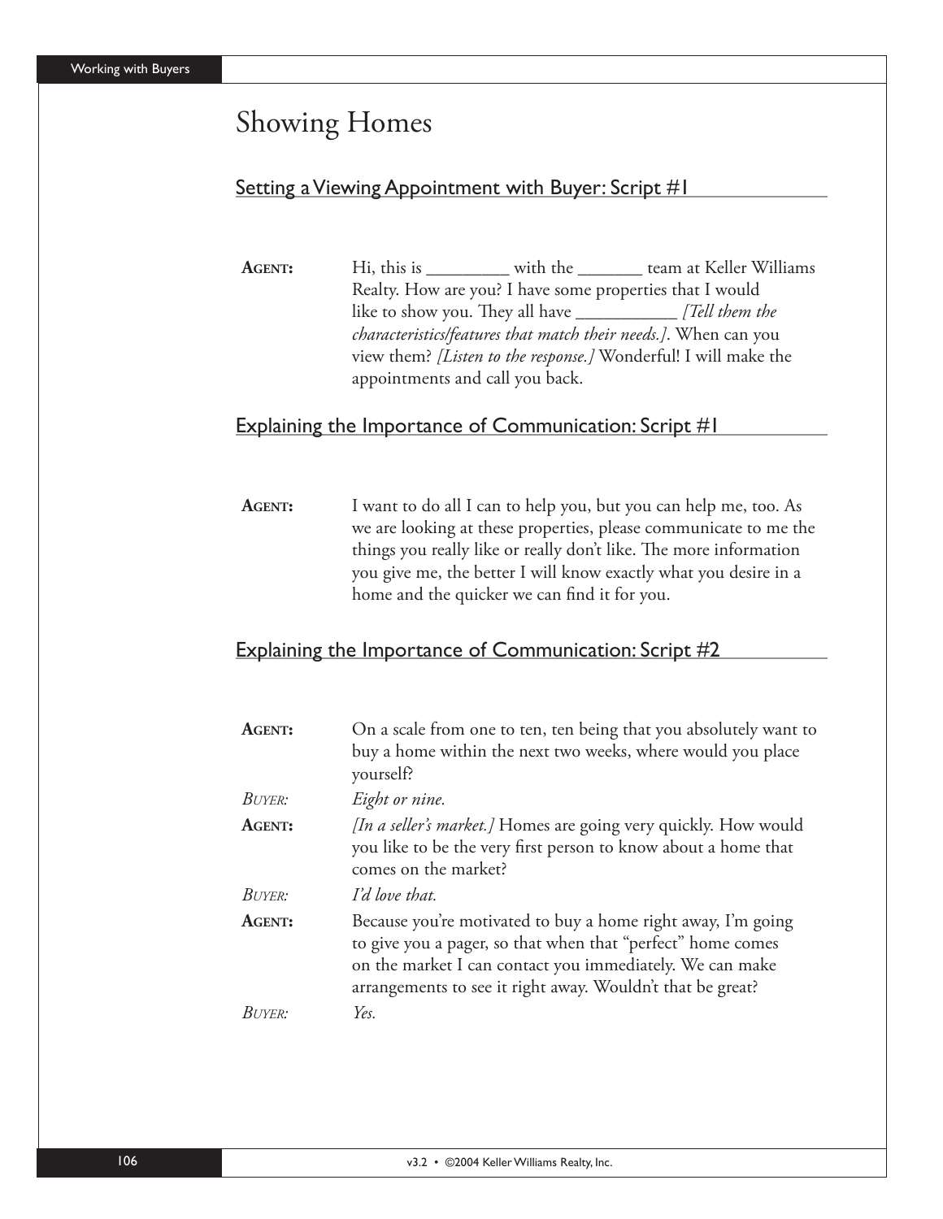# Showing Homes

## Setting a Viewing Appointment with Buyer: Script #1

**AGENT:** Hi, this is _________ with the _______ team at Keller Williams Realty. How are you? I have some properties that I would like to show you. They all have ___________ *[Tell them the characteristics/features that match their needs.]*. When can you view them? *[Listen to the response.]* Wonderful! I will make the appointments and call you back.

## Explaining the Importance of Communication: Script #1

**AGENT:** I want to do all I can to help you, but you can help me, too. As we are looking at these properties, please communicate to me the things you really like or really don't like. The more information you give me, the better I will know exactly what you desire in a home and the quicker we can find it for you.

## Explaining the Importance of Communication: Script #2

**AGENT:** On a scale from one to ten, ten being that you absolutely want to buy a home within the next two weeks, where would you place yourself?

*BUYER:* *Eight or nine.*

**AGENT:** *[In a seller's market.]* Homes are going very quickly. How would you like to be the very first person to know about a home that comes on the market?

*BUYER:* *I'd love that.*

**AGENT:** Because you're motivated to buy a home right away, I'm going to give you a pager, so that when that "perfect" home comes on the market I can contact you immediately. We can make arrangements to see it right away. Wouldn't that be great?

*BUYER:* *Yes.*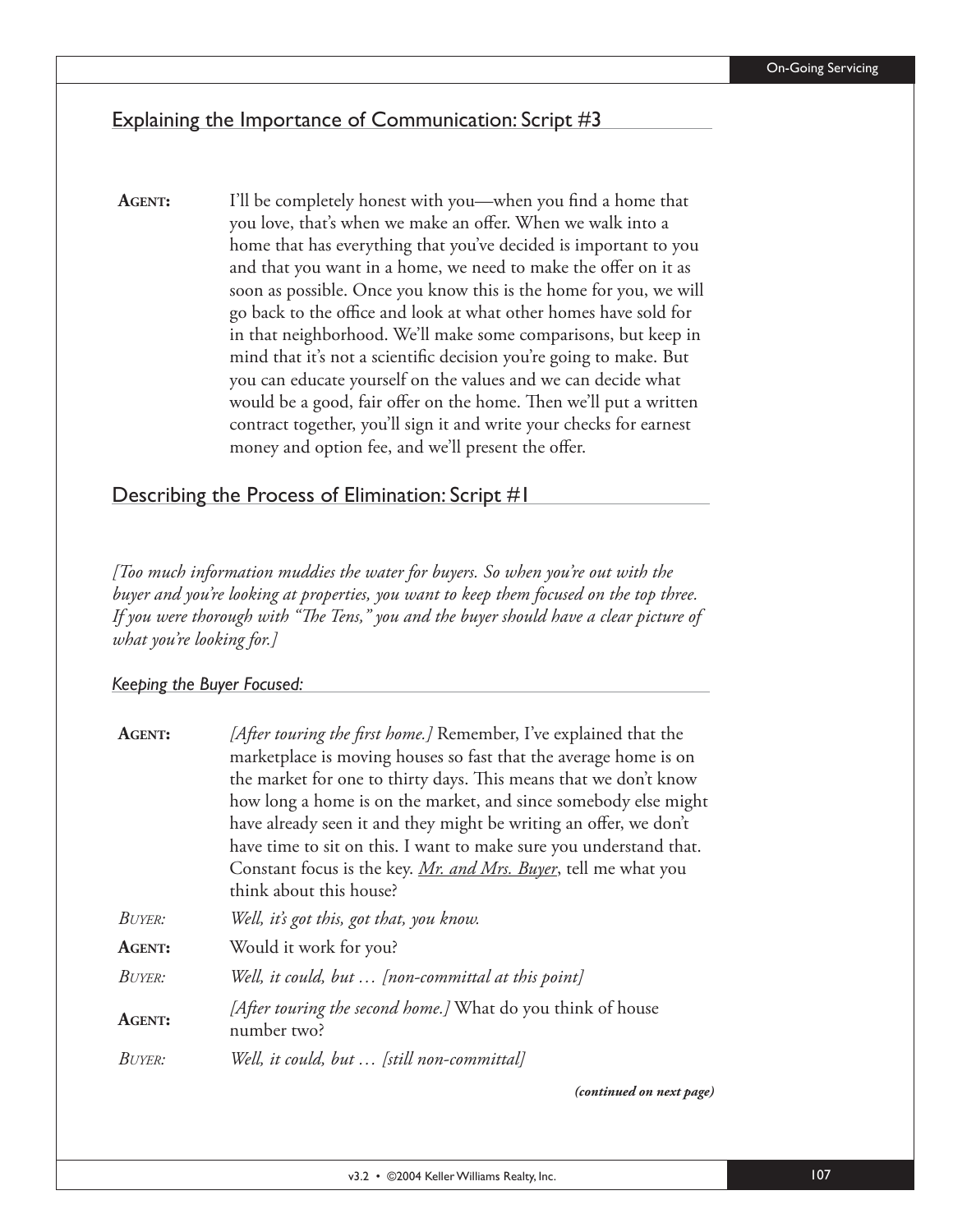## Explaining the Importance of Communication: Script #3

**AGENT:** I'll be completely honest with you—when you find a home that you love, that's when we make an offer. When we walk into a home that has everything that you've decided is important to you and that you want in a home, we need to make the offer on it as soon as possible. Once you know this is the home for you, we will go back to the office and look at what other homes have sold for in that neighborhood. We'll make some comparisons, but keep in mind that it's not a scientific decision you're going to make. But you can educate yourself on the values and we can decide what would be a good, fair offer on the home. Then we'll put a written contract together, you'll sign it and write your checks for earnest money and option fee, and we'll present the offer.

## Describing the Process of Elimination: Script #1

*[Too much information muddies the water for buyers. So when you're out with the buyer and you're looking at properties, you want to keep them focused on the top three. If you were thorough with "The Tens," you and the buyer should have a clear picture of what you're looking for.]*

### *Keeping the Buyer Focused:*

**AGENT:** *[After touring the first home.]* Remember, I've explained that the marketplace is moving houses so fast that the average home is on the market for one to thirty days. This means that we don't know how long a home is on the market, and since somebody else might have already seen it and they might be writing an offer, we don't have time to sit on this. I want to make sure you understand that. Constant focus is the key. *Mr. and Mrs. Buyer*, tell me what you think about this house?

*BUYER: Well, it's got this, got that, you know.*

**AGENT:** Would it work for you?

*BUYER: Well, it could, but … [non-committal at this point]*

**AGENT:** *[After touring the second home.]* What do you think of house number two?

*BUYER: Well, it could, but … [still non-committal]*

***(continued on next page)***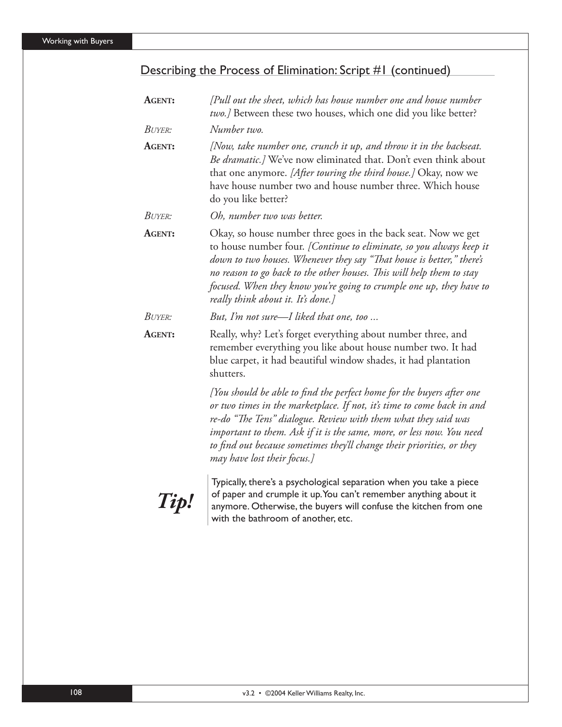## Describing the Process of Elimination: Script #1 (continued)

**AGENT:** *[Pull out the sheet, which has house number one and house number two.]* Between these two houses, which one did you like better?

*BUYER:* *Number two.*

**AGENT:** *[Now, take number one, crunch it up, and throw it in the backseat. Be dramatic.]* We've now eliminated that. Don't even think about that one anymore. *[After touring the third house.]* Okay, now we have house number two and house number three. Which house do you like better?

*BUYER:* *Oh, number two was better.*

**AGENT:** Okay, so house number three goes in the back seat. Now we get to house number four. *[Continue to eliminate, so you always keep it down to two houses. Whenever they say "That house is better," there's no reason to go back to the other houses. This will help them to stay focused. When they know you're going to crumple one up, they have to really think about it. It's done.]*

*BUYER:* *But, I'm not sure—I liked that one, too ...*

**AGENT:** Really, why? Let's forget everything about number three, and remember everything you like about house number two. It had blue carpet, it had beautiful window shades, it had plantation shutters.

*[You should be able to find the perfect home for the buyers after one or two times in the marketplace. If not, it's time to come back in and re-do "The Tens" dialogue. Review with them what they said was important to them. Ask if it is the same, more, or less now. You need to find out because sometimes they'll change their priorities, or they may have lost their focus.]*

***Tip!*** Typically, there's a psychological separation when you take a piece of paper and crumple it up. You can't remember anything about it anymore. Otherwise, the buyers will confuse the kitchen from one with the bathroom of another, etc.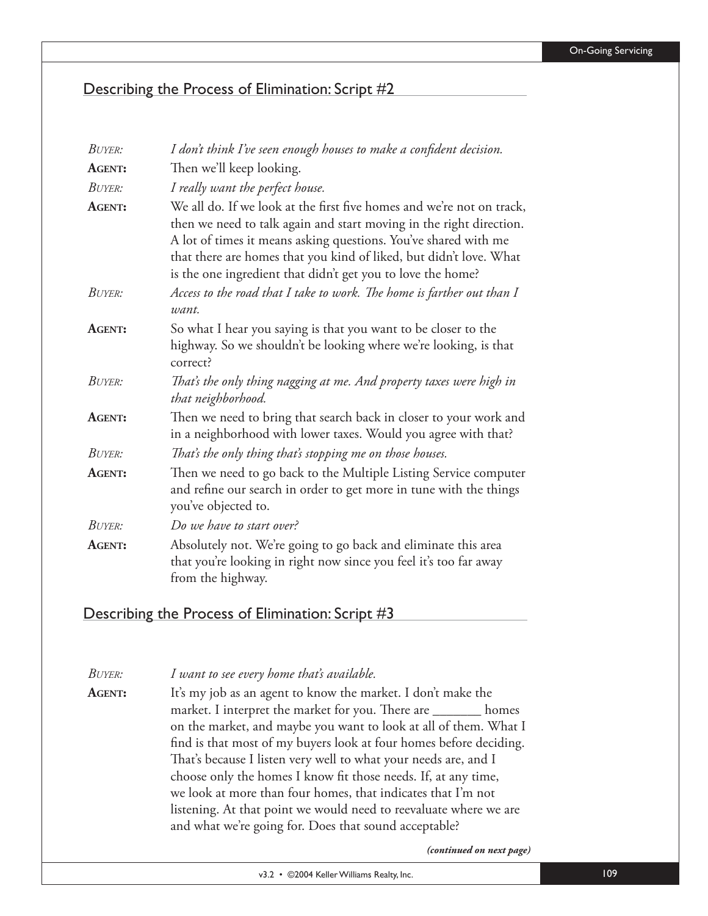## Describing the Process of Elimination: Script #2

*BUYER:* *I don't think I've seen enough houses to make a confident decision.*

**AGENT:** Then we'll keep looking.

*BUYER:* *I really want the perfect house.*

**AGENT:** We all do. If we look at the first five homes and we're not on track, then we need to talk again and start moving in the right direction. A lot of times it means asking questions. You've shared with me that there are homes that you kind of liked, but didn't love. What is the one ingredient that didn't get you to love the home?

*BUYER:* *Access to the road that I take to work. The home is farther out than I want.*

**AGENT:** So what I hear you saying is that you want to be closer to the highway. So we shouldn't be looking where we're looking, is that correct?

*BUYER:* *That's the only thing nagging at me. And property taxes were high in that neighborhood.*

**AGENT:** Then we need to bring that search back in closer to your work and in a neighborhood with lower taxes. Would you agree with that?

*BUYER:* *That's the only thing that's stopping me on those houses.*

**AGENT:** Then we need to go back to the Multiple Listing Service computer and refine our search in order to get more in tune with the things you've objected to.

*BUYER:* *Do we have to start over?*

**AGENT:** Absolutely not. We're going to go back and eliminate this area that you're looking in right now since you feel it's too far away from the highway.

## Describing the Process of Elimination: Script #3

*BUYER:* *I want to see every home that's available.*

**AGENT:** It's my job as an agent to know the market. I don't make the market. I interpret the market for you. There are _______ homes on the market, and maybe you want to look at all of them. What I find is that most of my buyers look at four homes before deciding. That's because I listen very well to what your needs are, and I choose only the homes I know fit those needs. If, at any time, we look at more than four homes, that indicates that I'm not listening. At that point we would need to reevaluate where we are and what we're going for. Does that sound acceptable?

***(continued on next page)***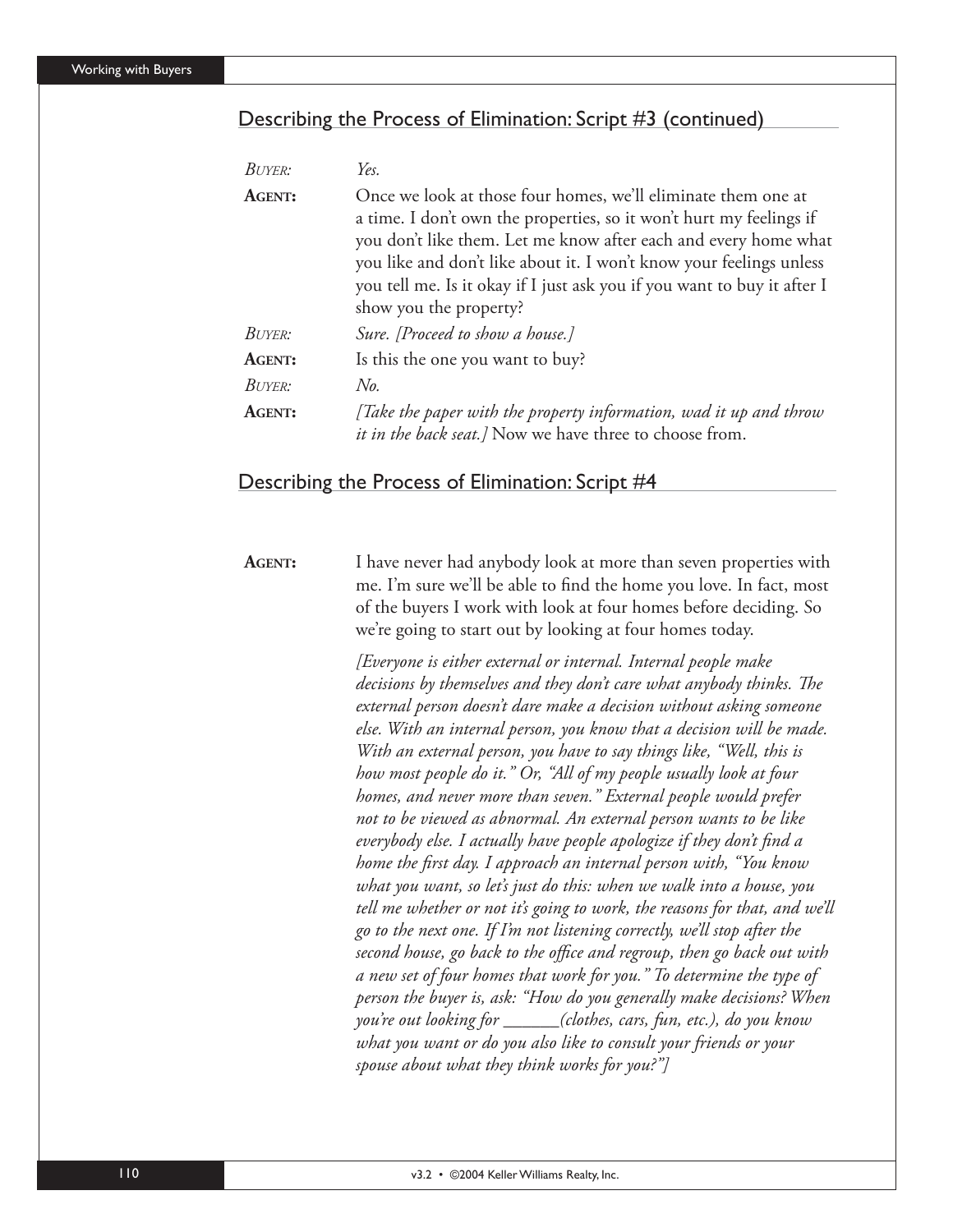## Describing the Process of Elimination: Script #3 (continued)

*BUYER:* *Yes.*

**AGENT:** Once we look at those four homes, we'll eliminate them one at a time. I don't own the properties, so it won't hurt my feelings if you don't like them. Let me know after each and every home what you like and don't like about it. I won't know your feelings unless you tell me. Is it okay if I just ask you if you want to buy it after I show you the property?

*BUYER:* *Sure. [Proceed to show a house.]*

**AGENT:** Is this the one you want to buy?

*BUYER:* *No.*

**AGENT:** *[Take the paper with the property information, wad it up and throw it in the back seat.]* Now we have three to choose from.

## Describing the Process of Elimination: Script #4

**AGENT:** I have never had anybody look at more than seven properties with me. I'm sure we'll be able to find the home you love. In fact, most of the buyers I work with look at four homes before deciding. So we're going to start out by looking at four homes today.

*[Everyone is either external or internal. Internal people make decisions by themselves and they don't care what anybody thinks. The external person doesn't dare make a decision without asking someone else. With an internal person, you know that a decision will be made. With an external person, you have to say things like, "Well, this is how most people do it." Or, "All of my people usually look at four homes, and never more than seven." External people would prefer not to be viewed as abnormal. An external person wants to be like everybody else. I actually have people apologize if they don't find a home the first day. I approach an internal person with, "You know what you want, so let's just do this: when we walk into a house, you tell me whether or not it's going to work, the reasons for that, and we'll go to the next one. If I'm not listening correctly, we'll stop after the second house, go back to the office and regroup, then go back out with a new set of four homes that work for you." To determine the type of person the buyer is, ask: "How do you generally make decisions? When you're out looking for ______(clothes, cars, fun, etc.), do you know what you want or do you also like to consult your friends or your spouse about what they think works for you?"]*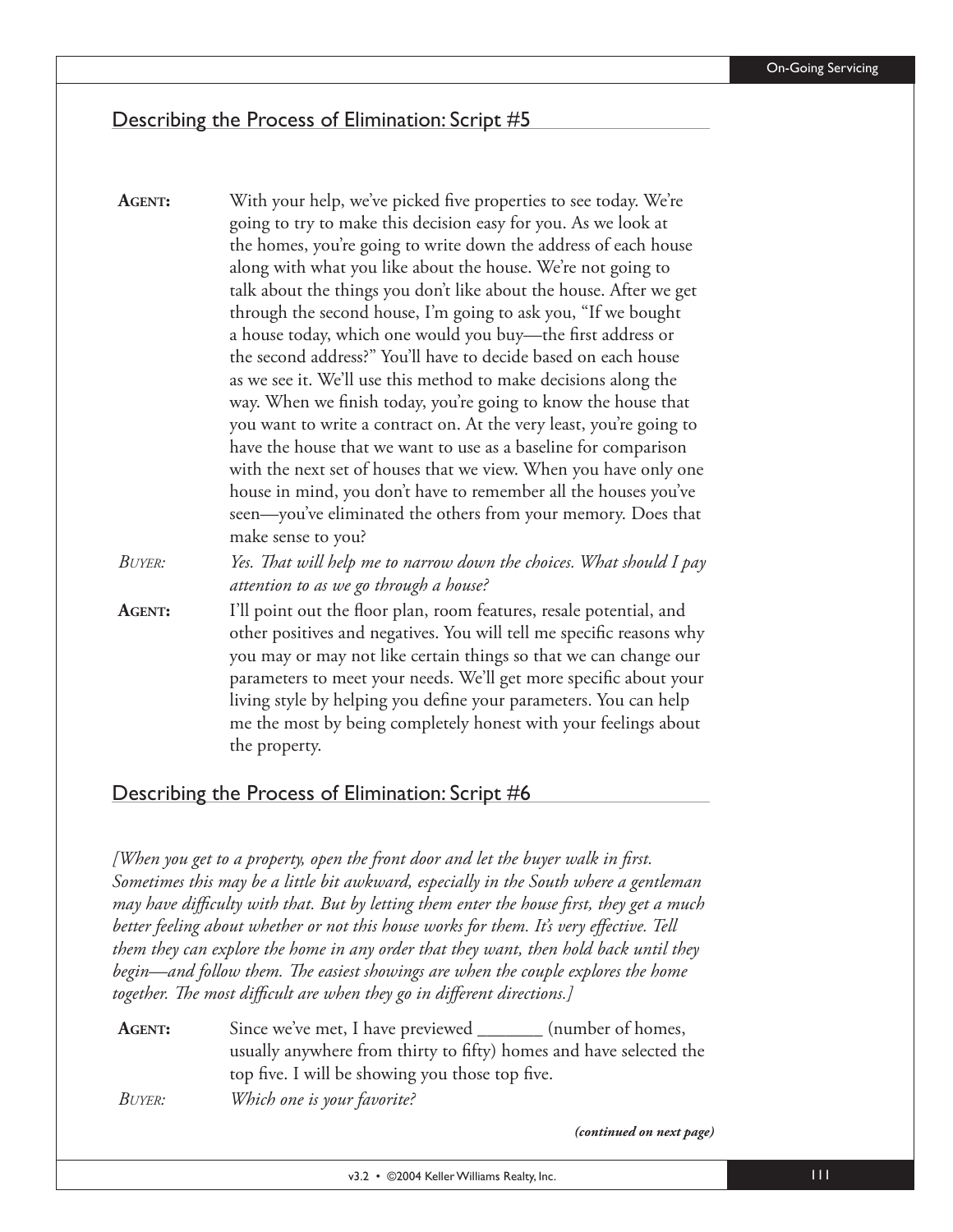## Describing the Process of Elimination: Script #5

**AGENT:** With your help, we've picked five properties to see today. We're going to try to make this decision easy for you. As we look at the homes, you're going to write down the address of each house along with what you like about the house. We're not going to talk about the things you don't like about the house. After we get through the second house, I'm going to ask you, "If we bought a house today, which one would you buy—the first address or the second address?" You'll have to decide based on each house as we see it. We'll use this method to make decisions along the way. When we finish today, you're going to know the house that you want to write a contract on. At the very least, you're going to have the house that we want to use as a baseline for comparison with the next set of houses that we view. When you have only one house in mind, you don't have to remember all the houses you've seen—you've eliminated the others from your memory. Does that make sense to you?

*BUYER:* *Yes. That will help me to narrow down the choices. What should I pay attention to as we go through a house?*

**AGENT:** I'll point out the floor plan, room features, resale potential, and other positives and negatives. You will tell me specific reasons why you may or may not like certain things so that we can change our parameters to meet your needs. We'll get more specific about your living style by helping you define your parameters. You can help me the most by being completely honest with your feelings about the property.

## Describing the Process of Elimination: Script #6

*[When you get to a property, open the front door and let the buyer walk in first. Sometimes this may be a little bit awkward, especially in the South where a gentleman may have difficulty with that. But by letting them enter the house first, they get a much better feeling about whether or not this house works for them. It's very effective. Tell them they can explore the home in any order that they want, then hold back until they begin—and follow them. The easiest showings are when the couple explores the home together. The most difficult are when they go in different directions.]*

**AGENT:** Since we've met, I have previewed _______ (number of homes, usually anywhere from thirty to fifty) homes and have selected the top five. I will be showing you those top five.

*BUYER:* *Which one is your favorite?*

***(continued on next page)***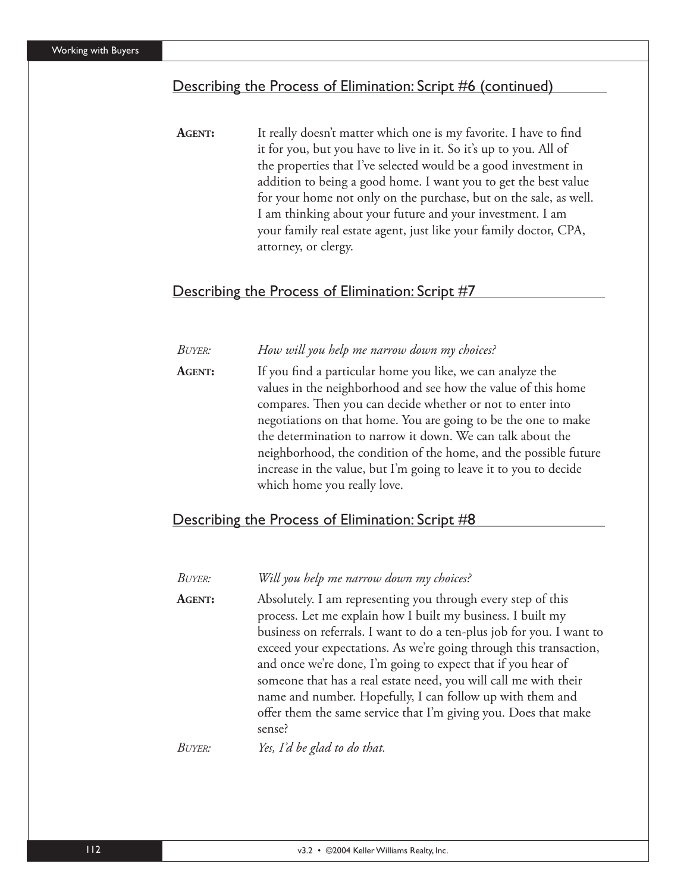## Describing the Process of Elimination: Script #6 (continued)

**AGENT:** It really doesn't matter which one is my favorite. I have to find it for you, but you have to live in it. So it's up to you. All of the properties that I've selected would be a good investment in addition to being a good home. I want you to get the best value for your home not only on the purchase, but on the sale, as well. I am thinking about your future and your investment. I am your family real estate agent, just like your family doctor, CPA, attorney, or clergy.

## Describing the Process of Elimination: Script #7

*BUYER:* *How will you help me narrow down my choices?*

**AGENT:** If you find a particular home you like, we can analyze the values in the neighborhood and see how the value of this home compares. Then you can decide whether or not to enter into negotiations on that home. You are going to be the one to make the determination to narrow it down. We can talk about the neighborhood, the condition of the home, and the possible future increase in the value, but I'm going to leave it to you to decide which home you really love.

## Describing the Process of Elimination: Script #8

*BUYER:* *Will you help me narrow down my choices?*

**AGENT:** Absolutely. I am representing you through every step of this process. Let me explain how I built my business. I built my business on referrals. I want to do a ten-plus job for you. I want to exceed your expectations. As we're going through this transaction, and once we're done, I'm going to expect that if you hear of someone that has a real estate need, you will call me with their name and number. Hopefully, I can follow up with them and offer them the same service that I'm giving you. Does that make sense?

*BUYER:* *Yes, I'd be glad to do that.*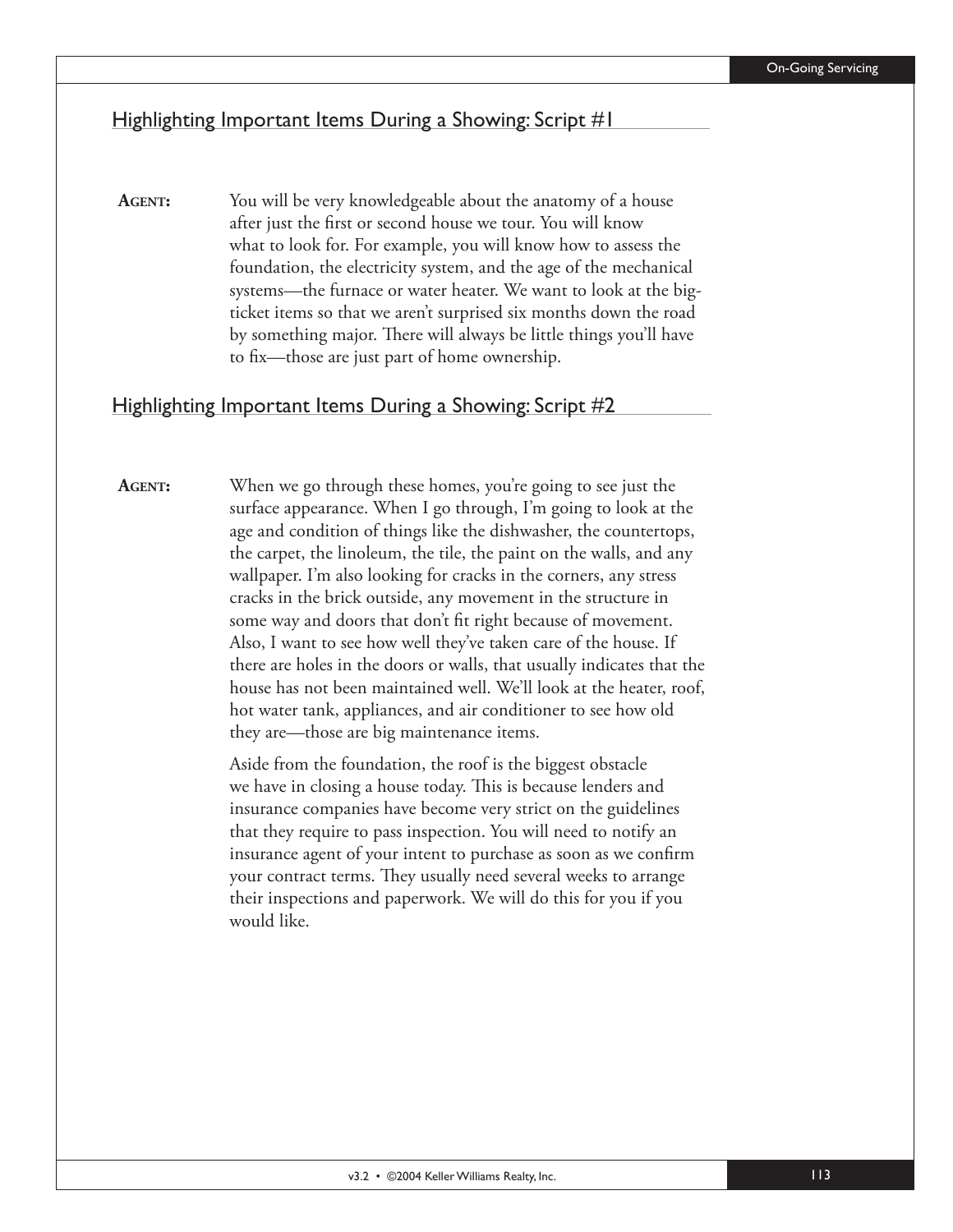## Highlighting Important Items During a Showing: Script #1

**AGENT:** You will be very knowledgeable about the anatomy of a house after just the first or second house we tour. You will know what to look for. For example, you will know how to assess the foundation, the electricity system, and the age of the mechanical systems—the furnace or water heater. We want to look at the big-ticket items so that we aren't surprised six months down the road by something major. There will always be little things you'll have to fix—those are just part of home ownership.

## Highlighting Important Items During a Showing: Script #2

**AGENT:** When we go through these homes, you're going to see just the surface appearance. When I go through, I'm going to look at the age and condition of things like the dishwasher, the countertops, the carpet, the linoleum, the tile, the paint on the walls, and any wallpaper. I'm also looking for cracks in the corners, any stress cracks in the brick outside, any movement in the structure in some way and doors that don't fit right because of movement. Also, I want to see how well they've taken care of the house. If there are holes in the doors or walls, that usually indicates that the house has not been maintained well. We'll look at the heater, roof, hot water tank, appliances, and air conditioner to see how old they are—those are big maintenance items.

Aside from the foundation, the roof is the biggest obstacle we have in closing a house today. This is because lenders and insurance companies have become very strict on the guidelines that they require to pass inspection. You will need to notify an insurance agent of your intent to purchase as soon as we confirm your contract terms. They usually need several weeks to arrange their inspections and paperwork. We will do this for you if you would like.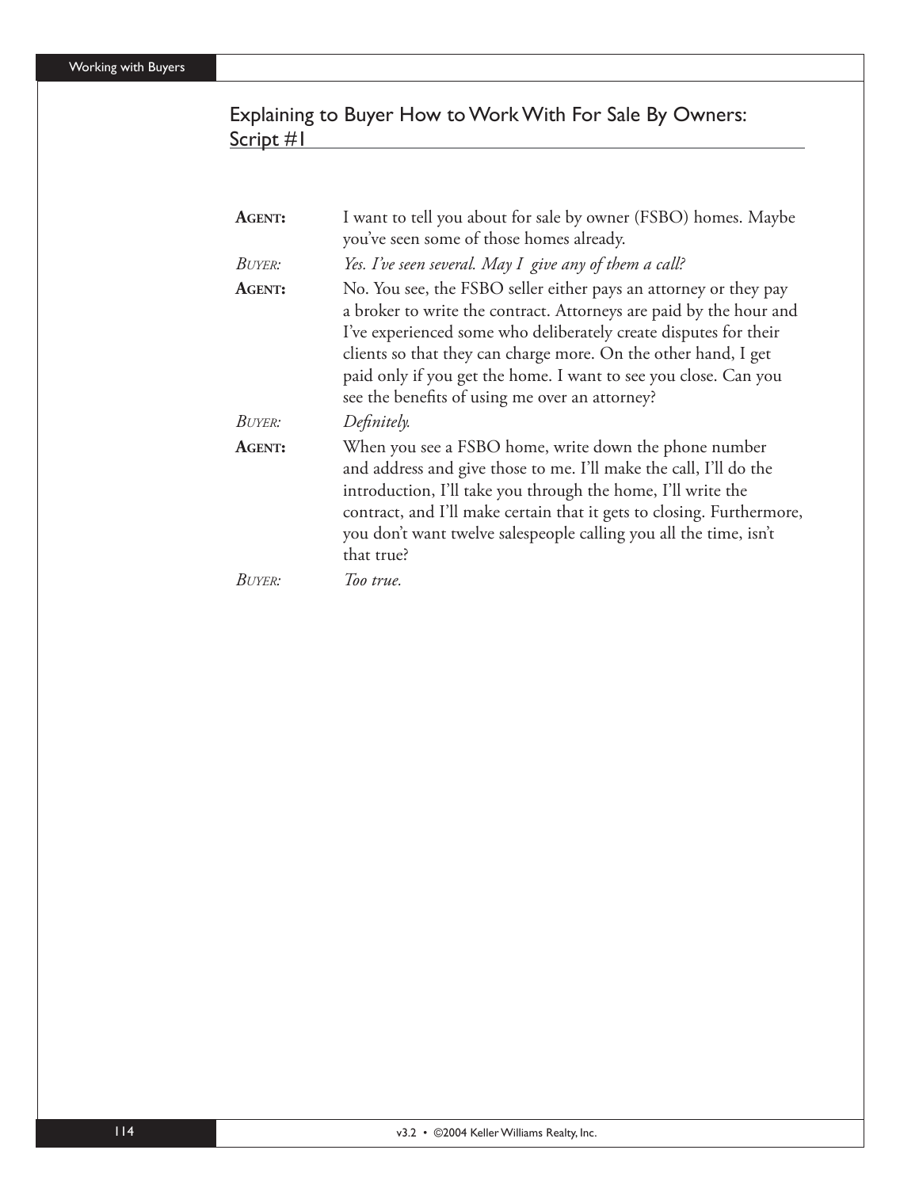## Explaining to Buyer How to Work With For Sale By Owners: Script #1

**AGENT:** I want to tell you about for sale by owner (FSBO) homes. Maybe you've seen some of those homes already.

*BUYER:* *Yes. I've seen several. May I give any of them a call?*

**AGENT:** No. You see, the FSBO seller either pays an attorney or they pay a broker to write the contract. Attorneys are paid by the hour and I've experienced some who deliberately create disputes for their clients so that they can charge more. On the other hand, I get paid only if you get the home. I want to see you close. Can you see the benefits of using me over an attorney?

*BUYER:* *Definitely.*

**AGENT:** When you see a FSBO home, write down the phone number and address and give those to me. I'll make the call, I'll do the introduction, I'll take you through the home, I'll write the contract, and I'll make certain that it gets to closing. Furthermore, you don't want twelve salespeople calling you all the time, isn't that true?

*BUYER:* *Too true.*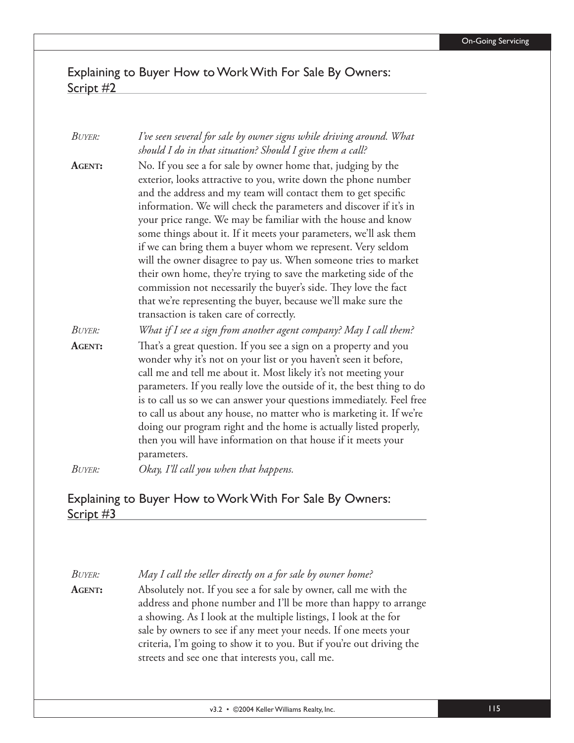## Explaining to Buyer How to Work With For Sale By Owners: Script #2

*BUYER:* *I've seen several for sale by owner signs while driving around. What should I do in that situation? Should I give them a call?*

**AGENT:** No. If you see a for sale by owner home that, judging by the exterior, looks attractive to you, write down the phone number and the address and my team will contact them to get specific information. We will check the parameters and discover if it's in your price range. We may be familiar with the house and know some things about it. If it meets your parameters, we'll ask them if we can bring them a buyer whom we represent. Very seldom will the owner disagree to pay us. When someone tries to market their own home, they're trying to save the marketing side of the commission not necessarily the buyer's side. They love the fact that we're representing the buyer, because we'll make sure the transaction is taken care of correctly.

*BUYER:* *What if I see a sign from another agent company? May I call them?*

**AGENT:** That's a great question. If you see a sign on a property and you wonder why it's not on your list or you haven't seen it before, call me and tell me about it. Most likely it's not meeting your parameters. If you really love the outside of it, the best thing to do is to call us so we can answer your questions immediately. Feel free to call us about any house, no matter who is marketing it. If we're doing our program right and the home is actually listed properly, then you will have information on that house if it meets your parameters.

*BUYER:* *Okay, I'll call you when that happens.*

## Explaining to Buyer How to Work With For Sale By Owners: Script #3

*BUYER:* *May I call the seller directly on a for sale by owner home?*

**AGENT:** Absolutely not. If you see a for sale by owner, call me with the address and phone number and I'll be more than happy to arrange a showing. As I look at the multiple listings, I look at the for sale by owners to see if any meet your needs. If one meets your criteria, I'm going to show it to you. But if you're out driving the streets and see one that interests you, call me.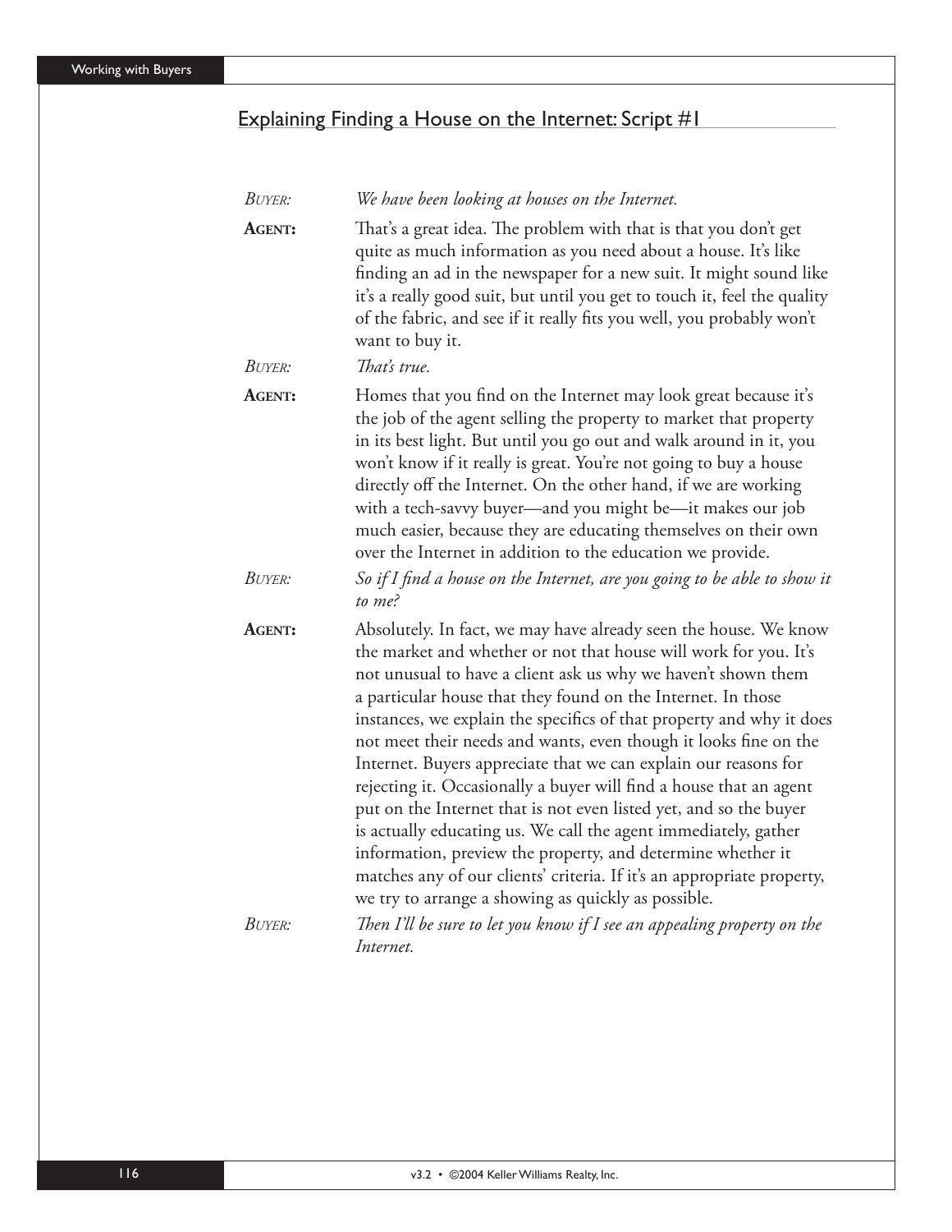## Explaining Finding a House on the Internet: Script #1

*BUYER:* *We have been looking at houses on the Internet.*

**AGENT:** That's a great idea. The problem with that is that you don't get quite as much information as you need about a house. It's like finding an ad in the newspaper for a new suit. It might sound like it's a really good suit, but until you get to touch it, feel the quality of the fabric, and see if it really fits you well, you probably won't want to buy it.

*BUYER:* *That's true.*

**AGENT:** Homes that you find on the Internet may look great because it's the job of the agent selling the property to market that property in its best light. But until you go out and walk around in it, you won't know if it really is great. You're not going to buy a house directly off the Internet. On the other hand, if we are working with a tech-savvy buyer—and you might be—it makes our job much easier, because they are educating themselves on their own over the Internet in addition to the education we provide.

*BUYER:* *So if I find a house on the Internet, are you going to be able to show it to me?*

**AGENT:** Absolutely. In fact, we may have already seen the house. We know the market and whether or not that house will work for you. It's not unusual to have a client ask us why we haven't shown them a particular house that they found on the Internet. In those instances, we explain the specifics of that property and why it does not meet their needs and wants, even though it looks fine on the Internet. Buyers appreciate that we can explain our reasons for rejecting it. Occasionally a buyer will find a house that an agent put on the Internet that is not even listed yet, and so the buyer is actually educating us. We call the agent immediately, gather information, preview the property, and determine whether it matches any of our clients' criteria. If it's an appropriate property, we try to arrange a showing as quickly as possible.

*BUYER:* *Then I'll be sure to let you know if I see an appealing property on the Internet.*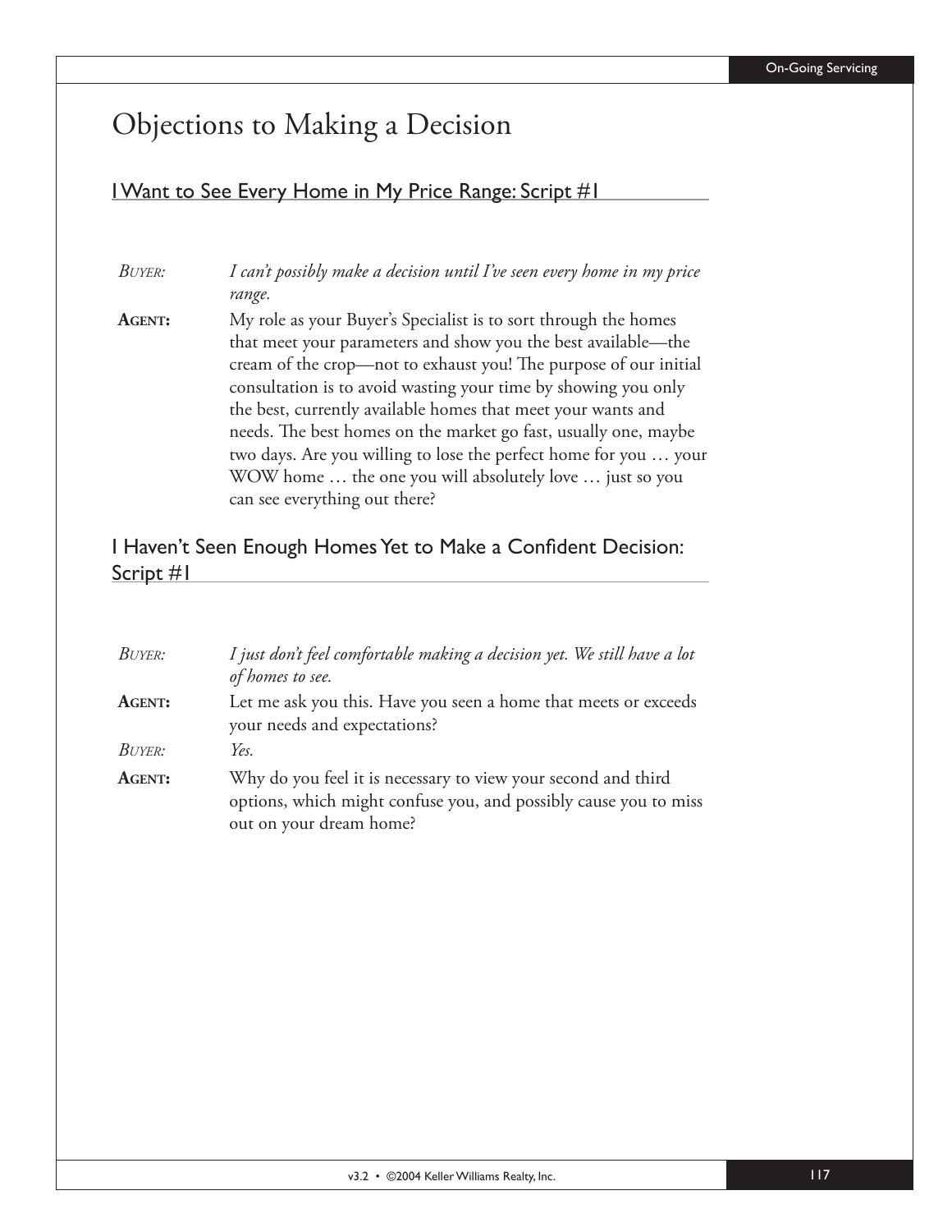# Objections to Making a Decision

## I Want to See Every Home in My Price Range: Script #1

*BUYER:* *I can't possibly make a decision until I've seen every home in my price range.*

**AGENT:** My role as your Buyer's Specialist is to sort through the homes that meet your parameters and show you the best available—the cream of the crop—not to exhaust you! The purpose of our initial consultation is to avoid wasting your time by showing you only the best, currently available homes that meet your wants and needs. The best homes on the market go fast, usually one, maybe two days. Are you willing to lose the perfect home for you … your WOW home … the one you will absolutely love … just so you can see everything out there?

## I Haven't Seen Enough Homes Yet to Make a Confident Decision: Script #1

*BUYER:* *I just don't feel comfortable making a decision yet. We still have a lot of homes to see.*

**AGENT:** Let me ask you this. Have you seen a home that meets or exceeds your needs and expectations?

*BUYER:* *Yes.*

**AGENT:** Why do you feel it is necessary to view your second and third options, which might confuse you, and possibly cause you to miss out on your dream home?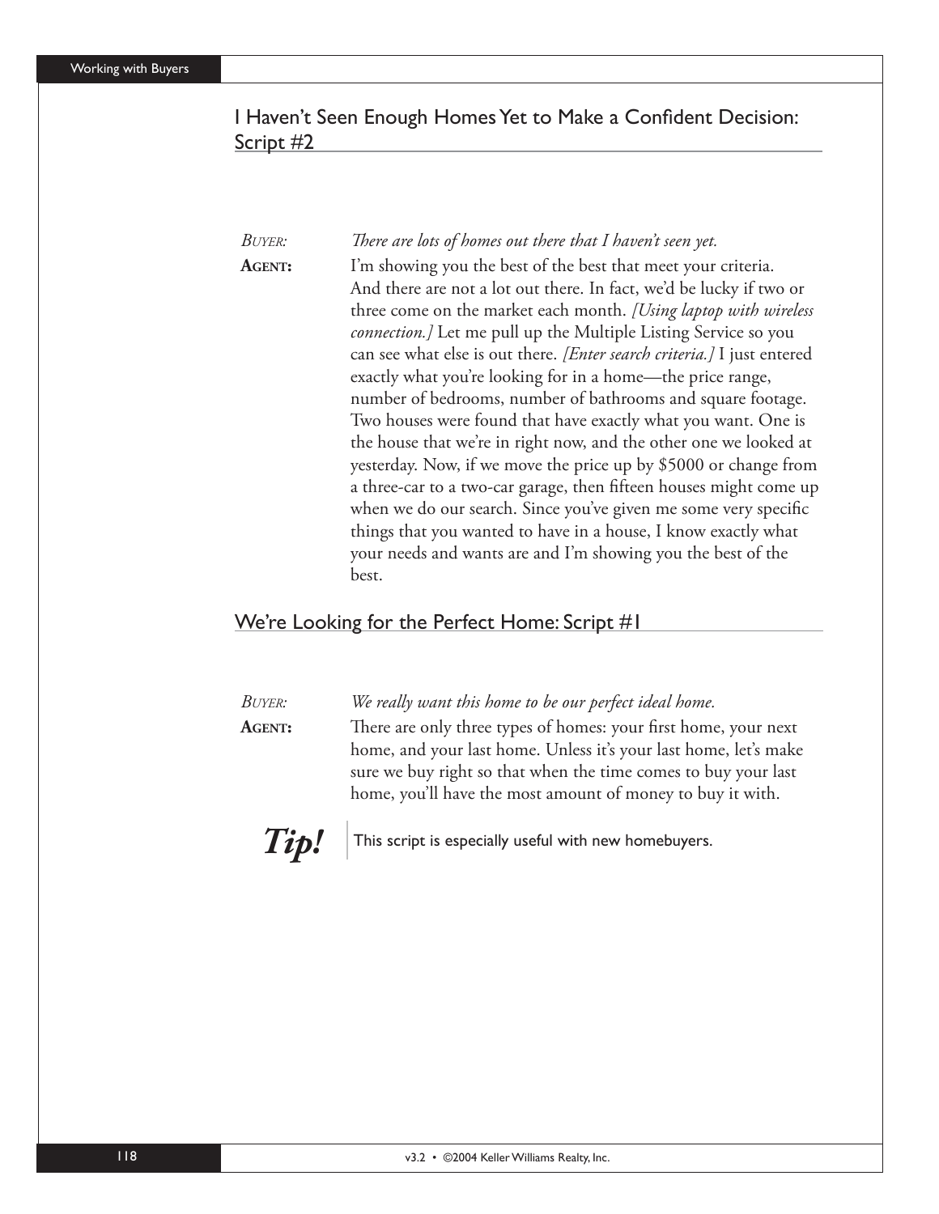## I Haven't Seen Enough Homes Yet to Make a Confident Decision: Script #2

*BUYER:* *There are lots of homes out there that I haven't seen yet.*

**AGENT:** I'm showing you the best of the best that meet your criteria. And there are not a lot out there. In fact, we'd be lucky if two or three come on the market each month. *[Using laptop with wireless connection.]* Let me pull up the Multiple Listing Service so you can see what else is out there. *[Enter search criteria.]* I just entered exactly what you're looking for in a home—the price range, number of bedrooms, number of bathrooms and square footage. Two houses were found that have exactly what you want. One is the house that we're in right now, and the other one we looked at yesterday. Now, if we move the price up by $5000 or change from a three-car to a two-car garage, then fifteen houses might come up when we do our search. Since you've given me some very specific things that you wanted to have in a house, I know exactly what your needs and wants are and I'm showing you the best of the best.

## We're Looking for the Perfect Home: Script #1

*BUYER:* *We really want this home to be our perfect ideal home.*

**AGENT:** There are only three types of homes: your first home, your next home, and your last home. Unless it's your last home, let's make sure we buy right so that when the time comes to buy your last home, you'll have the most amount of money to buy it with.

***Tip!*** This script is especially useful with new homebuyers.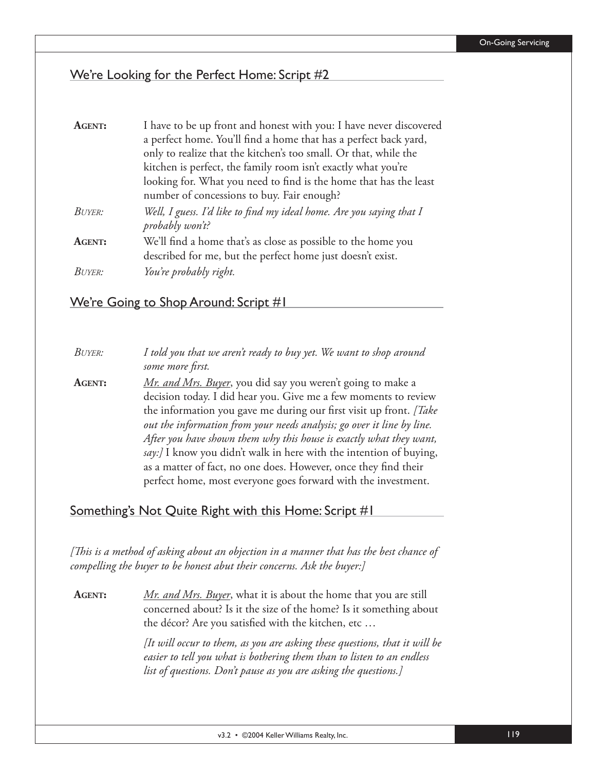## We're Looking for the Perfect Home: Script #2

**AGENT:** I have to be up front and honest with you: I have never discovered a perfect home. You'll find a home that has a perfect back yard, only to realize that the kitchen's too small. Or that, while the kitchen is perfect, the family room isn't exactly what you're looking for. What you need to find is the home that has the least number of concessions to buy. Fair enough?

*BUYER:* *Well, I guess. I'd like to find my ideal home. Are you saying that I probably won't?*

**AGENT:** We'll find a home that's as close as possible to the home you described for me, but the perfect home just doesn't exist.

*BUYER:* *You're probably right.*

## We're Going to Shop Around: Script #1

*BUYER:* *I told you that we aren't ready to buy yet. We want to shop around some more first.*

**AGENT:** Mr. and Mrs. Buyer, you did say you weren't going to make a decision today. I did hear you. Give me a few moments to review the information you gave me during our first visit up front. *[Take out the information from your needs analysis; go over it line by line. After you have shown them why this house is exactly what they want, say:]* I know you didn't walk in here with the intention of buying, as a matter of fact, no one does. However, once they find their perfect home, most everyone goes forward with the investment.

## Something's Not Quite Right with this Home: Script #1

*[This is a method of asking about an objection in a manner that has the best chance of compelling the buyer to be honest abut their concerns. Ask the buyer:]*

**AGENT:** Mr. and Mrs. Buyer, what it is about the home that you are still concerned about? Is it the size of the home? Is it something about the décor? Are you satisfied with the kitchen, etc …

*[It will occur to them, as you are asking these questions, that it will be easier to tell you what is bothering them than to listen to an endless list of questions. Don't pause as you are asking the questions.]*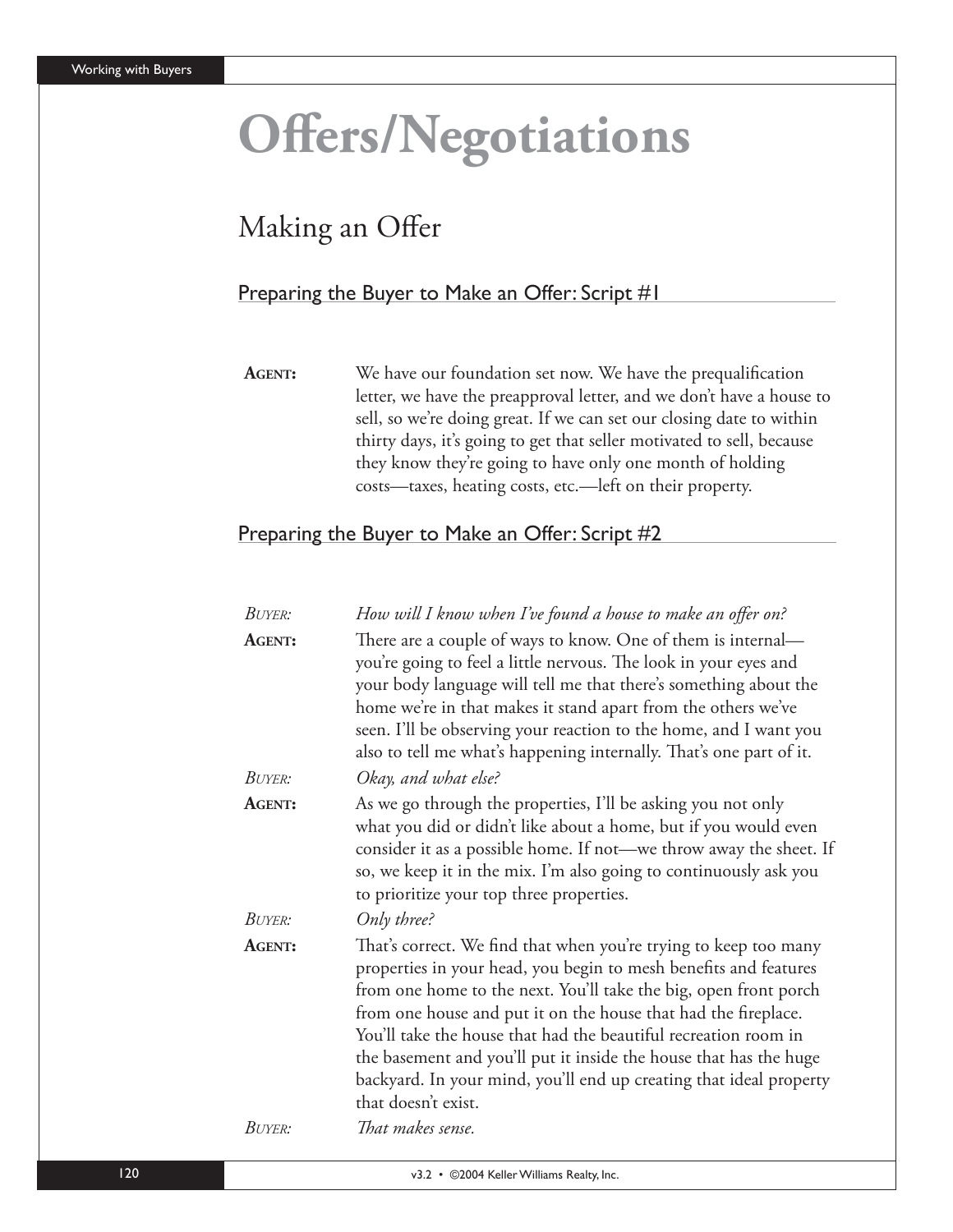# Offers/Negotiations

## Making an Offer

### Preparing the Buyer to Make an Offer: Script #1

**AGENT:** We have our foundation set now. We have the prequalification letter, we have the preapproval letter, and we don't have a house to sell, so we're doing great. If we can set our closing date to within thirty days, it's going to get that seller motivated to sell, because they know they're going to have only one month of holding costs—taxes, heating costs, etc.—left on their property.

### Preparing the Buyer to Make an Offer: Script #2

*BUYER:* *How will I know when I've found a house to make an offer on?*

**AGENT:** There are a couple of ways to know. One of them is internal—you're going to feel a little nervous. The look in your eyes and your body language will tell me that there's something about the home we're in that makes it stand apart from the others we've seen. I'll be observing your reaction to the home, and I want you also to tell me what's happening internally. That's one part of it.

*BUYER:* *Okay, and what else?*

**AGENT:** As we go through the properties, I'll be asking you not only what you did or didn't like about a home, but if you would even consider it as a possible home. If not—we throw away the sheet. If so, we keep it in the mix. I'm also going to continuously ask you to prioritize your top three properties.

*BUYER:* *Only three?*

**AGENT:** That's correct. We find that when you're trying to keep too many properties in your head, you begin to mesh benefits and features from one home to the next. You'll take the big, open front porch from one house and put it on the house that had the fireplace. You'll take the house that had the beautiful recreation room in the basement and you'll put it inside the house that has the huge backyard. In your mind, you'll end up creating that ideal property that doesn't exist.

*BUYER:* *That makes sense.*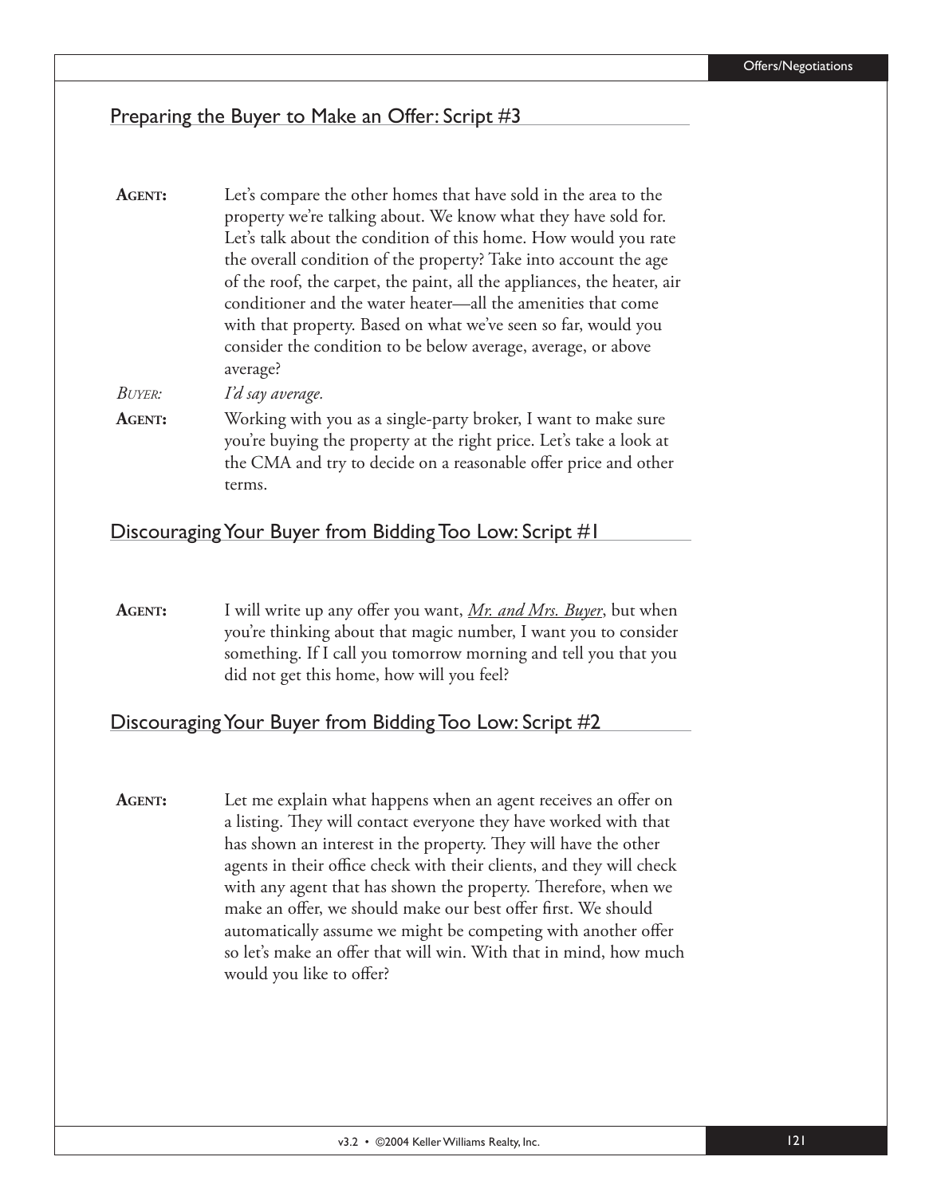## Preparing the Buyer to Make an Offer: Script #3

**Agent:** Let's compare the other homes that have sold in the area to the property we're talking about. We know what they have sold for. Let's talk about the condition of this home. How would you rate the overall condition of the property? Take into account the age of the roof, the carpet, the paint, all the appliances, the heater, air conditioner and the water heater—all the amenities that come with that property. Based on what we've seen so far, would you consider the condition to be below average, average, or above average?

*Buyer:* *I'd say average.*

**Agent:** Working with you as a single-party broker, I want to make sure you're buying the property at the right price. Let's take a look at the CMA and try to decide on a reasonable offer price and other terms.

## Discouraging Your Buyer from Bidding Too Low: Script #1

**Agent:** I will write up any offer you want, *Mr. and Mrs. Buyer*, but when you're thinking about that magic number, I want you to consider something. If I call you tomorrow morning and tell you that you did not get this home, how will you feel?

## Discouraging Your Buyer from Bidding Too Low: Script #2

**Agent:** Let me explain what happens when an agent receives an offer on a listing. They will contact everyone they have worked with that has shown an interest in the property. They will have the other agents in their office check with their clients, and they will check with any agent that has shown the property. Therefore, when we make an offer, we should make our best offer first. We should automatically assume we might be competing with another offer so let's make an offer that will win. With that in mind, how much would you like to offer?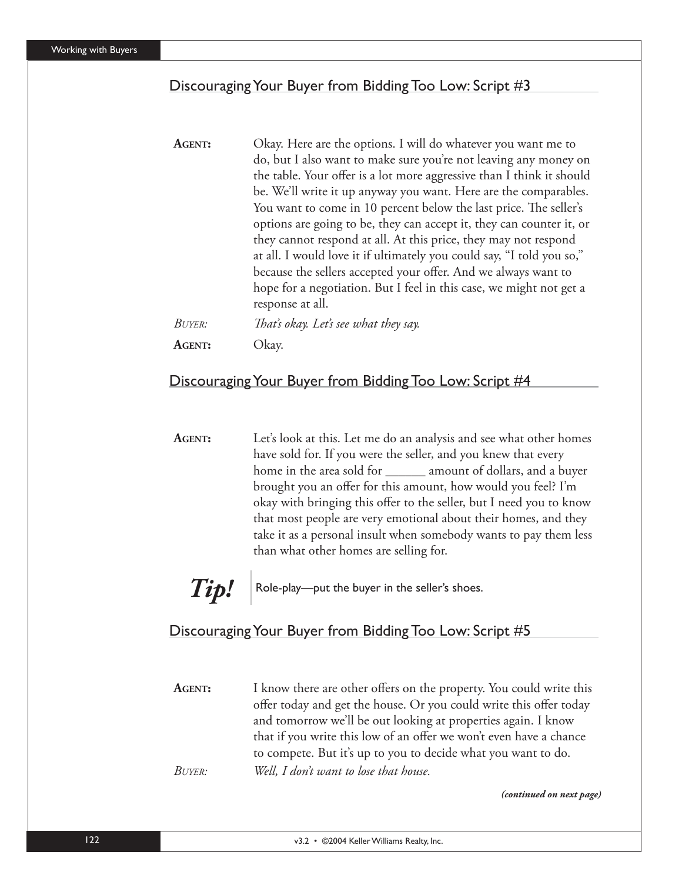## Discouraging Your Buyer from Bidding Too Low: Script #3

**AGENT:** Okay. Here are the options. I will do whatever you want me to do, but I also want to make sure you're not leaving any money on the table. Your offer is a lot more aggressive than I think it should be. We'll write it up anyway you want. Here are the comparables. You want to come in 10 percent below the last price. The seller's options are going to be, they can accept it, they can counter it, or they cannot respond at all. At this price, they may not respond at all. I would love it if ultimately you could say, "I told you so," because the sellers accepted your offer. And we always want to hope for a negotiation. But I feel in this case, we might not get a response at all.

*BUYER:* *That's okay. Let's see what they say.*

**AGENT:** Okay.

## Discouraging Your Buyer from Bidding Too Low: Script #4

**AGENT:** Let's look at this. Let me do an analysis and see what other homes have sold for. If you were the seller, and you knew that every home in the area sold for ______ amount of dollars, and a buyer brought you an offer for this amount, how would you feel? I'm okay with bringing this offer to the seller, but I need you to know that most people are very emotional about their homes, and they take it as a personal insult when somebody wants to pay them less than what other homes are selling for.

***Tip!*** Role-play—put the buyer in the seller's shoes.

## Discouraging Your Buyer from Bidding Too Low: Script #5

**AGENT:** I know there are other offers on the property. You could write this offer today and get the house. Or you could write this offer today and tomorrow we'll be out looking at properties again. I know that if you write this low of an offer we won't even have a chance to compete. But it's up to you to decide what you want to do.

*BUYER:* *Well, I don't want to lose that house.*

***(continued on next page)***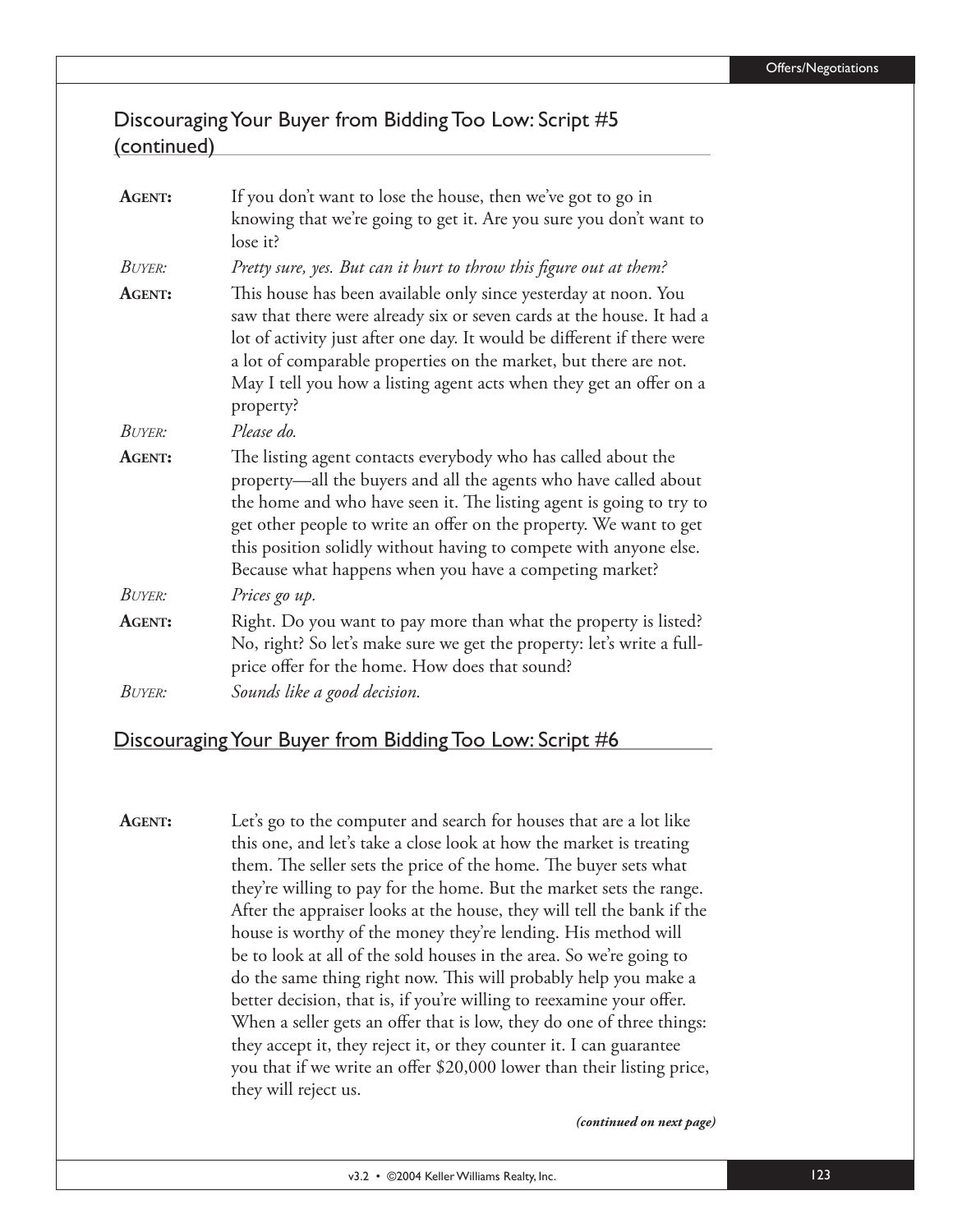## Discouraging Your Buyer from Bidding Too Low: Script #5 (continued)

**AGENT:** If you don't want to lose the house, then we've got to go in knowing that we're going to get it. Are you sure you don't want to lose it?

*BUYER: Pretty sure, yes. But can it hurt to throw this figure out at them?*

**AGENT:** This house has been available only since yesterday at noon. You saw that there were already six or seven cards at the house. It had a lot of activity just after one day. It would be different if there were a lot of comparable properties on the market, but there are not. May I tell you how a listing agent acts when they get an offer on a property?

*BUYER: Please do.*

**AGENT:** The listing agent contacts everybody who has called about the property—all the buyers and all the agents who have called about the home and who have seen it. The listing agent is going to try to get other people to write an offer on the property. We want to get this position solidly without having to compete with anyone else. Because what happens when you have a competing market?

*BUYER: Prices go up.*

**AGENT:** Right. Do you want to pay more than what the property is listed? No, right? So let's make sure we get the property: let's write a full-price offer for the home. How does that sound?

*BUYER: Sounds like a good decision.*

## Discouraging Your Buyer from Bidding Too Low: Script #6

**AGENT:** Let's go to the computer and search for houses that are a lot like this one, and let's take a close look at how the market is treating them. The seller sets the price of the home. The buyer sets what they're willing to pay for the home. But the market sets the range. After the appraiser looks at the house, they will tell the bank if the house is worthy of the money they're lending. His method will be to look at all of the sold houses in the area. So we're going to do the same thing right now. This will probably help you make a better decision, that is, if you're willing to reexamine your offer. When a seller gets an offer that is low, they do one of three things: they accept it, they reject it, or they counter it. I can guarantee you that if we write an offer $20,000 lower than their listing price, they will reject us.

***(continued on next page)***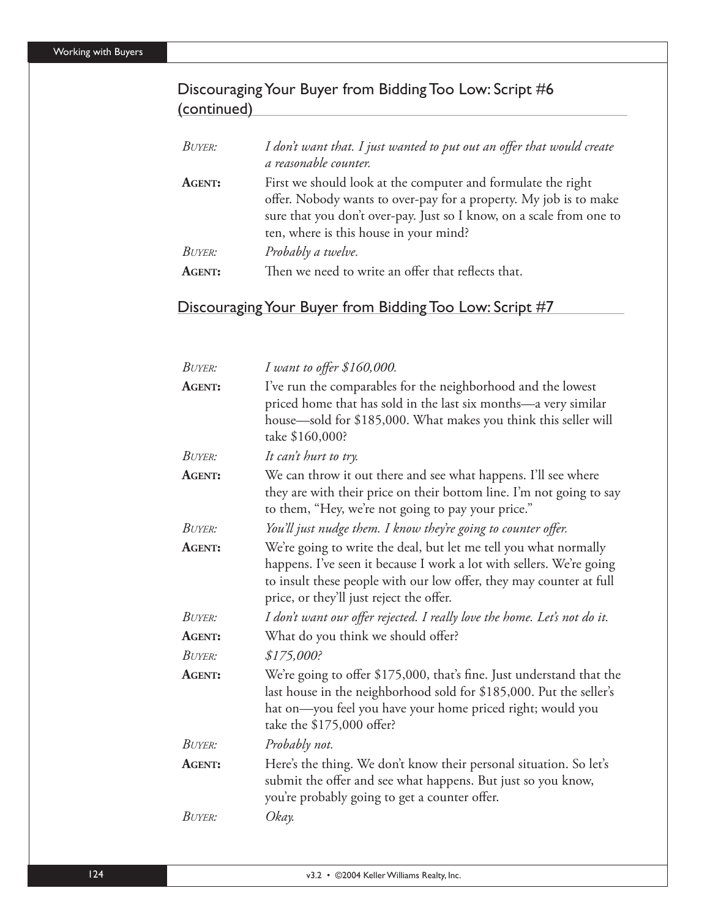## Discouraging Your Buyer from Bidding Too Low: Script #6 (continued)

*BUYER:* *I don't want that. I just wanted to put out an offer that would create a reasonable counter.*

**AGENT:** First we should look at the computer and formulate the right offer. Nobody wants to over-pay for a property. My job is to make sure that you don't over-pay. Just so I know, on a scale from one to ten, where is this house in your mind?

*BUYER:* *Probably a twelve.*

**AGENT:** Then we need to write an offer that reflects that.

## Discouraging Your Buyer from Bidding Too Low: Script #7

*BUYER:* *I want to offer $160,000.*

**AGENT:** I've run the comparables for the neighborhood and the lowest priced home that has sold in the last six months—a very similar house—sold for $185,000. What makes you think this seller will take $160,000?

*BUYER:* *It can't hurt to try.*

**AGENT:** We can throw it out there and see what happens. I'll see where they are with their price on their bottom line. I'm not going to say to them, "Hey, we're not going to pay your price."

*BUYER:* *You'll just nudge them. I know they're going to counter offer.*

**AGENT:** We're going to write the deal, but let me tell you what normally happens. I've seen it because I work a lot with sellers. We're going to insult these people with our low offer, they may counter at full price, or they'll just reject the offer.

*BUYER:* *I don't want our offer rejected. I really love the home. Let's not do it.*

**AGENT:** What do you think we should offer?

*BUYER:* *$175,000?*

**AGENT:** We're going to offer $175,000, that's fine. Just understand that the last house in the neighborhood sold for $185,000. Put the seller's hat on—you feel you have your home priced right; would you take the $175,000 offer?

*BUYER:* *Probably not.*

**AGENT:** Here's the thing. We don't know their personal situation. So let's submit the offer and see what happens. But just so you know, you're probably going to get a counter offer.

*BUYER:* *Okay.*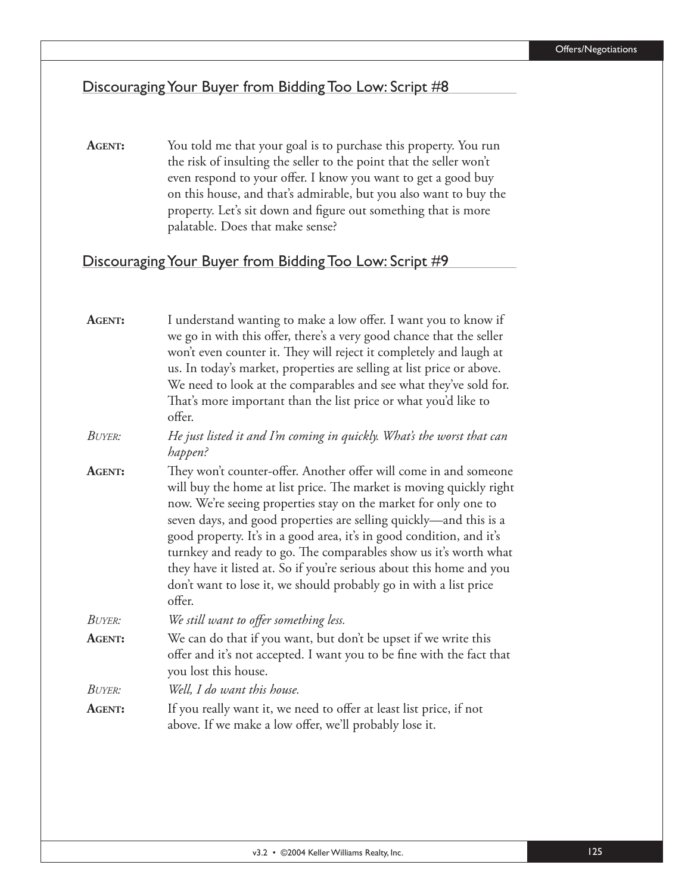## Discouraging Your Buyer from Bidding Too Low: Script #8

**AGENT:** You told me that your goal is to purchase this property. You run the risk of insulting the seller to the point that the seller won't even respond to your offer. I know you want to get a good buy on this house, and that's admirable, but you also want to buy the property. Let's sit down and figure out something that is more palatable. Does that make sense?

## Discouraging Your Buyer from Bidding Too Low: Script #9

**AGENT:** I understand wanting to make a low offer. I want you to know if we go in with this offer, there's a very good chance that the seller won't even counter it. They will reject it completely and laugh at us. In today's market, properties are selling at list price or above. We need to look at the comparables and see what they've sold for. That's more important than the list price or what you'd like to offer.

*BUYER:* *He just listed it and I'm coming in quickly. What's the worst that can happen?*

**AGENT:** They won't counter-offer. Another offer will come in and someone will buy the home at list price. The market is moving quickly right now. We're seeing properties stay on the market for only one to seven days, and good properties are selling quickly—and this is a good property. It's in a good area, it's in good condition, and it's turnkey and ready to go. The comparables show us it's worth what they have it listed at. So if you're serious about this home and you don't want to lose it, we should probably go in with a list price offer.

*BUYER:* *We still want to offer something less.*

**AGENT:** We can do that if you want, but don't be upset if we write this offer and it's not accepted. I want you to be fine with the fact that you lost this house.

*BUYER:* *Well, I do want this house.*

**AGENT:** If you really want it, we need to offer at least list price, if not above. If we make a low offer, we'll probably lose it.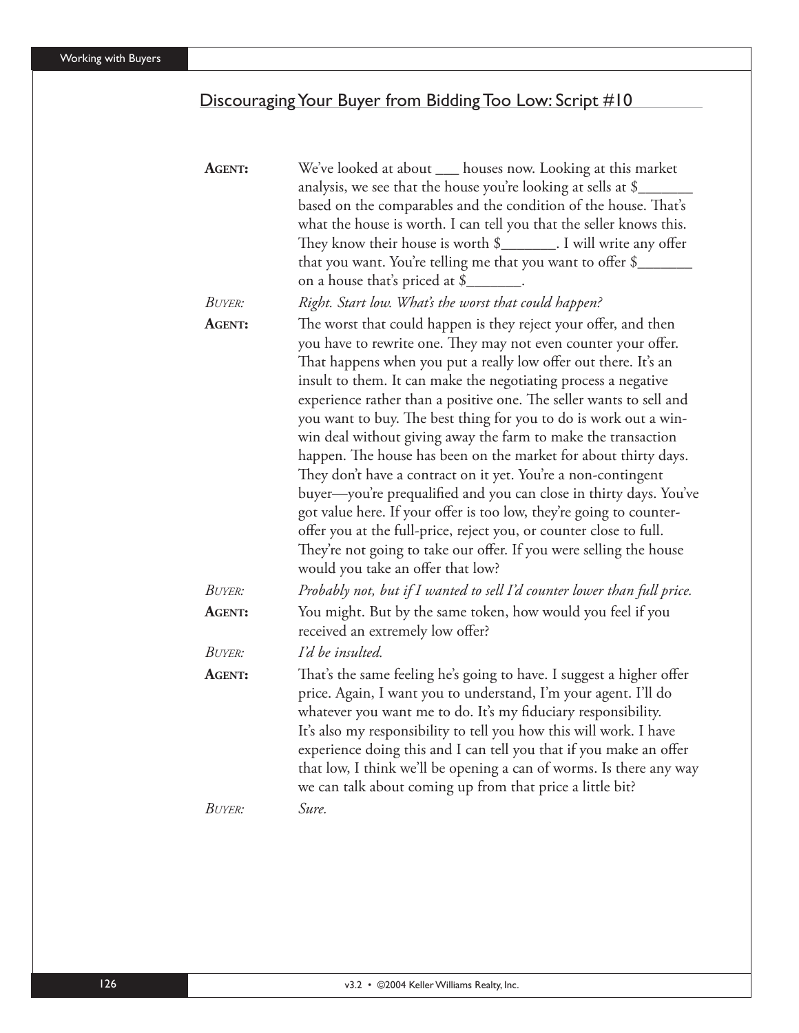## Discouraging Your Buyer from Bidding Too Low: Script #10

**Agent:** We've looked at about ___ houses now. Looking at this market analysis, we see that the house you're looking at sells at $_______ based on the comparables and the condition of the house. That's what the house is worth. I can tell you that the seller knows this. They know their house is worth $_______. I will write any offer that you want. You're telling me that you want to offer $_______ on a house that's priced at $_______.

*Buyer:* *Right. Start low. What's the worst that could happen?*

**Agent:** The worst that could happen is they reject your offer, and then you have to rewrite one. They may not even counter your offer. That happens when you put a really low offer out there. It's an insult to them. It can make the negotiating process a negative experience rather than a positive one. The seller wants to sell and you want to buy. The best thing for you to do is work out a win-win deal without giving away the farm to make the transaction happen. The house has been on the market for about thirty days. They don't have a contract on it yet. You're a non-contingent buyer—you're prequalified and you can close in thirty days. You've got value here. If your offer is too low, they're going to counter-offer you at the full-price, reject you, or counter close to full. They're not going to take our offer. If you were selling the house would you take an offer that low?

*Buyer:* *Probably not, but if I wanted to sell I'd counter lower than full price.*

**Agent:** You might. But by the same token, how would you feel if you received an extremely low offer?

*Buyer:* *I'd be insulted.*

**Agent:** That's the same feeling he's going to have. I suggest a higher offer price. Again, I want you to understand, I'm your agent. I'll do whatever you want me to do. It's my fiduciary responsibility. It's also my responsibility to tell you how this will work. I have experience doing this and I can tell you that if you make an offer that low, I think we'll be opening a can of worms. Is there any way we can talk about coming up from that price a little bit?

*Buyer:* *Sure.*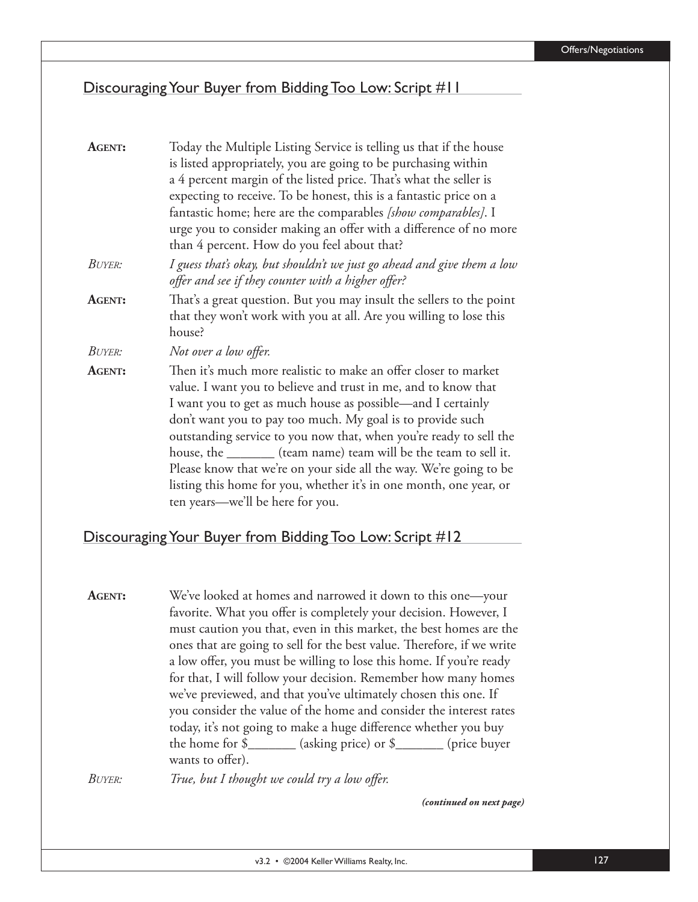## Discouraging Your Buyer from Bidding Too Low: Script #11

**AGENT:** Today the Multiple Listing Service is telling us that if the house is listed appropriately, you are going to be purchasing within a 4 percent margin of the listed price. That's what the seller is expecting to receive. To be honest, this is a fantastic price on a fantastic home; here are the comparables *[show comparables]*. I urge you to consider making an offer with a difference of no more than 4 percent. How do you feel about that?

*BUYER:* *I guess that's okay, but shouldn't we just go ahead and give them a low offer and see if they counter with a higher offer?*

**AGENT:** That's a great question. But you may insult the sellers to the point that they won't work with you at all. Are you willing to lose this house?

*BUYER:* *Not over a low offer.*

**AGENT:** Then it's much more realistic to make an offer closer to market value. I want you to believe and trust in me, and to know that I want you to get as much house as possible—and I certainly don't want you to pay too much. My goal is to provide such outstanding service to you now that, when you're ready to sell the house, the _______ (team name) team will be the team to sell it. Please know that we're on your side all the way. We're going to be listing this home for you, whether it's in one month, one year, or ten years—we'll be here for you.

## Discouraging Your Buyer from Bidding Too Low: Script #12

**AGENT:** We've looked at homes and narrowed it down to this one—your favorite. What you offer is completely your decision. However, I must caution you that, even in this market, the best homes are the ones that are going to sell for the best value. Therefore, if we write a low offer, you must be willing to lose this home. If you're ready for that, I will follow your decision. Remember how many homes we've previewed, and that you've ultimately chosen this one. If you consider the value of the home and consider the interest rates today, it's not going to make a huge difference whether you buy the home for $_______ (asking price) or $_______ (price buyer wants to offer).

*BUYER:* *True, but I thought we could try a low offer.*

***(continued on next page)***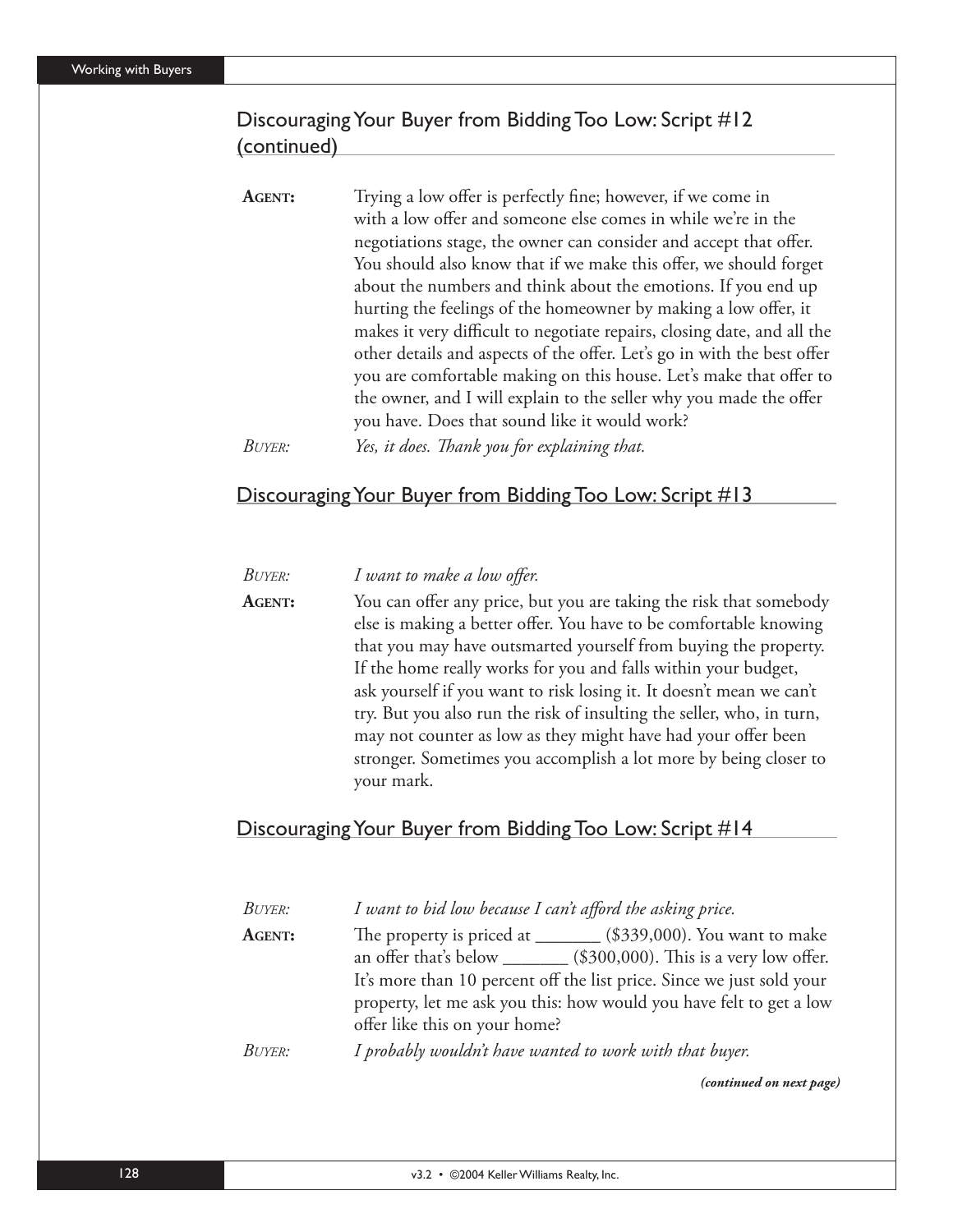## Discouraging Your Buyer from Bidding Too Low: Script #12 (continued)

**AGENT:** Trying a low offer is perfectly fine; however, if we come in with a low offer and someone else comes in while we're in the negotiations stage, the owner can consider and accept that offer. You should also know that if we make this offer, we should forget about the numbers and think about the emotions. If you end up hurting the feelings of the homeowner by making a low offer, it makes it very difficult to negotiate repairs, closing date, and all the other details and aspects of the offer. Let's go in with the best offer you are comfortable making on this house. Let's make that offer to the owner, and I will explain to the seller why you made the offer you have. Does that sound like it would work?

*BUYER:* *Yes, it does. Thank you for explaining that.*

## Discouraging Your Buyer from Bidding Too Low: Script #13

*BUYER:* *I want to make a low offer.*

**AGENT:** You can offer any price, but you are taking the risk that somebody else is making a better offer. You have to be comfortable knowing that you may have outsmarted yourself from buying the property. If the home really works for you and falls within your budget, ask yourself if you want to risk losing it. It doesn't mean we can't try. But you also run the risk of insulting the seller, who, in turn, may not counter as low as they might have had your offer been stronger. Sometimes you accomplish a lot more by being closer to your mark.

## Discouraging Your Buyer from Bidding Too Low: Script #14

*BUYER:* *I want to bid low because I can't afford the asking price.*

**AGENT:** The property is priced at _______ ($339,000). You want to make an offer that's below _______ ($300,000). This is a very low offer. It's more than 10 percent off the list price. Since we just sold your property, let me ask you this: how would you have felt to get a low offer like this on your home?

*BUYER:* *I probably wouldn't have wanted to work with that buyer.*

***(continued on next page)***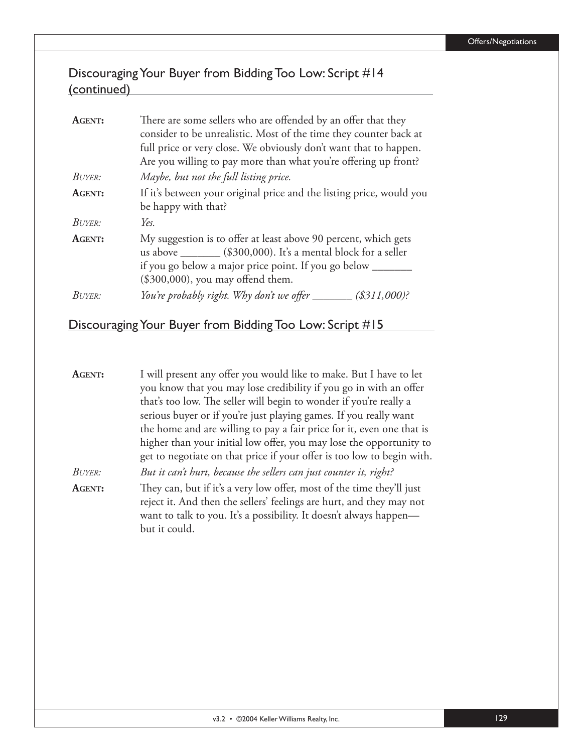## Discouraging Your Buyer from Bidding Too Low: Script #14 (continued)

**AGENT:** There are some sellers who are offended by an offer that they consider to be unrealistic. Most of the time they counter back at full price or very close. We obviously don't want that to happen. Are you willing to pay more than what you're offering up front?

*BUYER:* *Maybe, but not the full listing price.*

**AGENT:** If it's between your original price and the listing price, would you be happy with that?

*BUYER:* *Yes.*

**AGENT:** My suggestion is to offer at least above 90 percent, which gets us above _______ ($300,000). It's a mental block for a seller if you go below a major price point. If you go below _______ ($300,000), you may offend them.

*BUYER:* *You're probably right. Why don't we offer _______ ($311,000)?*

## Discouraging Your Buyer from Bidding Too Low: Script #15

**AGENT:** I will present any offer you would like to make. But I have to let you know that you may lose credibility if you go in with an offer that's too low. The seller will begin to wonder if you're really a serious buyer or if you're just playing games. If you really want the home and are willing to pay a fair price for it, even one that is higher than your initial low offer, you may lose the opportunity to get to negotiate on that price if your offer is too low to begin with.

*BUYER:* *But it can't hurt, because the sellers can just counter it, right?*

**AGENT:** They can, but if it's a very low offer, most of the time they'll just reject it. And then the sellers' feelings are hurt, and they may not want to talk to you. It's a possibility. It doesn't always happen—but it could.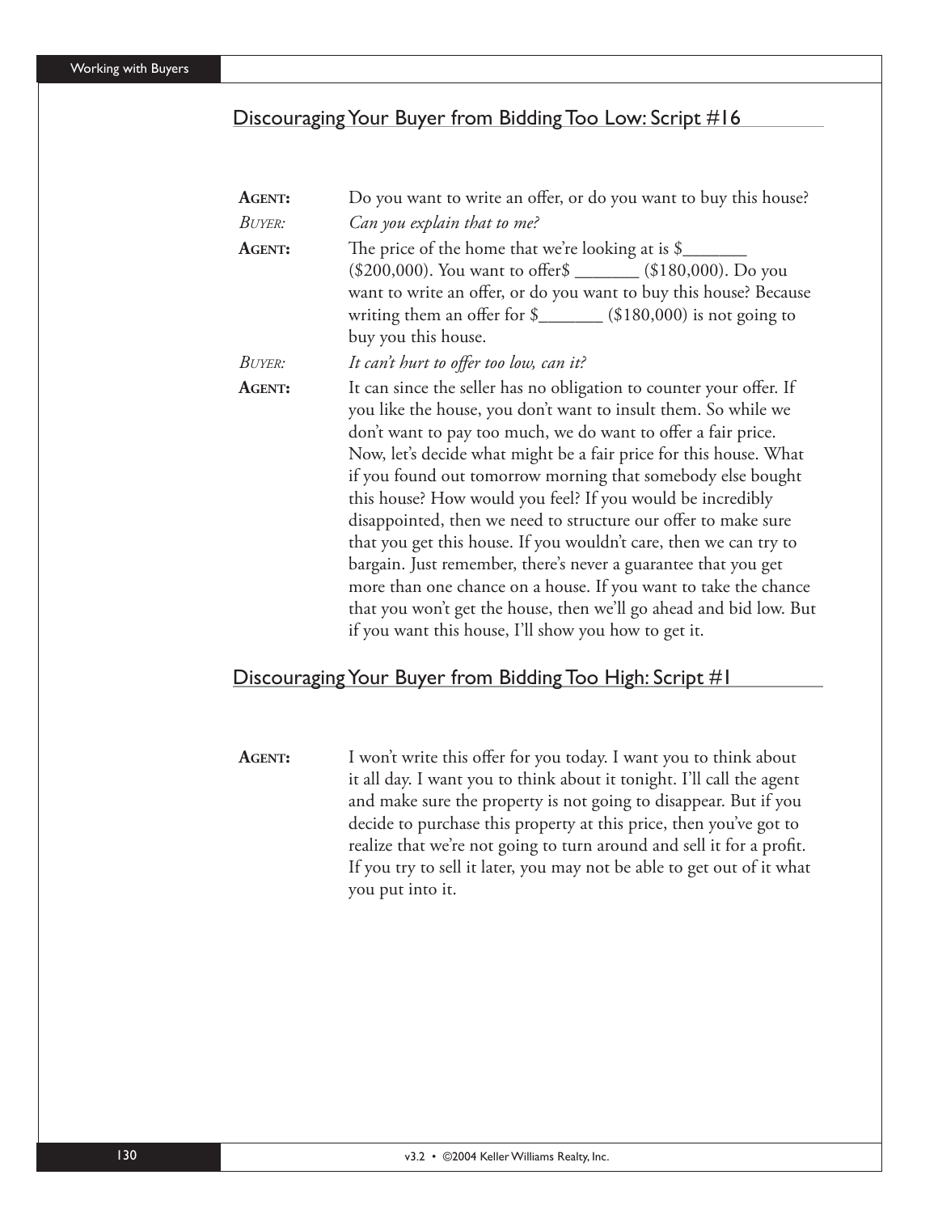## Discouraging Your Buyer from Bidding Too Low: Script #16

**AGENT:** Do you want to write an offer, or do you want to buy this house?

*BUYER:* *Can you explain that to me?*

**AGENT:** The price of the home that we're looking at is $_______ ($200,000). You want to offer$ _______ ($180,000). Do you want to write an offer, or do you want to buy this house? Because writing them an offer for $_______ ($180,000) is not going to buy you this house.

*BUYER:* *It can't hurt to offer too low, can it?*

**AGENT:** It can since the seller has no obligation to counter your offer. If you like the house, you don't want to insult them. So while we don't want to pay too much, we do want to offer a fair price. Now, let's decide what might be a fair price for this house. What if you found out tomorrow morning that somebody else bought this house? How would you feel? If you would be incredibly disappointed, then we need to structure our offer to make sure that you get this house. If you wouldn't care, then we can try to bargain. Just remember, there's never a guarantee that you get more than one chance on a house. If you want to take the chance that you won't get the house, then we'll go ahead and bid low. But if you want this house, I'll show you how to get it.

## Discouraging Your Buyer from Bidding Too High: Script #1

**AGENT:** I won't write this offer for you today. I want you to think about it all day. I want you to think about it tonight. I'll call the agent and make sure the property is not going to disappear. But if you decide to purchase this property at this price, then you've got to realize that we're not going to turn around and sell it for a profit. If you try to sell it later, you may not be able to get out of it what you put into it.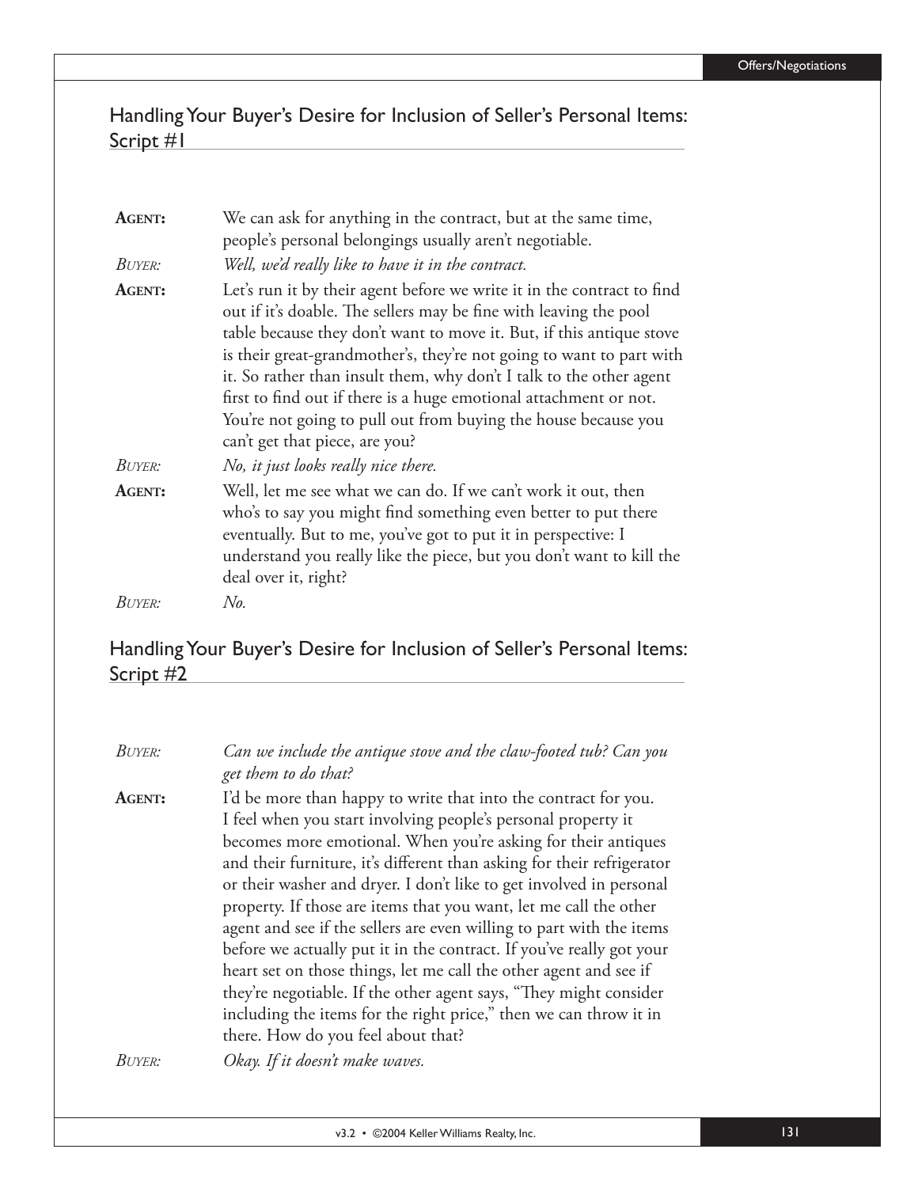## Handling Your Buyer's Desire for Inclusion of Seller's Personal Items: Script #1

**AGENT:** We can ask for anything in the contract, but at the same time, people's personal belongings usually aren't negotiable.

*BUYER: Well, we'd really like to have it in the contract.*

**AGENT:** Let's run it by their agent before we write it in the contract to find out if it's doable. The sellers may be fine with leaving the pool table because they don't want to move it. But, if this antique stove is their great-grandmother's, they're not going to want to part with it. So rather than insult them, why don't I talk to the other agent first to find out if there is a huge emotional attachment or not. You're not going to pull out from buying the house because you can't get that piece, are you?

*BUYER: No, it just looks really nice there.*

**AGENT:** Well, let me see what we can do. If we can't work it out, then who's to say you might find something even better to put there eventually. But to me, you've got to put it in perspective: I understand you really like the piece, but you don't want to kill the deal over it, right?

*BUYER: No.*

## Handling Your Buyer's Desire for Inclusion of Seller's Personal Items: Script #2

*BUYER: Can we include the antique stove and the claw-footed tub? Can you get them to do that?*

**AGENT:** I'd be more than happy to write that into the contract for you. I feel when you start involving people's personal property it becomes more emotional. When you're asking for their antiques and their furniture, it's different than asking for their refrigerator or their washer and dryer. I don't like to get involved in personal property. If those are items that you want, let me call the other agent and see if the sellers are even willing to part with the items before we actually put it in the contract. If you've really got your heart set on those things, let me call the other agent and see if they're negotiable. If the other agent says, "They might consider including the items for the right price," then we can throw it in there. How do you feel about that?

*BUYER: Okay. If it doesn't make waves.*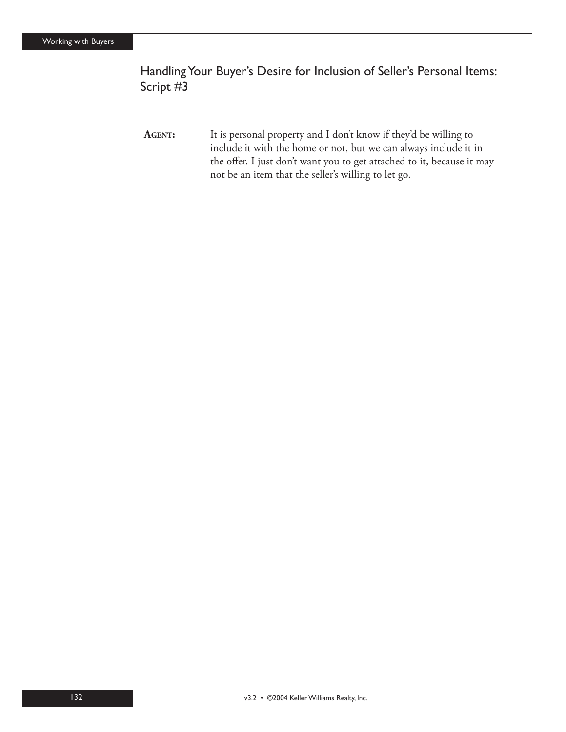## Handling Your Buyer's Desire for Inclusion of Seller's Personal Items: Script #3

**AGENT:** It is personal property and I don't know if they'd be willing to include it with the home or not, but we can always include it in the offer. I just don't want you to get attached to it, because it may not be an item that the seller's willing to let go.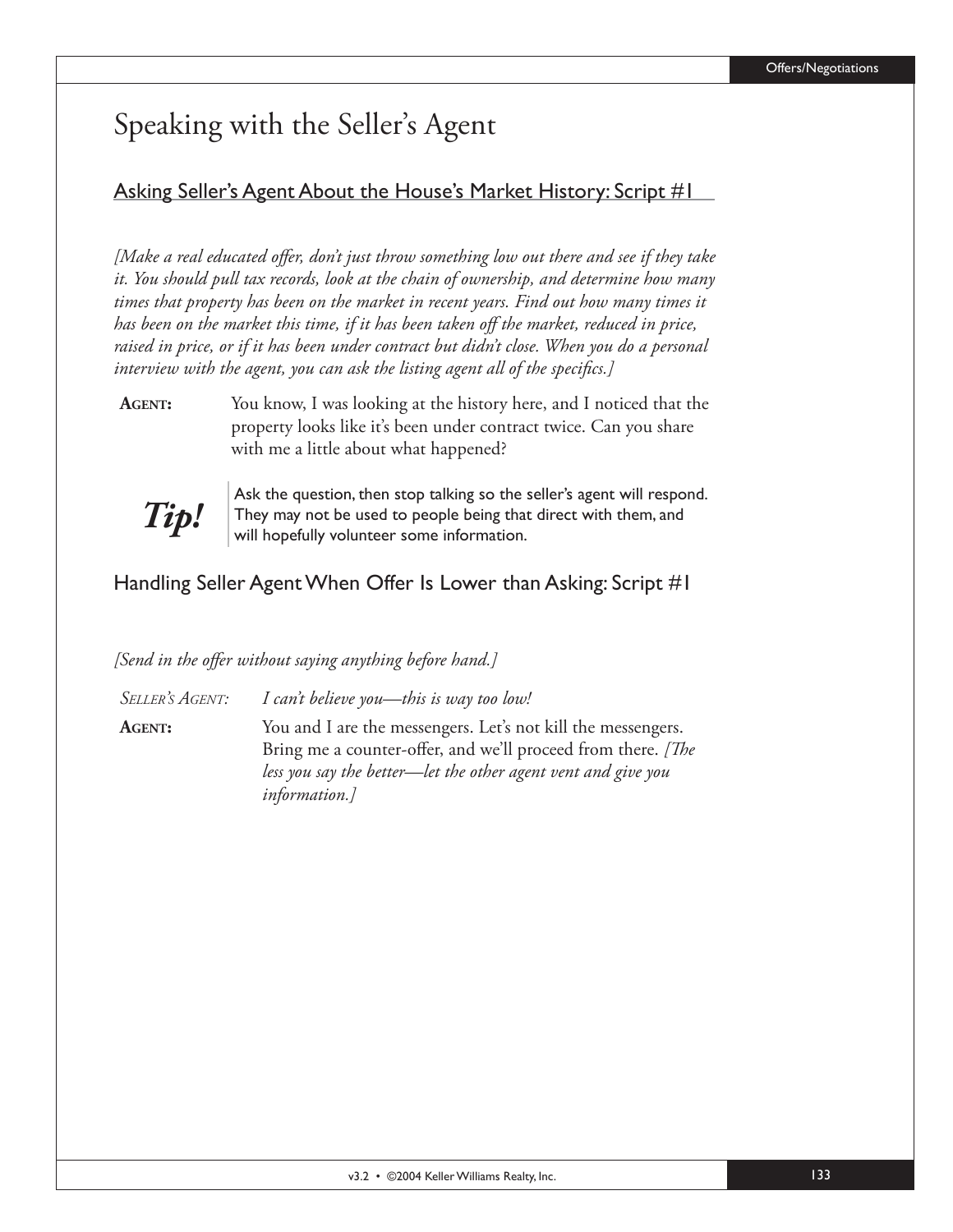# Speaking with the Seller's Agent

## Asking Seller's Agent About the House's Market History: Script #1

*[Make a real educated offer, don't just throw something low out there and see if they take it. You should pull tax records, look at the chain of ownership, and determine how many times that property has been on the market in recent years. Find out how many times it has been on the market this time, if it has been taken off the market, reduced in price, raised in price, or if it has been under contract but didn't close. When you do a personal interview with the agent, you can ask the listing agent all of the specifics.]*

**AGENT:** You know, I was looking at the history here, and I noticed that the property looks like it's been under contract twice. Can you share with me a little about what happened?

> ***Tip!*** Ask the question, then stop talking so the seller's agent will respond. They may not be used to people being that direct with them, and will hopefully volunteer some information.

## Handling Seller Agent When Offer Is Lower than Asking: Script #1

*[Send in the offer without saying anything before hand.]*

*SELLER'S AGENT:* *I can't believe you—this is way too low!*

**AGENT:** You and I are the messengers. Let's not kill the messengers. Bring me a counter-offer, and we'll proceed from there. *[The less you say the better—let the other agent vent and give you information.]*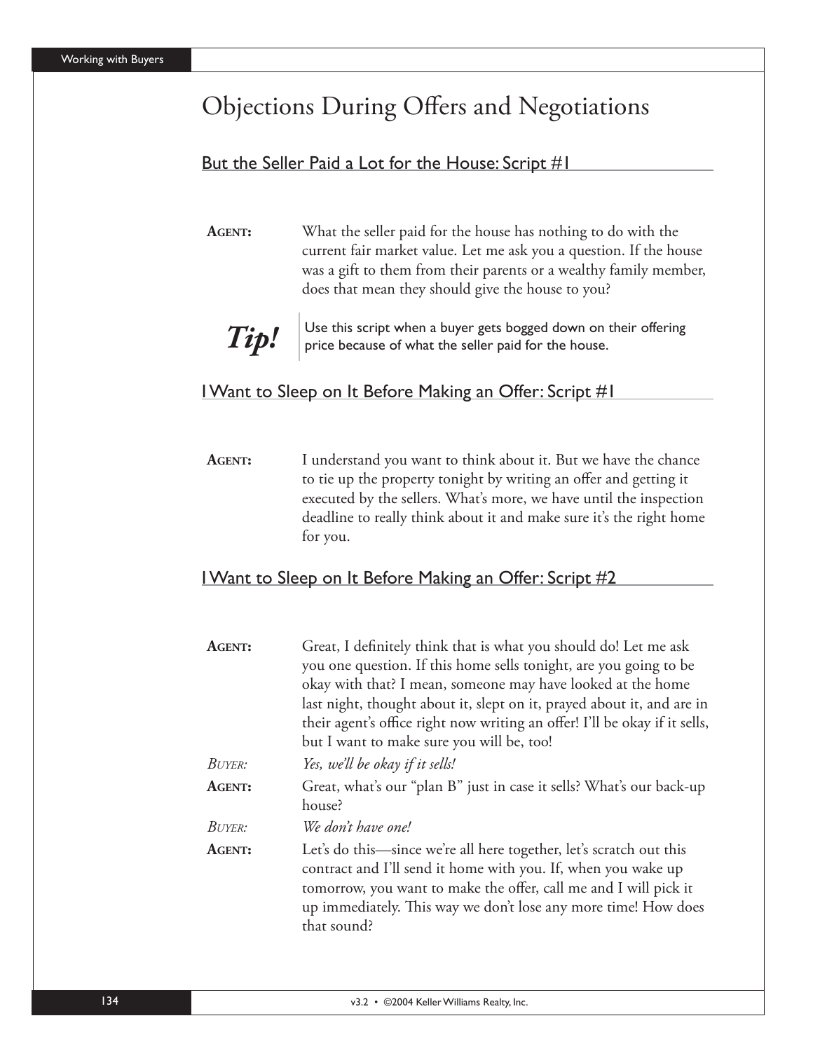# Objections During Offers and Negotiations

## But the Seller Paid a Lot for the House: Script #1

**AGENT:** What the seller paid for the house has nothing to do with the current fair market value. Let me ask you a question. If the house was a gift to them from their parents or a wealthy family member, does that mean they should give the house to you?

***Tip!*** Use this script when a buyer gets bogged down on their offering price because of what the seller paid for the house.

## I Want to Sleep on It Before Making an Offer: Script #1

**AGENT:** I understand you want to think about it. But we have the chance to tie up the property tonight by writing an offer and getting it executed by the sellers. What's more, we have until the inspection deadline to really think about it and make sure it's the right home for you.

## I Want to Sleep on It Before Making an Offer: Script #2

**AGENT:** Great, I definitely think that is what you should do! Let me ask you one question. If this home sells tonight, are you going to be okay with that? I mean, someone may have looked at the home last night, thought about it, slept on it, prayed about it, and are in their agent's office right now writing an offer! I'll be okay if it sells, but I want to make sure you will be, too!

*BUYER:* *Yes, we'll be okay if it sells!*

**AGENT:** Great, what's our "plan B" just in case it sells? What's our back-up house?

*BUYER:* *We don't have one!*

**AGENT:** Let's do this—since we're all here together, let's scratch out this contract and I'll send it home with you. If, when you wake up tomorrow, you want to make the offer, call me and I will pick it up immediately. This way we don't lose any more time! How does that sound?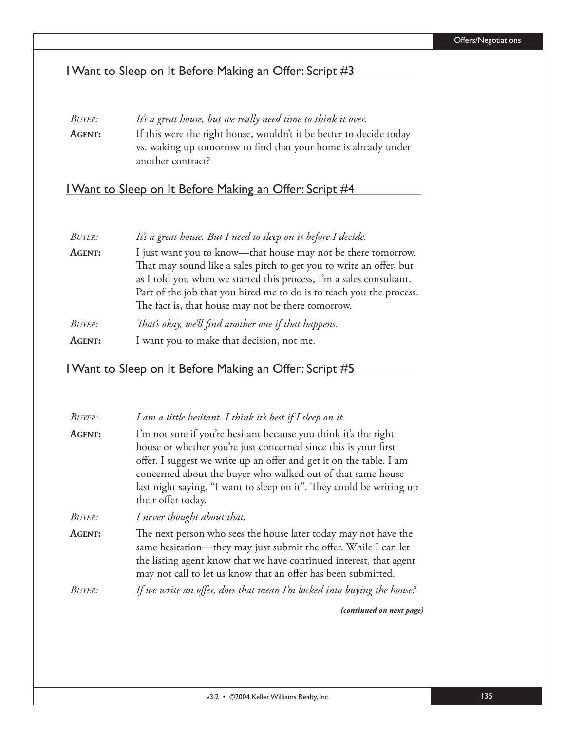## I Want to Sleep on It Before Making an Offer: Script #3

*BUYER:* *It's a great house, but we really need time to think it over.*

**AGENT:** If this were the right house, wouldn't it be better to decide today vs. waking up tomorrow to find that your home is already under another contract?

## I Want to Sleep on It Before Making an Offer: Script #4

*BUYER:* *It's a great house. But I need to sleep on it before I decide.*

**AGENT:** I just want you to know—that house may not be there tomorrow. That may sound like a sales pitch to get you to write an offer, but as I told you when we started this process, I'm a sales consultant. Part of the job that you hired me to do is to teach you the process. The fact is, that house may not be there tomorrow.

*BUYER:* *That's okay, we'll find another one if that happens.*

**AGENT:** I want you to make that decision, not me.

## I Want to Sleep on It Before Making an Offer: Script #5

*BUYER:* *I am a little hesitant. I think it's best if I sleep on it.*

**AGENT:** I'm not sure if you're hesitant because you think it's the right house or whether you're just concerned since this is your first offer. I suggest we write up an offer and get it on the table. I am concerned about the buyer who walked out of that same house last night saying, "I want to sleep on it". They could be writing up their offer today.

*BUYER:* *I never thought about that.*

**AGENT:** The next person who sees the house later today may not have the same hesitation—they may just submit the offer. While I can let the listing agent know that we have continued interest, that agent may not call to let us know that an offer has been submitted.

*BUYER:* *If we write an offer, does that mean I'm locked into buying the house?*

***(continued on next page)***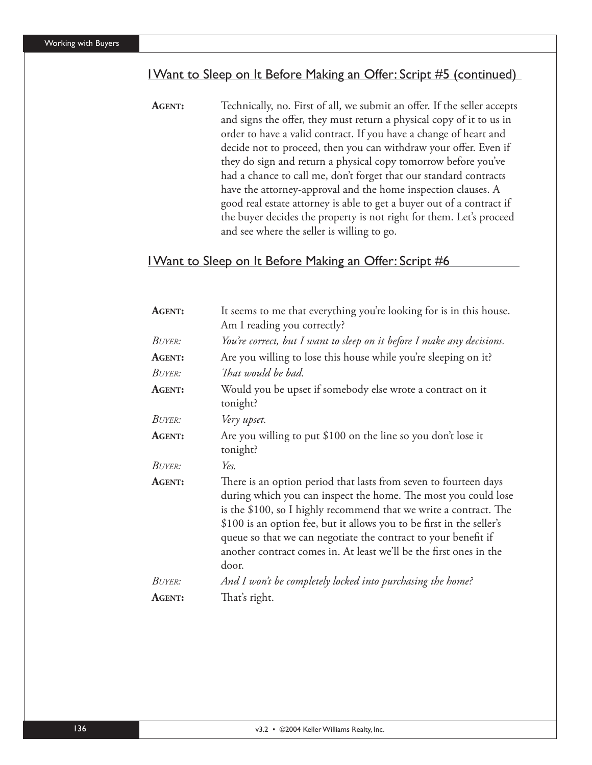## I Want to Sleep on It Before Making an Offer: Script #5 (continued)

**AGENT:** Technically, no. First of all, we submit an offer. If the seller accepts and signs the offer, they must return a physical copy of it to us in order to have a valid contract. If you have a change of heart and decide not to proceed, then you can withdraw your offer. Even if they do sign and return a physical copy tomorrow before you've had a chance to call me, don't forget that our standard contracts have the attorney-approval and the home inspection clauses. A good real estate attorney is able to get a buyer out of a contract if the buyer decides the property is not right for them. Let's proceed and see where the seller is willing to go.

## I Want to Sleep on It Before Making an Offer: Script #6

**AGENT:** It seems to me that everything you're looking for is in this house. Am I reading you correctly?

*BUYER: You're correct, but I want to sleep on it before I make any decisions.*

**AGENT:** Are you willing to lose this house while you're sleeping on it?

*BUYER: That would be bad.*

**AGENT:** Would you be upset if somebody else wrote a contract on it tonight?

*BUYER: Very upset.*

**AGENT:** Are you willing to put $100 on the line so you don't lose it tonight?

*BUYER: Yes.*

**AGENT:** There is an option period that lasts from seven to fourteen days during which you can inspect the home. The most you could lose is the $100, so I highly recommend that we write a contract. The $100 is an option fee, but it allows you to be first in the seller's queue so that we can negotiate the contract to your benefit if another contract comes in. At least we'll be the first ones in the door.

*BUYER: And I won't be completely locked into purchasing the home?*

**AGENT:** That's right.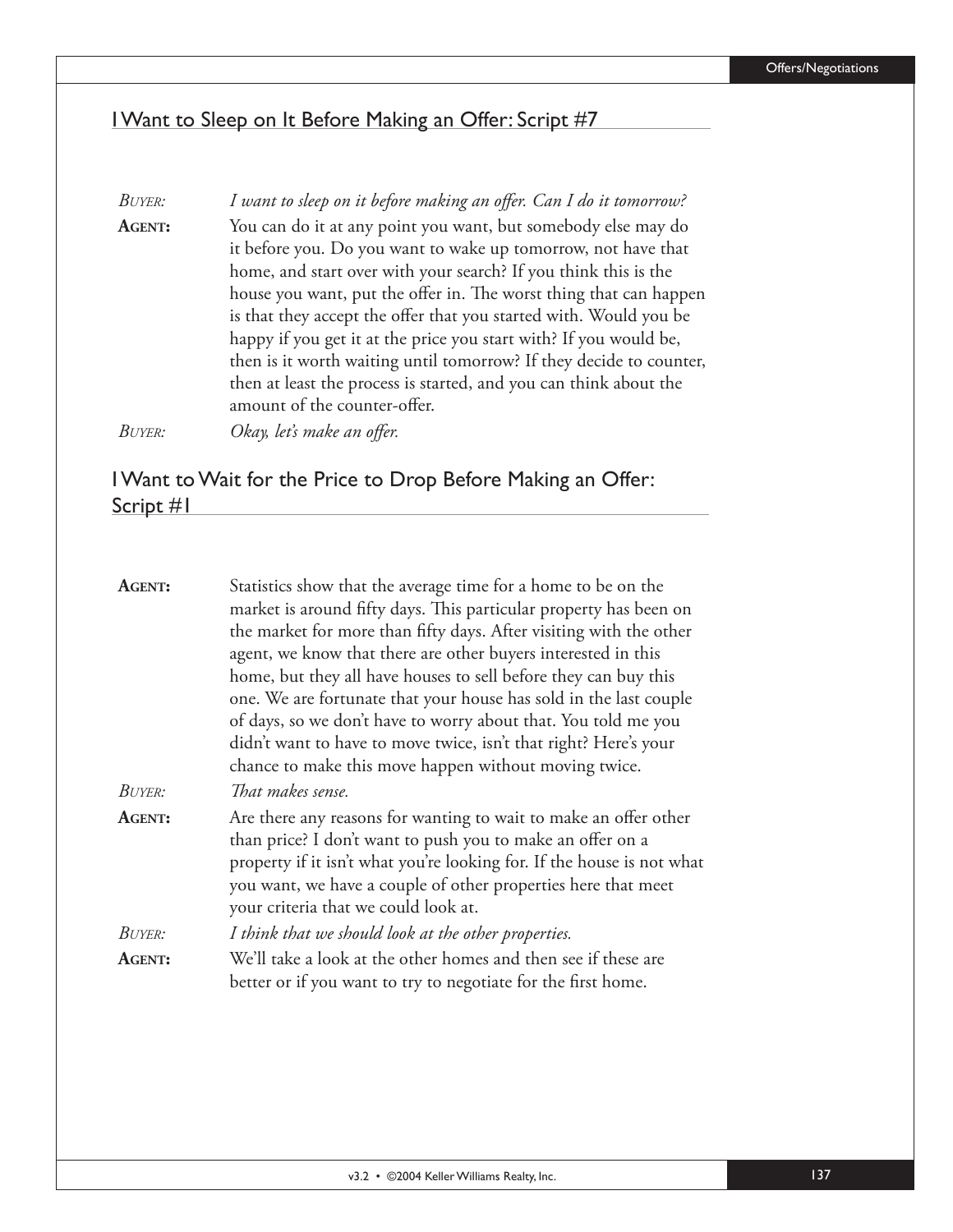## I Want to Sleep on It Before Making an Offer: Script #7

*BUYER:* *I want to sleep on it before making an offer. Can I do it tomorrow?*

**AGENT:** You can do it at any point you want, but somebody else may do it before you. Do you want to wake up tomorrow, not have that home, and start over with your search? If you think this is the house you want, put the offer in. The worst thing that can happen is that they accept the offer that you started with. Would you be happy if you get it at the price you start with? If you would be, then is it worth waiting until tomorrow? If they decide to counter, then at least the process is started, and you can think about the amount of the counter-offer.

*BUYER:* *Okay, let's make an offer.*

## I Want to Wait for the Price to Drop Before Making an Offer: Script #1

**AGENT:** Statistics show that the average time for a home to be on the market is around fifty days. This particular property has been on the market for more than fifty days. After visiting with the other agent, we know that there are other buyers interested in this home, but they all have houses to sell before they can buy this one. We are fortunate that your house has sold in the last couple of days, so we don't have to worry about that. You told me you didn't want to have to move twice, isn't that right? Here's your chance to make this move happen without moving twice.

*BUYER:* *That makes sense.*

**AGENT:** Are there any reasons for wanting to wait to make an offer other than price? I don't want to push you to make an offer on a property if it isn't what you're looking for. If the house is not what you want, we have a couple of other properties here that meet your criteria that we could look at.

*BUYER:* *I think that we should look at the other properties.*

**AGENT:** We'll take a look at the other homes and then see if these are better or if you want to try to negotiate for the first home.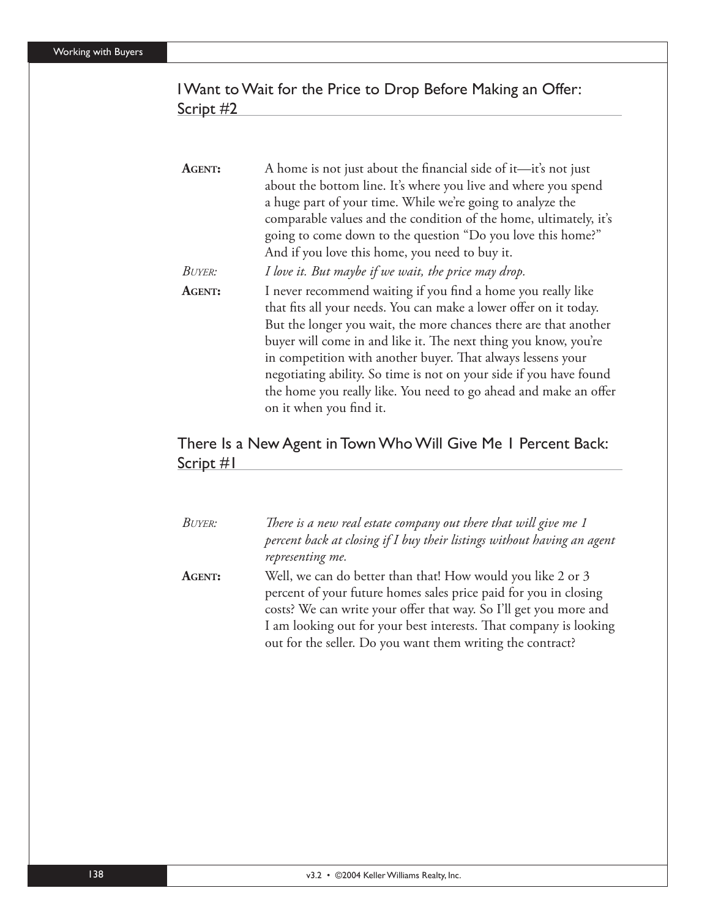## I Want to Wait for the Price to Drop Before Making an Offer: Script #2

**AGENT:** A home is not just about the financial side of it—it's not just about the bottom line. It's where you live and where you spend a huge part of your time. While we're going to analyze the comparable values and the condition of the home, ultimately, it's going to come down to the question "Do you love this home?" And if you love this home, you need to buy it.

*BUYER:* *I love it. But maybe if we wait, the price may drop.*

**AGENT:** I never recommend waiting if you find a home you really like that fits all your needs. You can make a lower offer on it today. But the longer you wait, the more chances there are that another buyer will come in and like it. The next thing you know, you're in competition with another buyer. That always lessens your negotiating ability. So time is not on your side if you have found the home you really like. You need to go ahead and make an offer on it when you find it.

## There Is a New Agent in Town Who Will Give Me 1 Percent Back: Script #1

*BUYER:* *There is a new real estate company out there that will give me 1 percent back at closing if I buy their listings without having an agent representing me.*

**AGENT:** Well, we can do better than that! How would you like 2 or 3 percent of your future homes sales price paid for you in closing costs? We can write your offer that way. So I'll get you more and I am looking out for your best interests. That company is looking out for the seller. Do you want them writing the contract?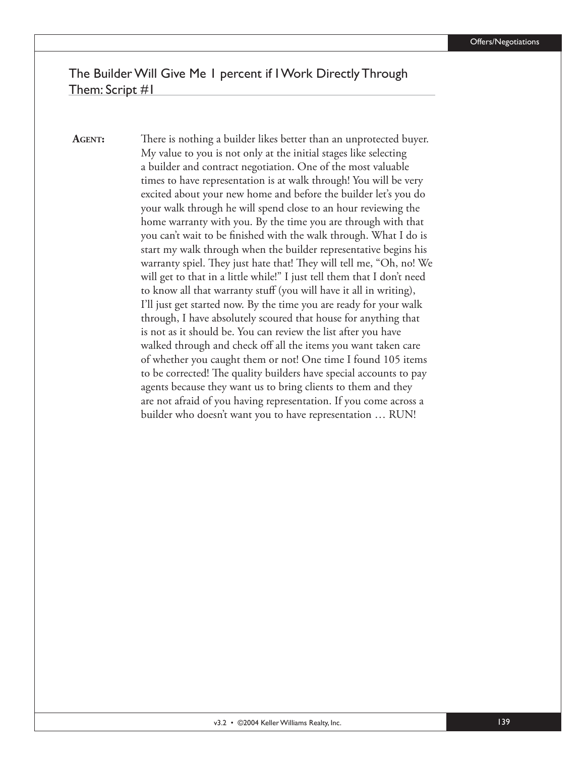## The Builder Will Give Me 1 percent if I Work Directly Through Them: Script #1

**AGENT:** There is nothing a builder likes better than an unprotected buyer. My value to you is not only at the initial stages like selecting a builder and contract negotiation. One of the most valuable times to have representation is at walk through! You will be very excited about your new home and before the builder let's you do your walk through he will spend close to an hour reviewing the home warranty with you. By the time you are through with that you can't wait to be finished with the walk through. What I do is start my walk through when the builder representative begins his warranty spiel. They just hate that! They will tell me, "Oh, no! We will get to that in a little while!" I just tell them that I don't need to know all that warranty stuff (you will have it all in writing), I'll just get started now. By the time you are ready for your walk through, I have absolutely scoured that house for anything that is not as it should be. You can review the list after you have walked through and check off all the items you want taken care of whether you caught them or not! One time I found 105 items to be corrected! The quality builders have special accounts to pay agents because they want us to bring clients to them and they are not afraid of you having representation. If you come across a builder who doesn't want you to have representation … RUN!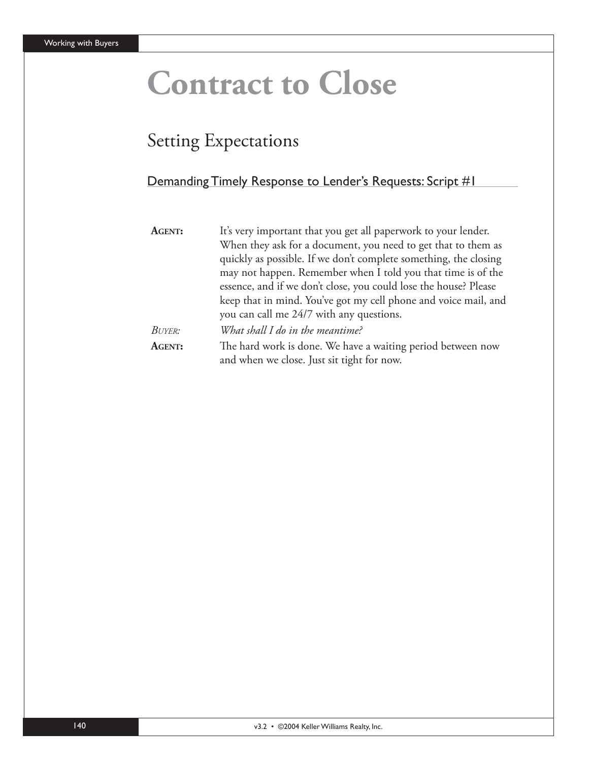# Contract to Close

## Setting Expectations

### Demanding Timely Response to Lender's Requests: Script #1

**AGENT:** It's very important that you get all paperwork to your lender. When they ask for a document, you need to get that to them as quickly as possible. If we don't complete something, the closing may not happen. Remember when I told you that time is of the essence, and if we don't close, you could lose the house? Please keep that in mind. You've got my cell phone and voice mail, and you can call me 24/7 with any questions.

*BUYER:* *What shall I do in the meantime?*

**AGENT:** The hard work is done. We have a waiting period between now and when we close. Just sit tight for now.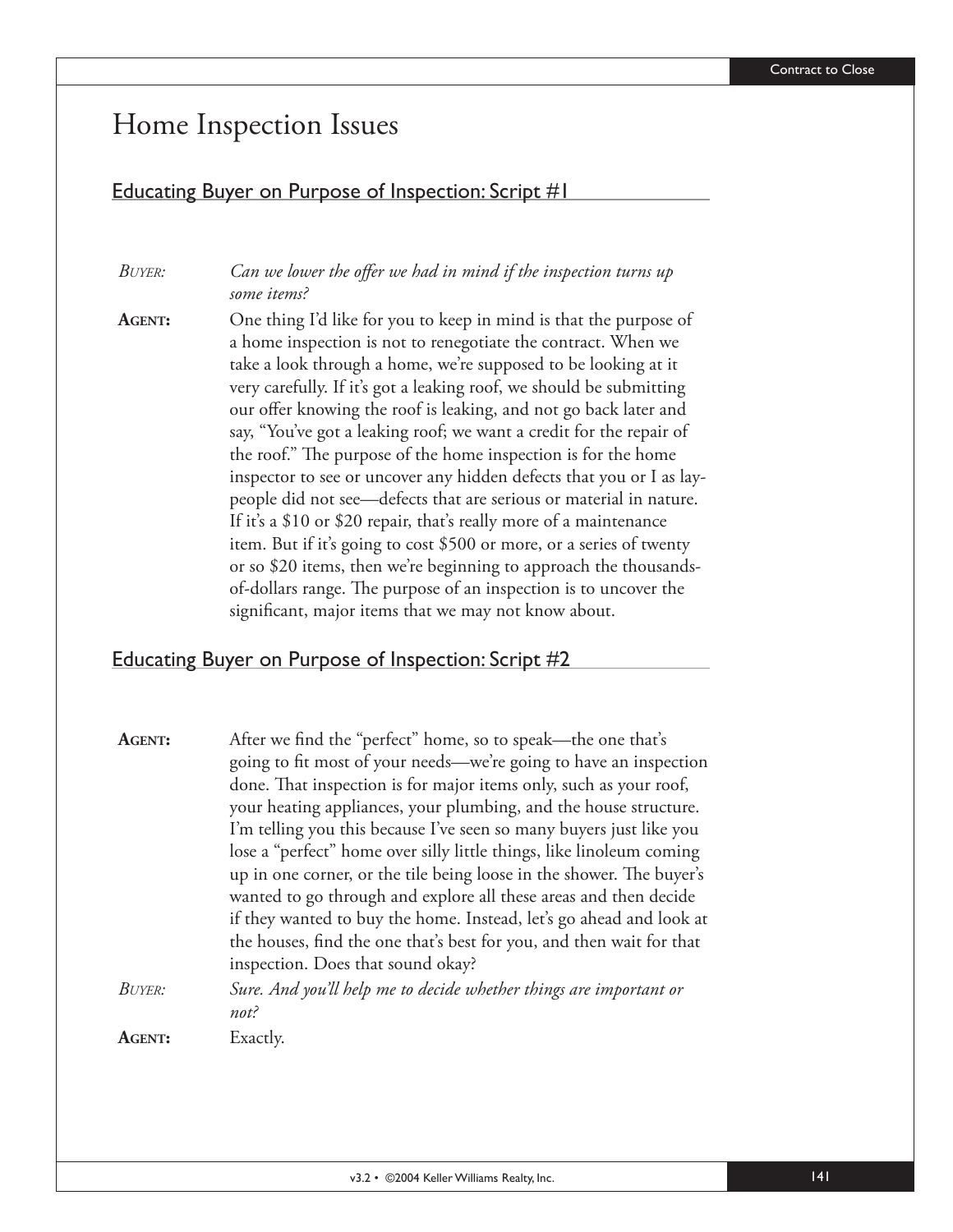# Home Inspection Issues

## Educating Buyer on Purpose of Inspection: Script #1

*BUYER:* *Can we lower the offer we had in mind if the inspection turns up some items?*

**AGENT:** One thing I'd like for you to keep in mind is that the purpose of a home inspection is not to renegotiate the contract. When we take a look through a home, we're supposed to be looking at it very carefully. If it's got a leaking roof, we should be submitting our offer knowing the roof is leaking, and not go back later and say, "You've got a leaking roof; we want a credit for the repair of the roof." The purpose of the home inspection is for the home inspector to see or uncover any hidden defects that you or I as lay-people did not see—defects that are serious or material in nature. If it's a $10 or $20 repair, that's really more of a maintenance item. But if it's going to cost $500 or more, or a series of twenty or so $20 items, then we're beginning to approach the thousands-of-dollars range. The purpose of an inspection is to uncover the significant, major items that we may not know about.

## Educating Buyer on Purpose of Inspection: Script #2

**AGENT:** After we find the "perfect" home, so to speak—the one that's going to fit most of your needs—we're going to have an inspection done. That inspection is for major items only, such as your roof, your heating appliances, your plumbing, and the house structure. I'm telling you this because I've seen so many buyers just like you lose a "perfect" home over silly little things, like linoleum coming up in one corner, or the tile being loose in the shower. The buyer's wanted to go through and explore all these areas and then decide if they wanted to buy the home. Instead, let's go ahead and look at the houses, find the one that's best for you, and then wait for that inspection. Does that sound okay?

*BUYER:* *Sure. And you'll help me to decide whether things are important or not?*

**AGENT:** Exactly.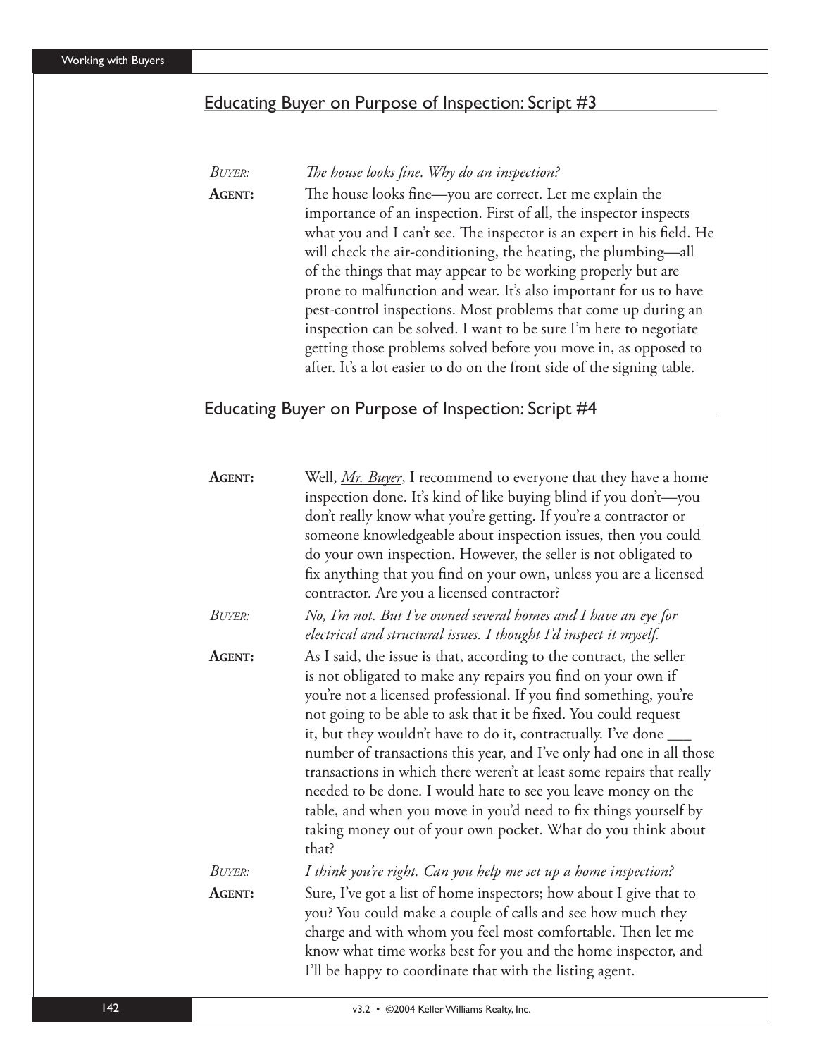## Educating Buyer on Purpose of Inspection: Script #3

*BUYER:* *The house looks fine. Why do an inspection?*

**AGENT:** The house looks fine—you are correct. Let me explain the importance of an inspection. First of all, the inspector inspects what you and I can't see. The inspector is an expert in his field. He will check the air-conditioning, the heating, the plumbing—all of the things that may appear to be working properly but are prone to malfunction and wear. It's also important for us to have pest-control inspections. Most problems that come up during an inspection can be solved. I want to be sure I'm here to negotiate getting those problems solved before you move in, as opposed to after. It's a lot easier to do on the front side of the signing table.

## Educating Buyer on Purpose of Inspection: Script #4

**AGENT:** Well, *Mr. Buyer*, I recommend to everyone that they have a home inspection done. It's kind of like buying blind if you don't—you don't really know what you're getting. If you're a contractor or someone knowledgeable about inspection issues, then you could do your own inspection. However, the seller is not obligated to fix anything that you find on your own, unless you are a licensed contractor. Are you a licensed contractor?

*BUYER:* *No, I'm not. But I've owned several homes and I have an eye for electrical and structural issues. I thought I'd inspect it myself.*

**AGENT:** As I said, the issue is that, according to the contract, the seller is not obligated to make any repairs you find on your own if you're not a licensed professional. If you find something, you're not going to be able to ask that it be fixed. You could request it, but they wouldn't have to do it, contractually. I've done ___ number of transactions this year, and I've only had one in all those transactions in which there weren't at least some repairs that really needed to be done. I would hate to see you leave money on the table, and when you move in you'd need to fix things yourself by taking money out of your own pocket. What do you think about that?

*BUYER:* *I think you're right. Can you help me set up a home inspection?*

**AGENT:** Sure, I've got a list of home inspectors; how about I give that to you? You could make a couple of calls and see how much they charge and with whom you feel most comfortable. Then let me know what time works best for you and the home inspector, and I'll be happy to coordinate that with the listing agent.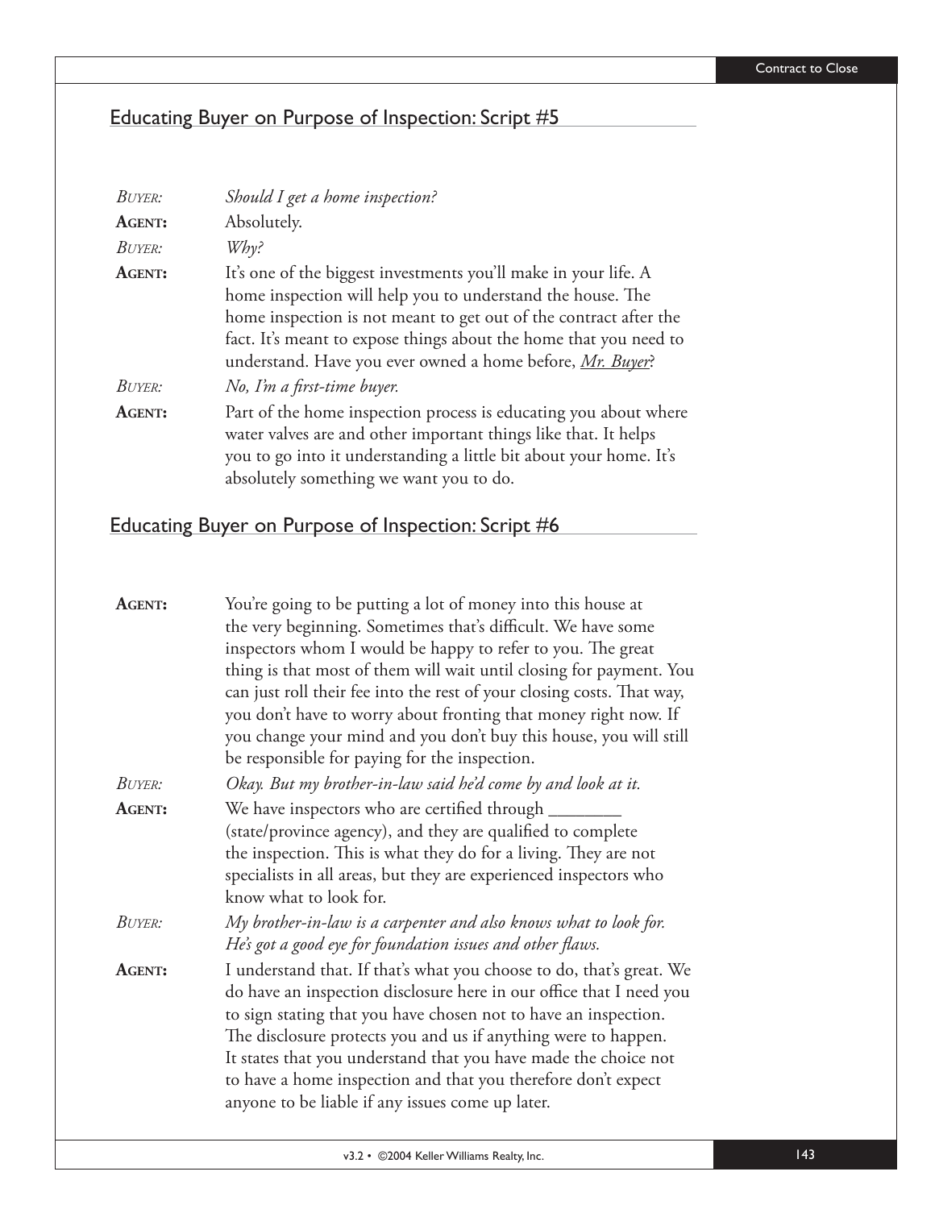## Educating Buyer on Purpose of Inspection: Script #5

*BUYER:* *Should I get a home inspection?*

**AGENT:** Absolutely.

*BUYER:* *Why?*

**AGENT:** It's one of the biggest investments you'll make in your life. A home inspection will help you to understand the house. The home inspection is not meant to get out of the contract after the fact. It's meant to expose things about the home that you need to understand. Have you ever owned a home before, *Mr. Buyer*?

*BUYER:* *No, I'm a first-time buyer.*

**AGENT:** Part of the home inspection process is educating you about where water valves are and other important things like that. It helps you to go into it understanding a little bit about your home. It's absolutely something we want you to do.

## Educating Buyer on Purpose of Inspection: Script #6

**AGENT:** You're going to be putting a lot of money into this house at the very beginning. Sometimes that's difficult. We have some inspectors whom I would be happy to refer to you. The great thing is that most of them will wait until closing for payment. You can just roll their fee into the rest of your closing costs. That way, you don't have to worry about fronting that money right now. If you change your mind and you don't buy this house, you will still be responsible for paying for the inspection.

*BUYER:* *Okay. But my brother-in-law said he'd come by and look at it.*

**AGENT:** We have inspectors who are certified through ________ (state/province agency), and they are qualified to complete the inspection. This is what they do for a living. They are not specialists in all areas, but they are experienced inspectors who know what to look for.

*BUYER:* *My brother-in-law is a carpenter and also knows what to look for. He's got a good eye for foundation issues and other flaws.*

**AGENT:** I understand that. If that's what you choose to do, that's great. We do have an inspection disclosure here in our office that I need you to sign stating that you have chosen not to have an inspection. The disclosure protects you and us if anything were to happen. It states that you understand that you have made the choice not to have a home inspection and that you therefore don't expect anyone to be liable if any issues come up later.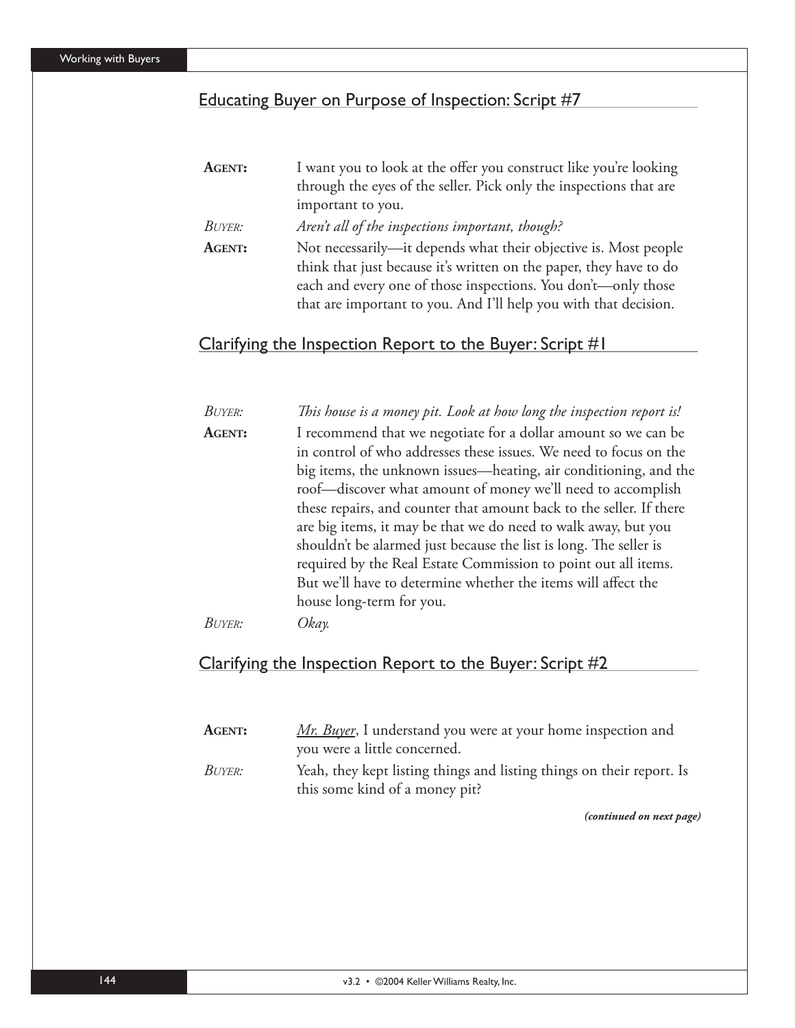## Educating Buyer on Purpose of Inspection: Script #7

**AGENT:** I want you to look at the offer you construct like you're looking through the eyes of the seller. Pick only the inspections that are important to you.

*BUYER: Aren't all of the inspections important, though?*

**AGENT:** Not necessarily—it depends what their objective is. Most people think that just because it's written on the paper, they have to do each and every one of those inspections. You don't—only those that are important to you. And I'll help you with that decision.

## Clarifying the Inspection Report to the Buyer: Script #1

*BUYER: This house is a money pit. Look at how long the inspection report is!*

**AGENT:** I recommend that we negotiate for a dollar amount so we can be in control of who addresses these issues. We need to focus on the big items, the unknown issues—heating, air conditioning, and the roof—discover what amount of money we'll need to accomplish these repairs, and counter that amount back to the seller. If there are big items, it may be that we do need to walk away, but you shouldn't be alarmed just because the list is long. The seller is required by the Real Estate Commission to point out all items. But we'll have to determine whether the items will affect the house long-term for you.

*BUYER: Okay.*

## Clarifying the Inspection Report to the Buyer: Script #2

**AGENT:** Mr. Buyer, I understand you were at your home inspection and you were a little concerned.

*BUYER:* Yeah, they kept listing things and listing things on their report. Is this some kind of a money pit?

***(continued on next page)***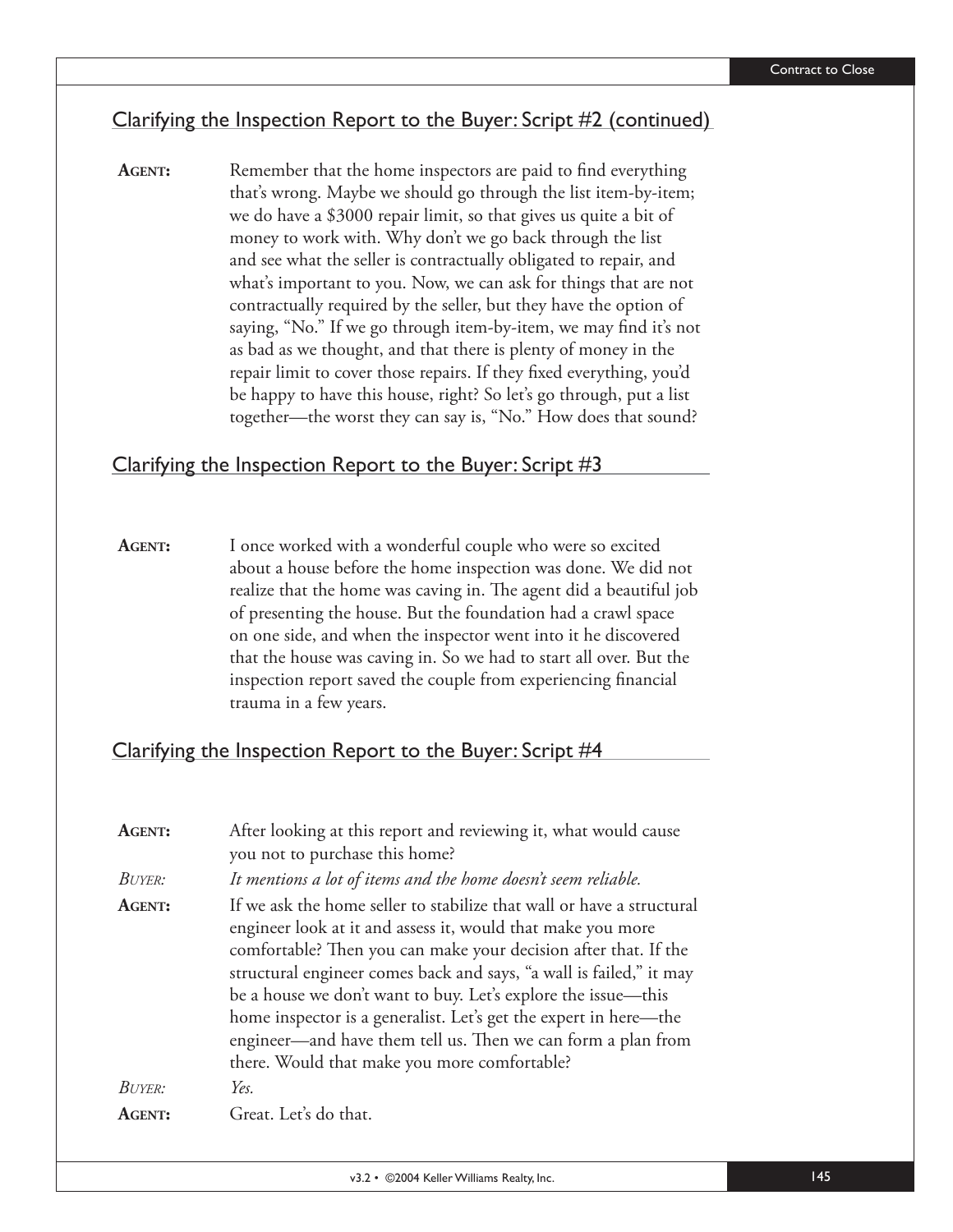## Clarifying the Inspection Report to the Buyer: Script #2 (continued)

**Agent:** Remember that the home inspectors are paid to find everything that's wrong. Maybe we should go through the list item-by-item; we do have a $3000 repair limit, so that gives us quite a bit of money to work with. Why don't we go back through the list and see what the seller is contractually obligated to repair, and what's important to you. Now, we can ask for things that are not contractually required by the seller, but they have the option of saying, "No." If we go through item-by-item, we may find it's not as bad as we thought, and that there is plenty of money in the repair limit to cover those repairs. If they fixed everything, you'd be happy to have this house, right? So let's go through, put a list together—the worst they can say is, "No." How does that sound?

## Clarifying the Inspection Report to the Buyer: Script #3

**Agent:** I once worked with a wonderful couple who were so excited about a house before the home inspection was done. We did not realize that the home was caving in. The agent did a beautiful job of presenting the house. But the foundation had a crawl space on one side, and when the inspector went into it he discovered that the house was caving in. So we had to start all over. But the inspection report saved the couple from experiencing financial trauma in a few years.

## Clarifying the Inspection Report to the Buyer: Script #4

**Agent:** After looking at this report and reviewing it, what would cause you not to purchase this home?

*Buyer:* *It mentions a lot of items and the home doesn't seem reliable.*

**Agent:** If we ask the home seller to stabilize that wall or have a structural engineer look at it and assess it, would that make you more comfortable? Then you can make your decision after that. If the structural engineer comes back and says, "a wall is failed," it may be a house we don't want to buy. Let's explore the issue—this home inspector is a generalist. Let's get the expert in here—the engineer—and have them tell us. Then we can form a plan from there. Would that make you more comfortable?

*Buyer:* *Yes.*

**Agent:** Great. Let's do that.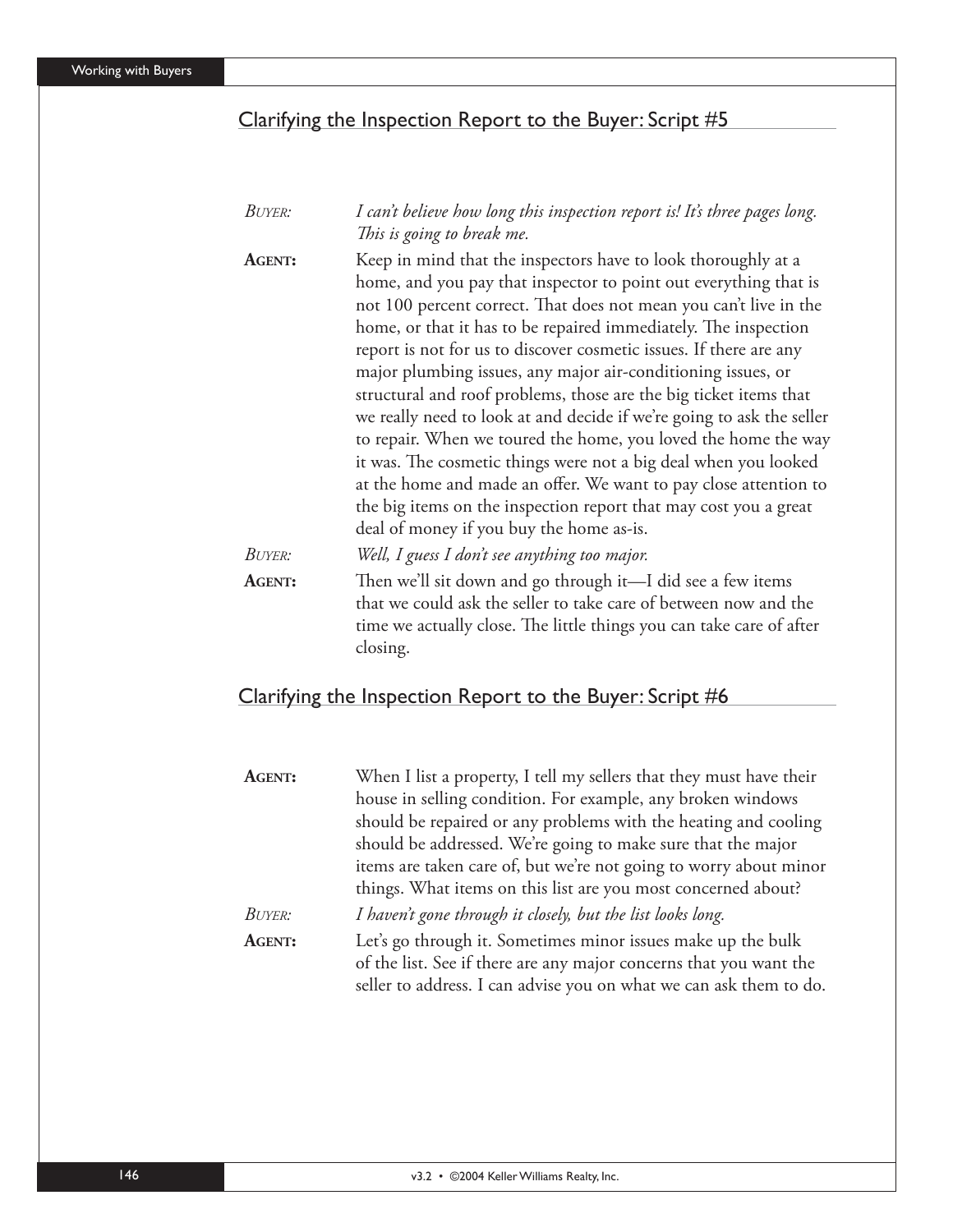## Clarifying the Inspection Report to the Buyer: Script #5

*BUYER:* *I can't believe how long this inspection report is! It's three pages long. This is going to break me.*

**AGENT:** Keep in mind that the inspectors have to look thoroughly at a home, and you pay that inspector to point out everything that is not 100 percent correct. That does not mean you can't live in the home, or that it has to be repaired immediately. The inspection report is not for us to discover cosmetic issues. If there are any major plumbing issues, any major air-conditioning issues, or structural and roof problems, those are the big ticket items that we really need to look at and decide if we're going to ask the seller to repair. When we toured the home, you loved the home the way it was. The cosmetic things were not a big deal when you looked at the home and made an offer. We want to pay close attention to the big items on the inspection report that may cost you a great deal of money if you buy the home as-is.

*BUYER:* *Well, I guess I don't see anything too major.*

**AGENT:** Then we'll sit down and go through it—I did see a few items that we could ask the seller to take care of between now and the time we actually close. The little things you can take care of after closing.

## Clarifying the Inspection Report to the Buyer: Script #6

**AGENT:** When I list a property, I tell my sellers that they must have their house in selling condition. For example, any broken windows should be repaired or any problems with the heating and cooling should be addressed. We're going to make sure that the major items are taken care of, but we're not going to worry about minor things. What items on this list are you most concerned about?

*BUYER:* *I haven't gone through it closely, but the list looks long.*

**AGENT:** Let's go through it. Sometimes minor issues make up the bulk of the list. See if there are any major concerns that you want the seller to address. I can advise you on what we can ask them to do.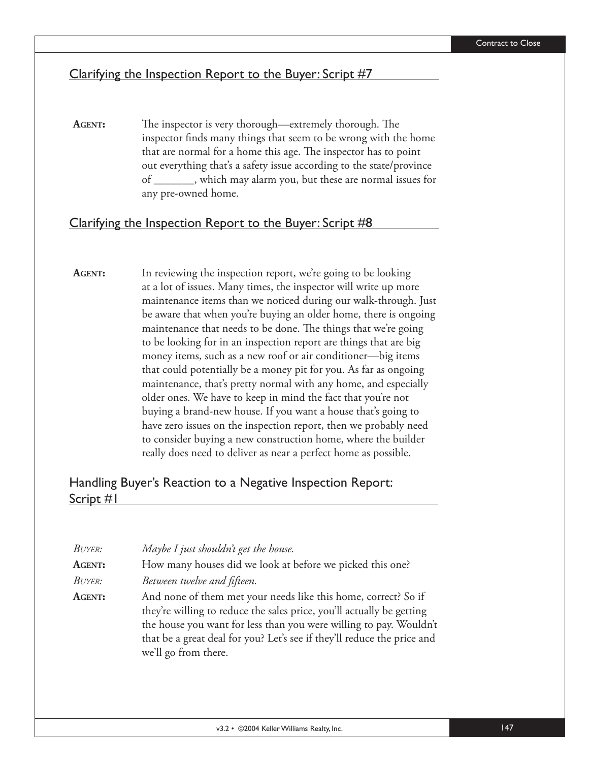## Clarifying the Inspection Report to the Buyer: Script #7

**AGENT:** The inspector is very thorough—extremely thorough. The inspector finds many things that seem to be wrong with the home that are normal for a home this age. The inspector has to point out everything that's a safety issue according to the state/province of _______, which may alarm you, but these are normal issues for any pre-owned home.

## Clarifying the Inspection Report to the Buyer: Script #8

**AGENT:** In reviewing the inspection report, we're going to be looking at a lot of issues. Many times, the inspector will write up more maintenance items than we noticed during our walk-through. Just be aware that when you're buying an older home, there is ongoing maintenance that needs to be done. The things that we're going to be looking for in an inspection report are things that are big money items, such as a new roof or air conditioner—big items that could potentially be a money pit for you. As far as ongoing maintenance, that's pretty normal with any home, and especially older ones. We have to keep in mind the fact that you're not buying a brand-new house. If you want a house that's going to have zero issues on the inspection report, then we probably need to consider buying a new construction home, where the builder really does need to deliver as near a perfect home as possible.

## Handling Buyer's Reaction to a Negative Inspection Report: Script #1

*BUYER:* *Maybe I just shouldn't get the house.*

**AGENT:** How many houses did we look at before we picked this one?

*BUYER:* *Between twelve and fifteen.*

**AGENT:** And none of them met your needs like this home, correct? So if they're willing to reduce the sales price, you'll actually be getting the house you want for less than you were willing to pay. Wouldn't that be a great deal for you? Let's see if they'll reduce the price and we'll go from there.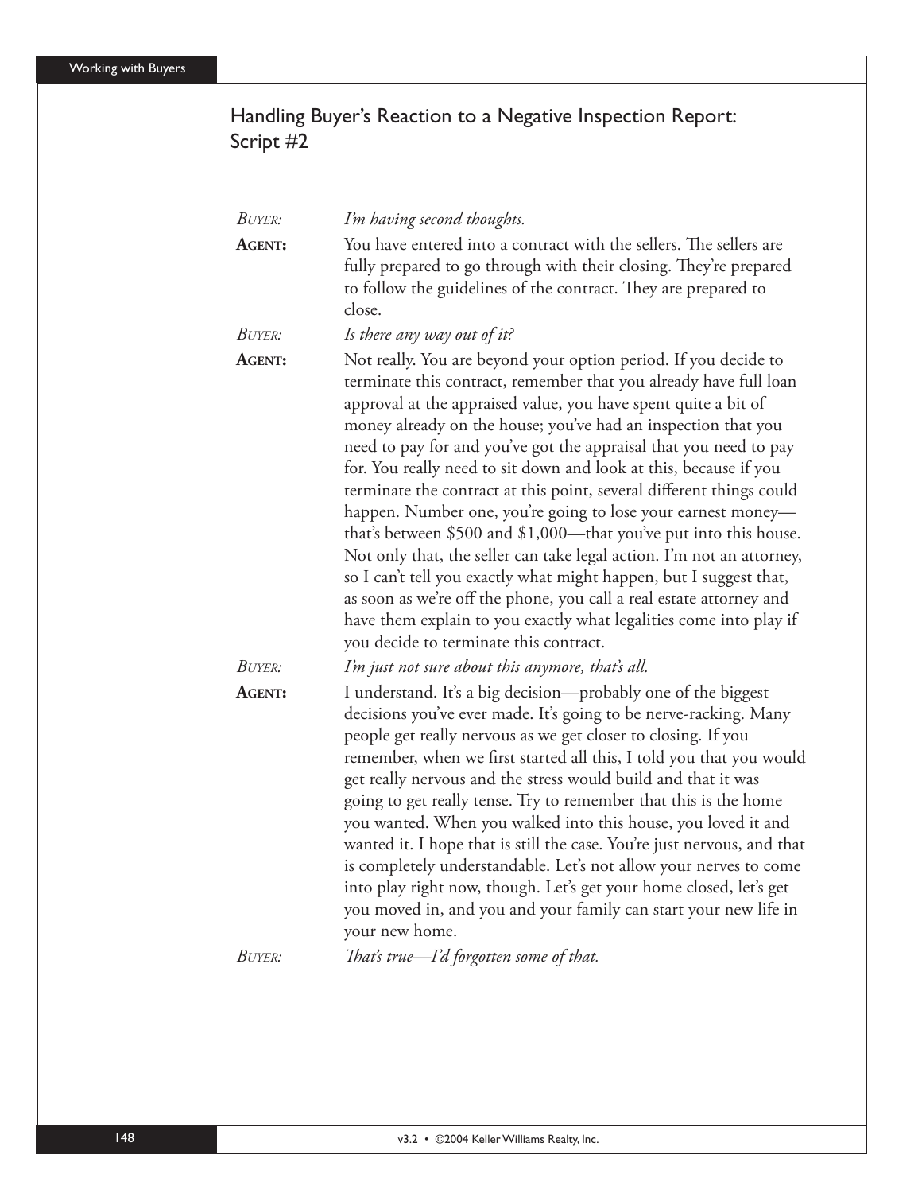## Handling Buyer's Reaction to a Negative Inspection Report: Script #2

*BUYER:* *I'm having second thoughts.*

**AGENT:** You have entered into a contract with the sellers. The sellers are fully prepared to go through with their closing. They're prepared to follow the guidelines of the contract. They are prepared to close.

*BUYER:* *Is there any way out of it?*

**AGENT:** Not really. You are beyond your option period. If you decide to terminate this contract, remember that you already have full loan approval at the appraised value, you have spent quite a bit of money already on the house; you've had an inspection that you need to pay for and you've got the appraisal that you need to pay for. You really need to sit down and look at this, because if you terminate the contract at this point, several different things could happen. Number one, you're going to lose your earnest money—that's between $500 and $1,000—that you've put into this house. Not only that, the seller can take legal action. I'm not an attorney, so I can't tell you exactly what might happen, but I suggest that, as soon as we're off the phone, you call a real estate attorney and have them explain to you exactly what legalities come into play if you decide to terminate this contract.

*BUYER:* *I'm just not sure about this anymore, that's all.*

**AGENT:** I understand. It's a big decision—probably one of the biggest decisions you've ever made. It's going to be nerve-racking. Many people get really nervous as we get closer to closing. If you remember, when we first started all this, I told you that you would get really nervous and the stress would build and that it was going to get really tense. Try to remember that this is the home you wanted. When you walked into this house, you loved it and wanted it. I hope that is still the case. You're just nervous, and that is completely understandable. Let's not allow your nerves to come into play right now, though. Let's get your home closed, let's get you moved in, and you and your family can start your new life in your new home.

*BUYER:* *That's true—I'd forgotten some of that.*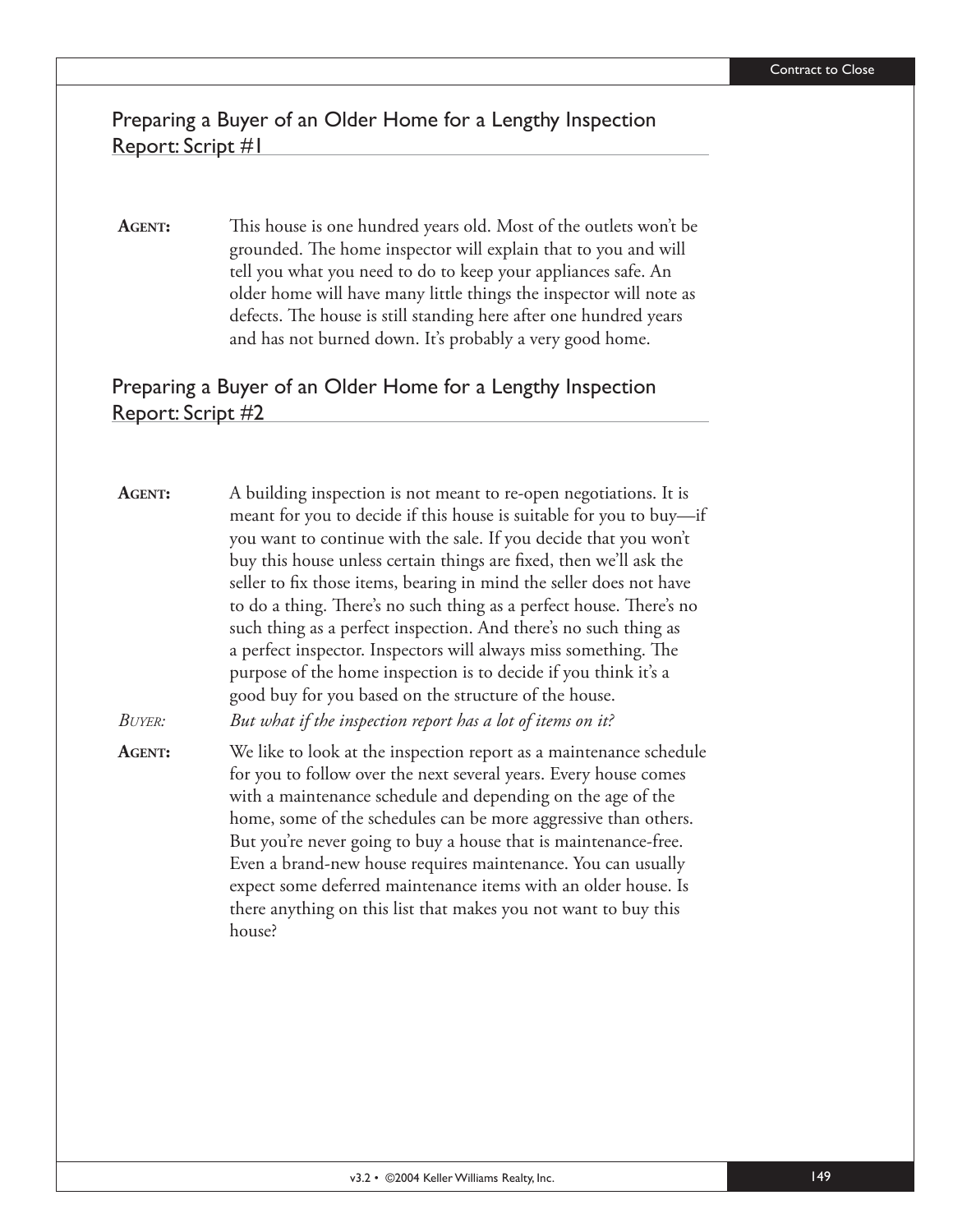## Preparing a Buyer of an Older Home for a Lengthy Inspection Report: Script #1

**AGENT:** This house is one hundred years old. Most of the outlets won't be grounded. The home inspector will explain that to you and will tell you what you need to do to keep your appliances safe. An older home will have many little things the inspector will note as defects. The house is still standing here after one hundred years and has not burned down. It's probably a very good home.

## Preparing a Buyer of an Older Home for a Lengthy Inspection Report: Script #2

**AGENT:** A building inspection is not meant to re-open negotiations. It is meant for you to decide if this house is suitable for you to buy—if you want to continue with the sale. If you decide that you won't buy this house unless certain things are fixed, then we'll ask the seller to fix those items, bearing in mind the seller does not have to do a thing. There's no such thing as a perfect house. There's no such thing as a perfect inspection. And there's no such thing as a perfect inspector. Inspectors will always miss something. The purpose of the home inspection is to decide if you think it's a good buy for you based on the structure of the house.

*BUYER:* *But what if the inspection report has a lot of items on it?*

**AGENT:** We like to look at the inspection report as a maintenance schedule for you to follow over the next several years. Every house comes with a maintenance schedule and depending on the age of the home, some of the schedules can be more aggressive than others. But you're never going to buy a house that is maintenance-free. Even a brand-new house requires maintenance. You can usually expect some deferred maintenance items with an older house. Is there anything on this list that makes you not want to buy this house?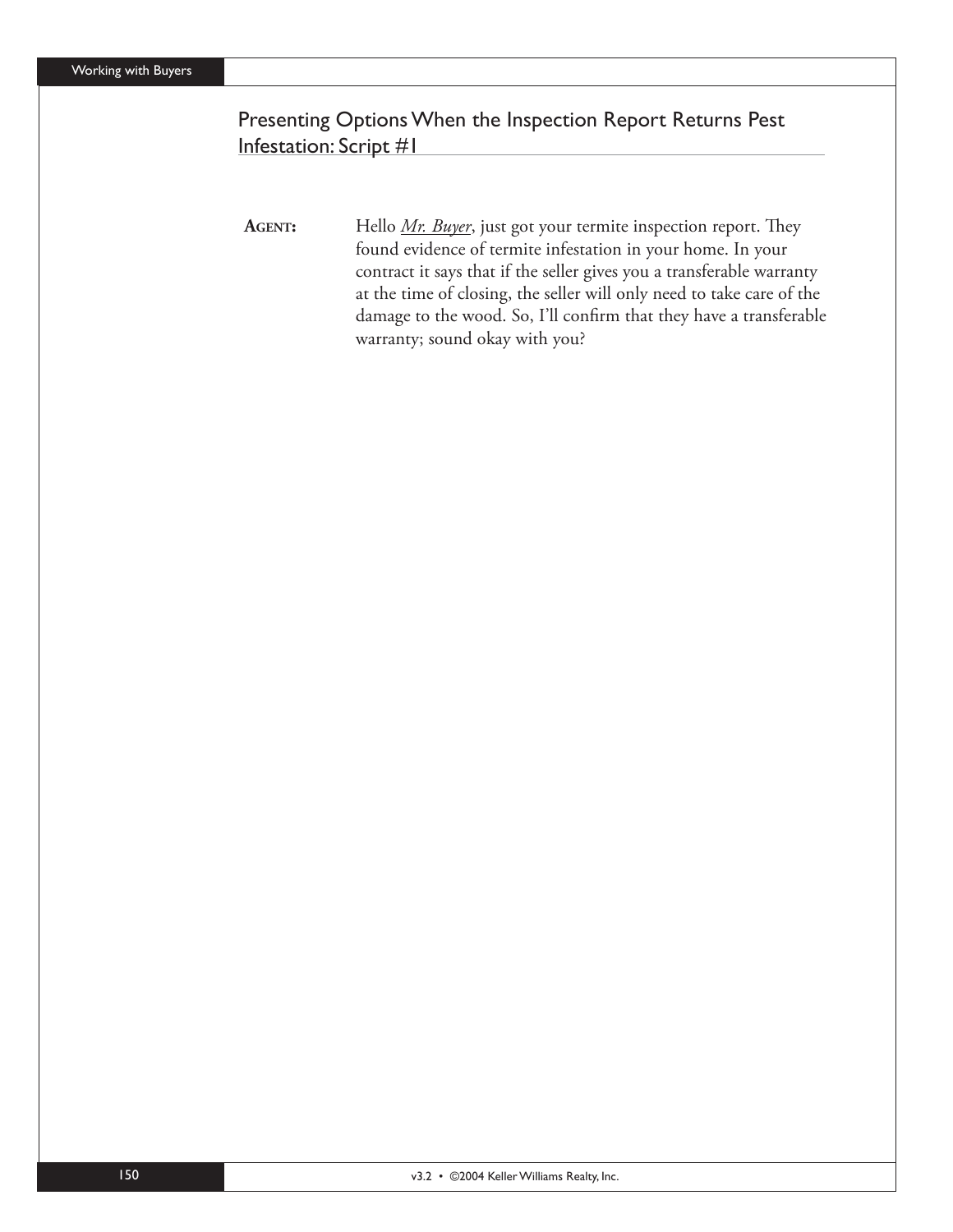## Presenting Options When the Inspection Report Returns Pest Infestation: Script #1

**AGENT:** Hello *Mr. Buyer*, just got your termite inspection report. They found evidence of termite infestation in your home. In your contract it says that if the seller gives you a transferable warranty at the time of closing, the seller will only need to take care of the damage to the wood. So, I'll confirm that they have a transferable warranty; sound okay with you?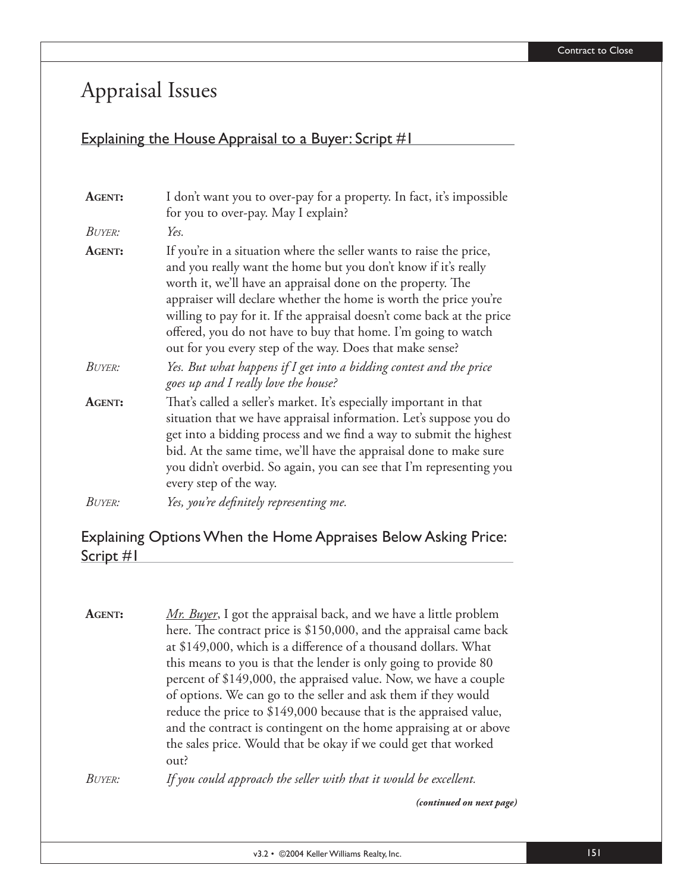# Appraisal Issues

## Explaining the House Appraisal to a Buyer: Script #1

**AGENT:** I don't want you to over-pay for a property. In fact, it's impossible for you to over-pay. May I explain?

*BUYER: Yes.*

**AGENT:** If you're in a situation where the seller wants to raise the price, and you really want the home but you don't know if it's really worth it, we'll have an appraisal done on the property. The appraiser will declare whether the home is worth the price you're willing to pay for it. If the appraisal doesn't come back at the price offered, you do not have to buy that home. I'm going to watch out for you every step of the way. Does that make sense?

*BUYER: Yes. But what happens if I get into a bidding contest and the price goes up and I really love the house?*

**AGENT:** That's called a seller's market. It's especially important in that situation that we have appraisal information. Let's suppose you do get into a bidding process and we find a way to submit the highest bid. At the same time, we'll have the appraisal done to make sure you didn't overbid. So again, you can see that I'm representing you every step of the way.

*BUYER: Yes, you're definitely representing me.*

## Explaining Options When the Home Appraises Below Asking Price: Script #1

**AGENT:** <u>*Mr. Buyer*</u>, I got the appraisal back, and we have a little problem here. The contract price is $150,000, and the appraisal came back at $149,000, which is a difference of a thousand dollars. What this means to you is that the lender is only going to provide 80 percent of $149,000, the appraised value. Now, we have a couple of options. We can go to the seller and ask them if they would reduce the price to $149,000 because that is the appraised value, and the contract is contingent on the home appraising at or above the sales price. Would that be okay if we could get that worked out?

*BUYER: If you could approach the seller with that it would be excellent.*

***(continued on next page)***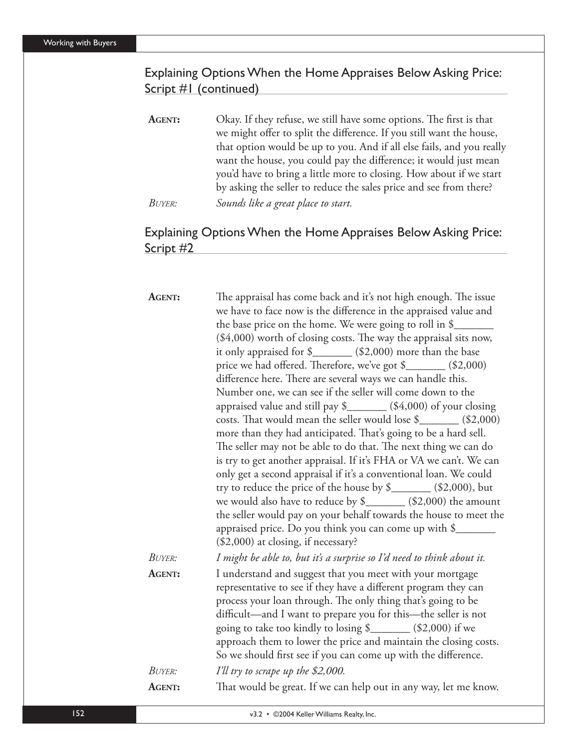## Explaining Options When the Home Appraises Below Asking Price: Script #1 (continued)

**AGENT:** Okay. If they refuse, we still have some options. The first is that we might offer to split the difference. If you still want the house, that option would be up to you. And if all else fails, and you really want the house, you could pay the difference; it would just mean you'd have to bring a little more to closing. How about if we start by asking the seller to reduce the sales price and see from there?

*BUYER: Sounds like a great place to start.*

## Explaining Options When the Home Appraises Below Asking Price: Script #2

**AGENT:** The appraisal has come back and it's not high enough. The issue we have to face now is the difference in the appraised value and the base price on the home. We were going to roll in $_______ ($4,000) worth of closing costs. The way the appraisal sits now, it only appraised for $_______ ($2,000) more than the base price we had offered. Therefore, we've got $_______ ($2,000) difference here. There are several ways we can handle this. Number one, we can see if the seller will come down to the appraised value and still pay $_______ ($4,000) of your closing costs. That would mean the seller would lose $_______ ($2,000) more than they had anticipated. That's going to be a hard sell. The seller may not be able to do that. The next thing we can do is try to get another appraisal. If it's FHA or VA we can't. We can only get a second appraisal if it's a conventional loan. We could try to reduce the price of the house by $_______ ($2,000), but we would also have to reduce by $_______ ($2,000) the amount the seller would pay on your behalf towards the house to meet the appraised price. Do you think you can come up with $_______ ($2,000) at closing, if necessary?

*BUYER: I might be able to, but it's a surprise so I'd need to think about it.*

**AGENT:** I understand and suggest that you meet with your mortgage representative to see if they have a different program they can process your loan through. The only thing that's going to be difficult—and I want to prepare you for this—the seller is not going to take too kindly to losing $_______ ($2,000) if we approach them to lower the price and maintain the closing costs. So we should first see if you can come up with the difference.

*BUYER: I'll try to scrape up the $2,000.*

**AGENT:** That would be great. If we can help out in any way, let me know.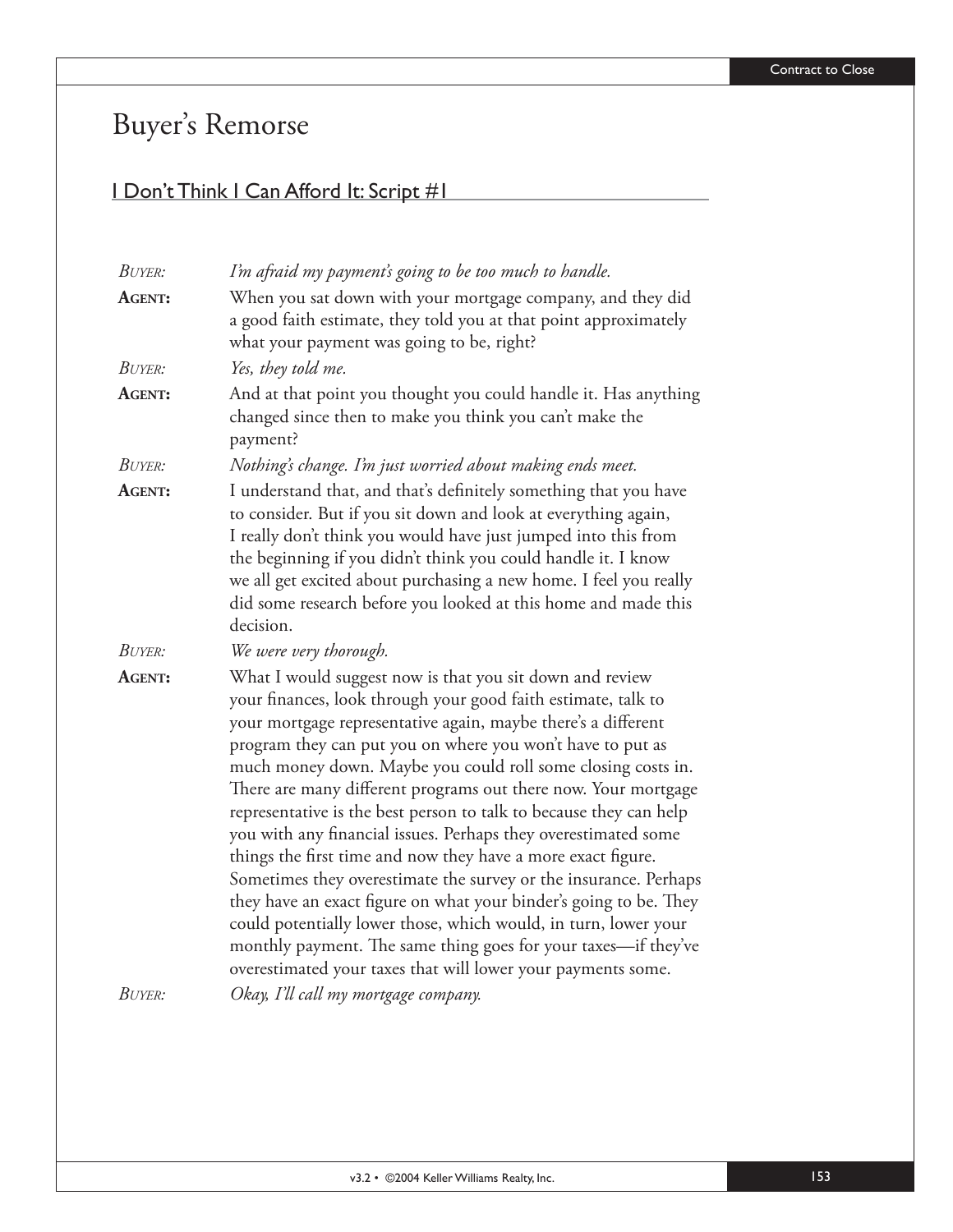# Buyer's Remorse

## I Don't Think I Can Afford It: Script #1

*BUYER:* *I'm afraid my payment's going to be too much to handle.*

**AGENT:** When you sat down with your mortgage company, and they did a good faith estimate, they told you at that point approximately what your payment was going to be, right?

*BUYER:* *Yes, they told me.*

**AGENT:** And at that point you thought you could handle it. Has anything changed since then to make you think you can't make the payment?

*BUYER:* *Nothing's change. I'm just worried about making ends meet.*

**AGENT:** I understand that, and that's definitely something that you have to consider. But if you sit down and look at everything again, I really don't think you would have just jumped into this from the beginning if you didn't think you could handle it. I know we all get excited about purchasing a new home. I feel you really did some research before you looked at this home and made this decision.

*BUYER:* *We were very thorough.*

**AGENT:** What I would suggest now is that you sit down and review your finances, look through your good faith estimate, talk to your mortgage representative again, maybe there's a different program they can put you on where you won't have to put as much money down. Maybe you could roll some closing costs in. There are many different programs out there now. Your mortgage representative is the best person to talk to because they can help you with any financial issues. Perhaps they overestimated some things the first time and now they have a more exact figure. Sometimes they overestimate the survey or the insurance. Perhaps they have an exact figure on what your binder's going to be. They could potentially lower those, which would, in turn, lower your monthly payment. The same thing goes for your taxes—if they've overestimated your taxes that will lower your payments some.

*BUYER:* *Okay, I'll call my mortgage company.*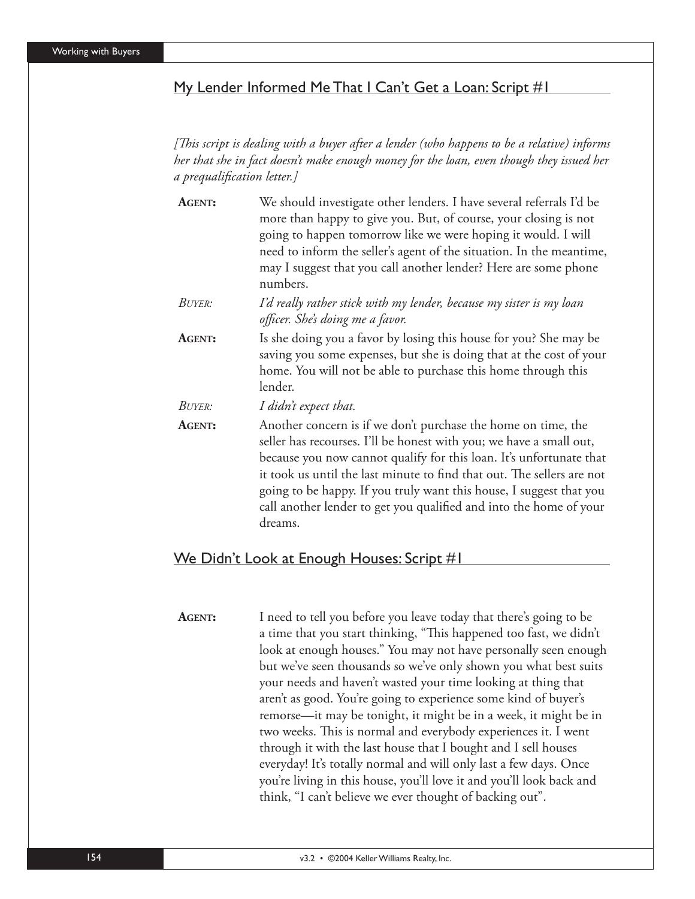## My Lender Informed Me That I Can't Get a Loan: Script #1

*[This script is dealing with a buyer after a lender (who happens to be a relative) informs her that she in fact doesn't make enough money for the loan, even though they issued her a prequalification letter.]*

**AGENT:** We should investigate other lenders. I have several referrals I'd be more than happy to give you. But, of course, your closing is not going to happen tomorrow like we were hoping it would. I will need to inform the seller's agent of the situation. In the meantime, may I suggest that you call another lender? Here are some phone numbers.

*BUYER:* *I'd really rather stick with my lender, because my sister is my loan officer. She's doing me a favor.*

**AGENT:** Is she doing you a favor by losing this house for you? She may be saving you some expenses, but she is doing that at the cost of your home. You will not be able to purchase this home through this lender.

*BUYER:* *I didn't expect that.*

**AGENT:** Another concern is if we don't purchase the home on time, the seller has recourses. I'll be honest with you; we have a small out, because you now cannot qualify for this loan. It's unfortunate that it took us until the last minute to find that out. The sellers are not going to be happy. If you truly want this house, I suggest that you call another lender to get you qualified and into the home of your dreams.

## We Didn't Look at Enough Houses: Script #1

**AGENT:** I need to tell you before you leave today that there's going to be a time that you start thinking, "This happened too fast, we didn't look at enough houses." You may not have personally seen enough but we've seen thousands so we've only shown you what best suits your needs and haven't wasted your time looking at thing that aren't as good. You're going to experience some kind of buyer's remorse—it may be tonight, it might be in a week, it might be in two weeks. This is normal and everybody experiences it. I went through it with the last house that I bought and I sell houses everyday! It's totally normal and will only last a few days. Once you're living in this house, you'll love it and you'll look back and think, "I can't believe we ever thought of backing out".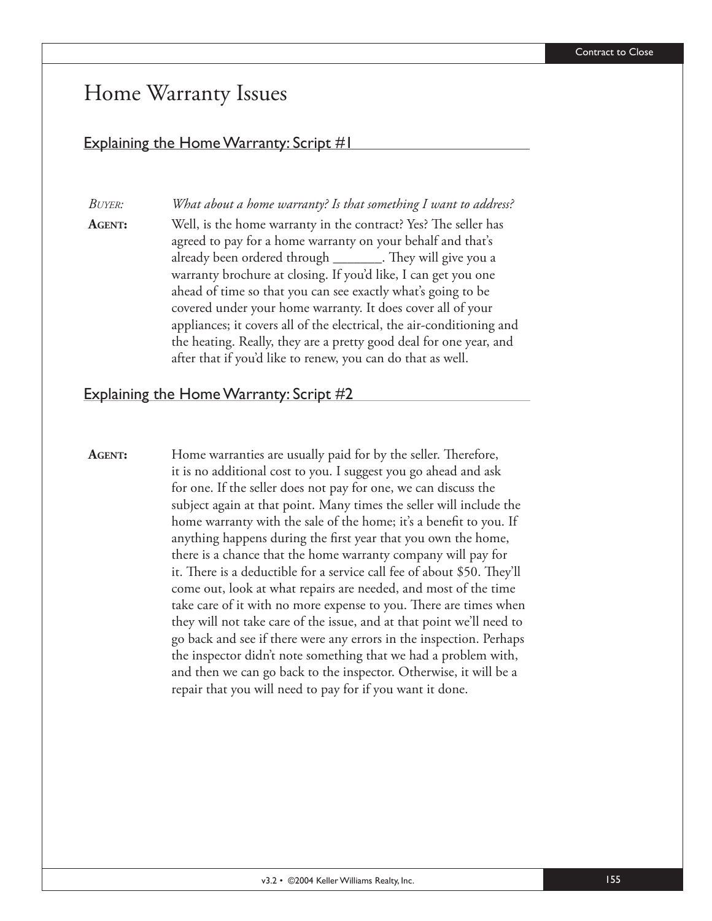# Home Warranty Issues

## Explaining the Home Warranty: Script #1

*Buyer:* *What about a home warranty? Is that something I want to address?*

**Agent:** Well, is the home warranty in the contract? Yes? The seller has agreed to pay for a home warranty on your behalf and that's already been ordered through _______. They will give you a warranty brochure at closing. If you'd like, I can get you one ahead of time so that you can see exactly what's going to be covered under your home warranty. It does cover all of your appliances; it covers all of the electrical, the air-conditioning and the heating. Really, they are a pretty good deal for one year, and after that if you'd like to renew, you can do that as well.

## Explaining the Home Warranty: Script #2

**Agent:** Home warranties are usually paid for by the seller. Therefore, it is no additional cost to you. I suggest you go ahead and ask for one. If the seller does not pay for one, we can discuss the subject again at that point. Many times the seller will include the home warranty with the sale of the home; it's a benefit to you. If anything happens during the first year that you own the home, there is a chance that the home warranty company will pay for it. There is a deductible for a service call fee of about $50. They'll come out, look at what repairs are needed, and most of the time take care of it with no more expense to you. There are times when they will not take care of the issue, and at that point we'll need to go back and see if there were any errors in the inspection. Perhaps the inspector didn't note something that we had a problem with, and then we can go back to the inspector. Otherwise, it will be a repair that you will need to pay for if you want it done.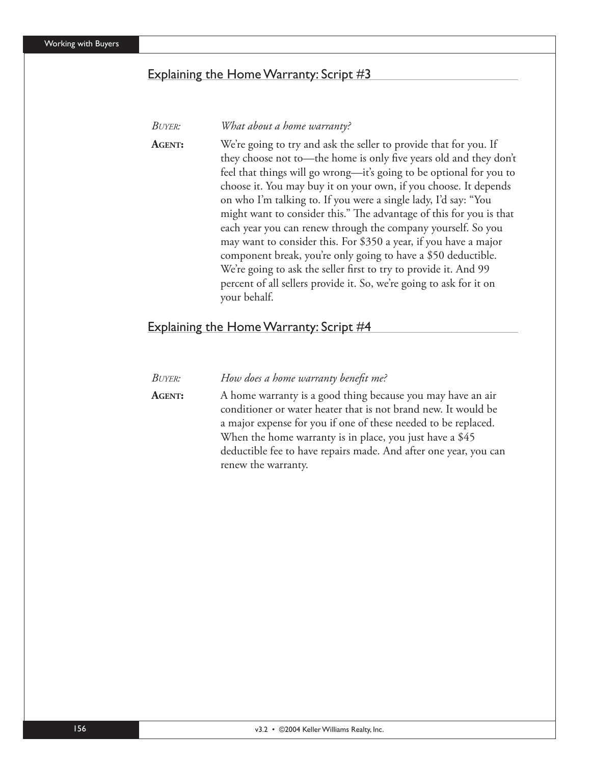## Explaining the Home Warranty: Script #3

*BUYER:* *What about a home warranty?*

**AGENT:** We're going to try and ask the seller to provide that for you. If they choose not to—the home is only five years old and they don't feel that things will go wrong—it's going to be optional for you to choose it. You may buy it on your own, if you choose. It depends on who I'm talking to. If you were a single lady, I'd say: "You might want to consider this." The advantage of this for you is that each year you can renew through the company yourself. So you may want to consider this. For $350 a year, if you have a major component break, you're only going to have a $50 deductible. We're going to ask the seller first to try to provide it. And 99 percent of all sellers provide it. So, we're going to ask for it on your behalf.

## Explaining the Home Warranty: Script #4

*BUYER:* *How does a home warranty benefit me?*

**AGENT:** A home warranty is a good thing because you may have an air conditioner or water heater that is not brand new. It would be a major expense for you if one of these needed to be replaced. When the home warranty is in place, you just have a $45 deductible fee to have repairs made. And after one year, you can renew the warranty.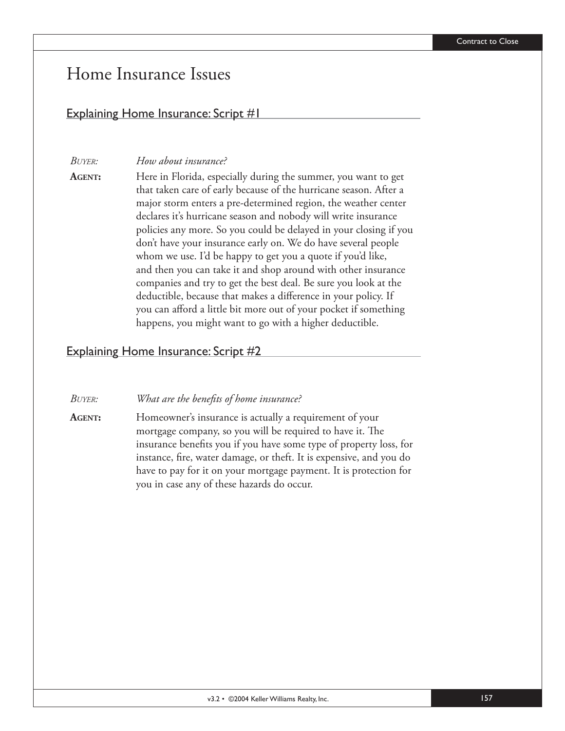# Home Insurance Issues

## Explaining Home Insurance: Script #1

*BUYER:* *How about insurance?*

**AGENT:** Here in Florida, especially during the summer, you want to get that taken care of early because of the hurricane season. After a major storm enters a pre-determined region, the weather center declares it's hurricane season and nobody will write insurance policies any more. So you could be delayed in your closing if you don't have your insurance early on. We do have several people whom we use. I'd be happy to get you a quote if you'd like, and then you can take it and shop around with other insurance companies and try to get the best deal. Be sure you look at the deductible, because that makes a difference in your policy. If you can afford a little bit more out of your pocket if something happens, you might want to go with a higher deductible.

## Explaining Home Insurance: Script #2

*BUYER:* *What are the benefits of home insurance?*

**AGENT:** Homeowner's insurance is actually a requirement of your mortgage company, so you will be required to have it. The insurance benefits you if you have some type of property loss, for instance, fire, water damage, or theft. It is expensive, and you do have to pay for it on your mortgage payment. It is protection for you in case any of these hazards do occur.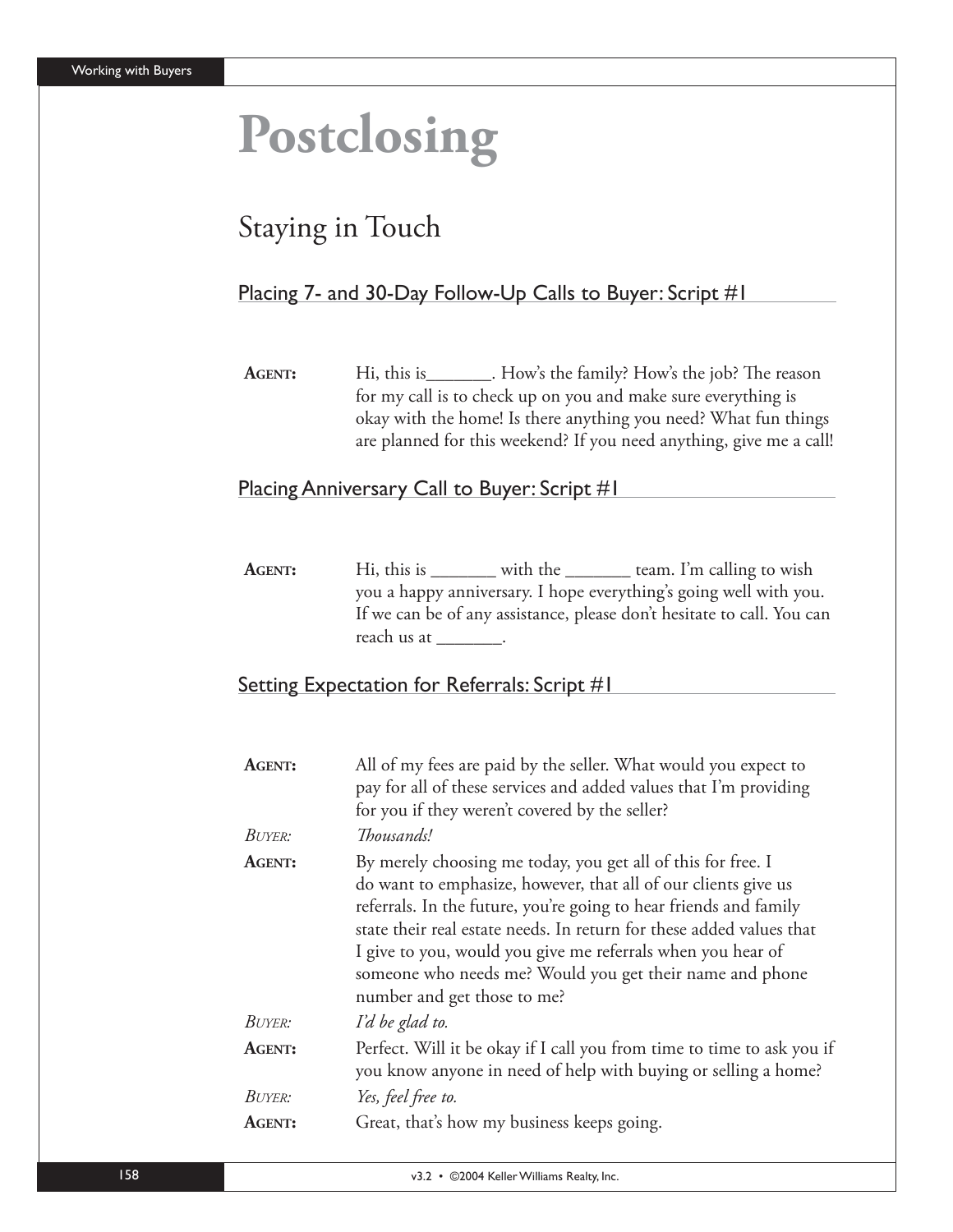# Postclosing

## Staying in Touch

### Placing 7- and 30-Day Follow-Up Calls to Buyer: Script #1

**AGENT:** Hi, this is_______. How's the family? How's the job? The reason for my call is to check up on you and make sure everything is okay with the home! Is there anything you need? What fun things are planned for this weekend? If you need anything, give me a call!

### Placing Anniversary Call to Buyer: Script #1

**AGENT:** Hi, this is _______ with the _______ team. I'm calling to wish you a happy anniversary. I hope everything's going well with you. If we can be of any assistance, please don't hesitate to call. You can reach us at _______.

### Setting Expectation for Referrals: Script #1

**AGENT:** All of my fees are paid by the seller. What would you expect to pay for all of these services and added values that I'm providing for you if they weren't covered by the seller?

*BUYER:* *Thousands!*

**AGENT:** By merely choosing me today, you get all of this for free. I do want to emphasize, however, that all of our clients give us referrals. In the future, you're going to hear friends and family state their real estate needs. In return for these added values that I give to you, would you give me referrals when you hear of someone who needs me? Would you get their name and phone number and get those to me?

*BUYER:* *I'd be glad to.*

**AGENT:** Perfect. Will it be okay if I call you from time to time to ask you if you know anyone in need of help with buying or selling a home?

*BUYER:* *Yes, feel free to.*

**AGENT:** Great, that's how my business keeps going.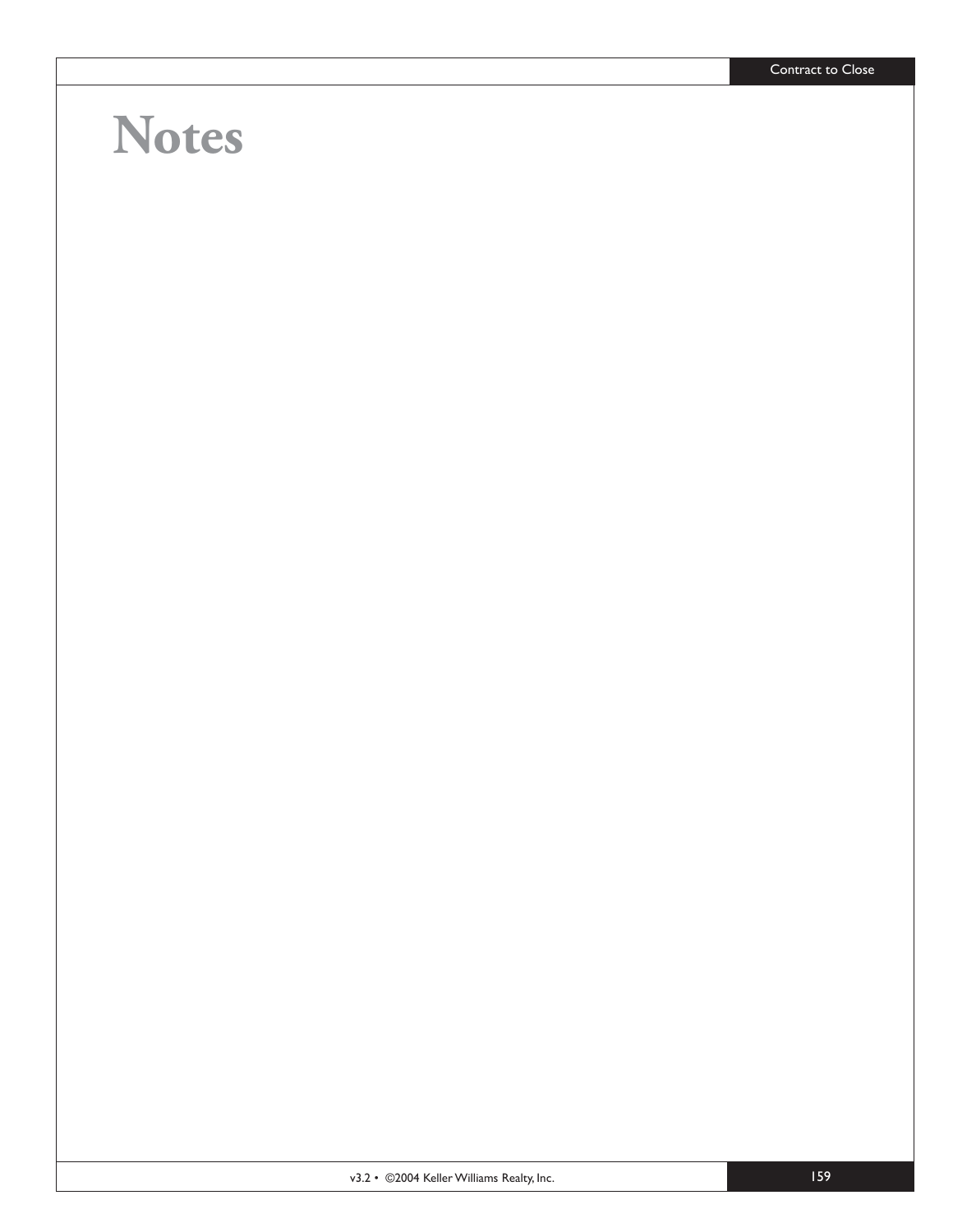# Notes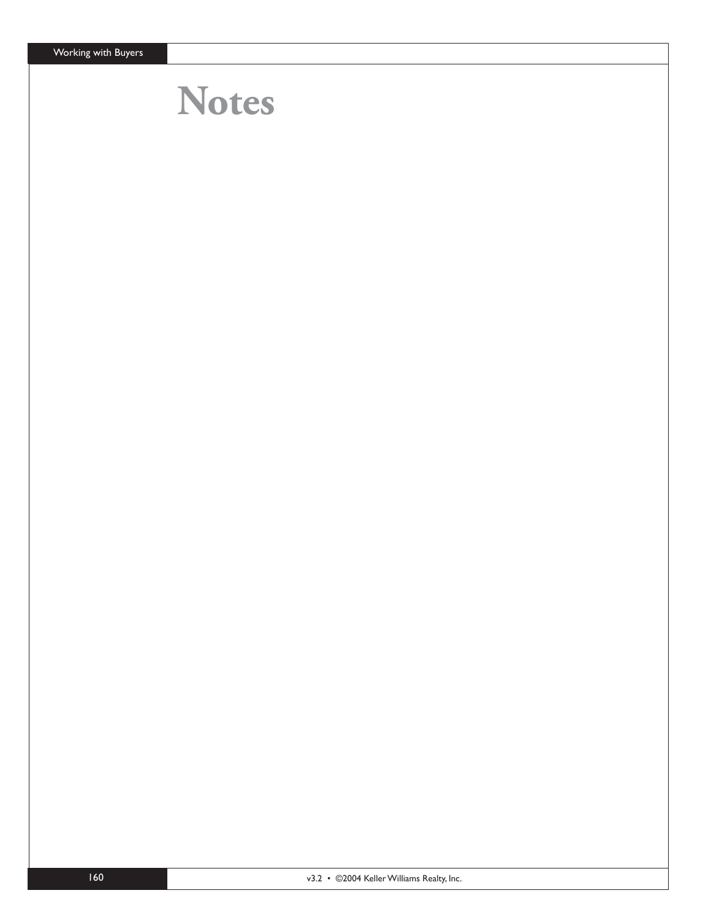# Notes